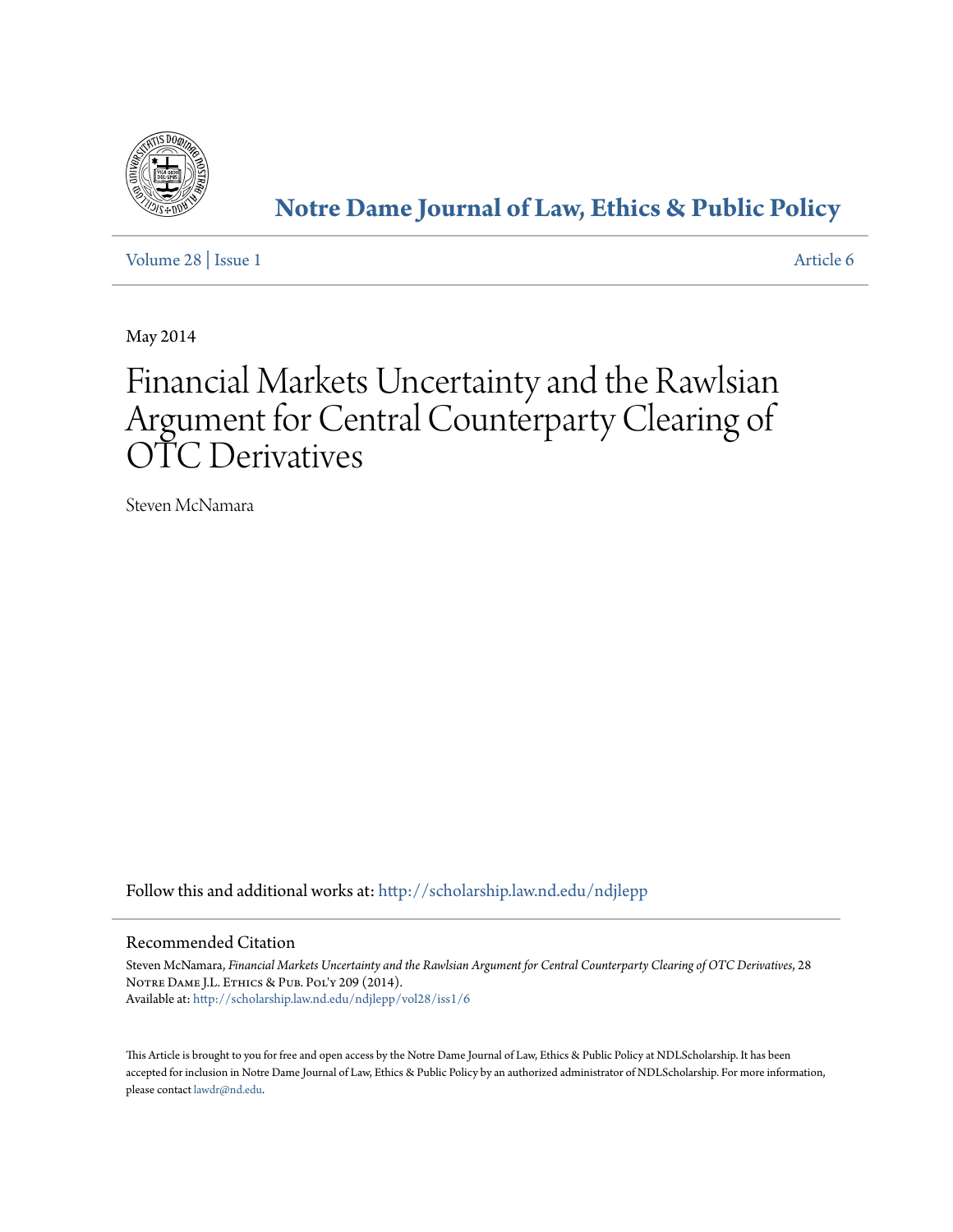# Notre Dame Journal of Law, Ethics & Public Policy

Volume 28 | Issue 1 Article 6

May 2014

# Financial Markets Uncertainty and the Rawlsian Argument for Central Counterparty Clearing of OTC Derivatives

Steven McNamara

Follow this and additional works at: http://scholarship.law.nd.edu/ndjlepp

## Recommended Citation

Steven McNamara, *Financial Markets Uncertainty and the Rawlsian Argument for Central Counterparty Clearing of OTC Derivatives*, 28 Notre Dame J.L. Ethics & Pub. Pol'y 209 (2014).
Available at: http://scholarship.law.nd.edu/ndjlepp/vol28/iss1/6

This Article is brought to you for free and open access by the Notre Dame Journal of Law, Ethics & Public Policy at NDLScholarship. It has been accepted for inclusion in Notre Dame Journal of Law, Ethics & Public Policy by an authorized administrator of NDLScholarship. For more information, please contact lawdr@nd.edu.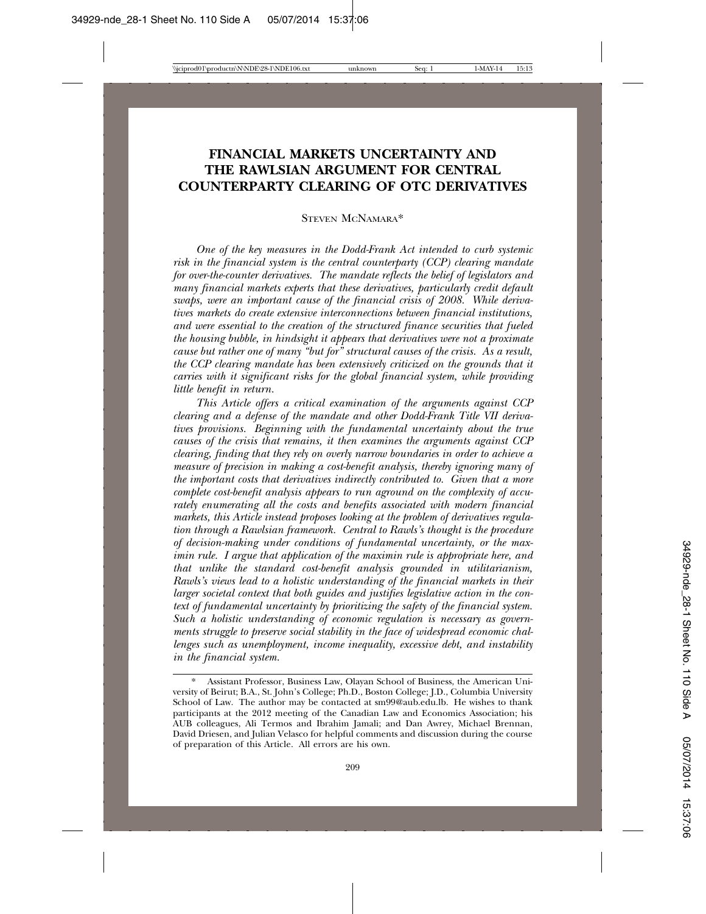# FINANCIAL MARKETS UNCERTAINTY AND THE RAWLSIAN ARGUMENT FOR CENTRAL COUNTERPARTY CLEARING OF OTC DERIVATIVES

STEVEN MCNAMARA*

*One of the key measures in the Dodd-Frank Act intended to curb systemic risk in the financial system is the central counterparty (CCP) clearing mandate for over-the-counter derivatives. The mandate reflects the belief of legislators and many financial markets experts that these derivatives, particularly credit default swaps, were an important cause of the financial crisis of 2008. While derivatives markets do create extensive interconnections between financial institutions, and were essential to the creation of the structured finance securities that fueled the housing bubble, in hindsight it appears that derivatives were not a proximate cause but rather one of many "but for" structural causes of the crisis. As a result, the CCP clearing mandate has been extensively criticized on the grounds that it carries with it significant risks for the global financial system, while providing little benefit in return.*

*This Article offers a critical examination of the arguments against CCP clearing and a defense of the mandate and other Dodd-Frank Title VII derivatives provisions. Beginning with the fundamental uncertainty about the true causes of the crisis that remains, it then examines the arguments against CCP clearing, finding that they rely on overly narrow boundaries in order to achieve a measure of precision in making a cost-benefit analysis, thereby ignoring many of the important costs that derivatives indirectly contributed to. Given that a more complete cost-benefit analysis appears to run aground on the complexity of accurately enumerating all the costs and benefits associated with modern financial markets, this Article instead proposes looking at the problem of derivatives regulation through a Rawlsian framework. Central to Rawls's thought is the procedure of decision-making under conditions of fundamental uncertainty, or the maximin rule. I argue that application of the maximin rule is appropriate here, and that unlike the standard cost-benefit analysis grounded in utilitarianism, Rawls's views lead to a holistic understanding of the financial markets in their larger societal context that both guides and justifies legislative action in the context of fundamental uncertainty by prioritizing the safety of the financial system. Such a holistic understanding of economic regulation is necessary as governments struggle to preserve social stability in the face of widespread economic challenges such as unemployment, income inequality, excessive debt, and instability in the financial system.*

---

\* Assistant Professor, Business Law, Olayan School of Business, the American University of Beirut; B.A., St. John's College; Ph.D., Boston College; J.D., Columbia University School of Law. The author may be contacted at sm99@aub.edu.lb. He wishes to thank participants at the 2012 meeting of the Canadian Law and Economics Association; his AUB colleagues, Ali Termos and Ibrahim Jamali; and Dan Awrey, Michael Brennan, David Driesen, and Julian Velasco for helpful comments and discussion during the course of preparation of this Article. All errors are his own.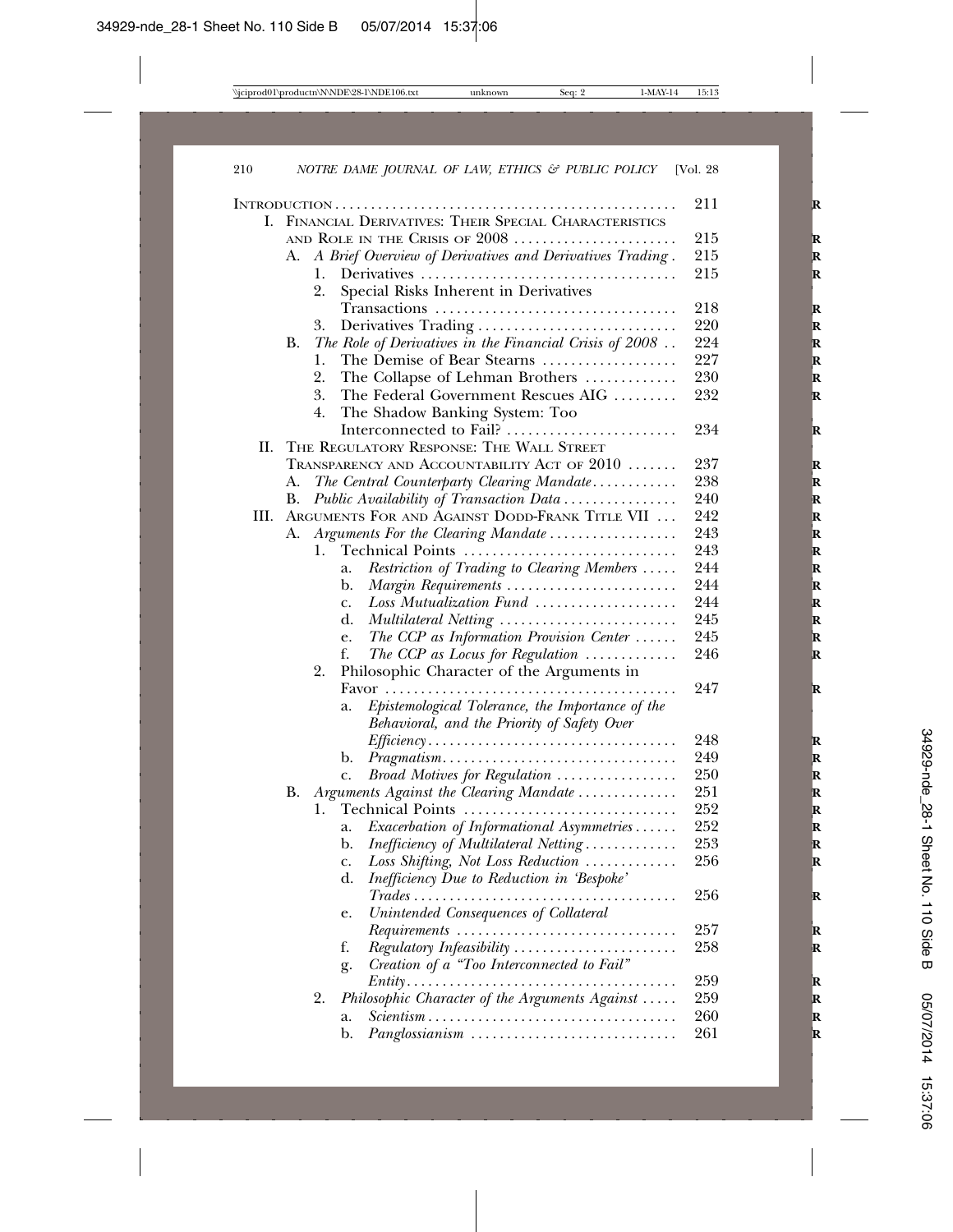| | |
|---|---|
| INTRODUCTION | 211 |
| I. FINANCIAL DERIVATIVES: THEIR SPECIAL CHARACTERISTICS AND ROLE IN THE CRISIS OF 2008 | 215 |
| A. *A Brief Overview of Derivatives and Derivatives Trading* | 215 |
| 1. Derivatives | 215 |
| 2. Special Risks Inherent in Derivatives Transactions | 218 |
| 3. Derivatives Trading | 220 |
| B. *The Role of Derivatives in the Financial Crisis of 2008* | 224 |
| 1. The Demise of Bear Stearns | 227 |
| 2. The Collapse of Lehman Brothers | 230 |
| 3. The Federal Government Rescues AIG | 232 |
| 4. The Shadow Banking System: Too Interconnected to Fail? | 234 |
| II. THE REGULATORY RESPONSE: THE WALL STREET TRANSPARENCY AND ACCOUNTABILITY ACT OF 2010 | 237 |
| A. *The Central Counterparty Clearing Mandate* | 238 |
| B. *Public Availability of Transaction Data* | 240 |
| III. ARGUMENTS FOR AND AGAINST DODD-FRANK TITLE VII | 242 |
| A. *Arguments For the Clearing Mandate* | 243 |
| 1. Technical Points | 243 |
| a. *Restriction of Trading to Clearing Members* | 244 |
| b. *Margin Requirements* | 244 |
| c. *Loss Mutualization Fund* | 244 |
| d. *Multilateral Netting* | 245 |
| e. *The CCP as Information Provision Center* | 245 |
| f. *The CCP as Locus for Regulation* | 246 |
| 2. Philosophic Character of the Arguments in Favor | 247 |
| a. *Epistemological Tolerance, the Importance of the Behavioral, and the Priority of Safety Over Efficiency* | 248 |
| b. *Pragmatism* | 249 |
| c. *Broad Motives for Regulation* | 250 |
| B. *Arguments Against the Clearing Mandate* | 251 |
| 1. Technical Points | 252 |
| a. *Exacerbation of Informational Asymmetries* | 252 |
| b. *Inefficiency of Multilateral Netting* | 253 |
| c. *Loss Shifting, Not Loss Reduction* | 256 |
| d. *Inefficiency Due to Reduction in 'Bespoke' Trades* | 256 |
| e. *Unintended Consequences of Collateral Requirements* | 257 |
| f. *Regulatory Infeasibility* | 258 |
| g. *Creation of a "Too Interconnected to Fail" Entity* | 259 |
| 2. *Philosophic Character of the Arguments Against* | 259 |
| a. *Scientism* | 260 |
| b. *Panglossianism* | 261 |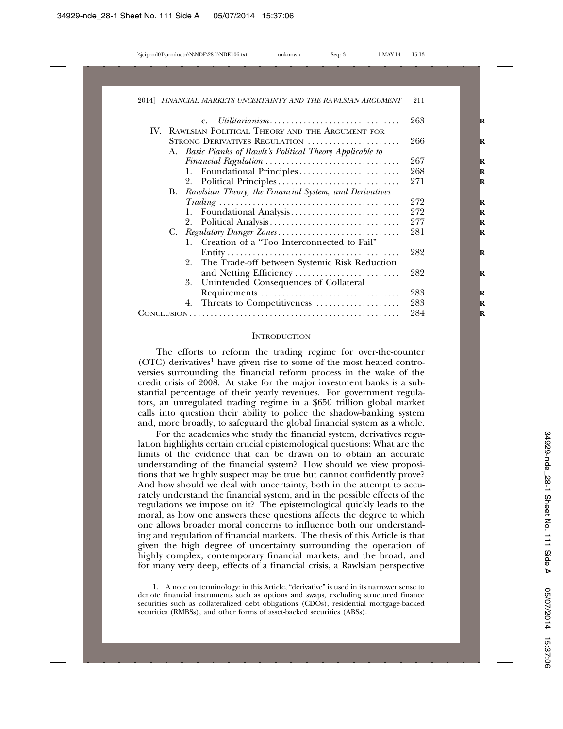| | |
|---|---|
| c. *Utilitarianism* | 263 |
| IV. Rawlsian Political Theory and the Argument for Strong Derivatives Regulation | 266 |
| A. *Basic Planks of Rawls's Political Theory Applicable to Financial Regulation* | 267 |
| 1. Foundational Principles | 268 |
| 2. Political Principles | 271 |
| B. *Rawlsian Theory, the Financial System, and Derivatives Trading* | 272 |
| 1. Foundational Analysis | 272 |
| 2. Political Analysis | 277 |
| C. *Regulatory Danger Zones* | 281 |
| 1. Creation of a "Too Interconnected to Fail" Entity | 282 |
| 2. The Trade-off between Systemic Risk Reduction and Netting Efficiency | 282 |
| 3. Unintended Consequences of Collateral Requirements | 283 |
| 4. Threats to Competitiveness | 283 |
| Conclusion | 284 |

## Introduction

The efforts to reform the trading regime for over-the-counter (OTC) derivatives[1] have given rise to some of the most heated controversies surrounding the financial reform process in the wake of the credit crisis of 2008. At stake for the major investment banks is a substantial percentage of their yearly revenues. For government regulators, an unregulated trading regime in a $650 trillion global market calls into question their ability to police the shadow-banking system and, more broadly, to safeguard the global financial system as a whole.

For the academics who study the financial system, derivatives regulation highlights certain crucial epistemological questions: What are the limits of the evidence that can be drawn on to obtain an accurate understanding of the financial system? How should we view propositions that we highly suspect may be true but cannot confidently prove? And how should we deal with uncertainty, both in the attempt to accurately understand the financial system, and in the possible effects of the regulations we impose on it? The epistemological quickly leads to the moral, as how one answers these questions affects the degree to which one allows broader moral concerns to influence both our understanding and regulation of financial markets. The thesis of this Article is that given the high degree of uncertainty surrounding the operation of highly complex, contemporary financial markets, and the broad, and for many very deep, effects of a financial crisis, a Rawlsian perspective

1. A note on terminology: in this Article, "derivative" is used in its narrower sense to denote financial instruments such as options and swaps, excluding structured finance securities such as collateralized debt obligations (CDOs), residential mortgage-backed securities (RMBSs), and other forms of asset-backed securities (ABSs).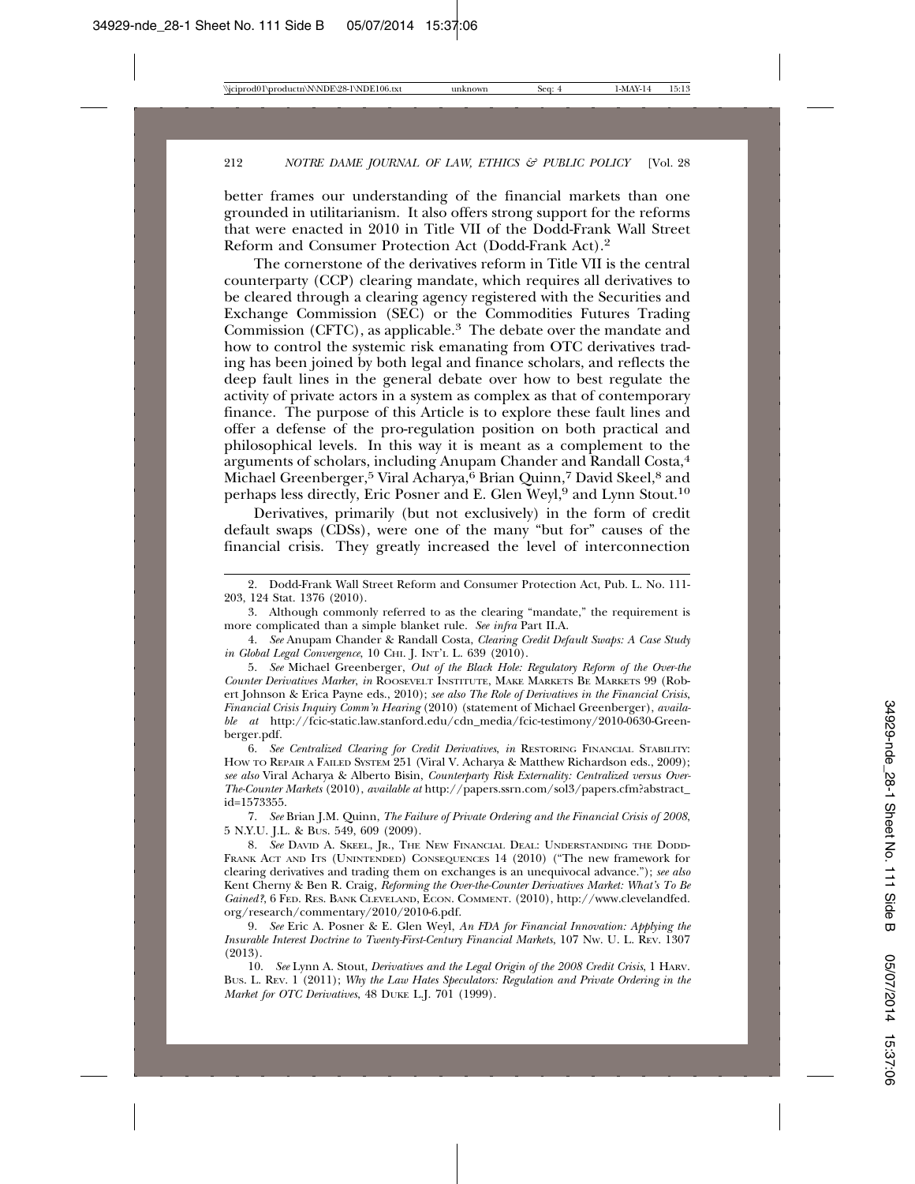better frames our understanding of the financial markets than one grounded in utilitarianism. It also offers strong support for the reforms that were enacted in 2010 in Title VII of the Dodd-Frank Wall Street Reform and Consumer Protection Act (Dodd-Frank Act).[2]

The cornerstone of the derivatives reform in Title VII is the central counterparty (CCP) clearing mandate, which requires all derivatives to be cleared through a clearing agency registered with the Securities and Exchange Commission (SEC) or the Commodities Futures Trading Commission (CFTC), as applicable.[3] The debate over the mandate and how to control the systemic risk emanating from OTC derivatives trading has been joined by both legal and finance scholars, and reflects the deep fault lines in the general debate over how to best regulate the activity of private actors in a system as complex as that of contemporary finance. The purpose of this Article is to explore these fault lines and offer a defense of the pro-regulation position on both practical and philosophical levels. In this way it is meant as a complement to the arguments of scholars, including Anupam Chander and Randall Costa,[4] Michael Greenberger,[5] Viral Acharya,[6] Brian Quinn,[7] David Skeel,[8] and perhaps less directly, Eric Posner and E. Glen Weyl,[9] and Lynn Stout.[10]

Derivatives, primarily (but not exclusively) in the form of credit default swaps (CDSs), were one of the many "but for" causes of the financial crisis. They greatly increased the level of interconnection

---

2. Dodd-Frank Wall Street Reform and Consumer Protection Act, Pub. L. No. 111-203, 124 Stat. 1376 (2010).

3. Although commonly referred to as the clearing "mandate," the requirement is more complicated than a simple blanket rule. *See infra* Part II.A.

4. *See* Anupam Chander & Randall Costa, *Clearing Credit Default Swaps: A Case Study in Global Legal Convergence*, 10 CHI. J. INT'L L. 639 (2010).

5. *See* Michael Greenberger, *Out of the Black Hole: Regulatory Reform of the Over-the Counter Derivatives Marker*, *in* ROOSEVELT INSTITUTE, MAKE MARKETS BE MARKETS 99 (Robert Johnson & Erica Payne eds., 2010); *see also The Role of Derivatives in the Financial Crisis, Financial Crisis Inquiry Comm'n Hearing* (2010) (statement of Michael Greenberger), *available at* http://fcic-static.law.stanford.edu/cdn_media/fcic-testimony/2010-0630-Greenberger.pdf.

6. *See Centralized Clearing for Credit Derivatives*, *in* RESTORING FINANCIAL STABILITY: HOW TO REPAIR A FAILED SYSTEM 251 (Viral V. Acharya & Matthew Richardson eds., 2009); *see also* Viral Acharya & Alberto Bisin, *Counterparty Risk Externality: Centralized versus Over-The-Counter Markets* (2010), *available at* http://papers.ssrn.com/sol3/papers.cfm?abstract_id=1573355.

7. *See* Brian J.M. Quinn, *The Failure of Private Ordering and the Financial Crisis of 2008*, 5 N.Y.U. J.L. & BUS. 549, 609 (2009).

8. *See* DAVID A. SKEEL, JR., THE NEW FINANCIAL DEAL: UNDERSTANDING THE DODD-FRANK ACT AND ITS (UNINTENDED) CONSEQUENCES 14 (2010) ("The new framework for clearing derivatives and trading them on exchanges is an unequivocal advance."); *see also* Kent Cherny & Ben R. Craig, *Reforming the Over-the-Counter Derivatives Market: What's To Be Gained?*, 6 FED. RES. BANK CLEVELAND, ECON. COMMENT. (2010), http://www.clevelandfed.org/research/commentary/2010/2010-6.pdf.

9. *See* Eric A. Posner & E. Glen Weyl, *An FDA for Financial Innovation: Applying the Insurable Interest Doctrine to Twenty-First-Century Financial Markets*, 107 NW. U. L. REV. 1307 (2013).

10. *See* Lynn A. Stout, *Derivatives and the Legal Origin of the 2008 Credit Crisis*, 1 HARV. BUS. L. REV. 1 (2011); *Why the Law Hates Speculators: Regulation and Private Ordering in the Market for OTC Derivatives*, 48 DUKE L.J. 701 (1999).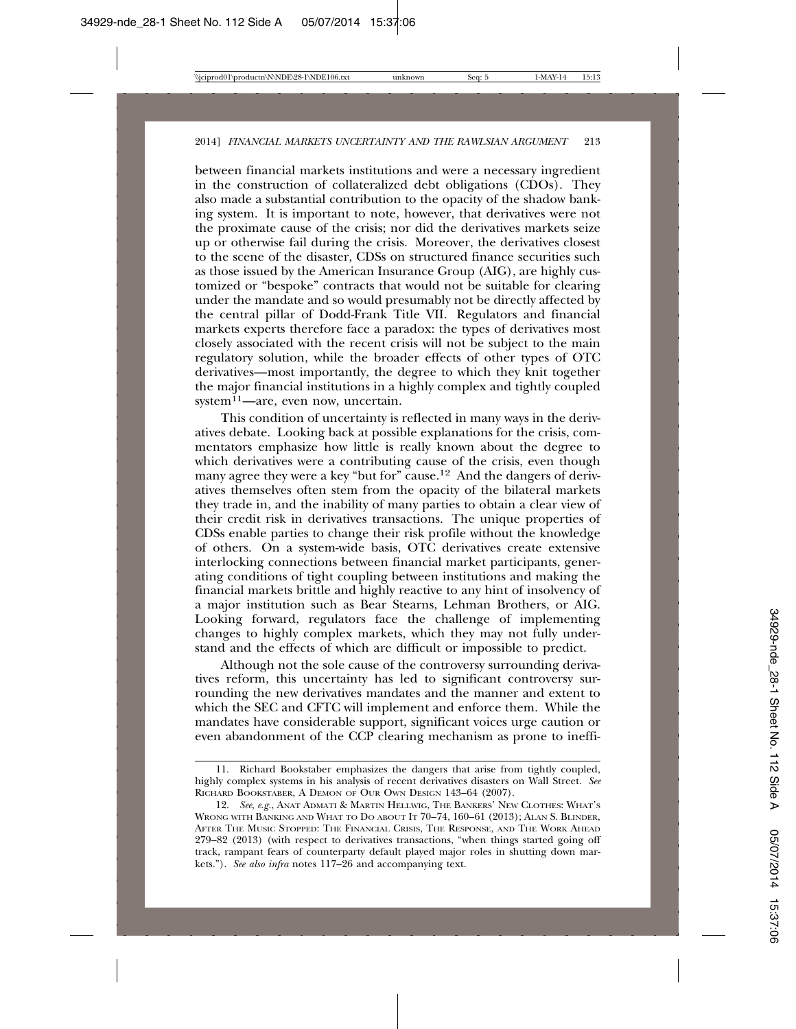between financial markets institutions and were a necessary ingredient in the construction of collateralized debt obligations (CDOs). They also made a substantial contribution to the opacity of the shadow banking system. It is important to note, however, that derivatives were not the proximate cause of the crisis; nor did the derivatives markets seize up or otherwise fail during the crisis. Moreover, the derivatives closest to the scene of the disaster, CDSs on structured finance securities such as those issued by the American Insurance Group (AIG), are highly customized or "bespoke" contracts that would not be suitable for clearing under the mandate and so would presumably not be directly affected by the central pillar of Dodd-Frank Title VII. Regulators and financial markets experts therefore face a paradox: the types of derivatives most closely associated with the recent crisis will not be subject to the main regulatory solution, while the broader effects of other types of OTC derivatives—most importantly, the degree to which they knit together the major financial institutions in a highly complex and tightly coupled system[11]—are, even now, uncertain.

This condition of uncertainty is reflected in many ways in the derivatives debate. Looking back at possible explanations for the crisis, commentators emphasize how little is really known about the degree to which derivatives were a contributing cause of the crisis, even though many agree they were a key "but for" cause.[12] And the dangers of derivatives themselves often stem from the opacity of the bilateral markets they trade in, and the inability of many parties to obtain a clear view of their credit risk in derivatives transactions. The unique properties of CDSs enable parties to change their risk profile without the knowledge of others. On a system-wide basis, OTC derivatives create extensive interlocking connections between financial market participants, generating conditions of tight coupling between institutions and making the financial markets brittle and highly reactive to any hint of insolvency of a major institution such as Bear Stearns, Lehman Brothers, or AIG. Looking forward, regulators face the challenge of implementing changes to highly complex markets, which they may not fully understand and the effects of which are difficult or impossible to predict.

Although not the sole cause of the controversy surrounding derivatives reform, this uncertainty has led to significant controversy surrounding the new derivatives mandates and the manner and extent to which the SEC and CFTC will implement and enforce them. While the mandates have considerable support, significant voices urge caution or even abandonment of the CCP clearing mechanism as prone to ineffi-

---

11. Richard Bookstaber emphasizes the dangers that arise from tightly coupled, highly complex systems in his analysis of recent derivatives disasters on Wall Street. *See* RICHARD BOOKSTABER, A DEMON OF OUR OWN DESIGN 143–64 (2007).

12. *See, e.g.*, ANAT ADMATI & MARTIN HELLWIG, THE BANKERS' NEW CLOTHES: WHAT'S WRONG WITH BANKING AND WHAT TO DO ABOUT IT 70–74, 160–61 (2013); ALAN S. BLINDER, AFTER THE MUSIC STOPPED: THE FINANCIAL CRISIS, THE RESPONSE, AND THE WORK AHEAD 279–82 (2013) (with respect to derivatives transactions, "when things started going off track, rampant fears of counterparty default played major roles in shutting down markets."). *See also infra* notes 117–26 and accompanying text.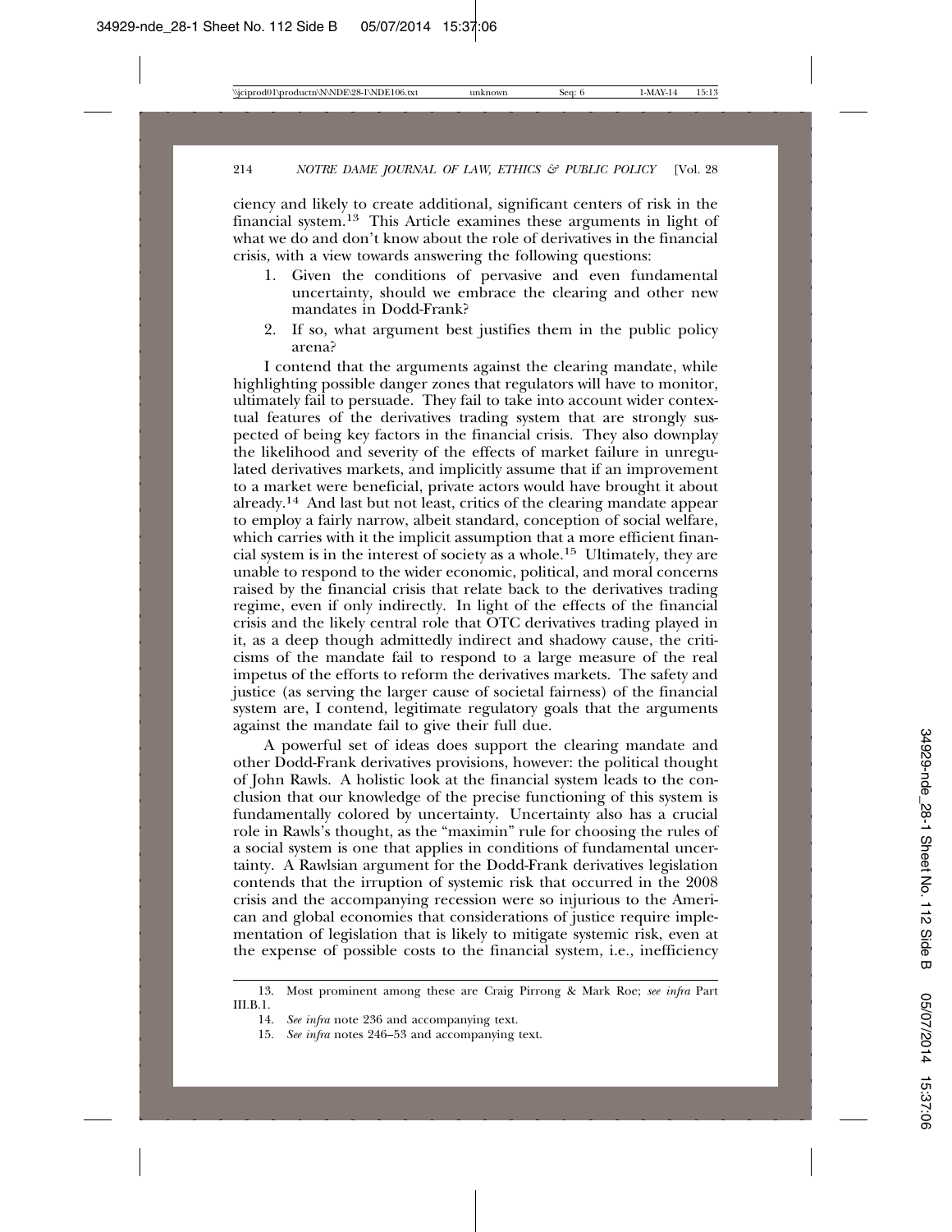ciency and likely to create additional, significant centers of risk in the financial system.[13] This Article examines these arguments in light of what we do and don't know about the role of derivatives in the financial crisis, with a view towards answering the following questions:

1. Given the conditions of pervasive and even fundamental uncertainty, should we embrace the clearing and other new mandates in Dodd-Frank?
2. If so, what argument best justifies them in the public policy arena?

I contend that the arguments against the clearing mandate, while highlighting possible danger zones that regulators will have to monitor, ultimately fail to persuade. They fail to take into account wider contextual features of the derivatives trading system that are strongly suspected of being key factors in the financial crisis. They also downplay the likelihood and severity of the effects of market failure in unregulated derivatives markets, and implicitly assume that if an improvement to a market were beneficial, private actors would have brought it about already.[14] And last but not least, critics of the clearing mandate appear to employ a fairly narrow, albeit standard, conception of social welfare, which carries with it the implicit assumption that a more efficient financial system is in the interest of society as a whole.[15] Ultimately, they are unable to respond to the wider economic, political, and moral concerns raised by the financial crisis that relate back to the derivatives trading regime, even if only indirectly. In light of the effects of the financial crisis and the likely central role that OTC derivatives trading played in it, as a deep though admittedly indirect and shadowy cause, the criticisms of the mandate fail to respond to a large measure of the real impetus of the efforts to reform the derivatives markets. The safety and justice (as serving the larger cause of societal fairness) of the financial system are, I contend, legitimate regulatory goals that the arguments against the mandate fail to give their full due.

A powerful set of ideas does support the clearing mandate and other Dodd-Frank derivatives provisions, however: the political thought of John Rawls. A holistic look at the financial system leads to the conclusion that our knowledge of the precise functioning of this system is fundamentally colored by uncertainty. Uncertainty also has a crucial role in Rawls's thought, as the "maximin" rule for choosing the rules of a social system is one that applies in conditions of fundamental uncertainty. A Rawlsian argument for the Dodd-Frank derivatives legislation contends that the irruption of systemic risk that occurred in the 2008 crisis and the accompanying recession were so injurious to the American and global economies that considerations of justice require implementation of legislation that is likely to mitigate systemic risk, even at the expense of possible costs to the financial system, i.e., inefficiency

---

13. Most prominent among these are Craig Pirrong & Mark Roe; *see infra* Part III.B.1.

14. *See infra* note 236 and accompanying text.

15. *See infra* notes 246–53 and accompanying text.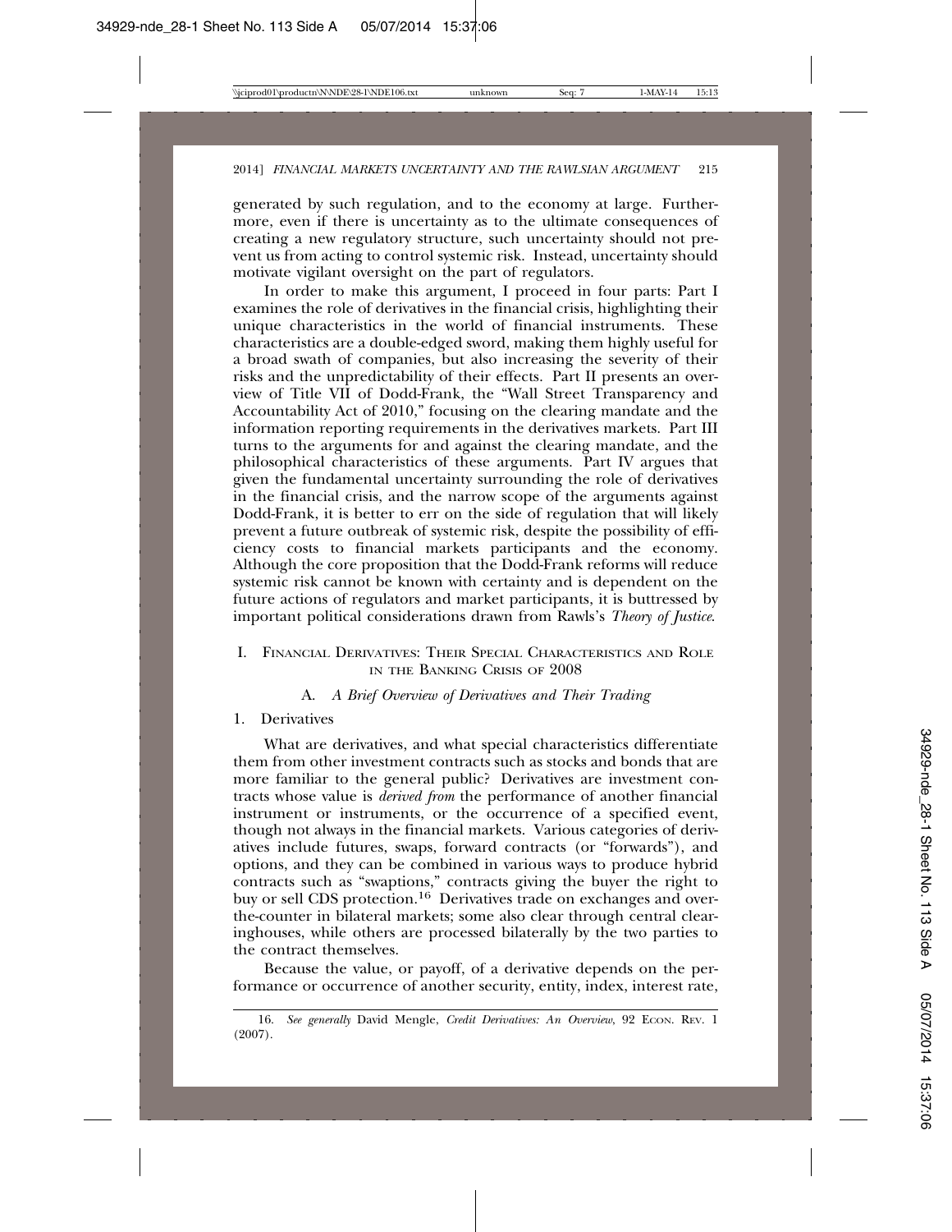generated by such regulation, and to the economy at large. Furthermore, even if there is uncertainty as to the ultimate consequences of creating a new regulatory structure, such uncertainty should not prevent us from acting to control systemic risk. Instead, uncertainty should motivate vigilant oversight on the part of regulators.

In order to make this argument, I proceed in four parts: Part I examines the role of derivatives in the financial crisis, highlighting their unique characteristics in the world of financial instruments. These characteristics are a double-edged sword, making them highly useful for a broad swath of companies, but also increasing the severity of their risks and the unpredictability of their effects. Part II presents an overview of Title VII of Dodd-Frank, the "Wall Street Transparency and Accountability Act of 2010," focusing on the clearing mandate and the information reporting requirements in the derivatives markets. Part III turns to the arguments for and against the clearing mandate, and the philosophical characteristics of these arguments. Part IV argues that given the fundamental uncertainty surrounding the role of derivatives in the financial crisis, and the narrow scope of the arguments against Dodd-Frank, it is better to err on the side of regulation that will likely prevent a future outbreak of systemic risk, despite the possibility of efficiency costs to financial markets participants and the economy. Although the core proposition that the Dodd-Frank reforms will reduce systemic risk cannot be known with certainty and is dependent on the future actions of regulators and market participants, it is buttressed by important political considerations drawn from Rawls's *Theory of Justice*.

## I. Financial Derivatives: Their Special Characteristics and Role in the Banking Crisis of 2008

### A. *A Brief Overview of Derivatives and Their Trading*

#### 1. Derivatives

What are derivatives, and what special characteristics differentiate them from other investment contracts such as stocks and bonds that are more familiar to the general public? Derivatives are investment contracts whose value is *derived from* the performance of another financial instrument or instruments, or the occurrence of a specified event, though not always in the financial markets. Various categories of derivatives include futures, swaps, forward contracts (or "forwards"), and options, and they can be combined in various ways to produce hybrid contracts such as "swaptions," contracts giving the buyer the right to buy or sell CDS protection.[16] Derivatives trade on exchanges and over-the-counter in bilateral markets; some also clear through central clearinghouses, while others are processed bilaterally by the two parties to the contract themselves.

Because the value, or payoff, of a derivative depends on the performance or occurrence of another security, entity, index, interest rate,

16. *See generally* David Mengle, *Credit Derivatives: An Overview*, 92 Econ. Rev. 1 (2007).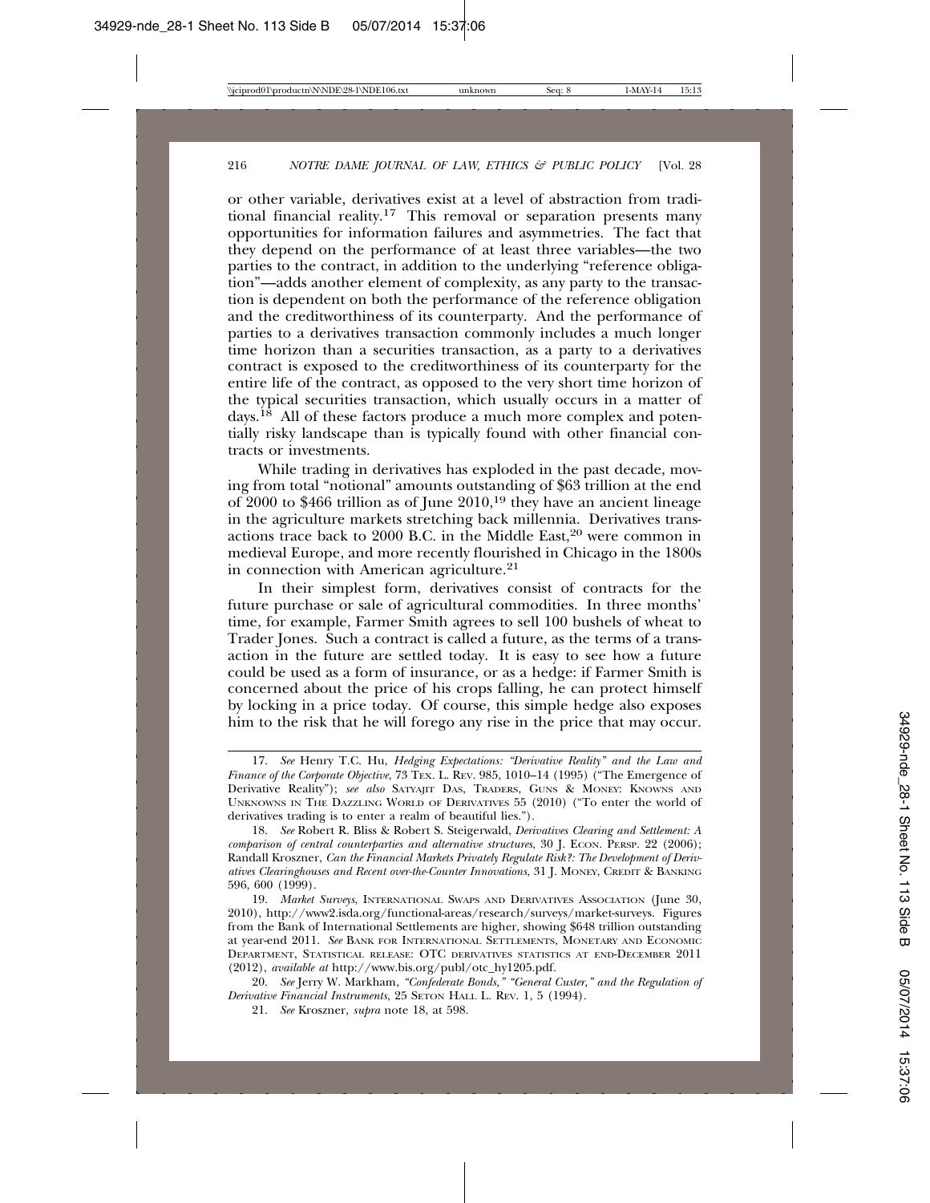or other variable, derivatives exist at a level of abstraction from traditional financial reality.[17] This removal or separation presents many opportunities for information failures and asymmetries. The fact that they depend on the performance of at least three variables—the two parties to the contract, in addition to the underlying "reference obligation"—adds another element of complexity, as any party to the transaction is dependent on both the performance of the reference obligation and the creditworthiness of its counterparty. And the performance of parties to a derivatives transaction commonly includes a much longer time horizon than a securities transaction, as a party to a derivatives contract is exposed to the creditworthiness of its counterparty for the entire life of the contract, as opposed to the very short time horizon of the typical securities transaction, which usually occurs in a matter of days.[18] All of these factors produce a much more complex and potentially risky landscape than is typically found with other financial contracts or investments.

While trading in derivatives has exploded in the past decade, moving from total "notional" amounts outstanding of $63 trillion at the end of 2000 to $466 trillion as of June 2010,[19] they have an ancient lineage in the agriculture markets stretching back millennia. Derivatives transactions trace back to 2000 B.C. in the Middle East,[20] were common in medieval Europe, and more recently flourished in Chicago in the 1800s in connection with American agriculture.[21]

In their simplest form, derivatives consist of contracts for the future purchase or sale of agricultural commodities. In three months' time, for example, Farmer Smith agrees to sell 100 bushels of wheat to Trader Jones. Such a contract is called a future, as the terms of a transaction in the future are settled today. It is easy to see how a future could be used as a form of insurance, or as a hedge: if Farmer Smith is concerned about the price of his crops falling, he can protect himself by locking in a price today. Of course, this simple hedge also exposes him to the risk that he will forego any rise in the price that may occur.

---

17. *See* Henry T.C. Hu, *Hedging Expectations: "Derivative Reality" and the Law and Finance of the Corporate Objective*, 73 TEX. L. REV. 985, 1010–14 (1995) ("The Emergence of Derivative Reality"); *see also* SATYAJIT DAS, TRADERS, GUNS & MONEY: KNOWNS AND UNKNOWNS IN THE DAZZLING WORLD OF DERIVATIVES 55 (2010) ("To enter the world of derivatives trading is to enter a realm of beautiful lies.").

18. *See* Robert R. Bliss & Robert S. Steigerwald, *Derivatives Clearing and Settlement: A comparison of central counterparties and alternative structures*, 30 J. ECON. PERSP. 22 (2006); Randall Kroszner, *Can the Financial Markets Privately Regulate Risk?: The Development of Derivatives Clearinghouses and Recent over-the-Counter Innovations*, 31 J. MONEY, CREDIT & BANKING 596, 600 (1999).

19. *Market Surveys*, INTERNATIONAL SWAPS AND DERIVATIVES ASSOCIATION (June 30, 2010), http://www2.isda.org/functional-areas/research/surveys/market-surveys. Figures from the Bank of International Settlements are higher, showing $648 trillion outstanding at year-end 2011. *See* BANK FOR INTERNATIONAL SETTLEMENTS, MONETARY AND ECONOMIC DEPARTMENT, STATISTICAL RELEASE: OTC DERIVATIVES STATISTICS AT END-DECEMBER 2011 (2012), *available at* http://www.bis.org/publ/otc_hy1205.pdf.

20. *See* Jerry W. Markham, *"Confederate Bonds," "General Custer," and the Regulation of Derivative Financial Instruments*, 25 SETON HALL L. REV. 1, 5 (1994).

21. *See* Kroszner, *supra* note 18, at 598.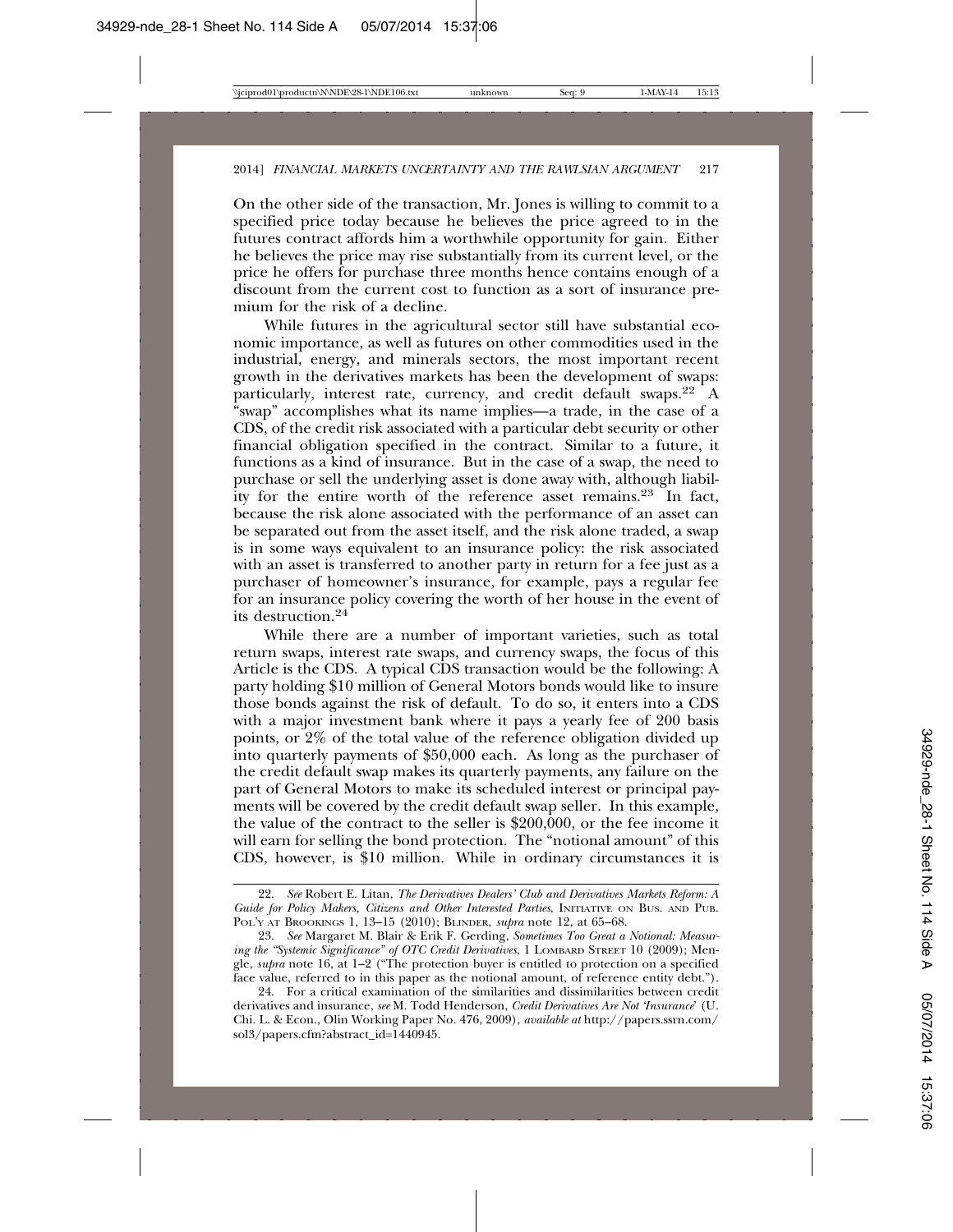On the other side of the transaction, Mr. Jones is willing to commit to a specified price today because he believes the price agreed to in the futures contract affords him a worthwhile opportunity for gain. Either he believes the price may rise substantially from its current level, or the price he offers for purchase three months hence contains enough of a discount from the current cost to function as a sort of insurance premium for the risk of a decline.

While futures in the agricultural sector still have substantial economic importance, as well as futures on other commodities used in the industrial, energy, and minerals sectors, the most important recent growth in the derivatives markets has been the development of swaps: particularly, interest rate, currency, and credit default swaps.[22] A "swap" accomplishes what its name implies—a trade, in the case of a CDS, of the credit risk associated with a particular debt security or other financial obligation specified in the contract. Similar to a future, it functions as a kind of insurance. But in the case of a swap, the need to purchase or sell the underlying asset is done away with, although liability for the entire worth of the reference asset remains.[23] In fact, because the risk alone associated with the performance of an asset can be separated out from the asset itself, and the risk alone traded, a swap is in some ways equivalent to an insurance policy: the risk associated with an asset is transferred to another party in return for a fee just as a purchaser of homeowner's insurance, for example, pays a regular fee for an insurance policy covering the worth of her house in the event of its destruction.[24]

While there are a number of important varieties, such as total return swaps, interest rate swaps, and currency swaps, the focus of this Article is the CDS. A typical CDS transaction would be the following: A party holding $10 million of General Motors bonds would like to insure those bonds against the risk of default. To do so, it enters into a CDS with a major investment bank where it pays a yearly fee of 200 basis points, or 2% of the total value of the reference obligation divided up into quarterly payments of $50,000 each. As long as the purchaser of the credit default swap makes its quarterly payments, any failure on the part of General Motors to make its scheduled interest or principal payments will be covered by the credit default swap seller. In this example, the value of the contract to the seller is $200,000, or the fee income it will earn for selling the bond protection. The "notional amount" of this CDS, however, is $10 million. While in ordinary circumstances it is

---

22. *See* Robert E. Litan, *The Derivatives Dealers' Club and Derivatives Markets Reform: A Guide for Policy Makers, Citizens and Other Interested Parties*, INITIATIVE ON BUS. AND PUB. POL'Y AT BROOKINGS 1, 13–15 (2010); BLINDER, *supra* note 12, at 65–68.

23. *See* Margaret M. Blair & Erik F. Gerding, *Sometimes Too Great a Notional: Measuring the "Systemic Significance" of OTC Credit Derivatives*, 1 LOMBARD STREET 10 (2009); Mengle, *supra* note 16, at 1–2 ("The protection buyer is entitled to protection on a specified face value, referred to in this paper as the notional amount, of reference entity debt.").

24. For a critical examination of the similarities and dissimilarities between credit derivatives and insurance, *see* M. Todd Henderson, *Credit Derivatives Are Not 'Insurance'* (U. Chi. L. & Econ., Olin Working Paper No. 476, 2009), *available at* http://papers.ssrn.com/sol3/papers.cfm?abstract_id=1440945.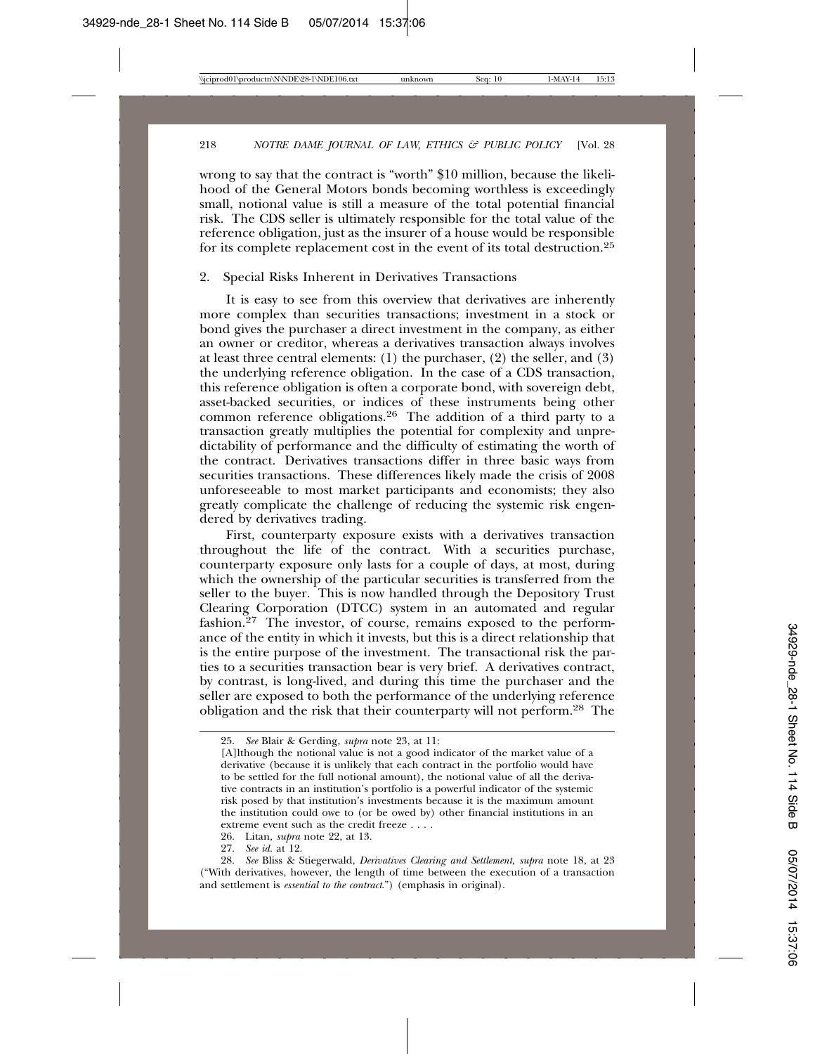wrong to say that the contract is "worth" $10 million, because the likelihood of the General Motors bonds becoming worthless is exceedingly small, notional value is still a measure of the total potential financial risk. The CDS seller is ultimately responsible for the total value of the reference obligation, just as the insurer of a house would be responsible for its complete replacement cost in the event of its total destruction.[25]

### 2. Special Risks Inherent in Derivatives Transactions

It is easy to see from this overview that derivatives are inherently more complex than securities transactions; investment in a stock or bond gives the purchaser a direct investment in the company, as either an owner or creditor, whereas a derivatives transaction always involves at least three central elements: (1) the purchaser, (2) the seller, and (3) the underlying reference obligation. In the case of a CDS transaction, this reference obligation is often a corporate bond, with sovereign debt, asset-backed securities, or indices of these instruments being other common reference obligations.[26] The addition of a third party to a transaction greatly multiplies the potential for complexity and unpredictability of performance and the difficulty of estimating the worth of the contract. Derivatives transactions differ in three basic ways from securities transactions. These differences likely made the crisis of 2008 unforeseeable to most market participants and economists; they also greatly complicate the challenge of reducing the systemic risk engendered by derivatives trading.

First, counterparty exposure exists with a derivatives transaction throughout the life of the contract. With a securities purchase, counterparty exposure only lasts for a couple of days, at most, during which the ownership of the particular securities is transferred from the seller to the buyer. This is now handled through the Depository Trust Clearing Corporation (DTCC) system in an automated and regular fashion.[27] The investor, of course, remains exposed to the performance of the entity in which it invests, but this is a direct relationship that is the entire purpose of the investment. The transactional risk the parties to a securities transaction bear is very brief. A derivatives contract, by contrast, is long-lived, and during this time the purchaser and the seller are exposed to both the performance of the underlying reference obligation and the risk that their counterparty will not perform.[28] The

---

25. *See* Blair & Gerding, *supra* note 23, at 11:

> [A]lthough the notional value is not a good indicator of the market value of a derivative (because it is unlikely that each contract in the portfolio would have to be settled for the full notional amount), the notional value of all the derivative contracts in an institution's portfolio is a powerful indicator of the systemic risk posed by that institution's investments because it is the maximum amount the institution could owe to (or be owed by) other financial institutions in an extreme event such as the credit freeze . . . .

26. Litan, *supra* note 22, at 13.

27. *See id.* at 12.

28. *See* Bliss & Stiegerwald, *Derivatives Clearing and Settlement*, *supra* note 18, at 23 ("With derivatives, however, the length of time between the execution of a transaction and settlement is *essential to the contract*.") (emphasis in original).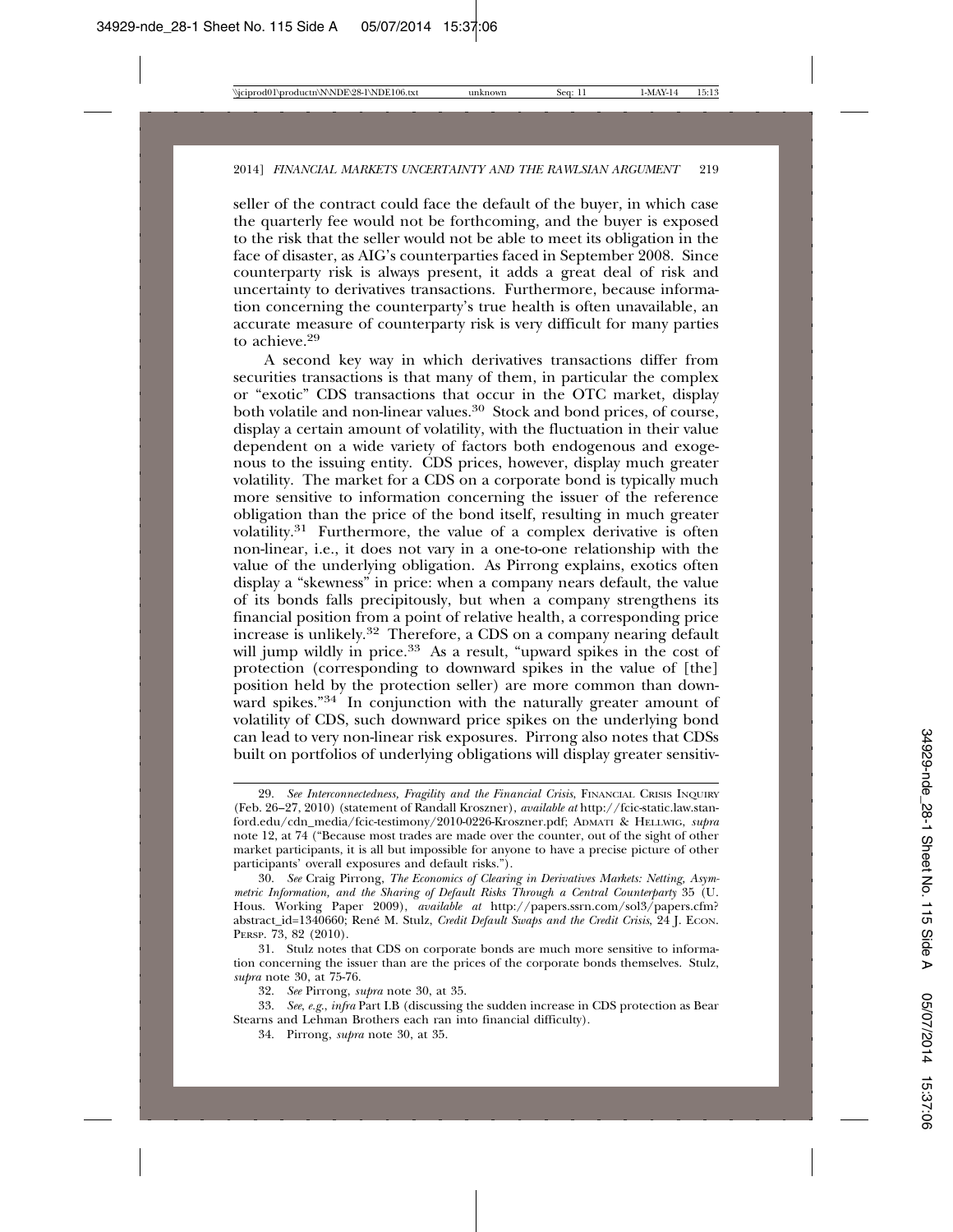seller of the contract could face the default of the buyer, in which case the quarterly fee would not be forthcoming, and the buyer is exposed to the risk that the seller would not be able to meet its obligation in the face of disaster, as AIG's counterparties faced in September 2008. Since counterparty risk is always present, it adds a great deal of risk and uncertainty to derivatives transactions. Furthermore, because information concerning the counterparty's true health is often unavailable, an accurate measure of counterparty risk is very difficult for many parties to achieve.[29]

A second key way in which derivatives transactions differ from securities transactions is that many of them, in particular the complex or "exotic" CDS transactions that occur in the OTC market, display both volatile and non-linear values.[30] Stock and bond prices, of course, display a certain amount of volatility, with the fluctuation in their value dependent on a wide variety of factors both endogenous and exogenous to the issuing entity. CDS prices, however, display much greater volatility. The market for a CDS on a corporate bond is typically much more sensitive to information concerning the issuer of the reference obligation than the price of the bond itself, resulting in much greater volatility.[31] Furthermore, the value of a complex derivative is often non-linear, i.e., it does not vary in a one-to-one relationship with the value of the underlying obligation. As Pirrong explains, exotics often display a "skewness" in price: when a company nears default, the value of its bonds falls precipitously, but when a company strengthens its financial position from a point of relative health, a corresponding price increase is unlikely.[32] Therefore, a CDS on a company nearing default will jump wildly in price.[33] As a result, "upward spikes in the cost of protection (corresponding to downward spikes in the value of [the] position held by the protection seller) are more common than downward spikes."[34] In conjunction with the naturally greater amount of volatility of CDS, such downward price spikes on the underlying bond can lead to very non-linear risk exposures. Pirrong also notes that CDSs built on portfolios of underlying obligations will display greater sensitiv-

---

29. *See Interconnectedness, Fragility and the Financial Crisis*, FINANCIAL CRISIS INQUIRY (Feb. 26–27, 2010) (statement of Randall Kroszner), *available at* http://fcic-static.law.stanford.edu/cdn_media/fcic-testimony/2010-0226-Kroszner.pdf; ADMATI & HELLWIG, *supra* note 12, at 74 ("Because most trades are made over the counter, out of the sight of other market participants, it is all but impossible for anyone to have a precise picture of other participants' overall exposures and default risks.").

30. *See* Craig Pirrong, *The Economics of Clearing in Derivatives Markets: Netting, Asymmetric Information, and the Sharing of Default Risks Through a Central Counterparty* 35 (U. Hous. Working Paper 2009), *available at* http://papers.ssrn.com/sol3/papers.cfm?abstract_id=1340660; René M. Stulz, *Credit Default Swaps and the Credit Crisis*, 24 J. ECON. PERSP. 73, 82 (2010).

31. Stulz notes that CDS on corporate bonds are much more sensitive to information concerning the issuer than are the prices of the corporate bonds themselves. Stulz, *supra* note 30, at 75-76.

32. *See* Pirrong, *supra* note 30, at 35.

33. *See, e.g.*, *infra* Part I.B (discussing the sudden increase in CDS protection as Bear Stearns and Lehman Brothers each ran into financial difficulty).

34. Pirrong, *supra* note 30, at 35.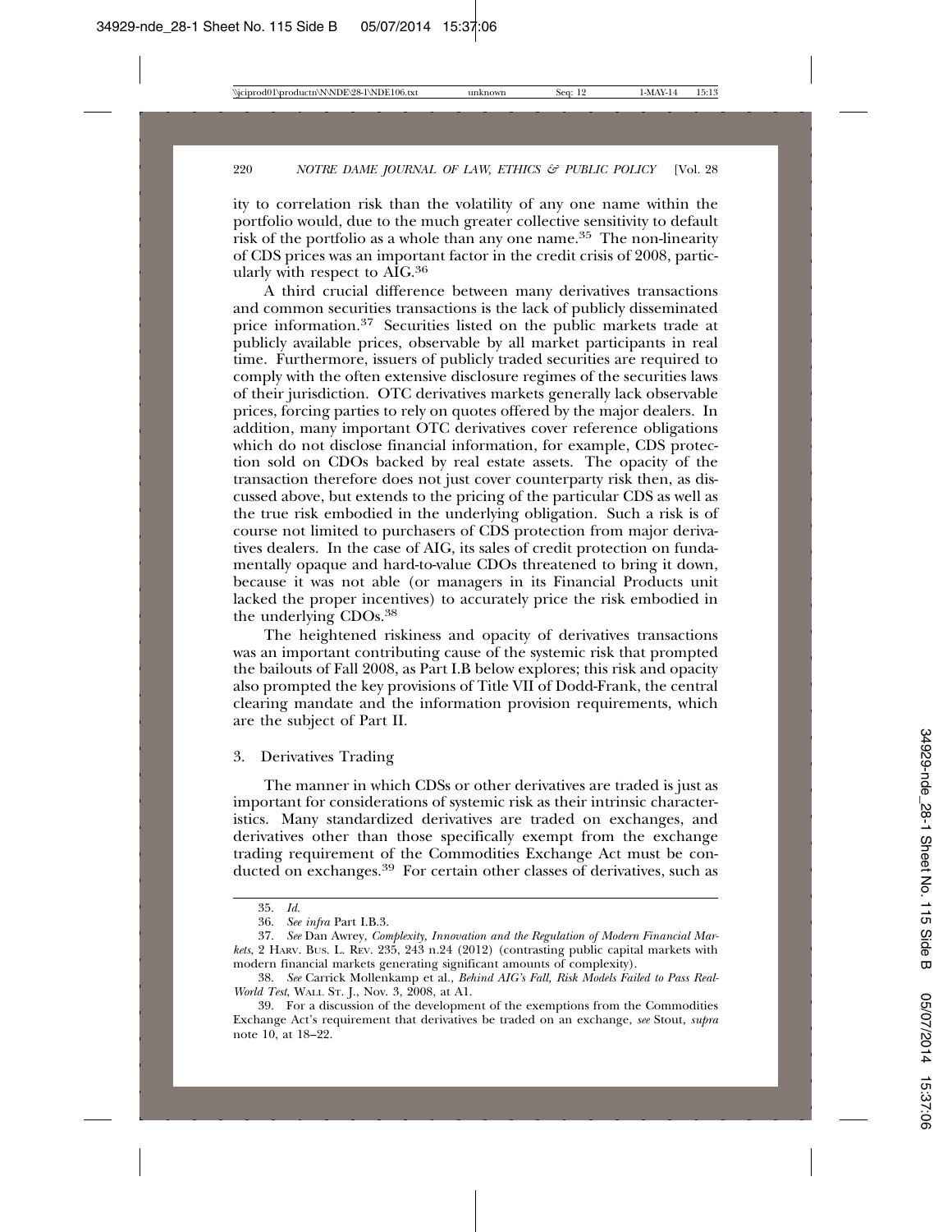ity to correlation risk than the volatility of any one name within the portfolio would, due to the much greater collective sensitivity to default risk of the portfolio as a whole than any one name.[35] The non-linearity of CDS prices was an important factor in the credit crisis of 2008, particularly with respect to AIG.[36]

A third crucial difference between many derivatives transactions and common securities transactions is the lack of publicly disseminated price information.[37] Securities listed on the public markets trade at publicly available prices, observable by all market participants in real time. Furthermore, issuers of publicly traded securities are required to comply with the often extensive disclosure regimes of the securities laws of their jurisdiction. OTC derivatives markets generally lack observable prices, forcing parties to rely on quotes offered by the major dealers. In addition, many important OTC derivatives cover reference obligations which do not disclose financial information, for example, CDS protection sold on CDOs backed by real estate assets. The opacity of the transaction therefore does not just cover counterparty risk then, as discussed above, but extends to the pricing of the particular CDS as well as the true risk embodied in the underlying obligation. Such a risk is of course not limited to purchasers of CDS protection from major derivatives dealers. In the case of AIG, its sales of credit protection on fundamentally opaque and hard-to-value CDOs threatened to bring it down, because it was not able (or managers in its Financial Products unit lacked the proper incentives) to accurately price the risk embodied in the underlying CDOs.[38]

The heightened riskiness and opacity of derivatives transactions was an important contributing cause of the systemic risk that prompted the bailouts of Fall 2008, as Part I.B below explores; this risk and opacity also prompted the key provisions of Title VII of Dodd-Frank, the central clearing mandate and the information provision requirements, which are the subject of Part II.

### 3. Derivatives Trading

The manner in which CDSs or other derivatives are traded is just as important for considerations of systemic risk as their intrinsic characteristics. Many standardized derivatives are traded on exchanges, and derivatives other than those specifically exempt from the exchange trading requirement of the Commodities Exchange Act must be conducted on exchanges.[39] For certain other classes of derivatives, such as

---

35. *Id.*

36. *See infra* Part I.B.3.

37. *See* Dan Awrey, *Complexity, Innovation and the Regulation of Modern Financial Markets*, 2 HARV. BUS. L. REV. 235, 243 n.24 (2012) (contrasting public capital markets with modern financial markets generating significant amounts of complexity).

38. *See* Carrick Mollenkamp et al., *Behind AIG's Fall, Risk Models Failed to Pass Real-World Test*, WALL ST. J., Nov. 3, 2008, at A1.

39. For a discussion of the development of the exemptions from the Commodities Exchange Act's requirement that derivatives be traded on an exchange, *see* Stout, *supra* note 10, at 18–22.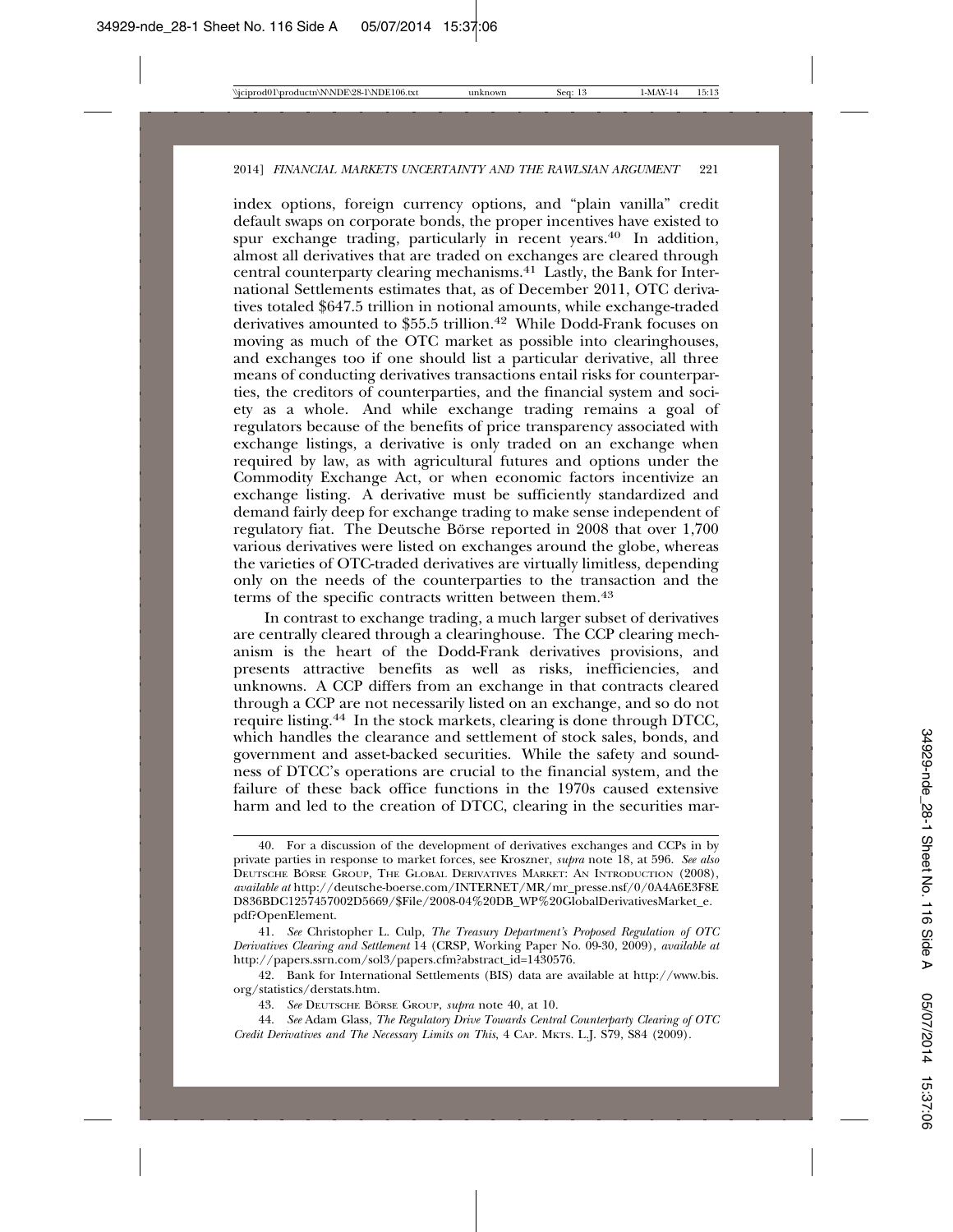index options, foreign currency options, and "plain vanilla" credit default swaps on corporate bonds, the proper incentives have existed to spur exchange trading, particularly in recent years.[40] In addition, almost all derivatives that are traded on exchanges are cleared through central counterparty clearing mechanisms.[41] Lastly, the Bank for International Settlements estimates that, as of December 2011, OTC derivatives totaled $647.5 trillion in notional amounts, while exchange-traded derivatives amounted to $55.5 trillion.[42] While Dodd-Frank focuses on moving as much of the OTC market as possible into clearinghouses, and exchanges too if one should list a particular derivative, all three means of conducting derivatives transactions entail risks for counterparties, the creditors of counterparties, and the financial system and society as a whole. And while exchange trading remains a goal of regulators because of the benefits of price transparency associated with exchange listings, a derivative is only traded on an exchange when required by law, as with agricultural futures and options under the Commodity Exchange Act, or when economic factors incentivize an exchange listing. A derivative must be sufficiently standardized and demand fairly deep for exchange trading to make sense independent of regulatory fiat. The Deutsche Börse reported in 2008 that over 1,700 various derivatives were listed on exchanges around the globe, whereas the varieties of OTC-traded derivatives are virtually limitless, depending only on the needs of the counterparties to the transaction and the terms of the specific contracts written between them.[43]

In contrast to exchange trading, a much larger subset of derivatives are centrally cleared through a clearinghouse. The CCP clearing mechanism is the heart of the Dodd-Frank derivatives provisions, and presents attractive benefits as well as risks, inefficiencies, and unknowns. A CCP differs from an exchange in that contracts cleared through a CCP are not necessarily listed on an exchange, and so do not require listing.[44] In the stock markets, clearing is done through DTCC, which handles the clearance and settlement of stock sales, bonds, and government and asset-backed securities. While the safety and soundness of DTCC's operations are crucial to the financial system, and the failure of these back office functions in the 1970s caused extensive harm and led to the creation of DTCC, clearing in the securities mar-

---

40. For a discussion of the development of derivatives exchanges and CCPs in by private parties in response to market forces, see Kroszner, *supra* note 18, at 596. *See also* DEUTSCHE BÖRSE GROUP, THE GLOBAL DERIVATIVES MARKET: AN INTRODUCTION (2008), *available at* http://deutsche-boerse.com/INTERNET/MR/mr_presse.nsf/0/0A4A6E3F8ED836BDC1257457002D5669/$File/2008-04%20DB_WP%20GlobalDerivativesMarket_e.pdf?OpenElement.

41. *See* Christopher L. Culp, *The Treasury Department's Proposed Regulation of OTC Derivatives Clearing and Settlement* 14 (CRSP, Working Paper No. 09-30, 2009), *available at* http://papers.ssrn.com/sol3/papers.cfm?abstract_id=1430576.

42. Bank for International Settlements (BIS) data are available at http://www.bis.org/statistics/derstats.htm.

43. *See* DEUTSCHE BÖRSE GROUP, *supra* note 40, at 10.

44. *See* Adam Glass, *The Regulatory Drive Towards Central Counterparty Clearing of OTC Credit Derivatives and The Necessary Limits on This*, 4 CAP. MKTS. L.J. S79, S84 (2009).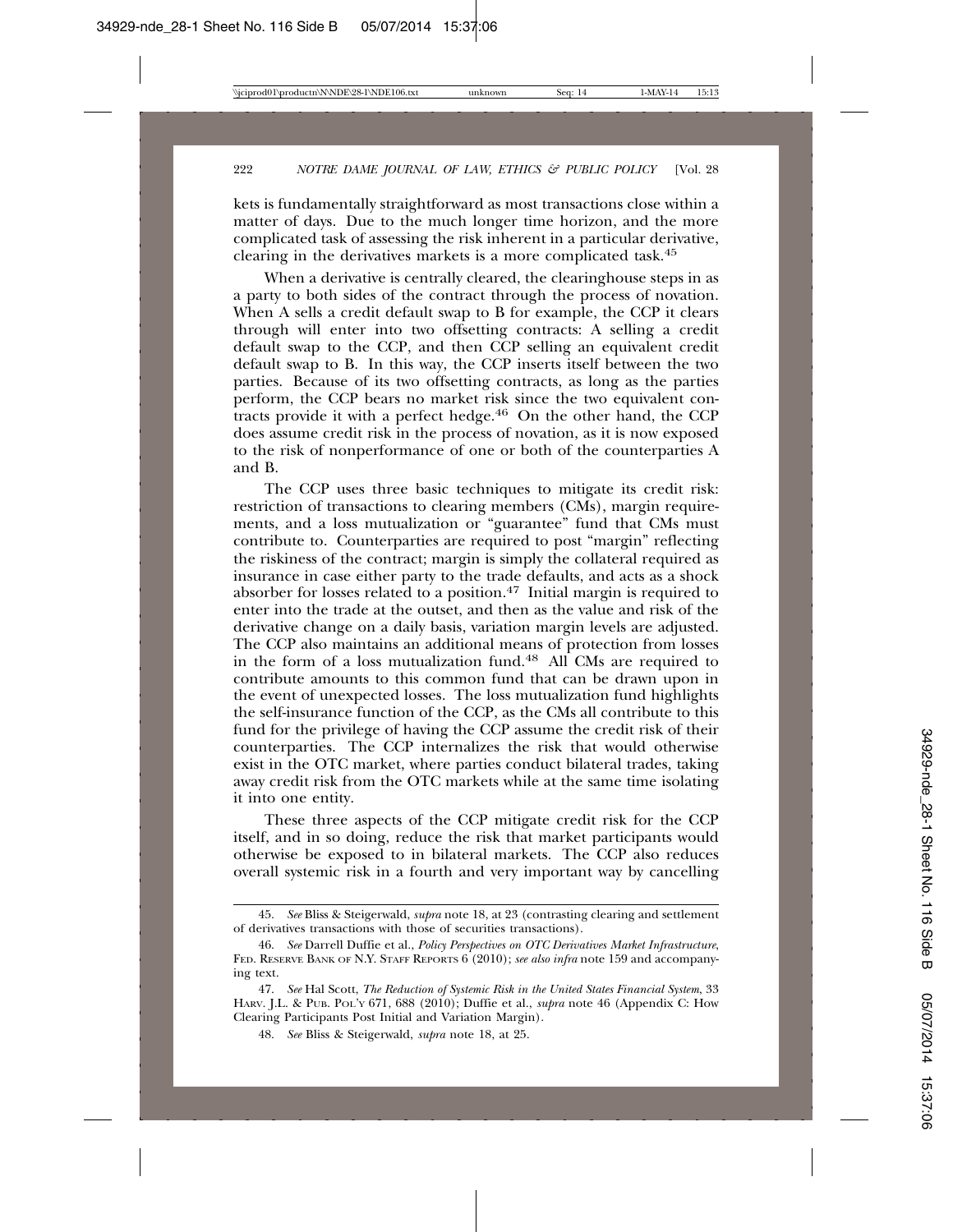kets is fundamentally straightforward as most transactions close within a matter of days. Due to the much longer time horizon, and the more complicated task of assessing the risk inherent in a particular derivative, clearing in the derivatives markets is a more complicated task.[45]

When a derivative is centrally cleared, the clearinghouse steps in as a party to both sides of the contract through the process of novation. When A sells a credit default swap to B for example, the CCP it clears through will enter into two offsetting contracts: A selling a credit default swap to the CCP, and then CCP selling an equivalent credit default swap to B. In this way, the CCP inserts itself between the two parties. Because of its two offsetting contracts, as long as the parties perform, the CCP bears no market risk since the two equivalent contracts provide it with a perfect hedge.[46] On the other hand, the CCP does assume credit risk in the process of novation, as it is now exposed to the risk of nonperformance of one or both of the counterparties A and B.

The CCP uses three basic techniques to mitigate its credit risk: restriction of transactions to clearing members (CMs), margin requirements, and a loss mutualization or "guarantee" fund that CMs must contribute to. Counterparties are required to post "margin" reflecting the riskiness of the contract; margin is simply the collateral required as insurance in case either party to the trade defaults, and acts as a shock absorber for losses related to a position.[47] Initial margin is required to enter into the trade at the outset, and then as the value and risk of the derivative change on a daily basis, variation margin levels are adjusted. The CCP also maintains an additional means of protection from losses in the form of a loss mutualization fund.[48] All CMs are required to contribute amounts to this common fund that can be drawn upon in the event of unexpected losses. The loss mutualization fund highlights the self-insurance function of the CCP, as the CMs all contribute to this fund for the privilege of having the CCP assume the credit risk of their counterparties. The CCP internalizes the risk that would otherwise exist in the OTC market, where parties conduct bilateral trades, taking away credit risk from the OTC markets while at the same time isolating it into one entity.

These three aspects of the CCP mitigate credit risk for the CCP itself, and in so doing, reduce the risk that market participants would otherwise be exposed to in bilateral markets. The CCP also reduces overall systemic risk in a fourth and very important way by cancelling

---

45. *See* Bliss & Steigerwald, *supra* note 18, at 23 (contrasting clearing and settlement of derivatives transactions with those of securities transactions).

46. *See* Darrell Duffie et al., *Policy Perspectives on OTC Derivatives Market Infrastructure*, Fed. Reserve Bank of N.Y. Staff Reports 6 (2010); *see also infra* note 159 and accompanying text.

47. *See* Hal Scott, *The Reduction of Systemic Risk in the United States Financial System*, 33 Harv. J.L. & Pub. Pol'y 671, 688 (2010); Duffie et al., *supra* note 46 (Appendix C: How Clearing Participants Post Initial and Variation Margin).

48. *See* Bliss & Steigerwald, *supra* note 18, at 25.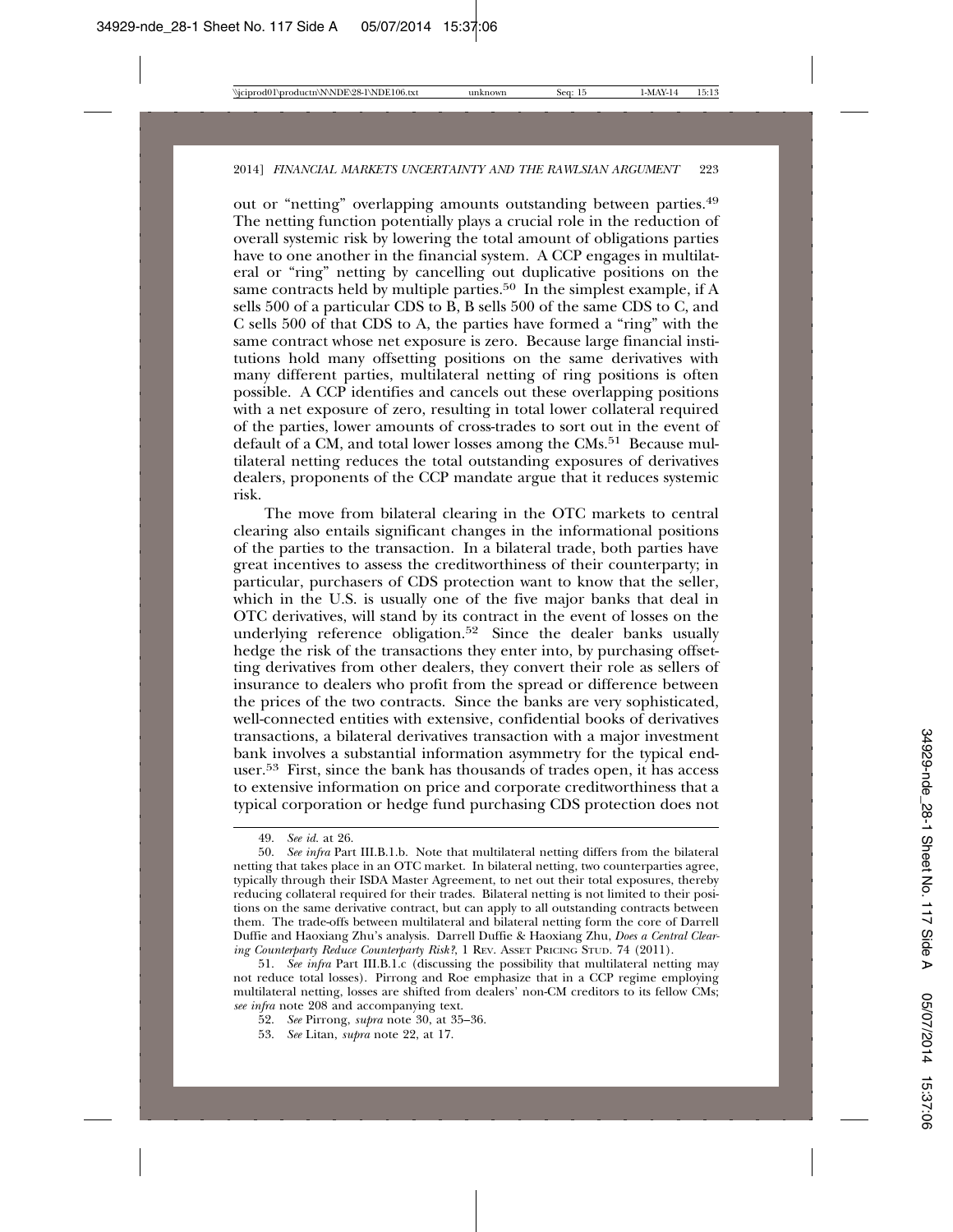out or "netting" overlapping amounts outstanding between parties.[49] The netting function potentially plays a crucial role in the reduction of overall systemic risk by lowering the total amount of obligations parties have to one another in the financial system. A CCP engages in multilateral or "ring" netting by cancelling out duplicative positions on the same contracts held by multiple parties.[50] In the simplest example, if A sells 500 of a particular CDS to B, B sells 500 of the same CDS to C, and C sells 500 of that CDS to A, the parties have formed a "ring" with the same contract whose net exposure is zero. Because large financial institutions hold many offsetting positions on the same derivatives with many different parties, multilateral netting of ring positions is often possible. A CCP identifies and cancels out these overlapping positions with a net exposure of zero, resulting in total lower collateral required of the parties, lower amounts of cross-trades to sort out in the event of default of a CM, and total lower losses among the CMs.[51] Because multilateral netting reduces the total outstanding exposures of derivatives dealers, proponents of the CCP mandate argue that it reduces systemic risk.

The move from bilateral clearing in the OTC markets to central clearing also entails significant changes in the informational positions of the parties to the transaction. In a bilateral trade, both parties have great incentives to assess the creditworthiness of their counterparty; in particular, purchasers of CDS protection want to know that the seller, which in the U.S. is usually one of the five major banks that deal in OTC derivatives, will stand by its contract in the event of losses on the underlying reference obligation.[52] Since the dealer banks usually hedge the risk of the transactions they enter into, by purchasing offsetting derivatives from other dealers, they convert their role as sellers of insurance to dealers who profit from the spread or difference between the prices of the two contracts. Since the banks are very sophisticated, well-connected entities with extensive, confidential books of derivatives transactions, a bilateral derivatives transaction with a major investment bank involves a substantial information asymmetry for the typical end-user.[53] First, since the bank has thousands of trades open, it has access to extensive information on price and corporate creditworthiness that a typical corporation or hedge fund purchasing CDS protection does not

---

49. *See id.* at 26.

50. *See infra* Part III.B.1.b. Note that multilateral netting differs from the bilateral netting that takes place in an OTC market. In bilateral netting, two counterparties agree, typically through their ISDA Master Agreement, to net out their total exposures, thereby reducing collateral required for their trades. Bilateral netting is not limited to their positions on the same derivative contract, but can apply to all outstanding contracts between them. The trade-offs between multilateral and bilateral netting form the core of Darrell Duffie and Haoxiang Zhu's analysis. Darrell Duffie & Haoxiang Zhu, *Does a Central Clearing Counterparty Reduce Counterparty Risk?*, 1 Rev. Asset Pricing Stud. 74 (2011).

51. *See infra* Part III.B.1.c (discussing the possibility that multilateral netting may not reduce total losses). Pirrong and Roe emphasize that in a CCP regime employing multilateral netting, losses are shifted from dealers' non-CM creditors to its fellow CMs; *see infra* note 208 and accompanying text.

52. *See* Pirrong, *supra* note 30, at 35–36.

53. *See* Litan, *supra* note 22, at 17.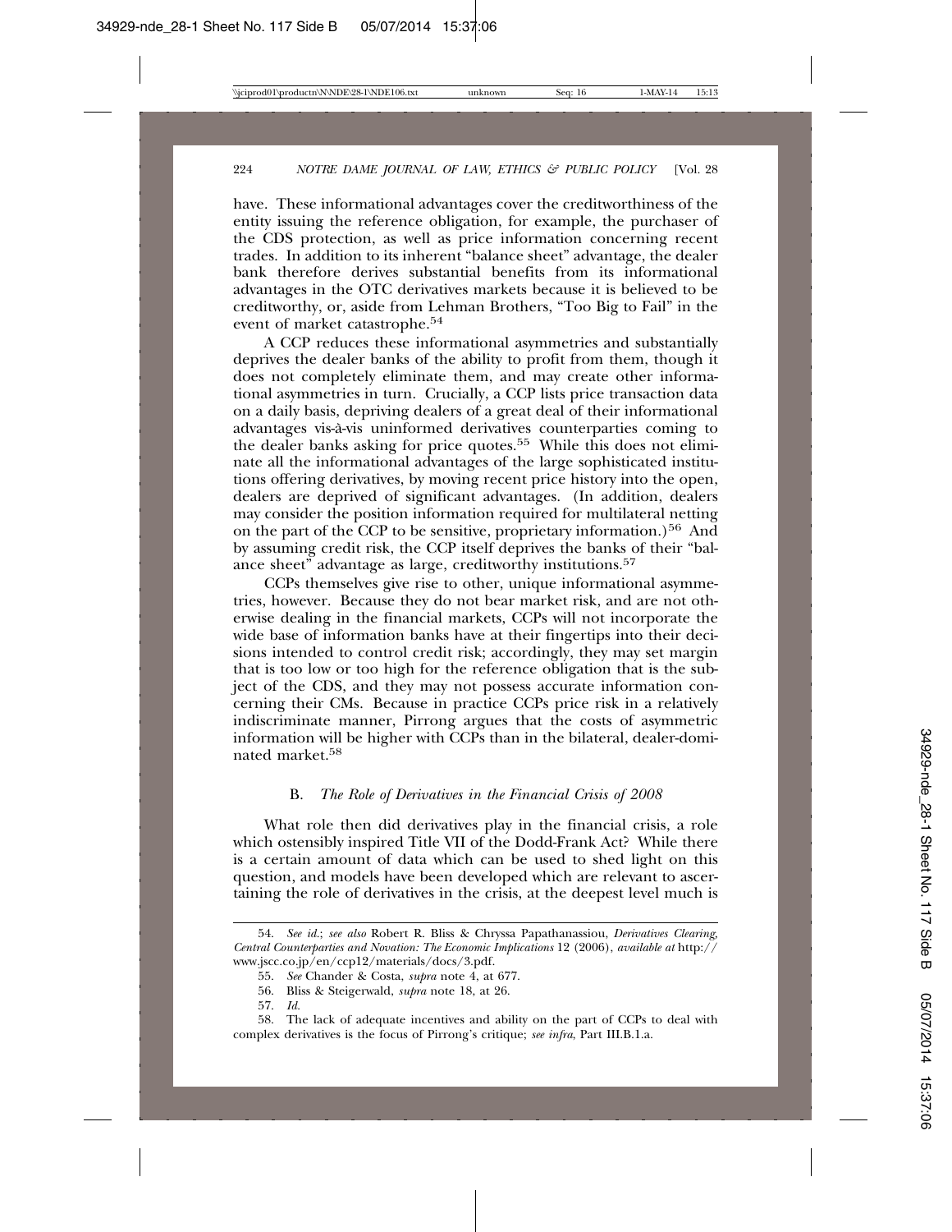have. These informational advantages cover the creditworthiness of the entity issuing the reference obligation, for example, the purchaser of the CDS protection, as well as price information concerning recent trades. In addition to its inherent "balance sheet" advantage, the dealer bank therefore derives substantial benefits from its informational advantages in the OTC derivatives markets because it is believed to be creditworthy, or, aside from Lehman Brothers, "Too Big to Fail" in the event of market catastrophe.[54]

A CCP reduces these informational asymmetries and substantially deprives the dealer banks of the ability to profit from them, though it does not completely eliminate them, and may create other informational asymmetries in turn. Crucially, a CCP lists price transaction data on a daily basis, depriving dealers of a great deal of their informational advantages vis-à-vis uninformed derivatives counterparties coming to the dealer banks asking for price quotes.[55] While this does not eliminate all the informational advantages of the large sophisticated institutions offering derivatives, by moving recent price history into the open, dealers are deprived of significant advantages. (In addition, dealers may consider the position information required for multilateral netting on the part of the CCP to be sensitive, proprietary information.)[56] And by assuming credit risk, the CCP itself deprives the banks of their "balance sheet" advantage as large, creditworthy institutions.[57]

CCPs themselves give rise to other, unique informational asymmetries, however. Because they do not bear market risk, and are not otherwise dealing in the financial markets, CCPs will not incorporate the wide base of information banks have at their fingertips into their decisions intended to control credit risk; accordingly, they may set margin that is too low or too high for the reference obligation that is the subject of the CDS, and they may not possess accurate information concerning their CMs. Because in practice CCPs price risk in a relatively indiscriminate manner, Pirrong argues that the costs of asymmetric information will be higher with CCPs than in the bilateral, dealer-dominated market.[58]

### B. *The Role of Derivatives in the Financial Crisis of 2008*

What role then did derivatives play in the financial crisis, a role which ostensibly inspired Title VII of the Dodd-Frank Act? While there is a certain amount of data which can be used to shed light on this question, and models have been developed which are relevant to ascertaining the role of derivatives in the crisis, at the deepest level much is

---

54. *See id.*; *see also* Robert R. Bliss & Chryssa Papathanassiou, *Derivatives Clearing, Central Counterparties and Novation: The Economic Implications* 12 (2006), *available at* http://www.jscc.co.jp/en/ccp12/materials/docs/3.pdf.

55. *See* Chander & Costa, *supra* note 4, at 677.

56. Bliss & Steigerwald, *supra* note 18, at 26.

57. *Id.*

58. The lack of adequate incentives and ability on the part of CCPs to deal with complex derivatives is the focus of Pirrong's critique; *see infra*, Part III.B.1.a.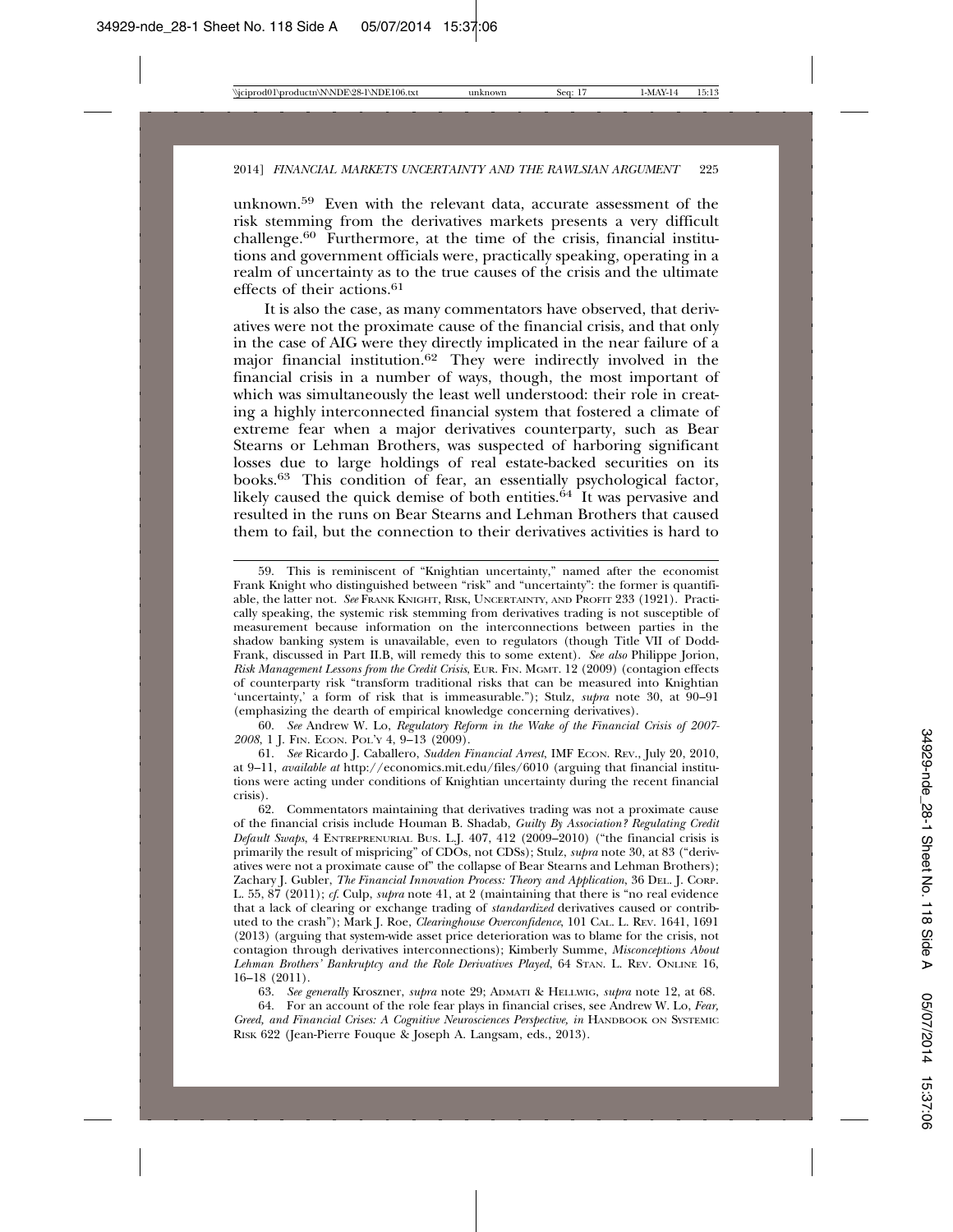unknown.[59] Even with the relevant data, accurate assessment of the risk stemming from the derivatives markets presents a very difficult challenge.[60] Furthermore, at the time of the crisis, financial institutions and government officials were, practically speaking, operating in a realm of uncertainty as to the true causes of the crisis and the ultimate effects of their actions.[61]

It is also the case, as many commentators have observed, that derivatives were not the proximate cause of the financial crisis, and that only in the case of AIG were they directly implicated in the near failure of a major financial institution.[62] They were indirectly involved in the financial crisis in a number of ways, though, the most important of which was simultaneously the least well understood: their role in creating a highly interconnected financial system that fostered a climate of extreme fear when a major derivatives counterparty, such as Bear Stearns or Lehman Brothers, was suspected of harboring significant losses due to large holdings of real estate-backed securities on its books.[63] This condition of fear, an essentially psychological factor, likely caused the quick demise of both entities.[64] It was pervasive and resulted in the runs on Bear Stearns and Lehman Brothers that caused them to fail, but the connection to their derivatives activities is hard to

---

59. This is reminiscent of "Knightian uncertainty," named after the economist Frank Knight who distinguished between "risk" and "uncertainty": the former is quantifiable, the latter not. *See* FRANK KNIGHT, RISK, UNCERTAINTY, AND PROFIT 233 (1921). Practically speaking, the systemic risk stemming from derivatives trading is not susceptible of measurement because information on the interconnections between parties in the shadow banking system is unavailable, even to regulators (though Title VII of Dodd-Frank, discussed in Part II.B, will remedy this to some extent). *See also* Philippe Jorion, *Risk Management Lessons from the Credit Crisis*, EUR. FIN. MGMT. 12 (2009) (contagion effects of counterparty risk "transform traditional risks that can be measured into Knightian 'uncertainty,' a form of risk that is immeasurable."); Stulz, *supra* note 30, at 90–91 (emphasizing the dearth of empirical knowledge concerning derivatives).

60. *See* Andrew W. Lo, *Regulatory Reform in the Wake of the Financial Crisis of 2007-2008*, 1 J. FIN. ECON. POL'Y 4, 9–13 (2009).

61. *See* Ricardo J. Caballero, *Sudden Financial Arrest*, IMF ECON. REV., July 20, 2010, at 9–11, *available at* http://economics.mit.edu/files/6010 (arguing that financial institutions were acting under conditions of Knightian uncertainty during the recent financial crisis).

62. Commentators maintaining that derivatives trading was not a proximate cause of the financial crisis include Houman B. Shadab, *Guilty By Association? Regulating Credit Default Swaps*, 4 ENTREPRENURIAL BUS. L.J. 407, 412 (2009–2010) ("the financial crisis is primarily the result of mispricing" of CDOs, not CDSs); Stulz, *supra* note 30, at 83 ("derivatives were not a proximate cause of" the collapse of Bear Stearns and Lehman Brothers); Zachary J. Gubler, *The Financial Innovation Process: Theory and Application*, 36 DEL. J. CORP. L. 55, 87 (2011); *cf.* Culp, *supra* note 41, at 2 (maintaining that there is "no real evidence that a lack of clearing or exchange trading of *standardized* derivatives caused or contributed to the crash"); Mark J. Roe, *Clearinghouse Overconfidence*, 101 CAL. L. REV. 1641, 1691 (2013) (arguing that system-wide asset price deterioration was to blame for the crisis, not contagion through derivatives interconnections); Kimberly Summe, *Misconceptions About Lehman Brothers' Bankruptcy and the Role Derivatives Played*, 64 STAN. L. REV. ONLINE 16, 16–18 (2011).

63. *See generally* Kroszner, *supra* note 29; ADMATI & HELLWIG, *supra* note 12, at 68.

64. For an account of the role fear plays in financial crises, see Andrew W. Lo, *Fear, Greed, and Financial Crises: A Cognitive Neurosciences Perspective*, *in* HANDBOOK ON SYSTEMIC RISK 622 (Jean-Pierre Fouque & Joseph A. Langsam, eds., 2013).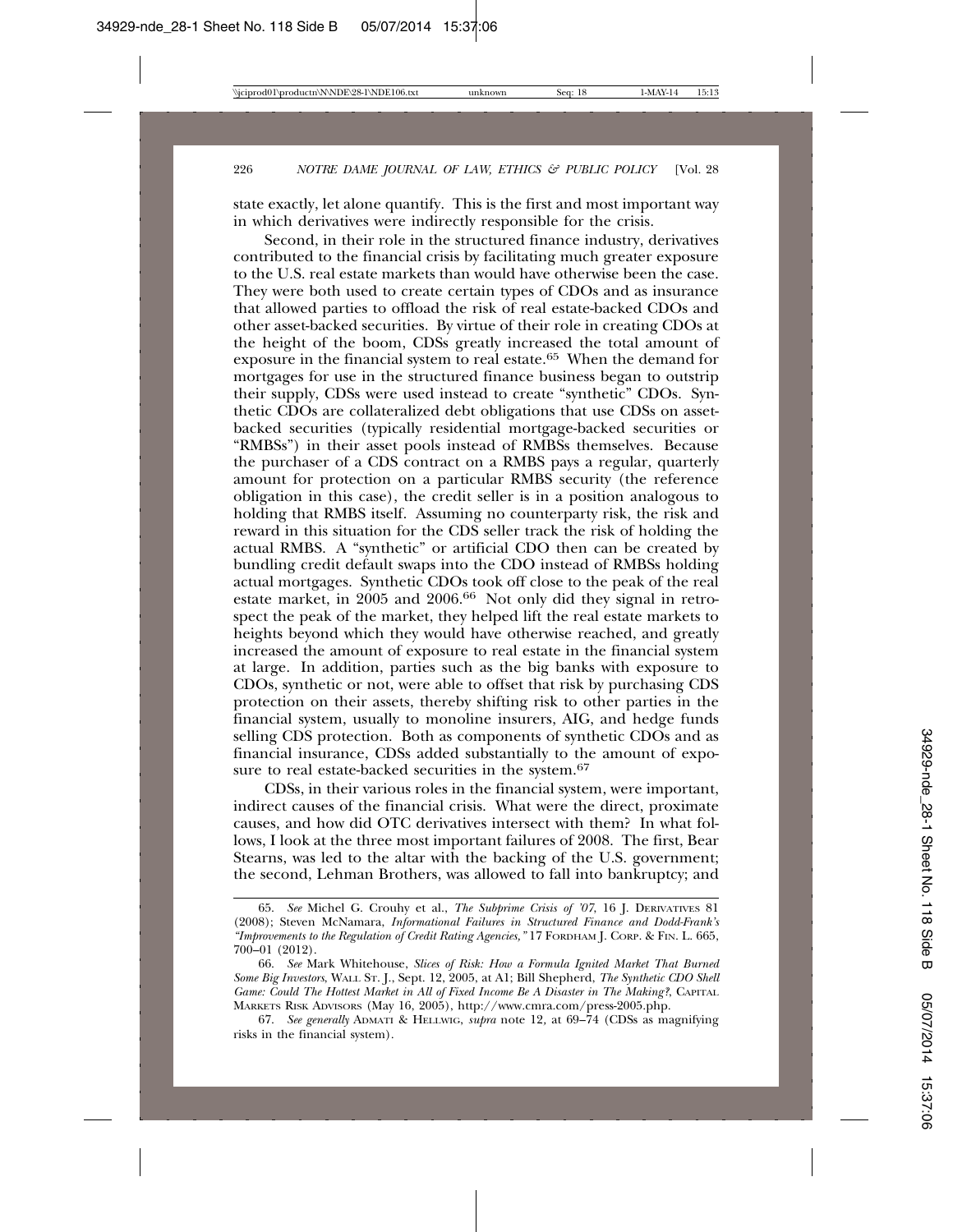state exactly, let alone quantify. This is the first and most important way in which derivatives were indirectly responsible for the crisis.

Second, in their role in the structured finance industry, derivatives contributed to the financial crisis by facilitating much greater exposure to the U.S. real estate markets than would have otherwise been the case. They were both used to create certain types of CDOs and as insurance that allowed parties to offload the risk of real estate-backed CDOs and other asset-backed securities. By virtue of their role in creating CDOs at the height of the boom, CDSs greatly increased the total amount of exposure in the financial system to real estate.[65] When the demand for mortgages for use in the structured finance business began to outstrip their supply, CDSs were used instead to create "synthetic" CDOs. Synthetic CDOs are collateralized debt obligations that use CDSs on asset-backed securities (typically residential mortgage-backed securities or "RMBSs") in their asset pools instead of RMBSs themselves. Because the purchaser of a CDS contract on a RMBS pays a regular, quarterly amount for protection on a particular RMBS security (the reference obligation in this case), the credit seller is in a position analogous to holding that RMBS itself. Assuming no counterparty risk, the risk and reward in this situation for the CDS seller track the risk of holding the actual RMBS. A "synthetic" or artificial CDO then can be created by bundling credit default swaps into the CDO instead of RMBSs holding actual mortgages. Synthetic CDOs took off close to the peak of the real estate market, in 2005 and 2006.[66] Not only did they signal in retrospect the peak of the market, they helped lift the real estate markets to heights beyond which they would have otherwise reached, and greatly increased the amount of exposure to real estate in the financial system at large. In addition, parties such as the big banks with exposure to CDOs, synthetic or not, were able to offset that risk by purchasing CDS protection on their assets, thereby shifting risk to other parties in the financial system, usually to monoline insurers, AIG, and hedge funds selling CDS protection. Both as components of synthetic CDOs and as financial insurance, CDSs added substantially to the amount of exposure to real estate-backed securities in the system.[67]

CDSs, in their various roles in the financial system, were important, indirect causes of the financial crisis. What were the direct, proximate causes, and how did OTC derivatives intersect with them? In what follows, I look at the three most important failures of 2008. The first, Bear Stearns, was led to the altar with the backing of the U.S. government; the second, Lehman Brothers, was allowed to fall into bankruptcy; and

---

65. *See* Michel G. Crouhy et al., *The Subprime Crisis of '07*, 16 J. DERIVATIVES 81 (2008); Steven McNamara, *Informational Failures in Structured Finance and Dodd-Frank's "Improvements to the Regulation of Credit Rating Agencies,"* 17 FORDHAM J. CORP. & FIN. L. 665, 700–01 (2012).

66. *See* Mark Whitehouse, *Slices of Risk: How a Formula Ignited Market That Burned Some Big Investors*, WALL ST. J., Sept. 12, 2005, at A1; Bill Shepherd, *The Synthetic CDO Shell Game: Could The Hottest Market in All of Fixed Income Be A Disaster in The Making?*, CAPITAL MARKETS RISK ADVISORS (May 16, 2005), http://www.cmra.com/press-2005.php.

67. *See generally* ADMATI & HELLWIG, *supra* note 12, at 69–74 (CDSs as magnifying risks in the financial system).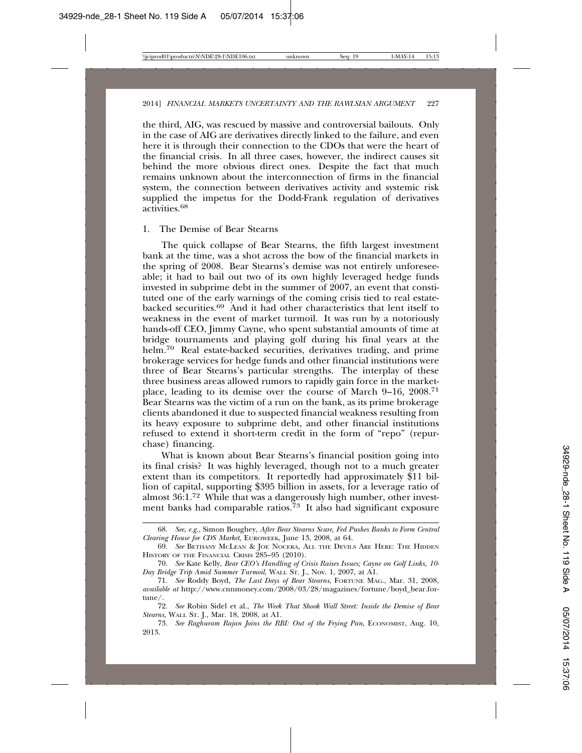the third, AIG, was rescued by massive and controversial bailouts. Only in the case of AIG are derivatives directly linked to the failure, and even here it is through their connection to the CDOs that were the heart of the financial crisis. In all three cases, however, the indirect causes sit behind the more obvious direct ones. Despite the fact that much remains unknown about the interconnection of firms in the financial system, the connection between derivatives activity and systemic risk supplied the impetus for the Dodd-Frank regulation of derivatives activities.[68]

### 1. The Demise of Bear Stearns

The quick collapse of Bear Stearns, the fifth largest investment bank at the time, was a shot across the bow of the financial markets in the spring of 2008. Bear Stearns's demise was not entirely unforeseeable; it had to bail out two of its own highly leveraged hedge funds invested in subprime debt in the summer of 2007, an event that constituted one of the early warnings of the coming crisis tied to real estate-backed securities.[69] And it had other characteristics that lent itself to weakness in the event of market turmoil. It was run by a notoriously hands-off CEO, Jimmy Cayne, who spent substantial amounts of time at bridge tournaments and playing golf during his final years at the helm.[70] Real estate-backed securities, derivatives trading, and prime brokerage services for hedge funds and other financial institutions were three of Bear Stearns's particular strengths. The interplay of these three business areas allowed rumors to rapidly gain force in the marketplace, leading to its demise over the course of March 9–16, 2008.[71] Bear Stearns was the victim of a run on the bank, as its prime brokerage clients abandoned it due to suspected financial weakness resulting from its heavy exposure to subprime debt, and other financial institutions refused to extend it short-term credit in the form of "repo" (repurchase) financing.

What is known about Bear Stearns's financial position going into its final crisis? It was highly leveraged, though not to a much greater extent than its competitors. It reportedly had approximately $11 billion of capital, supporting $395 billion in assets, for a leverage ratio of almost 36:1.[72] While that was a dangerously high number, other investment banks had comparable ratios.[73] It also had significant exposure

---

68. *See, e.g.*, Simon Boughey, *After Bear Stearns Scare, Fed Pushes Banks to Form Central Clearing House for CDS Market*, EUROWEEK, June 13, 2008, at 64.

69. *See* BETHANY MCLEAN & JOE NOCERA, ALL THE DEVILS ARE HERE: THE HIDDEN HISTORY OF THE FINANCIAL CRISIS 285–95 (2010).

70. *See* Kate Kelly, *Bear CEO's Handling of Crisis Raises Issues; Cayne on Golf Links, 10-Day Bridge Trip Amid Summer Turmoil*, WALL ST. J., Nov. 1, 2007, at A1.

71. *See* Roddy Boyd, *The Last Days of Bear Stearns*, FORTUNE MAG., Mar. 31, 2008, *available at* http://www.cnnmoney.com/2008/03/28/magazines/fortune/boyd_bear.fortune/.

72. *See* Robin Sidel et al., *The Week That Shook Wall Street: Inside the Demise of Bear Stearns*, WALL ST. J., Mar. 18, 2008, at A1.

73. *See Raghuram Rajan Joins the RBI: Out of the Frying Pan*, ECONOMIST, Aug. 10, 2013.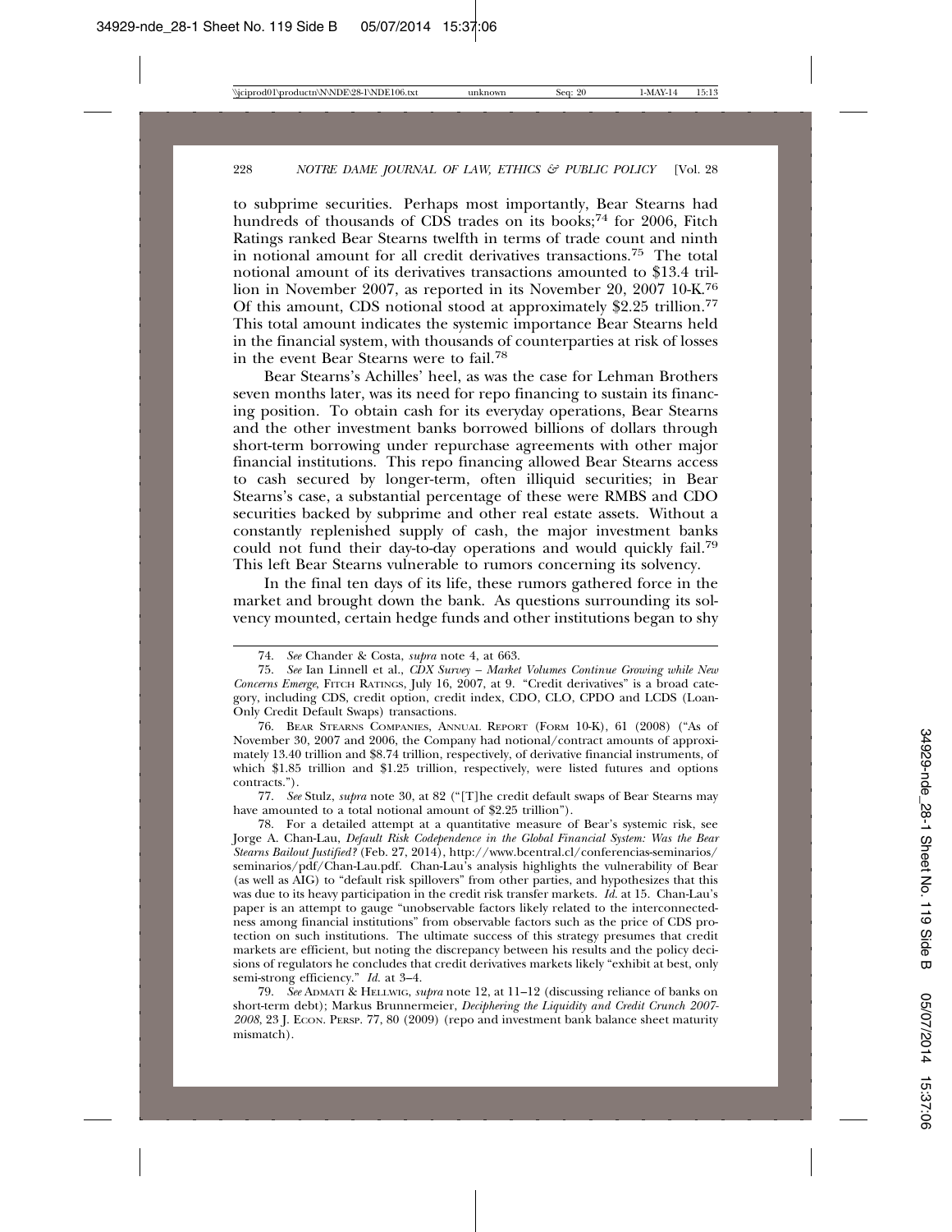to subprime securities. Perhaps most importantly, Bear Stearns had hundreds of thousands of CDS trades on its books;[74] for 2006, Fitch Ratings ranked Bear Stearns twelfth in terms of trade count and ninth in notional amount for all credit derivatives transactions.[75] The total notional amount of its derivatives transactions amounted to $13.4 trillion in November 2007, as reported in its November 20, 2007 10-K.[76] Of this amount, CDS notional stood at approximately $2.25 trillion.[77] This total amount indicates the systemic importance Bear Stearns held in the financial system, with thousands of counterparties at risk of losses in the event Bear Stearns were to fail.[78]

Bear Stearns's Achilles' heel, as was the case for Lehman Brothers seven months later, was its need for repo financing to sustain its financing position. To obtain cash for its everyday operations, Bear Stearns and the other investment banks borrowed billions of dollars through short-term borrowing under repurchase agreements with other major financial institutions. This repo financing allowed Bear Stearns access to cash secured by longer-term, often illiquid securities; in Bear Stearns's case, a substantial percentage of these were RMBS and CDO securities backed by subprime and other real estate assets. Without a constantly replenished supply of cash, the major investment banks could not fund their day-to-day operations and would quickly fail.[79] This left Bear Stearns vulnerable to rumors concerning its solvency.

In the final ten days of its life, these rumors gathered force in the market and brought down the bank. As questions surrounding its solvency mounted, certain hedge funds and other institutions began to shy

---

74. *See* Chander & Costa, *supra* note 4, at 663.

75. *See* Ian Linnell et al., *CDX Survey – Market Volumes Continue Growing while New Concerns Emerge*, Fitch Ratings, July 16, 2007, at 9. "Credit derivatives" is a broad category, including CDS, credit option, credit index, CDO, CLO, CPDO and LCDS (Loan-Only Credit Default Swaps) transactions.

76. Bear Stearns Companies, Annual Report (Form 10-K), 61 (2008) ("As of November 30, 2007 and 2006, the Company had notional/contract amounts of approximately 13.40 trillion and $8.74 trillion, respectively, of derivative financial instruments, of which $1.85 trillion and $1.25 trillion, respectively, were listed futures and options contracts.").

77. *See* Stulz, *supra* note 30, at 82 ("[T]he credit default swaps of Bear Stearns may have amounted to a total notional amount of $2.25 trillion").

78. For a detailed attempt at a quantitative measure of Bear's systemic risk, see Jorge A. Chan-Lau, *Default Risk Codependence in the Global Financial System: Was the Bear Stearns Bailout Justified?* (Feb. 27, 2014), http://www.bcentral.cl/conferencias-seminarios/seminarios/pdf/Chan-Lau.pdf. Chan-Lau's analysis highlights the vulnerability of Bear (as well as AIG) to "default risk spillovers" from other parties, and hypothesizes that this was due to its heavy participation in the credit risk transfer markets. *Id.* at 15. Chan-Lau's paper is an attempt to gauge "unobservable factors likely related to the interconnectedness among financial institutions" from observable factors such as the price of CDS protection on such institutions. The ultimate success of this strategy presumes that credit markets are efficient, but noting the discrepancy between his results and the policy decisions of regulators he concludes that credit derivatives markets likely "exhibit at best, only semi-strong efficiency." *Id.* at 3–4.

79. *See* Admati & Hellwig, *supra* note 12, at 11–12 (discussing reliance of banks on short-term debt); Markus Brunnermeier, *Deciphering the Liquidity and Credit Crunch 2007-2008*, 23 J. Econ. Persp. 77, 80 (2009) (repo and investment bank balance sheet maturity mismatch).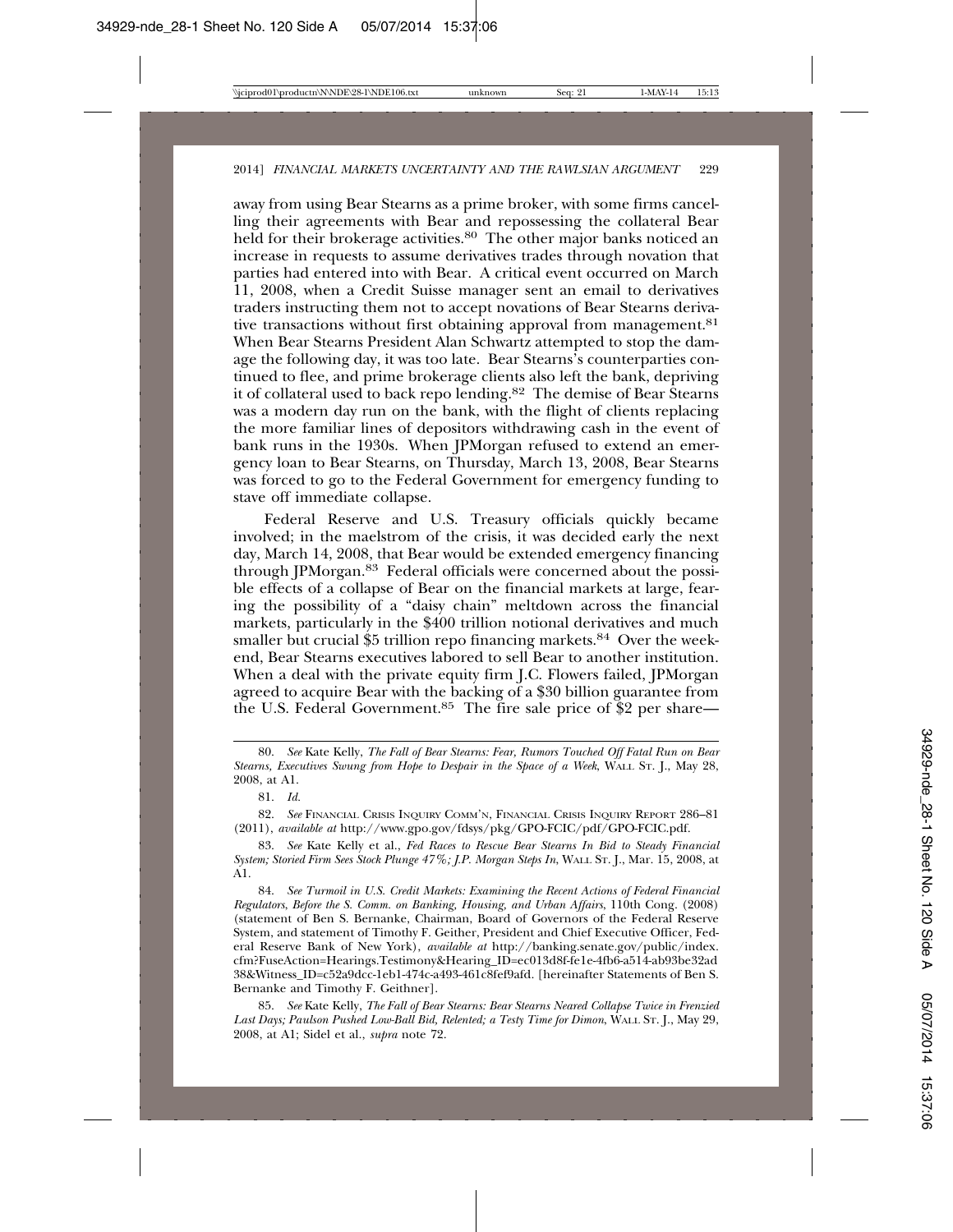away from using Bear Stearns as a prime broker, with some firms cancelling their agreements with Bear and repossessing the collateral Bear held for their brokerage activities.[80] The other major banks noticed an increase in requests to assume derivatives trades through novation that parties had entered into with Bear. A critical event occurred on March 11, 2008, when a Credit Suisse manager sent an email to derivatives traders instructing them not to accept novations of Bear Stearns derivative transactions without first obtaining approval from management.[81] When Bear Stearns President Alan Schwartz attempted to stop the damage the following day, it was too late. Bear Stearns's counterparties continued to flee, and prime brokerage clients also left the bank, depriving it of collateral used to back repo lending.[82] The demise of Bear Stearns was a modern day run on the bank, with the flight of clients replacing the more familiar lines of depositors withdrawing cash in the event of bank runs in the 1930s. When JPMorgan refused to extend an emergency loan to Bear Stearns, on Thursday, March 13, 2008, Bear Stearns was forced to go to the Federal Government for emergency funding to stave off immediate collapse.

Federal Reserve and U.S. Treasury officials quickly became involved; in the maelstrom of the crisis, it was decided early the next day, March 14, 2008, that Bear would be extended emergency financing through JPMorgan.[83] Federal officials were concerned about the possible effects of a collapse of Bear on the financial markets at large, fearing the possibility of a "daisy chain" meltdown across the financial markets, particularly in the $400 trillion notional derivatives and much smaller but crucial $5 trillion repo financing markets.[84] Over the weekend, Bear Stearns executives labored to sell Bear to another institution. When a deal with the private equity firm J.C. Flowers failed, JPMorgan agreed to acquire Bear with the backing of a $30 billion guarantee from the U.S. Federal Government.[85] The fire sale price of $2 per share—

---

80. *See* Kate Kelly, *The Fall of Bear Stearns: Fear, Rumors Touched Off Fatal Run on Bear Stearns, Executives Swung from Hope to Despair in the Space of a Week*, WALL ST. J., May 28, 2008, at A1.

81. *Id.*

82. *See* FINANCIAL CRISIS INQUIRY COMM'N, FINANCIAL CRISIS INQUIRY REPORT 286–81 (2011), *available at* http://www.gpo.gov/fdsys/pkg/GPO-FCIC/pdf/GPO-FCIC.pdf.

83. *See* Kate Kelly et al., *Fed Races to Rescue Bear Stearns In Bid to Steady Financial System; Storied Firm Sees Stock Plunge 47%; J.P. Morgan Steps In*, WALL ST. J., Mar. 15, 2008, at A1.

84. *See Turmoil in U.S. Credit Markets: Examining the Recent Actions of Federal Financial Regulators, Before the S. Comm. on Banking, Housing, and Urban Affairs*, 110th Cong. (2008) (statement of Ben S. Bernanke, Chairman, Board of Governors of the Federal Reserve System, and statement of Timothy F. Geither, President and Chief Executive Officer, Federal Reserve Bank of New York), *available at* http://banking.senate.gov/public/index.cfm?FuseAction=Hearings.Testimony&Hearing_ID=ec013d8f-fe1e-4fb6-a514-ab93be32ad38&Witness_ID=c52a9dcc-1eb1-474c-a493-461c8fef9afd. [hereinafter Statements of Ben S. Bernanke and Timothy F. Geithner].

85. *See* Kate Kelly, *The Fall of Bear Stearns: Bear Stearns Neared Collapse Twice in Frenzied Last Days; Paulson Pushed Low-Ball Bid, Relented; a Testy Time for Dimon*, WALL ST. J., May 29, 2008, at A1; Sidel et al., *supra* note 72.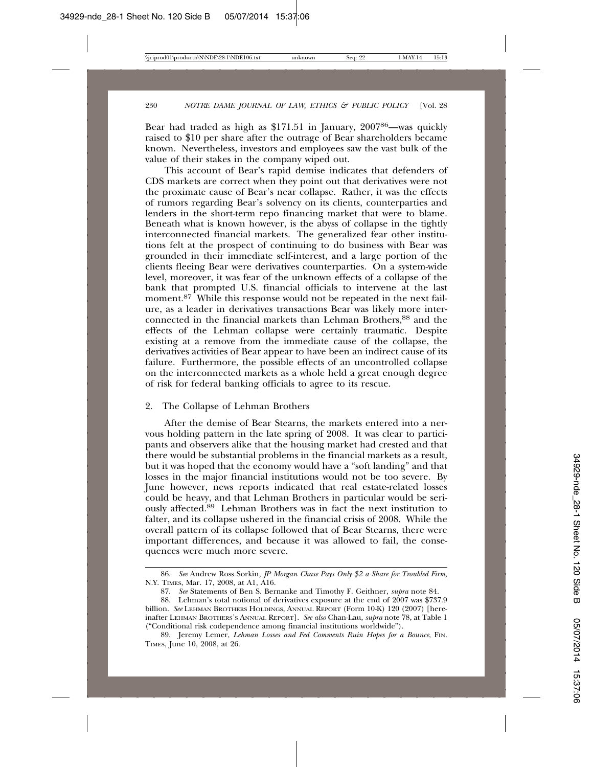Bear had traded as high as $171.51 in January, 2007[86]—was quickly raised to $10 per share after the outrage of Bear shareholders became known. Nevertheless, investors and employees saw the vast bulk of the value of their stakes in the company wiped out.

This account of Bear's rapid demise indicates that defenders of CDS markets are correct when they point out that derivatives were not the proximate cause of Bear's near collapse. Rather, it was the effects of rumors regarding Bear's solvency on its clients, counterparties and lenders in the short-term repo financing market that were to blame. Beneath what is known however, is the abyss of collapse in the tightly interconnected financial markets. The generalized fear other institutions felt at the prospect of continuing to do business with Bear was grounded in their immediate self-interest, and a large portion of the clients fleeing Bear were derivatives counterparties. On a system-wide level, moreover, it was fear of the unknown effects of a collapse of the bank that prompted U.S. financial officials to intervene at the last moment.[87] While this response would not be repeated in the next failure, as a leader in derivatives transactions Bear was likely more interconnected in the financial markets than Lehman Brothers,[88] and the effects of the Lehman collapse were certainly traumatic. Despite existing at a remove from the immediate cause of the collapse, the derivatives activities of Bear appear to have been an indirect cause of its failure. Furthermore, the possible effects of an uncontrolled collapse on the interconnected markets as a whole held a great enough degree of risk for federal banking officials to agree to its rescue.

### 2. The Collapse of Lehman Brothers

After the demise of Bear Stearns, the markets entered into a nervous holding pattern in the late spring of 2008. It was clear to participants and observers alike that the housing market had crested and that there would be substantial problems in the financial markets as a result, but it was hoped that the economy would have a "soft landing" and that losses in the major financial institutions would not be too severe. By June however, news reports indicated that real estate-related losses could be heavy, and that Lehman Brothers in particular would be seriously affected.[89] Lehman Brothers was in fact the next institution to falter, and its collapse ushered in the financial crisis of 2008. While the overall pattern of its collapse followed that of Bear Stearns, there were important differences, and because it was allowed to fail, the consequences were much more severe.

---

86. *See* Andrew Ross Sorkin, *JP Morgan Chase Pays Only $2 a Share for Troubled Firm*, N.Y. TIMES, Mar. 17, 2008, at A1, A16.

87. *See* Statements of Ben S. Bernanke and Timothy F. Geithner, *supra* note 84.

88. Lehman's total notional of derivatives exposure at the end of 2007 was $737.9 billion. *See* LEHMAN BROTHERS HOLDINGS, ANNUAL REPORT (Form 10-K) 120 (2007) [hereinafter LEHMAN BROTHERS'S ANNUAL REPORT]. *See also* Chan-Lau, *supra* note 78, at Table 1 ("Conditional risk codependence among financial institutions worldwide").

89. Jeremy Lemer, *Lehman Losses and Fed Comments Ruin Hopes for a Bounce*, FIN. TIMES, June 10, 2008, at 26.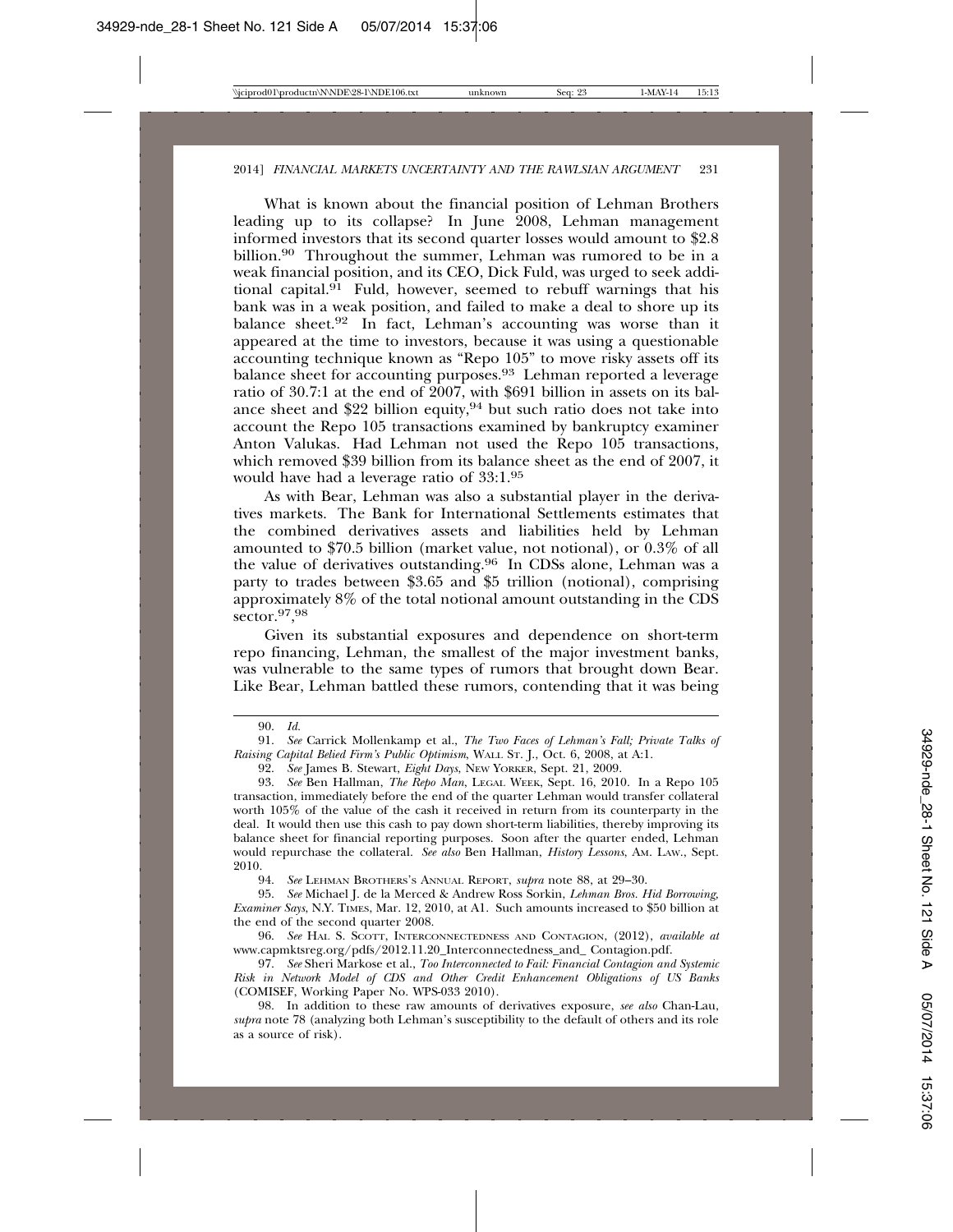What is known about the financial position of Lehman Brothers leading up to its collapse? In June 2008, Lehman management informed investors that its second quarter losses would amount to $2.8 billion.[90] Throughout the summer, Lehman was rumored to be in a weak financial position, and its CEO, Dick Fuld, was urged to seek additional capital.[91] Fuld, however, seemed to rebuff warnings that his bank was in a weak position, and failed to make a deal to shore up its balance sheet.[92] In fact, Lehman's accounting was worse than it appeared at the time to investors, because it was using a questionable accounting technique known as "Repo 105" to move risky assets off its balance sheet for accounting purposes.[93] Lehman reported a leverage ratio of 30.7:1 at the end of 2007, with $691 billion in assets on its balance sheet and $22 billion equity,[94] but such ratio does not take into account the Repo 105 transactions examined by bankruptcy examiner Anton Valukas. Had Lehman not used the Repo 105 transactions, which removed $39 billion from its balance sheet as the end of 2007, it would have had a leverage ratio of 33:1.[95]

As with Bear, Lehman was also a substantial player in the derivatives markets. The Bank for International Settlements estimates that the combined derivatives assets and liabilities held by Lehman amounted to $70.5 billion (market value, not notional), or 0.3% of all the value of derivatives outstanding.[96] In CDSs alone, Lehman was a party to trades between $3.65 and $5 trillion (notional), comprising approximately 8% of the total notional amount outstanding in the CDS sector.[97,98]

Given its substantial exposures and dependence on short-term repo financing, Lehman, the smallest of the major investment banks, was vulnerable to the same types of rumors that brought down Bear. Like Bear, Lehman battled these rumors, contending that it was being

---

90. *Id.*

91. *See* Carrick Mollenkamp et al., *The Two Faces of Lehman's Fall; Private Talks of Raising Capital Belied Firm's Public Optimism*, WALL ST. J., Oct. 6, 2008, at A:1.

92. *See* James B. Stewart, *Eight Days*, NEW YORKER, Sept. 21, 2009.

93. *See* Ben Hallman, *The Repo Man*, LEGAL WEEK, Sept. 16, 2010. In a Repo 105 transaction, immediately before the end of the quarter Lehman would transfer collateral worth 105% of the value of the cash it received in return from its counterparty in the deal. It would then use this cash to pay down short-term liabilities, thereby improving its balance sheet for financial reporting purposes. Soon after the quarter ended, Lehman would repurchase the collateral. *See also* Ben Hallman, *History Lessons*, AM. LAW., Sept. 2010.

94. *See* LEHMAN BROTHERS'S ANNUAL REPORT, *supra* note 88, at 29–30.

95. *See* Michael J. de la Merced & Andrew Ross Sorkin, *Lehman Bros. Hid Borrowing, Examiner Says*, N.Y. TIMES, Mar. 12, 2010, at A1. Such amounts increased to $50 billion at the end of the second quarter 2008.

96. *See* HAL S. SCOTT, INTERCONNECTEDNESS AND CONTAGION, (2012), *available at* www.capmktsreg.org/pdfs/2012.11.20_Interconnectedness_and_ Contagion.pdf.

97. *See* Sheri Markose et al., *Too Interconnected to Fail: Financial Contagion and Systemic Risk in Network Model of CDS and Other Credit Enhancement Obligations of US Banks* (COMISEF, Working Paper No. WPS-033 2010).

98. In addition to these raw amounts of derivatives exposure, *see also* Chan-Lau, *supra* note 78 (analyzing both Lehman's susceptibility to the default of others and its role as a source of risk).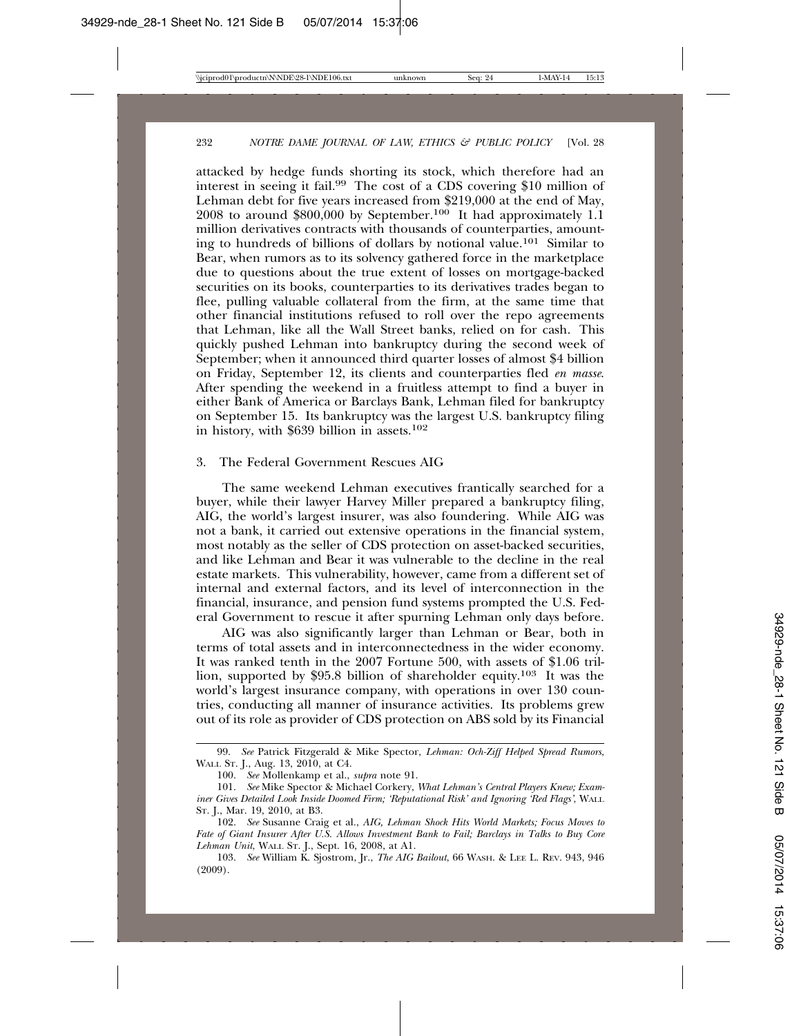attacked by hedge funds shorting its stock, which therefore had an interest in seeing it fail.[99] The cost of a CDS covering $10 million of Lehman debt for five years increased from $219,000 at the end of May, 2008 to around $800,000 by September.[100] It had approximately 1.1 million derivatives contracts with thousands of counterparties, amounting to hundreds of billions of dollars by notional value.[101] Similar to Bear, when rumors as to its solvency gathered force in the marketplace due to questions about the true extent of losses on mortgage-backed securities on its books, counterparties to its derivatives trades began to flee, pulling valuable collateral from the firm, at the same time that other financial institutions refused to roll over the repo agreements that Lehman, like all the Wall Street banks, relied on for cash. This quickly pushed Lehman into bankruptcy during the second week of September; when it announced third quarter losses of almost $4 billion on Friday, September 12, its clients and counterparties fled *en masse*. After spending the weekend in a fruitless attempt to find a buyer in either Bank of America or Barclays Bank, Lehman filed for bankruptcy on September 15. Its bankruptcy was the largest U.S. bankruptcy filing in history, with $639 billion in assets.[102]

### 3. The Federal Government Rescues AIG

The same weekend Lehman executives frantically searched for a buyer, while their lawyer Harvey Miller prepared a bankruptcy filing, AIG, the world's largest insurer, was also foundering. While AIG was not a bank, it carried out extensive operations in the financial system, most notably as the seller of CDS protection on asset-backed securities, and like Lehman and Bear it was vulnerable to the decline in the real estate markets. This vulnerability, however, came from a different set of internal and external factors, and its level of interconnection in the financial, insurance, and pension fund systems prompted the U.S. Federal Government to rescue it after spurning Lehman only days before.

AIG was also significantly larger than Lehman or Bear, both in terms of total assets and in interconnectedness in the wider economy. It was ranked tenth in the 2007 Fortune 500, with assets of $1.06 trillion, supported by $95.8 billion of shareholder equity.[103] It was the world's largest insurance company, with operations in over 130 countries, conducting all manner of insurance activities. Its problems grew out of its role as provider of CDS protection on ABS sold by its Financial

---

99. *See* Patrick Fitzgerald & Mike Spector, *Lehman: Och-Ziff Helped Spread Rumors*, WALL ST. J., Aug. 13, 2010, at C4.

100. *See* Mollenkamp et al., *supra* note 91.

101. *See* Mike Spector & Michael Corkery, *What Lehman's Central Players Knew; Examiner Gives Detailed Look Inside Doomed Firm; 'Reputational Risk' and Ignoring 'Red Flags'*, WALL ST. J., Mar. 19, 2010, at B3.

102. *See* Susanne Craig et al., *AIG, Lehman Shock Hits World Markets; Focus Moves to Fate of Giant Insurer After U.S. Allows Investment Bank to Fail; Barclays in Talks to Buy Core Lehman Unit*, WALL ST. J., Sept. 16, 2008, at A1.

103. *See* William K. Sjostrom, Jr., *The AIG Bailout*, 66 WASH. & LEE L. REV. 943, 946 (2009).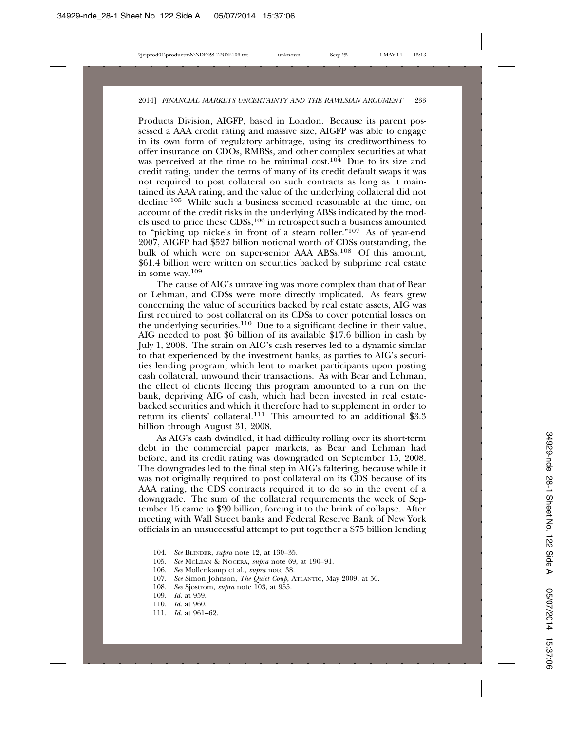Products Division, AIGFP, based in London. Because its parent possessed a AAA credit rating and massive size, AIGFP was able to engage in its own form of regulatory arbitrage, using its creditworthiness to offer insurance on CDOs, RMBSs, and other complex securities at what was perceived at the time to be minimal cost.[104] Due to its size and credit rating, under the terms of many of its credit default swaps it was not required to post collateral on such contracts as long as it maintained its AAA rating, and the value of the underlying collateral did not decline.[105] While such a business seemed reasonable at the time, on account of the credit risks in the underlying ABSs indicated by the models used to price these CDSs,[106] in retrospect such a business amounted to "picking up nickels in front of a steam roller."[107] As of year-end 2007, AIGFP had $527 billion notional worth of CDSs outstanding, the bulk of which were on super-senior AAA ABSs.[108] Of this amount, $61.4 billion were written on securities backed by subprime real estate in some way.[109]

The cause of AIG's unraveling was more complex than that of Bear or Lehman, and CDSs were more directly implicated. As fears grew concerning the value of securities backed by real estate assets, AIG was first required to post collateral on its CDSs to cover potential losses on the underlying securities.[110] Due to a significant decline in their value, AIG needed to post $6 billion of its available $17.6 billion in cash by July 1, 2008. The strain on AIG's cash reserves led to a dynamic similar to that experienced by the investment banks, as parties to AIG's securities lending program, which lent to market participants upon posting cash collateral, unwound their transactions. As with Bear and Lehman, the effect of clients fleeing this program amounted to a run on the bank, depriving AIG of cash, which had been invested in real estate-backed securities and which it therefore had to supplement in order to return its clients' collateral.[111] This amounted to an additional $3.3 billion through August 31, 2008.

As AIG's cash dwindled, it had difficulty rolling over its short-term debt in the commercial paper markets, as Bear and Lehman had before, and its credit rating was downgraded on September 15, 2008. The downgrades led to the final step in AIG's faltering, because while it was not originally required to post collateral on its CDS because of its AAA rating, the CDS contracts required it to do so in the event of a downgrade. The sum of the collateral requirements the week of September 15 came to $20 billion, forcing it to the brink of collapse. After meeting with Wall Street banks and Federal Reserve Bank of New York officials in an unsuccessful attempt to put together a $75 billion lending

---

104. *See* Blinder, *supra* note 12, at 130–35.

105. *See* McLean & Nocera, *supra* note 69, at 190–91.

106. *See* Mollenkamp et al., *supra* note 38.

107. *See* Simon Johnson, *The Quiet Coup*, Atlantic, May 2009, at 50.

108. *See* Sjostrom, *supra* note 103, at 955.

109. *Id.* at 959.

110. *Id.* at 960.

111. *Id.* at 961–62.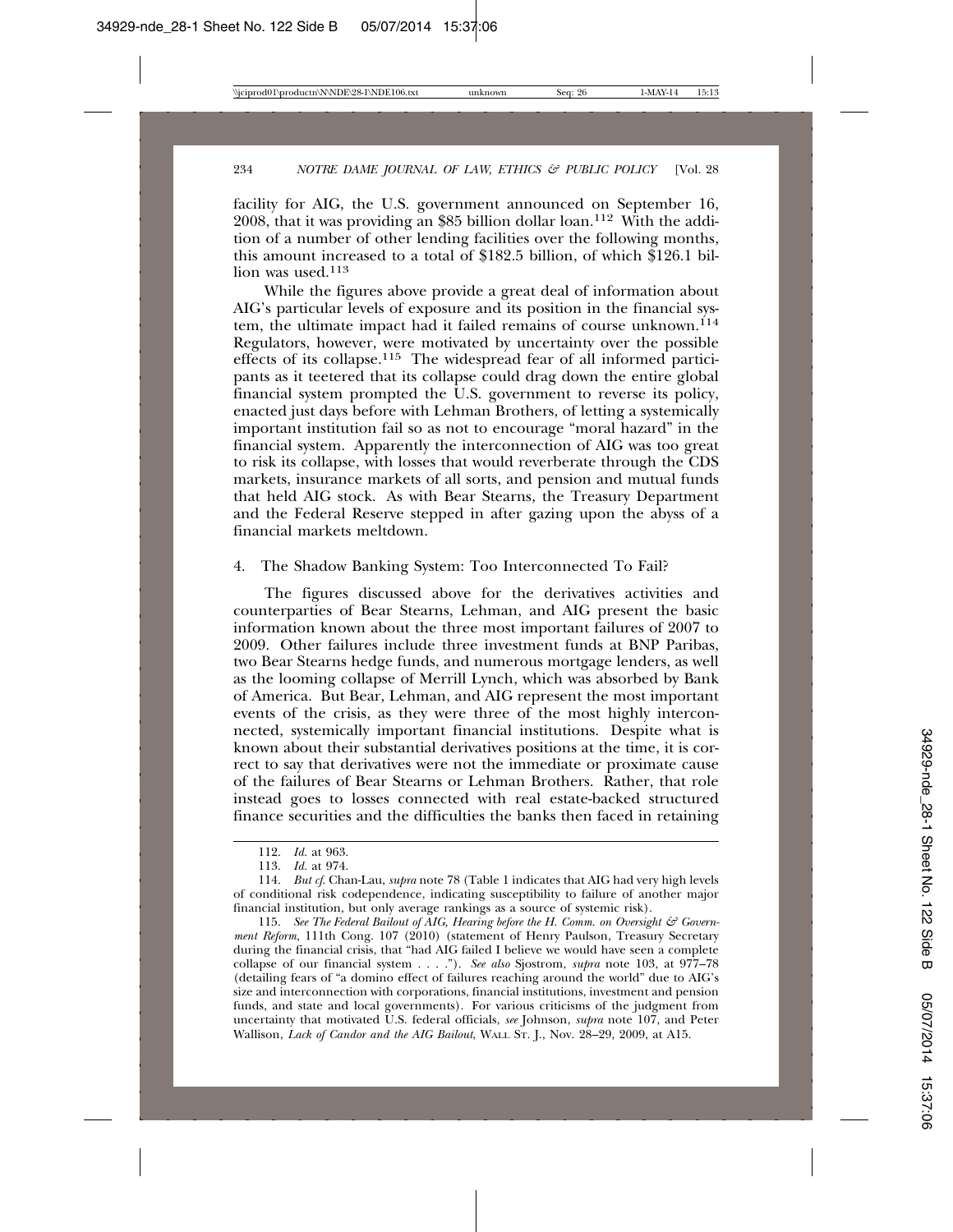facility for AIG, the U.S. government announced on September 16, 2008, that it was providing an $85 billion dollar loan.[112] With the addition of a number of other lending facilities over the following months, this amount increased to a total of $182.5 billion, of which $126.1 billion was used.[113]

While the figures above provide a great deal of information about AIG's particular levels of exposure and its position in the financial system, the ultimate impact had it failed remains of course unknown.[114] Regulators, however, were motivated by uncertainty over the possible effects of its collapse.[115] The widespread fear of all informed participants as it teetered that its collapse could drag down the entire global financial system prompted the U.S. government to reverse its policy, enacted just days before with Lehman Brothers, of letting a systemically important institution fail so as not to encourage "moral hazard" in the financial system. Apparently the interconnection of AIG was too great to risk its collapse, with losses that would reverberate through the CDS markets, insurance markets of all sorts, and pension and mutual funds that held AIG stock. As with Bear Stearns, the Treasury Department and the Federal Reserve stepped in after gazing upon the abyss of a financial markets meltdown.

4. The Shadow Banking System: Too Interconnected To Fail?

The figures discussed above for the derivatives activities and counterparties of Bear Stearns, Lehman, and AIG present the basic information known about the three most important failures of 2007 to 2009. Other failures include three investment funds at BNP Paribas, two Bear Stearns hedge funds, and numerous mortgage lenders, as well as the looming collapse of Merrill Lynch, which was absorbed by Bank of America. But Bear, Lehman, and AIG represent the most important events of the crisis, as they were three of the most highly interconnected, systemically important financial institutions. Despite what is known about their substantial derivatives positions at the time, it is correct to say that derivatives were not the immediate or proximate cause of the failures of Bear Stearns or Lehman Brothers. Rather, that role instead goes to losses connected with real estate-backed structured finance securities and the difficulties the banks then faced in retaining

---

112. *Id.* at 963.

113. *Id.* at 974.

114. *But cf.* Chan-Lau, *supra* note 78 (Table 1 indicates that AIG had very high levels of conditional risk codependence, indicating susceptibility to failure of another major financial institution, but only average rankings as a source of systemic risk).

115. *See The Federal Bailout of AIG, Hearing before the H. Comm. on Oversight & Government Reform*, 111th Cong. 107 (2010) (statement of Henry Paulson, Treasury Secretary during the financial crisis, that "had AIG failed I believe we would have seen a complete collapse of our financial system . . . ."). *See also* Sjostrom, *supra* note 103, at 977–78 (detailing fears of "a domino effect of failures reaching around the world" due to AIG's size and interconnection with corporations, financial institutions, investment and pension funds, and state and local governments). For various criticisms of the judgment from uncertainty that motivated U.S. federal officials, *see* Johnson, *supra* note 107, and Peter Wallison, *Lack of Candor and the AIG Bailout*, WALL ST. J., Nov. 28–29, 2009, at A15.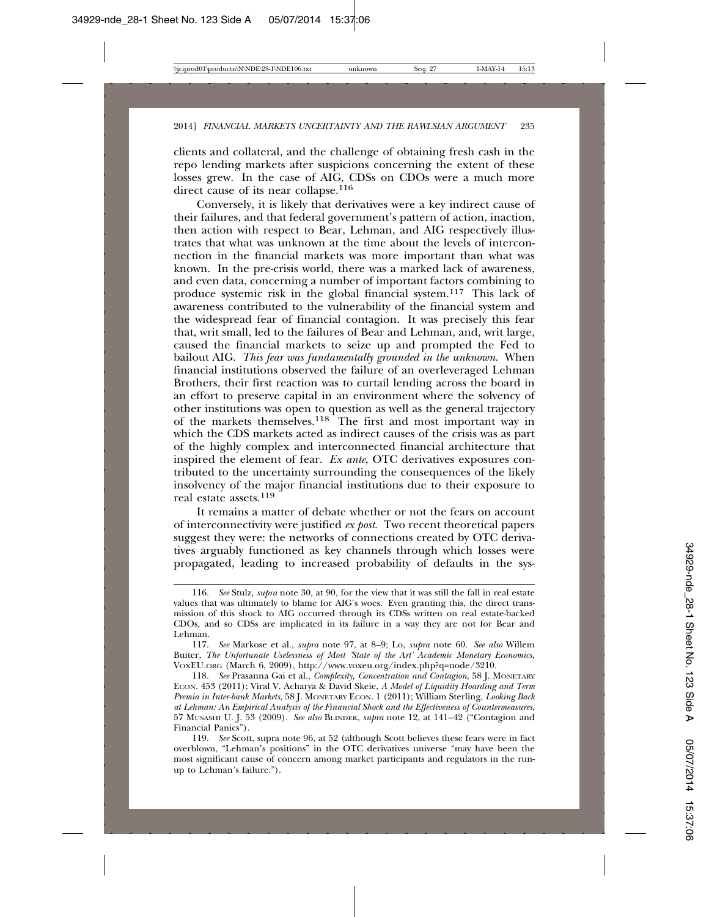clients and collateral, and the challenge of obtaining fresh cash in the repo lending markets after suspicions concerning the extent of these losses grew. In the case of AIG, CDSs on CDOs were a much more direct cause of its near collapse.[116]

Conversely, it is likely that derivatives were a key indirect cause of their failures, and that federal government's pattern of action, inaction, then action with respect to Bear, Lehman, and AIG respectively illustrates that what was unknown at the time about the levels of interconnection in the financial markets was more important than what was known. In the pre-crisis world, there was a marked lack of awareness, and even data, concerning a number of important factors combining to produce systemic risk in the global financial system.[117] This lack of awareness contributed to the vulnerability of the financial system and the widespread fear of financial contagion. It was precisely this fear that, writ small, led to the failures of Bear and Lehman, and, writ large, caused the financial markets to seize up and prompted the Fed to bailout AIG. *This fear was fundamentally grounded in the unknown*. When financial institutions observed the failure of an overleveraged Lehman Brothers, their first reaction was to curtail lending across the board in an effort to preserve capital in an environment where the solvency of other institutions was open to question as well as the general trajectory of the markets themselves.[118] The first and most important way in which the CDS markets acted as indirect causes of the crisis was as part of the highly complex and interconnected financial architecture that inspired the element of fear. *Ex ante*, OTC derivatives exposures contributed to the uncertainty surrounding the consequences of the likely insolvency of the major financial institutions due to their exposure to real estate assets.[119]

It remains a matter of debate whether or not the fears on account of interconnectivity were justified *ex post*. Two recent theoretical papers suggest they were: the networks of connections created by OTC derivatives arguably functioned as key channels through which losses were propagated, leading to increased probability of defaults in the sys-

---

116. *See* Stulz, *supra* note 30, at 90, for the view that it was still the fall in real estate values that was ultimately to blame for AIG's woes. Even granting this, the direct transmission of this shock to AIG occurred through its CDSs written on real estate-backed CDOs, and so CDSs are implicated in its failure in a way they are not for Bear and Lehman.

117. *See* Markose et al., *supra* note 97, at 8–9; Lo, *supra* note 60. *See also* Willem Buiter, *The Unfortunate Uselessness of Most 'State of the Art' Academic Monetary Economics,* VOXEU.ORG (March 6, 2009), http://www.voxeu.org/index.php?q=node/3210.

118. *See* Prasanna Gai et al., *Complexity, Concentration and Contagion*, 58 J. MONETARY ECON. 453 (2011); Viral V. Acharya & David Skeie, *A Model of Liquidity Hoarding and Term Premia in Inter-bank Markets*, 58 J. MONETARY ECON. 1 (2011); William Sterling, *Looking Back at Lehman: An Empirical Analysis of the Financial Shock and the Effectiveness of Countermeasures*, 57 MUSASHI U. J. 53 (2009). *See also* BLINDER, *supra* note 12, at 141–42 ("Contagion and Financial Panics").

119. *See* Scott, supra note 96, at 52 (although Scott believes these fears were in fact overblown, "Lehman's positions" in the OTC derivatives universe "may have been the most significant cause of concern among market participants and regulators in the run-up to Lehman's failure.").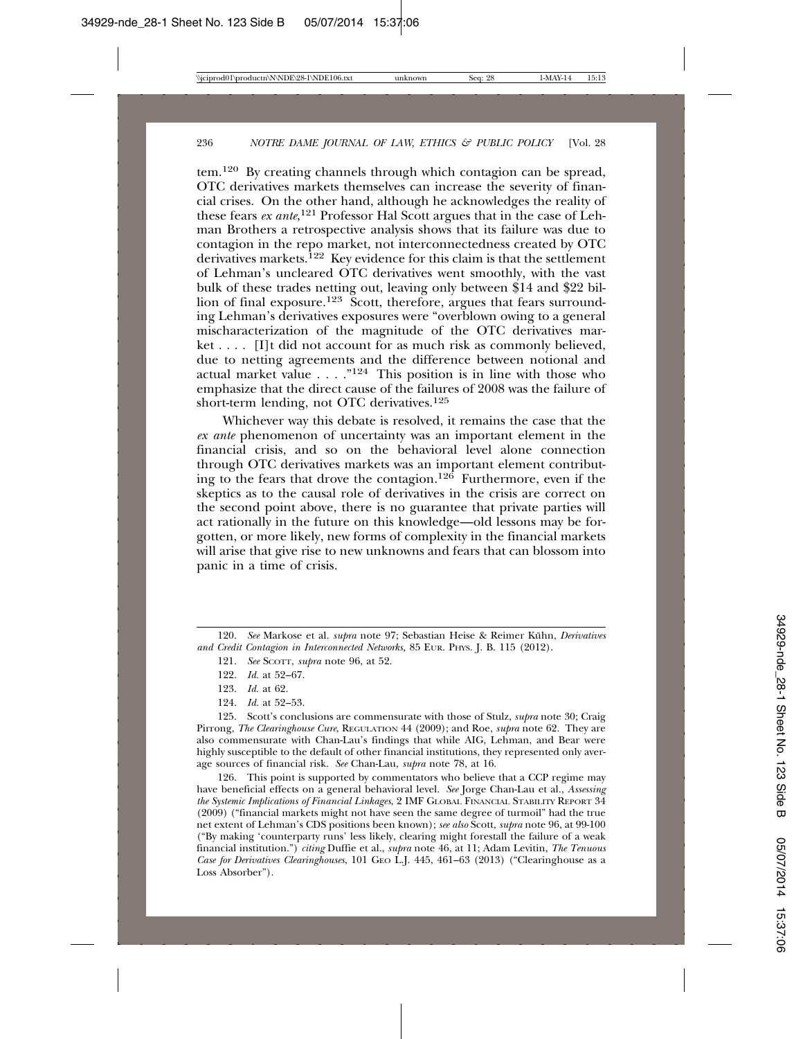tem.[120] By creating channels through which contagion can be spread, OTC derivatives markets themselves can increase the severity of financial crises. On the other hand, although he acknowledges the reality of these fears *ex ante*,[121] Professor Hal Scott argues that in the case of Lehman Brothers a retrospective analysis shows that its failure was due to contagion in the repo market, not interconnectedness created by OTC derivatives markets.[122] Key evidence for this claim is that the settlement of Lehman's uncleared OTC derivatives went smoothly, with the vast bulk of these trades netting out, leaving only between $14 and $22 billion of final exposure.[123] Scott, therefore, argues that fears surrounding Lehman's derivatives exposures were "overblown owing to a general mischaracterization of the magnitude of the OTC derivatives market . . . . [I]t did not account for as much risk as commonly believed, due to netting agreements and the difference between notional and actual market value . . . ."[124] This position is in line with those who emphasize that the direct cause of the failures of 2008 was the failure of short-term lending, not OTC derivatives.[125]

Whichever way this debate is resolved, it remains the case that the *ex ante* phenomenon of uncertainty was an important element in the financial crisis, and so on the behavioral level alone connection through OTC derivatives markets was an important element contributing to the fears that drove the contagion.[126] Furthermore, even if the skeptics as to the causal role of derivatives in the crisis are correct on the second point above, there is no guarantee that private parties will act rationally in the future on this knowledge—old lessons may be forgotten, or more likely, new forms of complexity in the financial markets will arise that give rise to new unknowns and fears that can blossom into panic in a time of crisis.

---

120. *See* Markose et al. *supra* note 97; Sebastian Heise & Reimer Kühn, *Derivatives and Credit Contagion in Interconnected Networks,* 85 EUR. PHYS. J. B. 115 (2012).

121. *See* SCOTT, *supra* note 96, at 52.

122. *Id.* at 52–67.

123. *Id.* at 62.

124. *Id.* at 52–53.

125. Scott's conclusions are commensurate with those of Stulz, *supra* note 30; Craig Pirrong, *The Clearinghouse Cure*, REGULATION 44 (2009); and Roe, *supra* note 62. They are also commensurate with Chan-Lau's findings that while AIG, Lehman, and Bear were highly susceptible to the default of other financial institutions, they represented only average sources of financial risk. *See* Chan-Lau, *supra* note 78, at 16.

126. This point is supported by commentators who believe that a CCP regime may have beneficial effects on a general behavioral level. *See* Jorge Chan-Lau et al., *Assessing the Systemic Implications of Financial Linkages*, 2 IMF GLOBAL FINANCIAL STABILITY REPORT 34 (2009) ("financial markets might not have seen the same degree of turmoil" had the true net extent of Lehman's CDS positions been known); *see also* Scott, *supra* note 96, at 99-100 ("By making 'counterparty runs' less likely, clearing might forestall the failure of a weak financial institution.") *citing* Duffie et al., *supra* note 46, at 11; Adam Levitin, *The Tenuous Case for Derivatives Clearinghouses*, 101 GEO L.J. 445, 461–63 (2013) ("Clearinghouse as a Loss Absorber").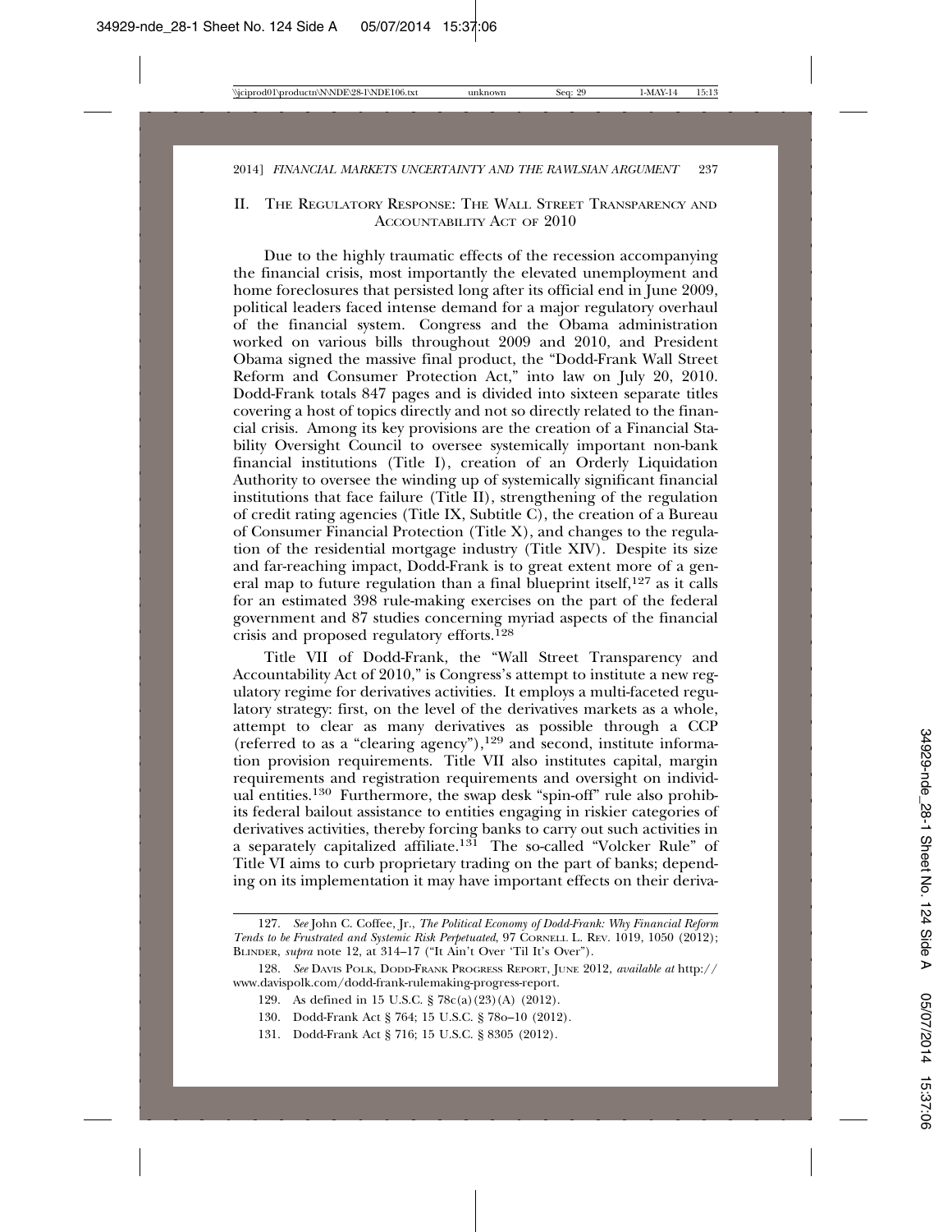## II. The Regulatory Response: The Wall Street Transparency and Accountability Act of 2010

Due to the highly traumatic effects of the recession accompanying the financial crisis, most importantly the elevated unemployment and home foreclosures that persisted long after its official end in June 2009, political leaders faced intense demand for a major regulatory overhaul of the financial system. Congress and the Obama administration worked on various bills throughout 2009 and 2010, and President Obama signed the massive final product, the "Dodd-Frank Wall Street Reform and Consumer Protection Act," into law on July 20, 2010. Dodd-Frank totals 847 pages and is divided into sixteen separate titles covering a host of topics directly and not so directly related to the financial crisis. Among its key provisions are the creation of a Financial Stability Oversight Council to oversee systemically important non-bank financial institutions (Title I), creation of an Orderly Liquidation Authority to oversee the winding up of systemically significant financial institutions that face failure (Title II), strengthening of the regulation of credit rating agencies (Title IX, Subtitle C), the creation of a Bureau of Consumer Financial Protection (Title X), and changes to the regulation of the residential mortgage industry (Title XIV). Despite its size and far-reaching impact, Dodd-Frank is to great extent more of a general map to future regulation than a final blueprint itself,[127] as it calls for an estimated 398 rule-making exercises on the part of the federal government and 87 studies concerning myriad aspects of the financial crisis and proposed regulatory efforts.[128]

Title VII of Dodd-Frank, the "Wall Street Transparency and Accountability Act of 2010," is Congress's attempt to institute a new regulatory regime for derivatives activities. It employs a multi-faceted regulatory strategy: first, on the level of the derivatives markets as a whole, attempt to clear as many derivatives as possible through a CCP (referred to as a "clearing agency"),[129] and second, institute information provision requirements. Title VII also institutes capital, margin requirements and registration requirements and oversight on individual entities.[130] Furthermore, the swap desk "spin-off" rule also prohibits federal bailout assistance to entities engaging in riskier categories of derivatives activities, thereby forcing banks to carry out such activities in a separately capitalized affiliate.[131] The so-called "Volcker Rule" of Title VI aims to curb proprietary trading on the part of banks; depending on its implementation it may have important effects on their deriva-

---

127. *See* John C. Coffee, Jr., *The Political Economy of Dodd-Frank: Why Financial Reform Tends to be Frustrated and Systemic Risk Perpetuated*, 97 Cornell L. Rev. 1019, 1050 (2012); Blinder, *supra* note 12, at 314–17 ("It Ain't Over 'Til It's Over").

128. *See* Davis Polk, Dodd-Frank Progress Report, June 2012, *available at* http://www.davispolk.com/dodd-frank-rulemaking-progress-report.

129. As defined in 15 U.S.C. § 78c(a)(23)(A) (2012).

130. Dodd-Frank Act § 764; 15 U.S.C. § 78o–10 (2012).

131. Dodd-Frank Act § 716; 15 U.S.C. § 8305 (2012).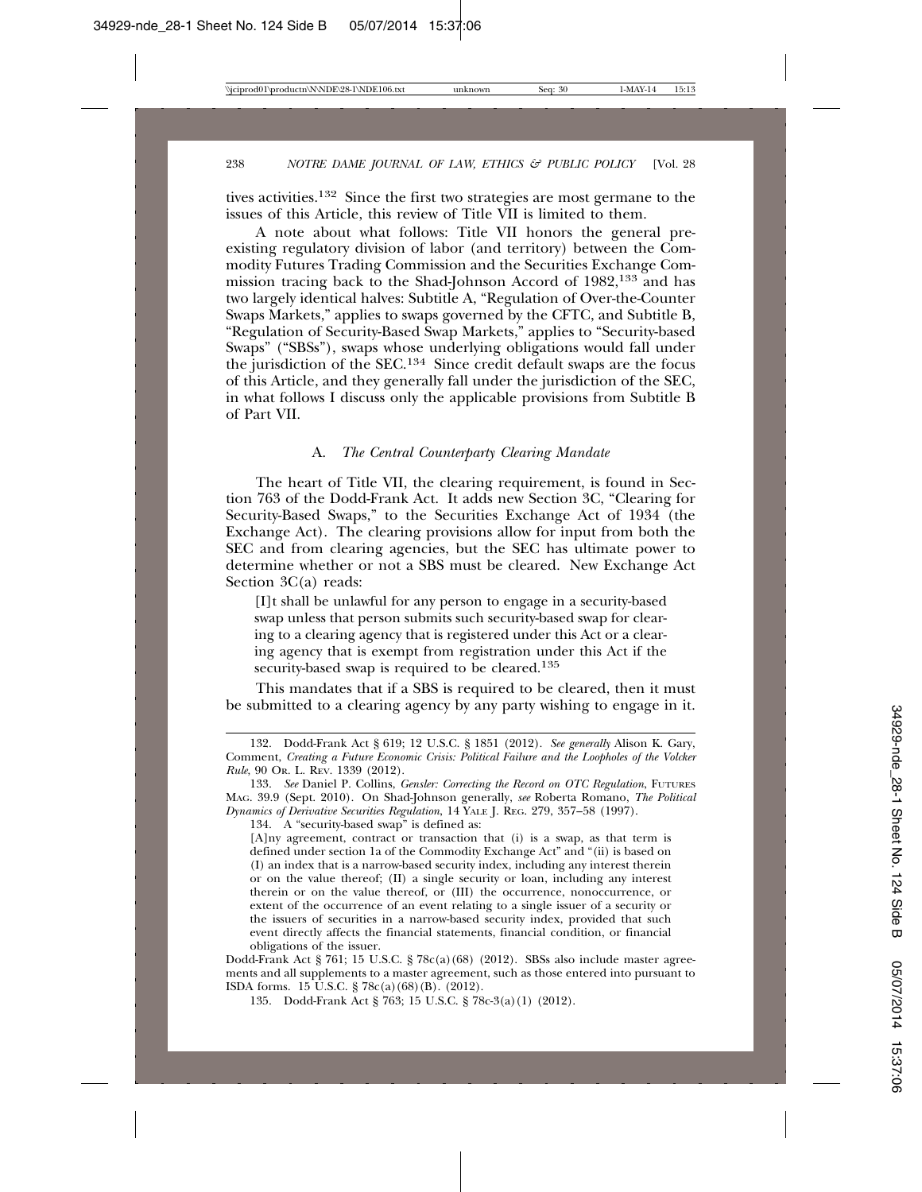tives activities.[132] Since the first two strategies are most germane to the issues of this Article, this review of Title VII is limited to them.

A note about what follows: Title VII honors the general preexisting regulatory division of labor (and territory) between the Commodity Futures Trading Commission and the Securities Exchange Commission tracing back to the Shad-Johnson Accord of 1982,[133] and has two largely identical halves: Subtitle A, "Regulation of Over-the-Counter Swaps Markets," applies to swaps governed by the CFTC, and Subtitle B, "Regulation of Security-Based Swap Markets," applies to "Security-based Swaps" ("SBSs"), swaps whose underlying obligations would fall under the jurisdiction of the SEC.[134] Since credit default swaps are the focus of this Article, and they generally fall under the jurisdiction of the SEC, in what follows I discuss only the applicable provisions from Subtitle B of Part VII.

### A. *The Central Counterparty Clearing Mandate*

The heart of Title VII, the clearing requirement, is found in Section 763 of the Dodd-Frank Act. It adds new Section 3C, "Clearing for Security-Based Swaps," to the Securities Exchange Act of 1934 (the Exchange Act). The clearing provisions allow for input from both the SEC and from clearing agencies, but the SEC has ultimate power to determine whether or not a SBS must be cleared. New Exchange Act Section 3C(a) reads:

> [I]t shall be unlawful for any person to engage in a security-based swap unless that person submits such security-based swap for clearing to a clearing agency that is registered under this Act or a clearing agency that is exempt from registration under this Act if the security-based swap is required to be cleared.[135]

This mandates that if a SBS is required to be cleared, then it must be submitted to a clearing agency by any party wishing to engage in it.

---

132. Dodd-Frank Act § 619; 12 U.S.C. § 1851 (2012). *See generally* Alison K. Gary, Comment, *Creating a Future Economic Crisis: Political Failure and the Loopholes of the Volcker Rule*, 90 OR. L. REV. 1339 (2012).

133. *See* Daniel P. Collins, *Gensler: Correcting the Record on OTC Regulation*, FUTURES MAG. 39.9 (Sept. 2010). On Shad-Johnson generally, *see* Roberta Romano, *The Political Dynamics of Derivative Securities Regulation*, 14 YALE J. REG. 279, 357–58 (1997).

134. A "security-based swap" is defined as:

> [A]ny agreement, contract or transaction that (i) is a swap, as that term is defined under section 1a of the Commodity Exchange Act" and "(ii) is based on (I) an index that is a narrow-based security index, including any interest therein or on the value thereof; (II) a single security or loan, including any interest therein or on the value thereof, or (III) the occurrence, nonoccurrence, or extent of the occurrence of an event relating to a single issuer of a security or the issuers of securities in a narrow-based security index, provided that such event directly affects the financial statements, financial condition, or financial obligations of the issuer.

Dodd-Frank Act § 761; 15 U.S.C. § 78c(a)(68) (2012). SBSs also include master agreements and all supplements to a master agreement, such as those entered into pursuant to ISDA forms. 15 U.S.C. § 78c(a)(68)(B). (2012).

135. Dodd-Frank Act § 763; 15 U.S.C. § 78c-3(a)(1) (2012).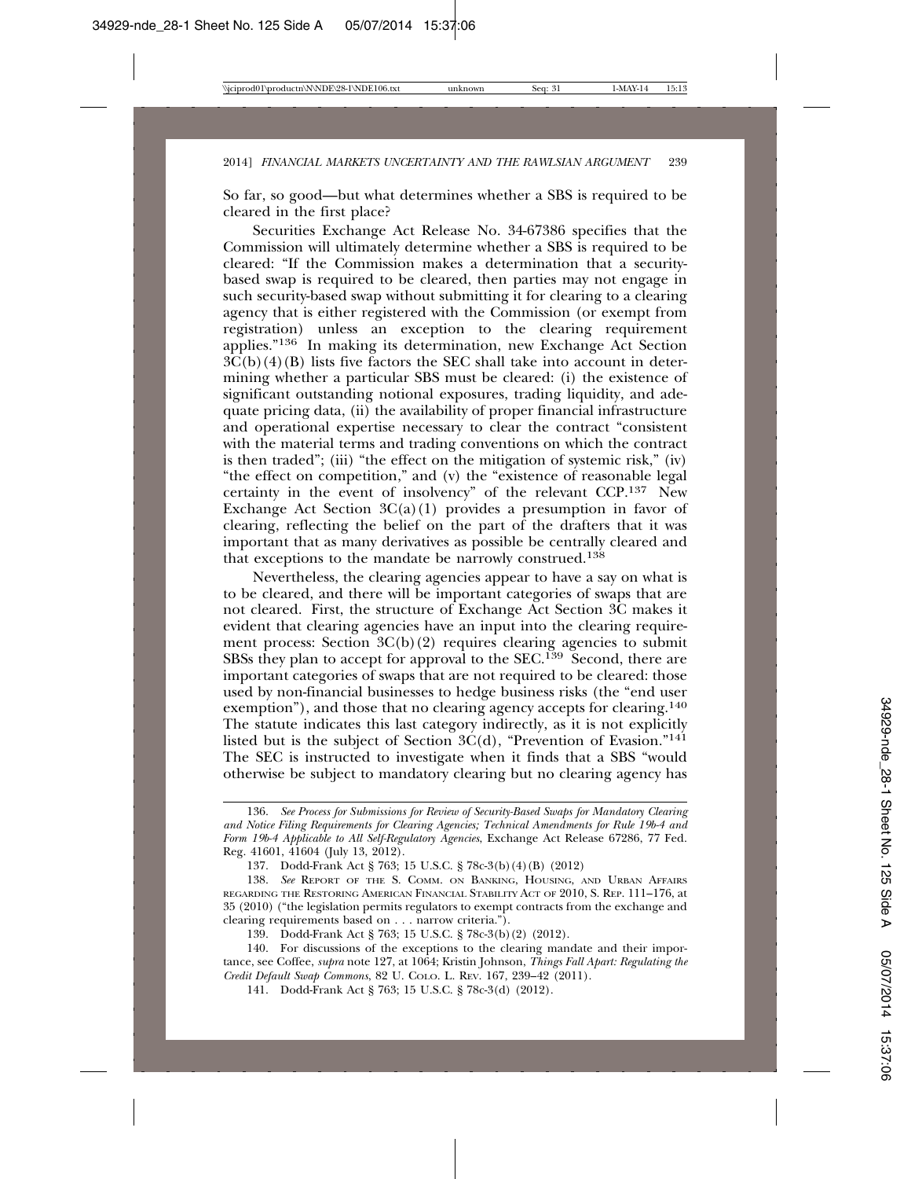So far, so good—but what determines whether a SBS is required to be cleared in the first place?

Securities Exchange Act Release No. 34-67386 specifies that the Commission will ultimately determine whether a SBS is required to be cleared: "If the Commission makes a determination that a security-based swap is required to be cleared, then parties may not engage in such security-based swap without submitting it for clearing to a clearing agency that is either registered with the Commission (or exempt from registration) unless an exception to the clearing requirement applies."[136] In making its determination, new Exchange Act Section 3C(b)(4)(B) lists five factors the SEC shall take into account in determining whether a particular SBS must be cleared: (i) the existence of significant outstanding notional exposures, trading liquidity, and adequate pricing data, (ii) the availability of proper financial infrastructure and operational expertise necessary to clear the contract "consistent with the material terms and trading conventions on which the contract is then traded"; (iii) "the effect on the mitigation of systemic risk," (iv) "the effect on competition," and (v) the "existence of reasonable legal certainty in the event of insolvency" of the relevant CCP.[137] New Exchange Act Section 3C(a)(1) provides a presumption in favor of clearing, reflecting the belief on the part of the drafters that it was important that as many derivatives as possible be centrally cleared and that exceptions to the mandate be narrowly construed.[138]

Nevertheless, the clearing agencies appear to have a say on what is to be cleared, and there will be important categories of swaps that are not cleared. First, the structure of Exchange Act Section 3C makes it evident that clearing agencies have an input into the clearing requirement process: Section 3C(b)(2) requires clearing agencies to submit SBSs they plan to accept for approval to the SEC.[139] Second, there are important categories of swaps that are not required to be cleared: those used by non-financial businesses to hedge business risks (the "end user exemption"), and those that no clearing agency accepts for clearing.[140] The statute indicates this last category indirectly, as it is not explicitly listed but is the subject of Section 3C(d), "Prevention of Evasion."[141] The SEC is instructed to investigate when it finds that a SBS "would otherwise be subject to mandatory clearing but no clearing agency has

---

136. *See Process for Submissions for Review of Security-Based Swaps for Mandatory Clearing and Notice Filing Requirements for Clearing Agencies; Technical Amendments for Rule 19b-4 and Form 19b-4 Applicable to All Self-Regulatory Agencies*, Exchange Act Release 67286, 77 Fed. Reg. 41601, 41604 (July 13, 2012).

137. Dodd-Frank Act § 763; 15 U.S.C. § 78c-3(b)(4)(B) (2012)

138. *See* REPORT OF THE S. COMM. ON BANKING, HOUSING, AND URBAN AFFAIRS REGARDING THE RESTORING AMERICAN FINANCIAL STABILITY ACT OF 2010, S. REP. 111–176, at 35 (2010) ("the legislation permits regulators to exempt contracts from the exchange and clearing requirements based on . . . narrow criteria.").

139. Dodd-Frank Act § 763; 15 U.S.C. § 78c-3(b)(2) (2012).

140. For discussions of the exceptions to the clearing mandate and their importance, see Coffee, *supra* note 127, at 1064; Kristin Johnson, *Things Fall Apart: Regulating the Credit Default Swap Commons*, 82 U. COLO. L. REV. 167, 239–42 (2011).

141. Dodd-Frank Act § 763; 15 U.S.C. § 78c-3(d) (2012).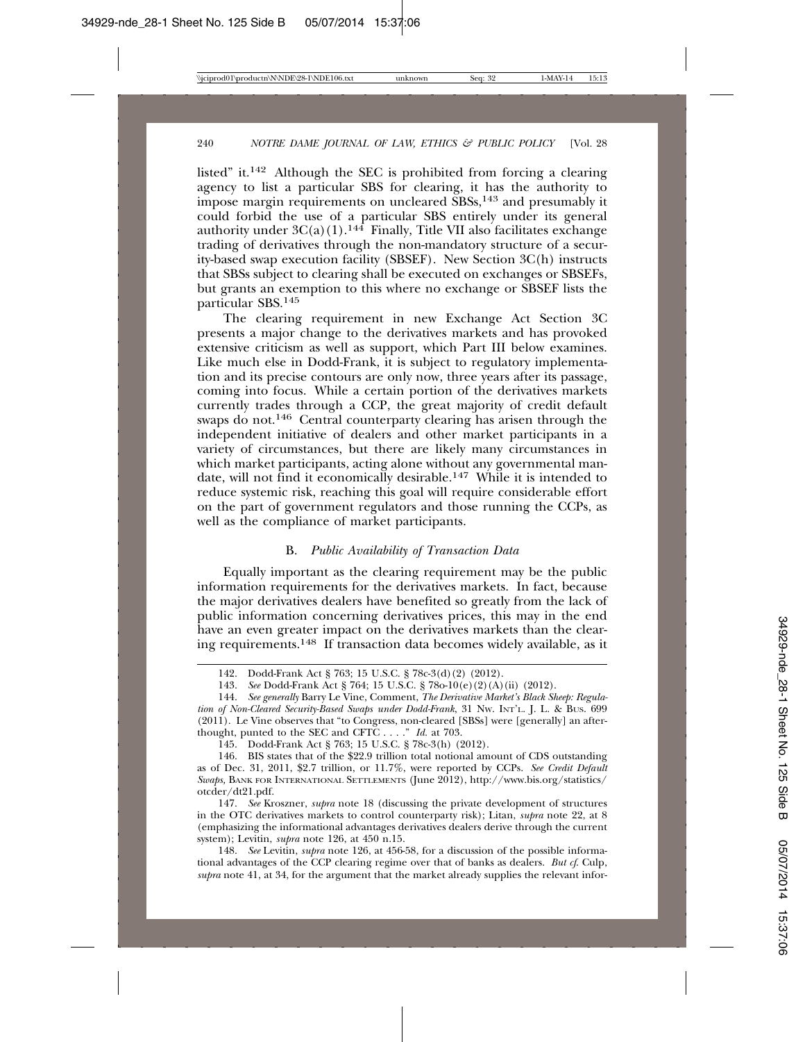listed" it.[142] Although the SEC is prohibited from forcing a clearing agency to list a particular SBS for clearing, it has the authority to impose margin requirements on uncleared SBSs,[143] and presumably it could forbid the use of a particular SBS entirely under its general authority under 3C(a)(1).[144] Finally, Title VII also facilitates exchange trading of derivatives through the non-mandatory structure of a security-based swap execution facility (SBSEF). New Section 3C(h) instructs that SBSs subject to clearing shall be executed on exchanges or SBSEFs, but grants an exemption to this where no exchange or SBSEF lists the particular SBS.[145]

The clearing requirement in new Exchange Act Section 3C presents a major change to the derivatives markets and has provoked extensive criticism as well as support, which Part III below examines. Like much else in Dodd-Frank, it is subject to regulatory implementation and its precise contours are only now, three years after its passage, coming into focus. While a certain portion of the derivatives markets currently trades through a CCP, the great majority of credit default swaps do not.[146] Central counterparty clearing has arisen through the independent initiative of dealers and other market participants in a variety of circumstances, but there are likely many circumstances in which market participants, acting alone without any governmental mandate, will not find it economically desirable.[147] While it is intended to reduce systemic risk, reaching this goal will require considerable effort on the part of government regulators and those running the CCPs, as well as the compliance of market participants.

### B. *Public Availability of Transaction Data*

Equally important as the clearing requirement may be the public information requirements for the derivatives markets. In fact, because the major derivatives dealers have benefited so greatly from the lack of public information concerning derivatives prices, this may in the end have an even greater impact on the derivatives markets than the clearing requirements.[148] If transaction data becomes widely available, as it

---

142. Dodd-Frank Act § 763; 15 U.S.C. § 78c-3(d)(2) (2012).

143. *See* Dodd-Frank Act § 764; 15 U.S.C. § 78o-10(e)(2)(A)(ii) (2012).

144. *See generally* Barry Le Vine, Comment, *The Derivative Market's Black Sheep: Regulation of Non-Cleared Security-Based Swaps under Dodd-Frank*, 31 NW. INT'L. J. L. & BUS. 699 (2011). Le Vine observes that "to Congress, non-cleared [SBSs] were [generally] an afterthought, punted to the SEC and CFTC . . . ." *Id.* at 703.

145. Dodd-Frank Act § 763; 15 U.S.C. § 78c-3(h) (2012).

146. BIS states that of the $22.9 trillion total notional amount of CDS outstanding as of Dec. 31, 2011, $2.7 trillion, or 11.7%, were reported by CCPs. *See Credit Default Swaps*, BANK FOR INTERNATIONAL SETTLEMENTS (June 2012), http://www.bis.org/statistics/otcder/dt21.pdf.

147. *See* Kroszner, *supra* note 18 (discussing the private development of structures in the OTC derivatives markets to control counterparty risk); Litan, *supra* note 22, at 8 (emphasizing the informational advantages derivatives dealers derive through the current system); Levitin, *supra* note 126, at 450 n.15.

148. *See* Levitin, *supra* note 126, at 456-58, for a discussion of the possible informational advantages of the CCP clearing regime over that of banks as dealers. *But cf.* Culp, *supra* note 41, at 34, for the argument that the market already supplies the relevant infor-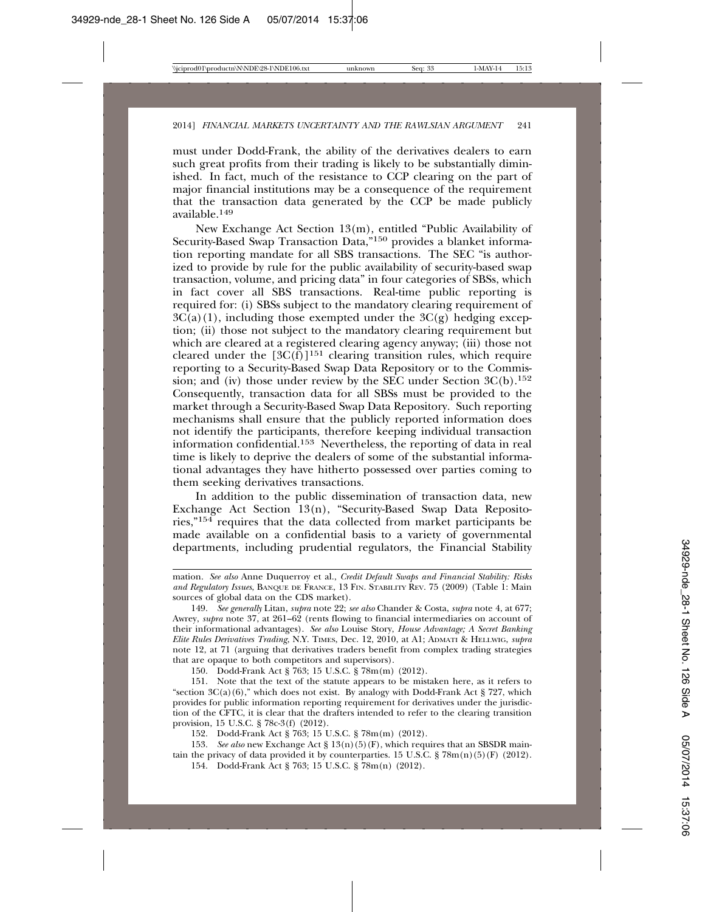must under Dodd-Frank, the ability of the derivatives dealers to earn such great profits from their trading is likely to be substantially diminished. In fact, much of the resistance to CCP clearing on the part of major financial institutions may be a consequence of the requirement that the transaction data generated by the CCP be made publicly available.[149]

New Exchange Act Section 13(m), entitled "Public Availability of Security-Based Swap Transaction Data,"[150] provides a blanket information reporting mandate for all SBS transactions. The SEC "is authorized to provide by rule for the public availability of security-based swap transaction, volume, and pricing data" in four categories of SBSs, which in fact cover all SBS transactions. Real-time public reporting is required for: (i) SBSs subject to the mandatory clearing requirement of 3C(a)(1), including those exempted under the 3C(g) hedging exception; (ii) those not subject to the mandatory clearing requirement but which are cleared at a registered clearing agency anyway; (iii) those not cleared under the [3C(f)][151] clearing transition rules, which require reporting to a Security-Based Swap Data Repository or to the Commission; and (iv) those under review by the SEC under Section 3C(b).[152] Consequently, transaction data for all SBSs must be provided to the market through a Security-Based Swap Data Repository. Such reporting mechanisms shall ensure that the publicly reported information does not identify the participants, therefore keeping individual transaction information confidential.[153] Nevertheless, the reporting of data in real time is likely to deprive the dealers of some of the substantial informational advantages they have hitherto possessed over parties coming to them seeking derivatives transactions.

In addition to the public dissemination of transaction data, new Exchange Act Section 13(n), "Security-Based Swap Data Repositories,"[154] requires that the data collected from market participants be made available on a confidential basis to a variety of governmental departments, including prudential regulators, the Financial Stability

---

mation. *See also* Anne Duquerroy et al., *Credit Default Swaps and Financial Stability: Risks and Regulatory Issues*, BANQUE DE FRANCE, 13 FIN. STABILITY REV. 75 (2009) (Table 1: Main sources of global data on the CDS market).

149. *See generally* Litan, *supra* note 22; *see also* Chander & Costa, *supra* note 4, at 677; Awrey, *supra* note 37, at 261–62 (rents flowing to financial intermediaries on account of their informational advantages). *See also* Louise Story, *House Advantage; A Secret Banking Elite Rules Derivatives Trading*, N.Y. TIMES, Dec. 12, 2010, at A1; ADMATI & HELLWIG, *supra* note 12, at 71 (arguing that derivatives traders benefit from complex trading strategies that are opaque to both competitors and supervisors).

150. Dodd-Frank Act § 763; 15 U.S.C. § 78m(m) (2012).

151. Note that the text of the statute appears to be mistaken here, as it refers to "section 3C(a)(6)," which does not exist. By analogy with Dodd-Frank Act § 727, which provides for public information reporting requirement for derivatives under the jurisdiction of the CFTC, it is clear that the drafters intended to refer to the clearing transition provision, 15 U.S.C. § 78c-3(f) (2012).

152. Dodd-Frank Act § 763; 15 U.S.C. § 78m(m) (2012).

153. *See also* new Exchange Act § 13(n)(5)(F), which requires that an SBSDR maintain the privacy of data provided it by counterparties. 15 U.S.C. § 78m(n)(5)(F) (2012).

154. Dodd-Frank Act § 763; 15 U.S.C. § 78m(n) (2012).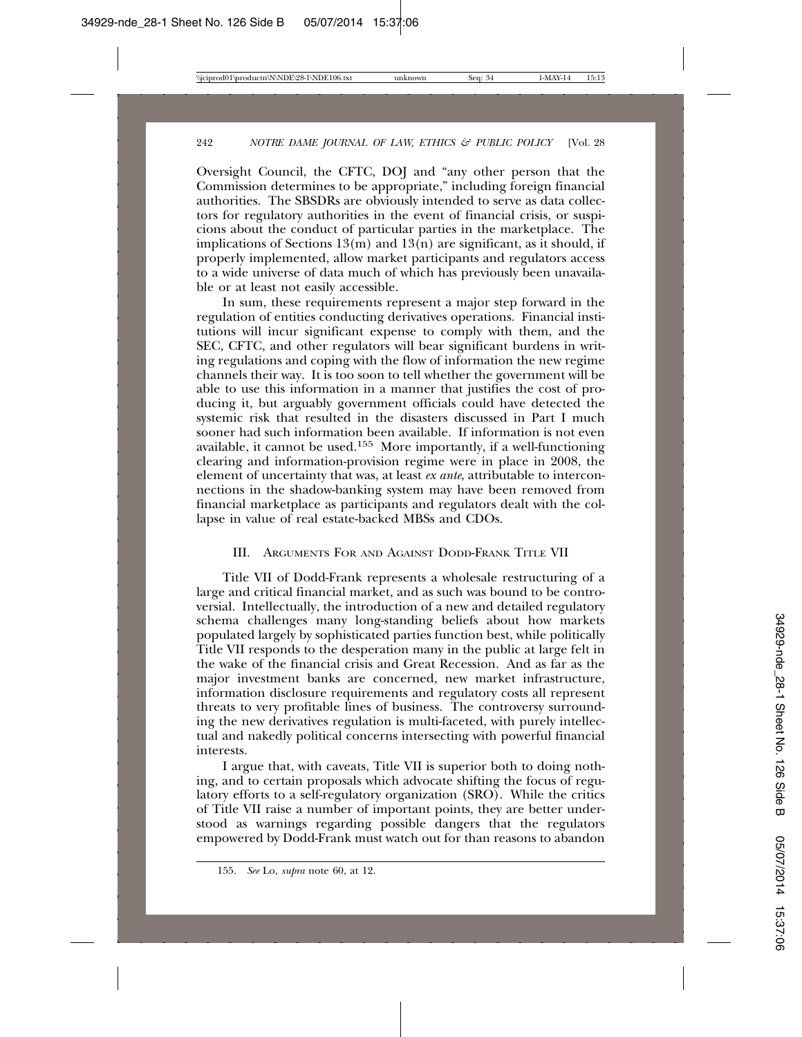Oversight Council, the CFTC, DOJ and "any other person that the Commission determines to be appropriate," including foreign financial authorities. The SBSDRs are obviously intended to serve as data collectors for regulatory authorities in the event of financial crisis, or suspicions about the conduct of particular parties in the marketplace. The implications of Sections 13(m) and 13(n) are significant, as it should, if properly implemented, allow market participants and regulators access to a wide universe of data much of which has previously been unavailable or at least not easily accessible.

In sum, these requirements represent a major step forward in the regulation of entities conducting derivatives operations. Financial institutions will incur significant expense to comply with them, and the SEC, CFTC, and other regulators will bear significant burdens in writing regulations and coping with the flow of information the new regime channels their way. It is too soon to tell whether the government will be able to use this information in a manner that justifies the cost of producing it, but arguably government officials could have detected the systemic risk that resulted in the disasters discussed in Part I much sooner had such information been available. If information is not even available, it cannot be used.[155] More importantly, if a well-functioning clearing and information-provision regime were in place in 2008, the element of uncertainty that was, at least *ex ante*, attributable to interconnections in the shadow-banking system may have been removed from financial marketplace as participants and regulators dealt with the collapse in value of real estate-backed MBSs and CDOs.

## III. Arguments For and Against Dodd-Frank Title VII

Title VII of Dodd-Frank represents a wholesale restructuring of a large and critical financial market, and as such was bound to be controversial. Intellectually, the introduction of a new and detailed regulatory schema challenges many long-standing beliefs about how markets populated largely by sophisticated parties function best, while politically Title VII responds to the desperation many in the public at large felt in the wake of the financial crisis and Great Recession. And as far as the major investment banks are concerned, new market infrastructure, information disclosure requirements and regulatory costs all represent threats to very profitable lines of business. The controversy surrounding the new derivatives regulation is multi-faceted, with purely intellectual and nakedly political concerns intersecting with powerful financial interests.

I argue that, with caveats, Title VII is superior both to doing nothing, and to certain proposals which advocate shifting the focus of regulatory efforts to a self-regulatory organization (SRO). While the critics of Title VII raise a number of important points, they are better understood as warnings regarding possible dangers that the regulators empowered by Dodd-Frank must watch out for than reasons to abandon

155. *See* Lo, *supra* note 60, at 12.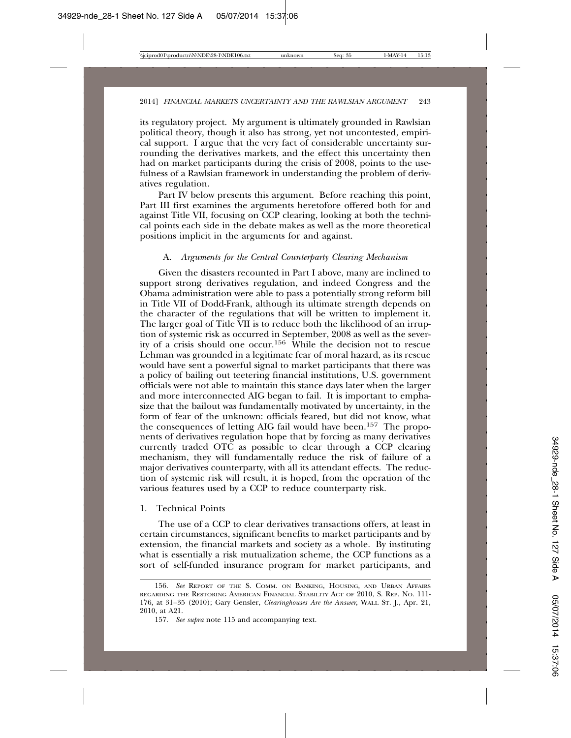its regulatory project. My argument is ultimately grounded in Rawlsian political theory, though it also has strong, yet not uncontested, empirical support. I argue that the very fact of considerable uncertainty surrounding the derivatives markets, and the effect this uncertainty then had on market participants during the crisis of 2008, points to the usefulness of a Rawlsian framework in understanding the problem of derivatives regulation.

Part IV below presents this argument. Before reaching this point, Part III first examines the arguments heretofore offered both for and against Title VII, focusing on CCP clearing, looking at both the technical points each side in the debate makes as well as the more theoretical positions implicit in the arguments for and against.

### A. *Arguments for the Central Counterparty Clearing Mechanism*

Given the disasters recounted in Part I above, many are inclined to support strong derivatives regulation, and indeed Congress and the Obama administration were able to pass a potentially strong reform bill in Title VII of Dodd-Frank, although its ultimate strength depends on the character of the regulations that will be written to implement it. The larger goal of Title VII is to reduce both the likelihood of an irruption of systemic risk as occurred in September, 2008 as well as the severity of a crisis should one occur.[156] While the decision not to rescue Lehman was grounded in a legitimate fear of moral hazard, as its rescue would have sent a powerful signal to market participants that there was a policy of bailing out teetering financial institutions, U.S. government officials were not able to maintain this stance days later when the larger and more interconnected AIG began to fail. It is important to emphasize that the bailout was fundamentally motivated by uncertainty, in the form of fear of the unknown: officials feared, but did not know, what the consequences of letting AIG fail would have been.[157] The proponents of derivatives regulation hope that by forcing as many derivatives currently traded OTC as possible to clear through a CCP clearing mechanism, they will fundamentally reduce the risk of failure of a major derivatives counterparty, with all its attendant effects. The reduction of systemic risk will result, it is hoped, from the operation of the various features used by a CCP to reduce counterparty risk.

#### 1. Technical Points

The use of a CCP to clear derivatives transactions offers, at least in certain circumstances, significant benefits to market participants and by extension, the financial markets and society as a whole. By instituting what is essentially a risk mutualization scheme, the CCP functions as a sort of self-funded insurance program for market participants, and

---

156. *See* REPORT OF THE S. COMM. ON BANKING, HOUSING, AND URBAN AFFAIRS REGARDING THE RESTORING AMERICAN FINANCIAL STABILITY ACT OF 2010, S. REP. NO. 111-176, at 31–35 (2010); Gary Gensler, *Clearinghouses Are the Answer*, WALL ST. J., Apr. 21, 2010, at A21.

157. *See supra* note 115 and accompanying text.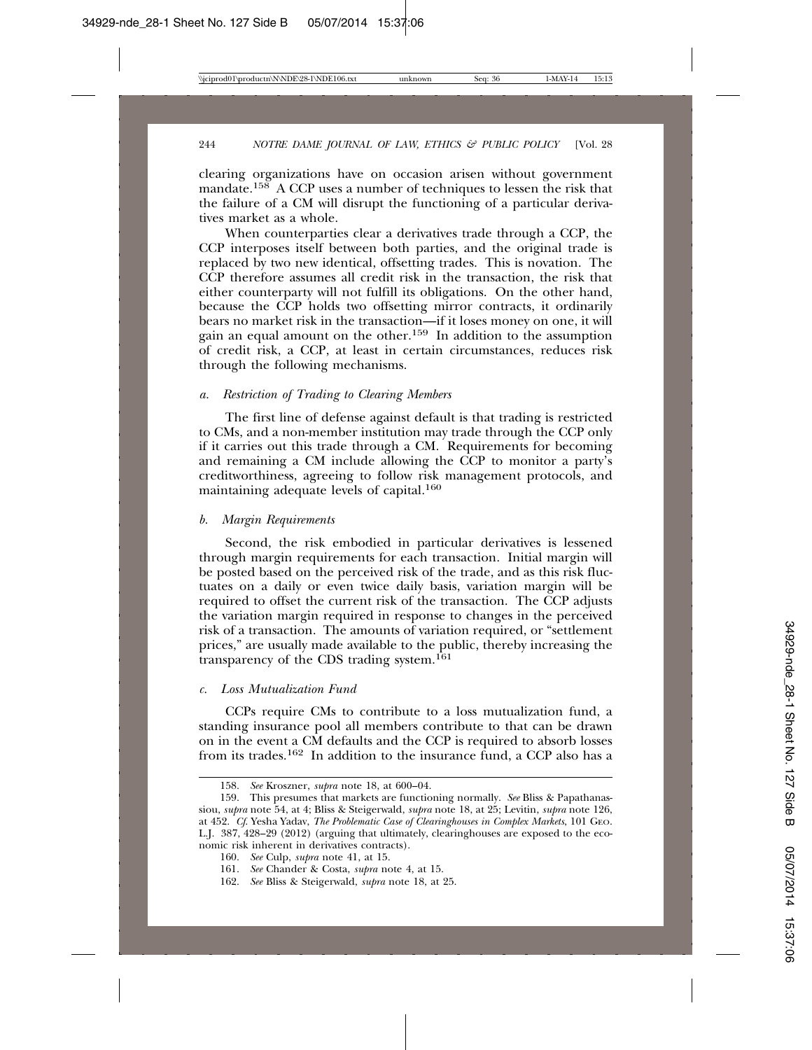clearing organizations have on occasion arisen without government mandate.[158] A CCP uses a number of techniques to lessen the risk that the failure of a CM will disrupt the functioning of a particular derivatives market as a whole.

When counterparties clear a derivatives trade through a CCP, the CCP interposes itself between both parties, and the original trade is replaced by two new identical, offsetting trades. This is novation. The CCP therefore assumes all credit risk in the transaction, the risk that either counterparty will not fulfill its obligations. On the other hand, because the CCP holds two offsetting mirror contracts, it ordinarily bears no market risk in the transaction—if it loses money on one, it will gain an equal amount on the other.[159] In addition to the assumption of credit risk, a CCP, at least in certain circumstances, reduces risk through the following mechanisms.

### *a. Restriction of Trading to Clearing Members*

The first line of defense against default is that trading is restricted to CMs, and a non-member institution may trade through the CCP only if it carries out this trade through a CM. Requirements for becoming and remaining a CM include allowing the CCP to monitor a party's creditworthiness, agreeing to follow risk management protocols, and maintaining adequate levels of capital.[160]

### *b. Margin Requirements*

Second, the risk embodied in particular derivatives is lessened through margin requirements for each transaction. Initial margin will be posted based on the perceived risk of the trade, and as this risk fluctuates on a daily or even twice daily basis, variation margin will be required to offset the current risk of the transaction. The CCP adjusts the variation margin required in response to changes in the perceived risk of a transaction. The amounts of variation required, or "settlement prices," are usually made available to the public, thereby increasing the transparency of the CDS trading system.[161]

### *c. Loss Mutualization Fund*

CCPs require CMs to contribute to a loss mutualization fund, a standing insurance pool all members contribute to that can be drawn on in the event a CM defaults and the CCP is required to absorb losses from its trades.[162] In addition to the insurance fund, a CCP also has a

---

158. *See* Kroszner, *supra* note 18, at 600–04.

159. This presumes that markets are functioning normally. *See* Bliss & Papathanassiou, *supra* note 54, at 4; Bliss & Steigerwald, *supra* note 18, at 25; Levitin, *supra* note 126, at 452. *Cf.* Yesha Yadav, *The Problematic Case of Clearinghouses in Complex Markets*, 101 Geo. L.J. 387, 428–29 (2012) (arguing that ultimately, clearinghouses are exposed to the economic risk inherent in derivatives contracts).

160. *See* Culp, *supra* note 41, at 15.

161. *See* Chander & Costa, *supra* note 4, at 15.

162. *See* Bliss & Steigerwald, *supra* note 18, at 25.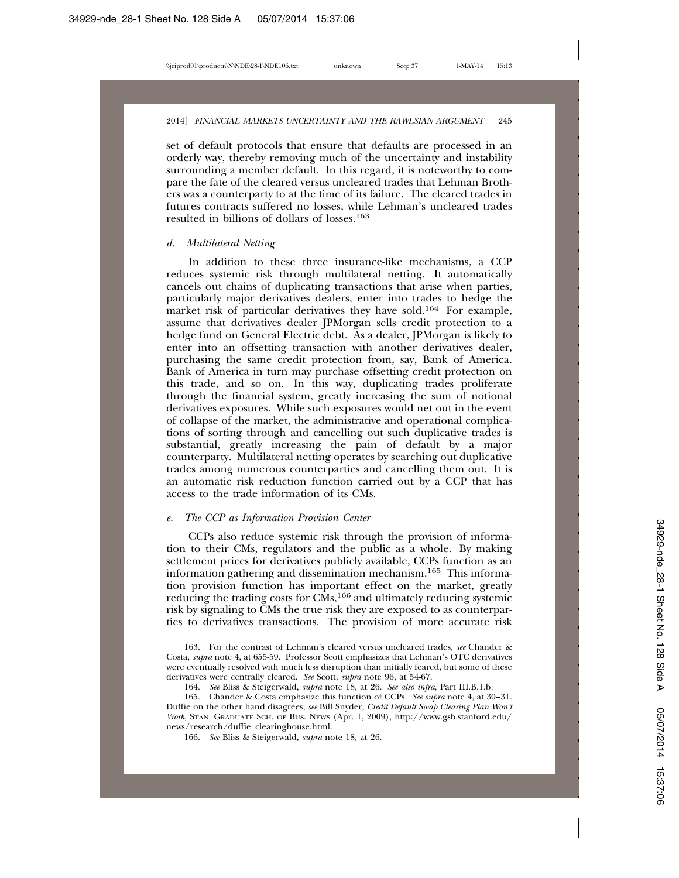set of default protocols that ensure that defaults are processed in an orderly way, thereby removing much of the uncertainty and instability surrounding a member default. In this regard, it is noteworthy to compare the fate of the cleared versus uncleared trades that Lehman Brothers was a counterparty to at the time of its failure. The cleared trades in futures contracts suffered no losses, while Lehman's uncleared trades resulted in billions of dollars of losses.[163]

#### *d. Multilateral Netting*

In addition to these three insurance-like mechanisms, a CCP reduces systemic risk through multilateral netting. It automatically cancels out chains of duplicating transactions that arise when parties, particularly major derivatives dealers, enter into trades to hedge the market risk of particular derivatives they have sold.[164] For example, assume that derivatives dealer JPMorgan sells credit protection to a hedge fund on General Electric debt. As a dealer, JPMorgan is likely to enter into an offsetting transaction with another derivatives dealer, purchasing the same credit protection from, say, Bank of America. Bank of America in turn may purchase offsetting credit protection on this trade, and so on. In this way, duplicating trades proliferate through the financial system, greatly increasing the sum of notional derivatives exposures. While such exposures would net out in the event of collapse of the market, the administrative and operational complications of sorting through and cancelling out such duplicative trades is substantial, greatly increasing the pain of default by a major counterparty. Multilateral netting operates by searching out duplicative trades among numerous counterparties and cancelling them out. It is an automatic risk reduction function carried out by a CCP that has access to the trade information of its CMs.

#### *e. The CCP as Information Provision Center*

CCPs also reduce systemic risk through the provision of information to their CMs, regulators and the public as a whole. By making settlement prices for derivatives publicly available, CCPs function as an information gathering and dissemination mechanism.[165] This information provision function has important effect on the market, greatly reducing the trading costs for CMs,[166] and ultimately reducing systemic risk by signaling to CMs the true risk they are exposed to as counterparties to derivatives transactions. The provision of more accurate risk

---

163. For the contrast of Lehman's cleared versus uncleared trades, *see* Chander & Costa, *supra* note 4, at 655-59. Professor Scott emphasizes that Lehman's OTC derivatives were eventually resolved with much less disruption than initially feared, but some of these derivatives were centrally cleared. *See* Scott, *supra* note 96, at 54-67.

164. *See* Bliss & Steigerwald, *supra* note 18, at 26. *See also infra*, Part III.B.1.b.

165. Chander & Costa emphasize this function of CCPs. *See supra* note 4, at 30–31. Duffie on the other hand disagrees; *see* Bill Snyder, *Credit Default Swap Clearing Plan Won't Work*, STAN. GRADUATE SCH. OF BUS. NEWS (Apr. 1, 2009), http://www.gsb.stanford.edu/news/research/duffie_clearinghouse.html.

166. *See* Bliss & Steigerwald, *supra* note 18, at 26.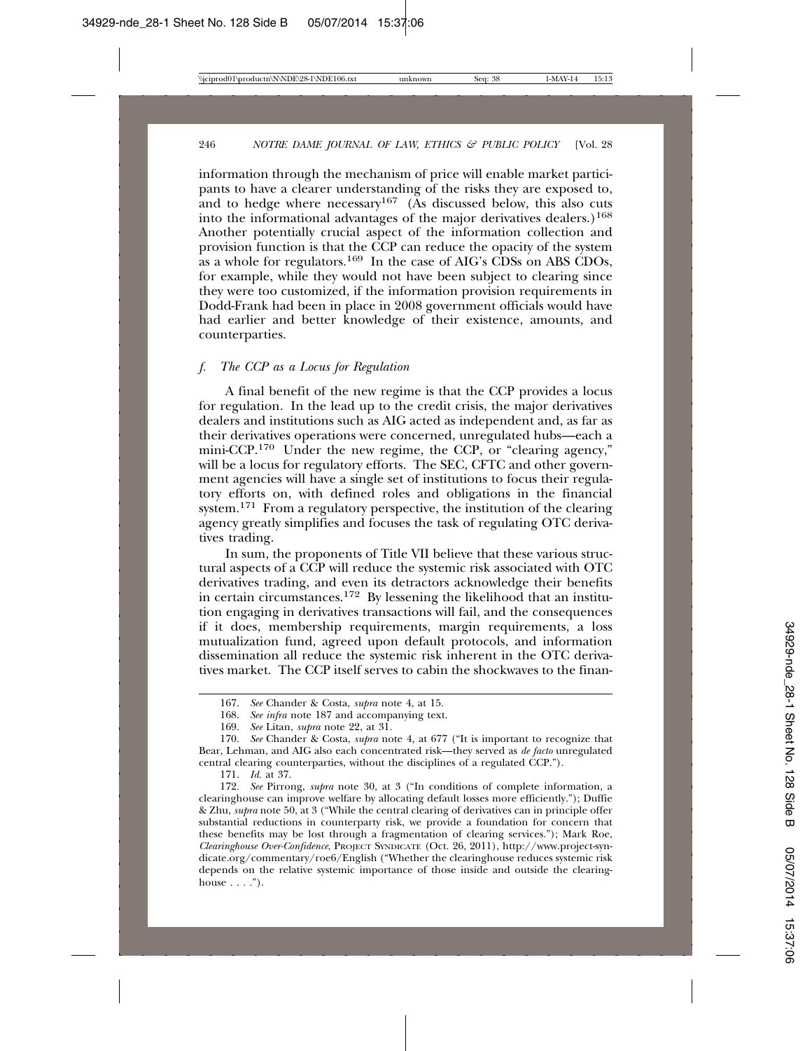information through the mechanism of price will enable market participants to have a clearer understanding of the risks they are exposed to, and to hedge where necessary[167] (As discussed below, this also cuts into the informational advantages of the major derivatives dealers.)[168] Another potentially crucial aspect of the information collection and provision function is that the CCP can reduce the opacity of the system as a whole for regulators.[169] In the case of AIG's CDSs on ABS CDOs, for example, while they would not have been subject to clearing since they were too customized, if the information provision requirements in Dodd-Frank had been in place in 2008 government officials would have had earlier and better knowledge of their existence, amounts, and counterparties.

#### *f. The CCP as a Locus for Regulation*

A final benefit of the new regime is that the CCP provides a locus for regulation. In the lead up to the credit crisis, the major derivatives dealers and institutions such as AIG acted as independent and, as far as their derivatives operations were concerned, unregulated hubs—each a mini-CCP.[170] Under the new regime, the CCP, or "clearing agency," will be a locus for regulatory efforts. The SEC, CFTC and other government agencies will have a single set of institutions to focus their regulatory efforts on, with defined roles and obligations in the financial system.[171] From a regulatory perspective, the institution of the clearing agency greatly simplifies and focuses the task of regulating OTC derivatives trading.

In sum, the proponents of Title VII believe that these various structural aspects of a CCP will reduce the systemic risk associated with OTC derivatives trading, and even its detractors acknowledge their benefits in certain circumstances.[172] By lessening the likelihood that an institution engaging in derivatives transactions will fail, and the consequences if it does, membership requirements, margin requirements, a loss mutualization fund, agreed upon default protocols, and information dissemination all reduce the systemic risk inherent in the OTC derivatives market. The CCP itself serves to cabin the shockwaves to the finan-

---

167. *See* Chander & Costa, *supra* note 4, at 15.

168. *See infra* note 187 and accompanying text.

169. *See* Litan, *supra* note 22, at 31.

170. *See* Chander & Costa, *supra* note 4, at 677 ("It is important to recognize that Bear, Lehman, and AIG also each concentrated risk—they served as *de facto* unregulated central clearing counterparties, without the disciplines of a regulated CCP.").

171. *Id.* at 37.

172. *See* Pirrong, *supra* note 30, at 3 ("In conditions of complete information, a clearinghouse can improve welfare by allocating default losses more efficiently."); Duffie & Zhu, *supra* note 50, at 3 ("While the central clearing of derivatives can in principle offer substantial reductions in counterparty risk, we provide a foundation for concern that these benefits may be lost through a fragmentation of clearing services."); Mark Roe, *Clearinghouse Over-Confidence*, PROJECT SYNDICATE (Oct. 26, 2011), http://www.project-syndicate.org/commentary/roe6/English ("Whether the clearinghouse reduces systemic risk depends on the relative systemic importance of those inside and outside the clearinghouse . . . .").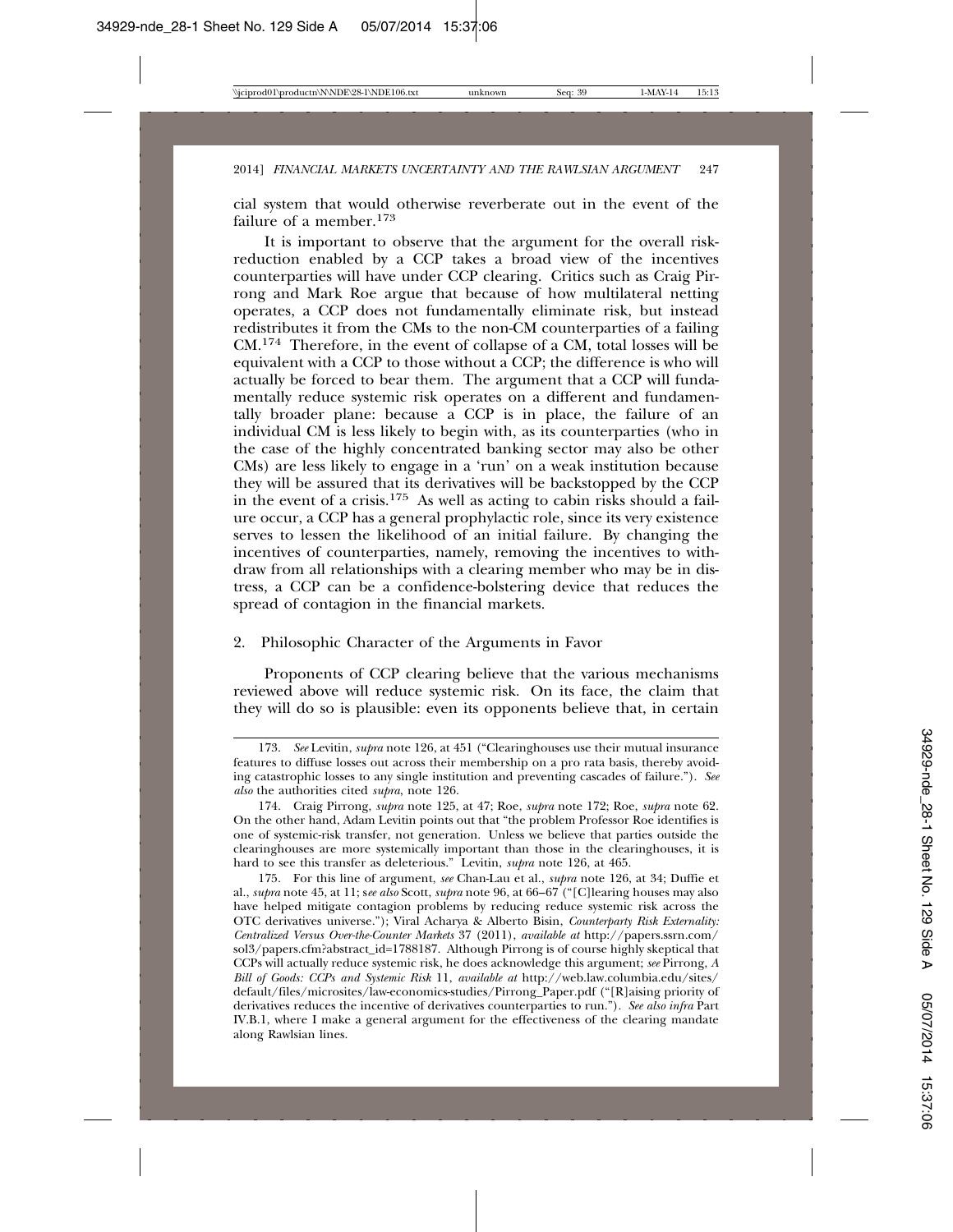cial system that would otherwise reverberate out in the event of the failure of a member.[173]

It is important to observe that the argument for the overall risk-reduction enabled by a CCP takes a broad view of the incentives counterparties will have under CCP clearing. Critics such as Craig Pirrong and Mark Roe argue that because of how multilateral netting operates, a CCP does not fundamentally eliminate risk, but instead redistributes it from the CMs to the non-CM counterparties of a failing CM.[174] Therefore, in the event of collapse of a CM, total losses will be equivalent with a CCP to those without a CCP; the difference is who will actually be forced to bear them. The argument that a CCP will fundamentally reduce systemic risk operates on a different and fundamentally broader plane: because a CCP is in place, the failure of an individual CM is less likely to begin with, as its counterparties (who in the case of the highly concentrated banking sector may also be other CMs) are less likely to engage in a 'run' on a weak institution because they will be assured that its derivatives will be backstopped by the CCP in the event of a crisis.[175] As well as acting to cabin risks should a failure occur, a CCP has a general prophylactic role, since its very existence serves to lessen the likelihood of an initial failure. By changing the incentives of counterparties, namely, removing the incentives to withdraw from all relationships with a clearing member who may be in distress, a CCP can be a confidence-bolstering device that reduces the spread of contagion in the financial markets.

### 2. Philosophic Character of the Arguments in Favor

Proponents of CCP clearing believe that the various mechanisms reviewed above will reduce systemic risk. On its face, the claim that they will do so is plausible: even its opponents believe that, in certain

---

173. *See* Levitin, *supra* note 126, at 451 ("Clearinghouses use their mutual insurance features to diffuse losses out across their membership on a pro rata basis, thereby avoiding catastrophic losses to any single institution and preventing cascades of failure."). *See also* the authorities cited *supra*, note 126.

174. Craig Pirrong, *supra* note 125, at 47; Roe, *supra* note 172; Roe, *supra* note 62. On the other hand, Adam Levitin points out that "the problem Professor Roe identifies is one of systemic-risk transfer, not generation. Unless we believe that parties outside the clearinghouses are more systemically important than those in the clearinghouses, it is hard to see this transfer as deleterious." Levitin, *supra* note 126, at 465.

175. For this line of argument, *see* Chan-Lau et al., *supra* note 126, at 34; Duffie et al., *supra* note 45, at 11; s*ee also* Scott, *supra* note 96, at 66–67 ("[C]learing houses may also have helped mitigate contagion problems by reducing reduce systemic risk across the OTC derivatives universe."); Viral Acharya & Alberto Bisin, *Counterparty Risk Externality: Centralized Versus Over-the-Counter Markets* 37 (2011), *available at* http://papers.ssrn.com/sol3/papers.cfm?abstract_id=1788187. Although Pirrong is of course highly skeptical that CCPs will actually reduce systemic risk, he does acknowledge this argument; *see* Pirrong, *A Bill of Goods: CCPs and Systemic Risk* 11, *available at* http://web.law.columbia.edu/sites/default/files/microsites/law-economics-studies/Pirrong_Paper.pdf ("[R]aising priority of derivatives reduces the incentive of derivatives counterparties to run."). *See also infra* Part IV.B.1, where I make a general argument for the effectiveness of the clearing mandate along Rawlsian lines.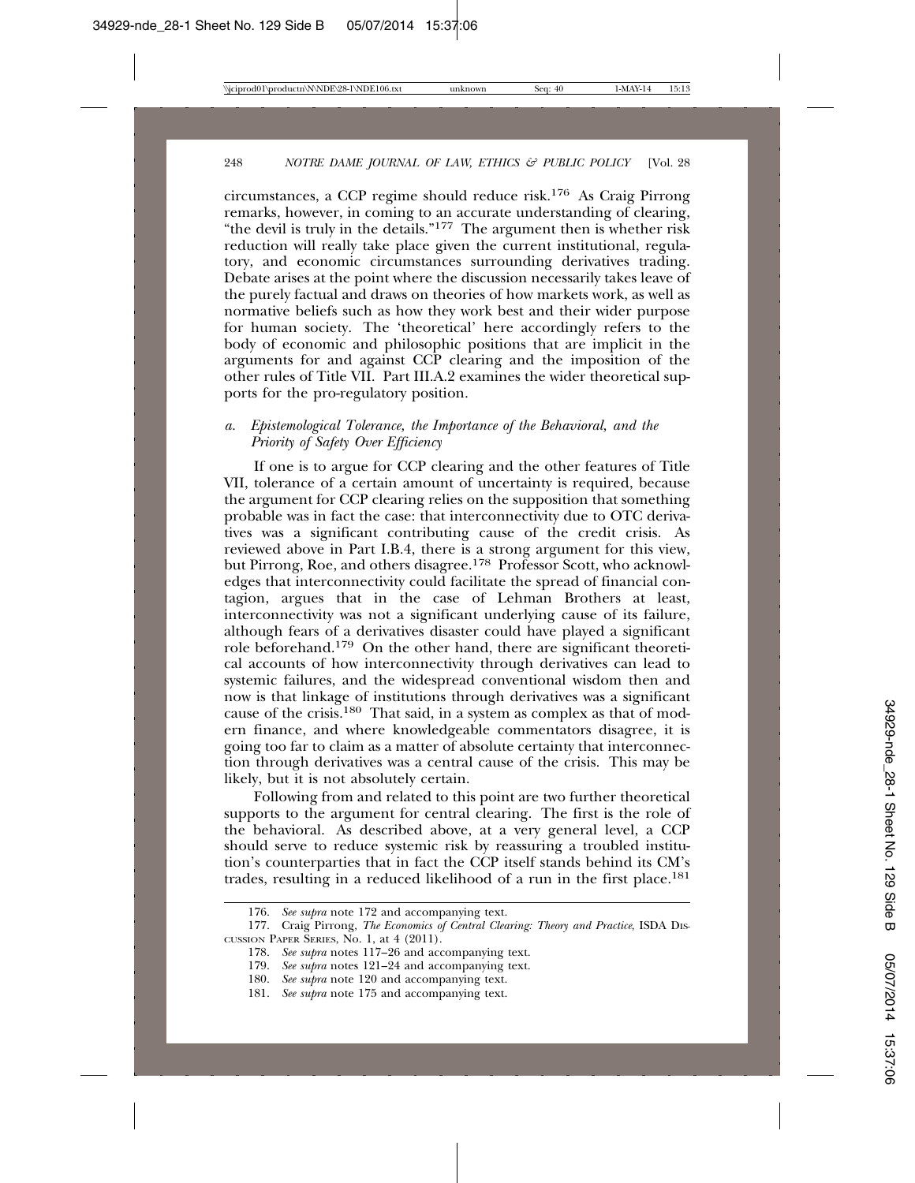circumstances, a CCP regime should reduce risk.[176] As Craig Pirrong remarks, however, in coming to an accurate understanding of clearing, "the devil is truly in the details."[177] The argument then is whether risk reduction will really take place given the current institutional, regulatory, and economic circumstances surrounding derivatives trading. Debate arises at the point where the discussion necessarily takes leave of the purely factual and draws on theories of how markets work, as well as normative beliefs such as how they work best and their wider purpose for human society. The 'theoretical' here accordingly refers to the body of economic and philosophic positions that are implicit in the arguments for and against CCP clearing and the imposition of the other rules of Title VII. Part III.A.2 examines the wider theoretical supports for the pro-regulatory position.

### *a. Epistemological Tolerance, the Importance of the Behavioral, and the Priority of Safety Over Efficiency*

If one is to argue for CCP clearing and the other features of Title VII, tolerance of a certain amount of uncertainty is required, because the argument for CCP clearing relies on the supposition that something probable was in fact the case: that interconnectivity due to OTC derivatives was a significant contributing cause of the credit crisis. As reviewed above in Part I.B.4, there is a strong argument for this view, but Pirrong, Roe, and others disagree.[178] Professor Scott, who acknowledges that interconnectivity could facilitate the spread of financial contagion, argues that in the case of Lehman Brothers at least, interconnectivity was not a significant underlying cause of its failure, although fears of a derivatives disaster could have played a significant role beforehand.[179] On the other hand, there are significant theoretical accounts of how interconnectivity through derivatives can lead to systemic failures, and the widespread conventional wisdom then and now is that linkage of institutions through derivatives was a significant cause of the crisis.[180] That said, in a system as complex as that of modern finance, and where knowledgeable commentators disagree, it is going too far to claim as a matter of absolute certainty that interconnection through derivatives was a central cause of the crisis. This may be likely, but it is not absolutely certain.

Following from and related to this point are two further theoretical supports to the argument for central clearing. The first is the role of the behavioral. As described above, at a very general level, a CCP should serve to reduce systemic risk by reassuring a troubled institution's counterparties that in fact the CCP itself stands behind its CM's trades, resulting in a reduced likelihood of a run in the first place.[181]

---

176. *See supra* note 172 and accompanying text.

177. Craig Pirrong, *The Economics of Central Clearing: Theory and Practice*, ISDA DISCUSSION PAPER SERIES, No. 1, at 4 (2011).

178. *See supra* notes 117–26 and accompanying text.

179. *See supra* notes 121–24 and accompanying text.

180. *See supra* note 120 and accompanying text.

181. *See supra* note 175 and accompanying text.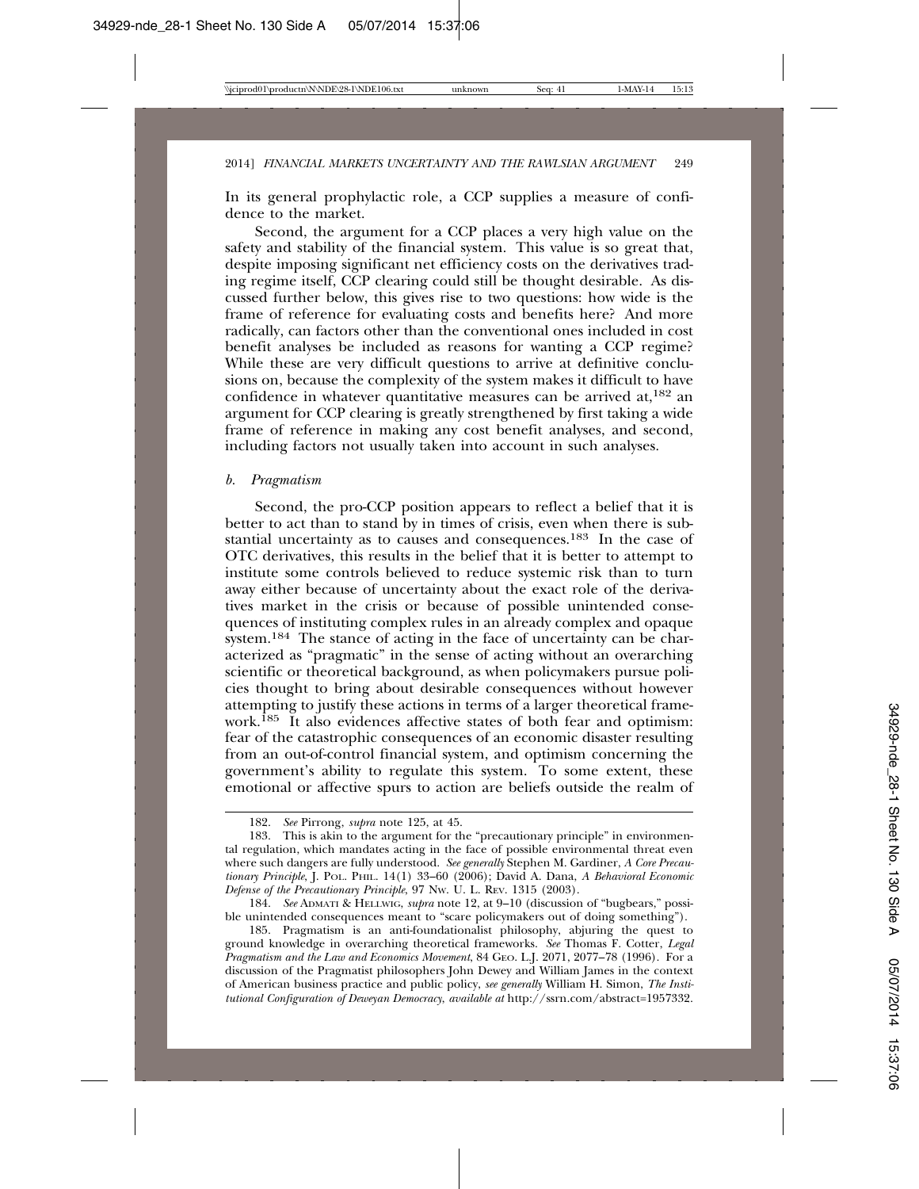In its general prophylactic role, a CCP supplies a measure of confidence to the market.

Second, the argument for a CCP places a very high value on the safety and stability of the financial system. This value is so great that, despite imposing significant net efficiency costs on the derivatives trading regime itself, CCP clearing could still be thought desirable. As discussed further below, this gives rise to two questions: how wide is the frame of reference for evaluating costs and benefits here? And more radically, can factors other than the conventional ones included in cost benefit analyses be included as reasons for wanting a CCP regime? While these are very difficult questions to arrive at definitive conclusions on, because the complexity of the system makes it difficult to have confidence in whatever quantitative measures can be arrived at,[182] an argument for CCP clearing is greatly strengthened by first taking a wide frame of reference in making any cost benefit analyses, and second, including factors not usually taken into account in such analyses.

*b. Pragmatism*

Second, the pro-CCP position appears to reflect a belief that it is better to act than to stand by in times of crisis, even when there is substantial uncertainty as to causes and consequences.[183] In the case of OTC derivatives, this results in the belief that it is better to attempt to institute some controls believed to reduce systemic risk than to turn away either because of uncertainty about the exact role of the derivatives market in the crisis or because of possible unintended consequences of instituting complex rules in an already complex and opaque system.[184] The stance of acting in the face of uncertainty can be characterized as "pragmatic" in the sense of acting without an overarching scientific or theoretical background, as when policymakers pursue policies thought to bring about desirable consequences without however attempting to justify these actions in terms of a larger theoretical framework.[185] It also evidences affective states of both fear and optimism: fear of the catastrophic consequences of an economic disaster resulting from an out-of-control financial system, and optimism concerning the government's ability to regulate this system. To some extent, these emotional or affective spurs to action are beliefs outside the realm of

---

182. *See* Pirrong, *supra* note 125, at 45.

183. This is akin to the argument for the "precautionary principle" in environmental regulation, which mandates acting in the face of possible environmental threat even where such dangers are fully understood. *See generally* Stephen M. Gardiner, *A Core Precautionary Principle*, J. POL. PHIL. 14(1) 33–60 (2006); David A. Dana, *A Behavioral Economic Defense of the Precautionary Principle*, 97 NW. U. L. REV. 1315 (2003).

184. *See* ADMATI & HELLWIG, *supra* note 12, at 9–10 (discussion of "bugbears," possible unintended consequences meant to "scare policymakers out of doing something").

185. Pragmatism is an anti-foundationalist philosophy, abjuring the quest to ground knowledge in overarching theoretical frameworks. *See* Thomas F. Cotter, *Legal Pragmatism and the Law and Economics Movement*, 84 GEO. L.J. 2071, 2077–78 (1996). For a discussion of the Pragmatist philosophers John Dewey and William James in the context of American business practice and public policy, *see generally* William H. Simon, *The Institutional Configuration of Deweyan Democracy*, *available at* http://ssrn.com/abstract=1957332.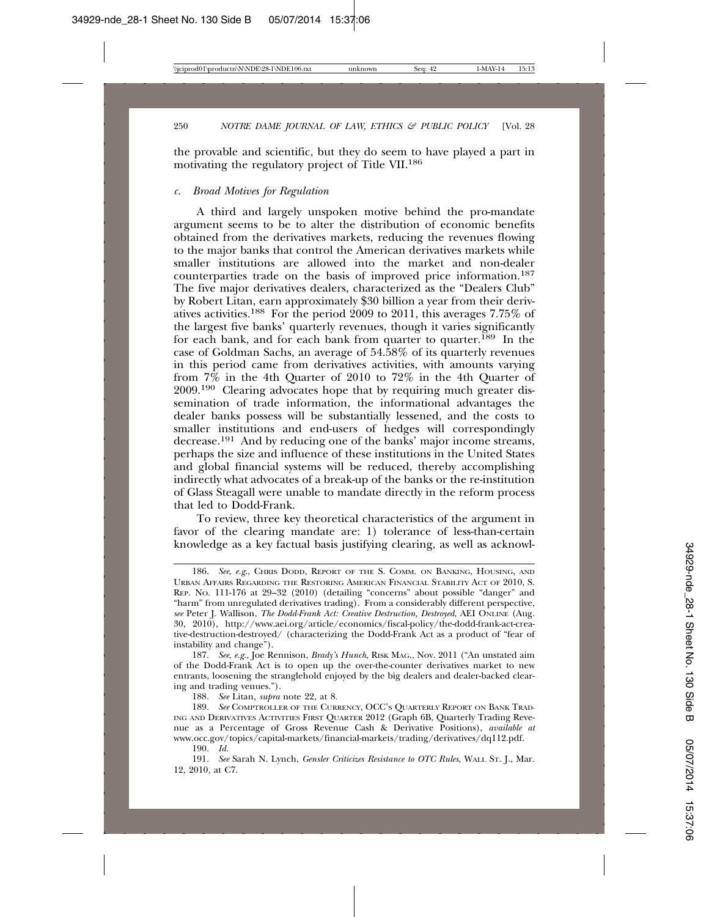the provable and scientific, but they do seem to have played a part in motivating the regulatory project of Title VII.[186]

### *c. Broad Motives for Regulation*

A third and largely unspoken motive behind the pro-mandate argument seems to be to alter the distribution of economic benefits obtained from the derivatives markets, reducing the revenues flowing to the major banks that control the American derivatives markets while smaller institutions are allowed into the market and non-dealer counterparties trade on the basis of improved price information.[187] The five major derivatives dealers, characterized as the "Dealers Club" by Robert Litan, earn approximately $30 billion a year from their derivatives activities.[188] For the period 2009 to 2011, this averages 7.75% of the largest five banks' quarterly revenues, though it varies significantly for each bank, and for each bank from quarter to quarter.[189] In the case of Goldman Sachs, an average of 54.58% of its quarterly revenues in this period came from derivatives activities, with amounts varying from 7% in the 4th Quarter of 2010 to 72% in the 4th Quarter of 2009.[190] Clearing advocates hope that by requiring much greater dissemination of trade information, the informational advantages the dealer banks possess will be substantially lessened, and the costs to smaller institutions and end-users of hedges will correspondingly decrease.[191] And by reducing one of the banks' major income streams, perhaps the size and influence of these institutions in the United States and global financial systems will be reduced, thereby accomplishing indirectly what advocates of a break-up of the banks or the re-institution of Glass Steagall were unable to mandate directly in the reform process that led to Dodd-Frank.

To review, three key theoretical characteristics of the argument in favor of the clearing mandate are: 1) tolerance of less-than-certain knowledge as a key factual basis justifying clearing, as well as acknowl-

---

186. *See, e.g.*, Chris Dodd, Report of the S. Comm. on Banking, Housing, and Urban Affairs Regarding the Restoring American Financial Stability Act of 2010, S. Rep. No. 111-176 at 29–32 (2010) (detailing "concerns" about possible "danger" and "harm" from unregulated derivatives trading). From a considerably different perspective, *see* Peter J. Wallison, *The Dodd-Frank Act: Creative Destruction, Destroyed*, AEI Online (Aug. 30, 2010), http://www.aei.org/article/economics/fiscal-policy/the-dodd-frank-act-creative-destruction-destroyed/ (characterizing the Dodd-Frank Act as a product of "fear of instability and change").

187. *See, e.g.*, Joe Rennison, *Brady's Hunch*, Risk Mag., Nov. 2011 ("An unstated aim of the Dodd-Frank Act is to open up the over-the-counter derivatives market to new entrants, loosening the stranglehold enjoyed by the big dealers and dealer-backed clearing and trading venues.").

188. *See* Litan, *supra* note 22, at 8.

189. *See* Comptroller of the Currency, OCC's Quarterly Report on Bank Trading and Derivatives Activities First Quarter 2012 (Graph 6B, Quarterly Trading Revenue as a Percentage of Gross Revenue Cash & Derivative Positions), *available at* www.occ.gov/topics/capital-markets/financial-markets/trading/derivatives/dq112.pdf.

190. *Id.*

191. *See* Sarah N. Lynch, *Gensler Criticizes Resistance to OTC Rules*, Wall St. J., Mar. 12, 2010, at C7.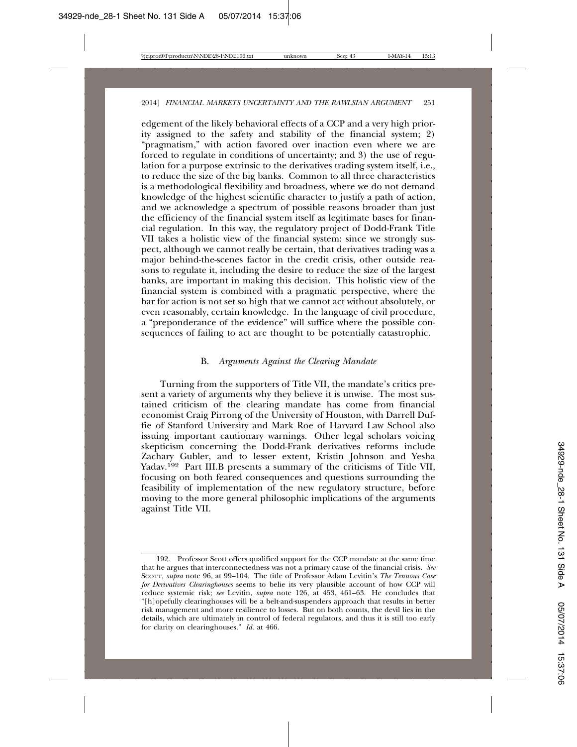edgement of the likely behavioral effects of a CCP and a very high priority assigned to the safety and stability of the financial system; 2) "pragmatism," with action favored over inaction even where we are forced to regulate in conditions of uncertainty; and 3) the use of regulation for a purpose extrinsic to the derivatives trading system itself, i.e., to reduce the size of the big banks. Common to all three characteristics is a methodological flexibility and broadness, where we do not demand knowledge of the highest scientific character to justify a path of action, and we acknowledge a spectrum of possible reasons broader than just the efficiency of the financial system itself as legitimate bases for financial regulation. In this way, the regulatory project of Dodd-Frank Title VII takes a holistic view of the financial system: since we strongly suspect, although we cannot really be certain, that derivatives trading was a major behind-the-scenes factor in the credit crisis, other outside reasons to regulate it, including the desire to reduce the size of the largest banks, are important in making this decision. This holistic view of the financial system is combined with a pragmatic perspective, where the bar for action is not set so high that we cannot act without absolutely, or even reasonably, certain knowledge. In the language of civil procedure, a "preponderance of the evidence" will suffice where the possible consequences of failing to act are thought to be potentially catastrophic.

### B. *Arguments Against the Clearing Mandate*

Turning from the supporters of Title VII, the mandate's critics present a variety of arguments why they believe it is unwise. The most sustained criticism of the clearing mandate has come from financial economist Craig Pirrong of the University of Houston, with Darrell Duffie of Stanford University and Mark Roe of Harvard Law School also issuing important cautionary warnings. Other legal scholars voicing skepticism concerning the Dodd-Frank derivatives reforms include Zachary Gubler, and to lesser extent, Kristin Johnson and Yesha Yadav.[192] Part III.B presents a summary of the criticisms of Title VII, focusing on both feared consequences and questions surrounding the feasibility of implementation of the new regulatory structure, before moving to the more general philosophic implications of the arguments against Title VII.

---

192. Professor Scott offers qualified support for the CCP mandate at the same time that he argues that interconnectedness was not a primary cause of the financial crisis. *See* SCOTT, *supra* note 96, at 99–104. The title of Professor Adam Levitin's *The Tenuous Case for Derivatives Clearinghouses* seems to belie its very plausible account of how CCP will reduce systemic risk; *see* Levitin, *supra* note 126, at 453, 461–63. He concludes that "[h]opefully clearinghouses will be a belt-and-suspenders approach that results in better risk management and more resilience to losses. But on both counts, the devil lies in the details, which are ultimately in control of federal regulators, and thus it is still too early for clarity on clearinghouses." *Id.* at 466.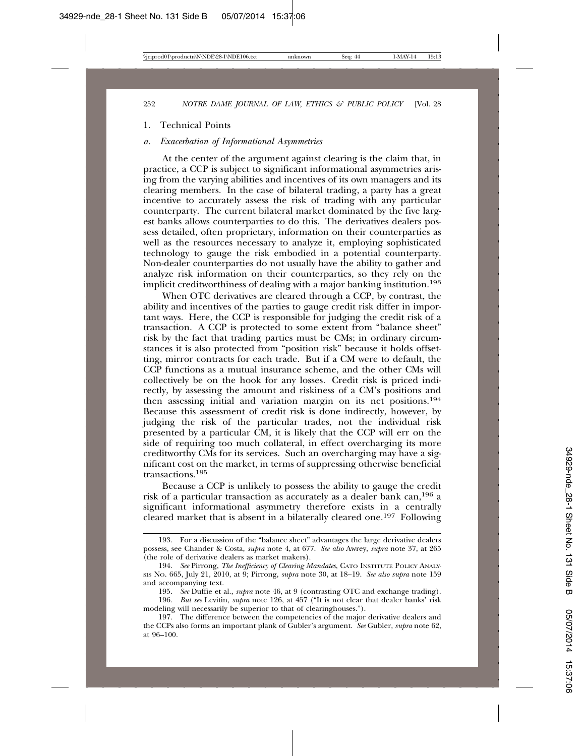### 1. Technical Points

#### *a. Exacerbation of Informational Asymmetries*

At the center of the argument against clearing is the claim that, in practice, a CCP is subject to significant informational asymmetries arising from the varying abilities and incentives of its own managers and its clearing members. In the case of bilateral trading, a party has a great incentive to accurately assess the risk of trading with any particular counterparty. The current bilateral market dominated by the five largest banks allows counterparties to do this. The derivatives dealers possess detailed, often proprietary, information on their counterparties as well as the resources necessary to analyze it, employing sophisticated technology to gauge the risk embodied in a potential counterparty. Non-dealer counterparties do not usually have the ability to gather and analyze risk information on their counterparties, so they rely on the implicit creditworthiness of dealing with a major banking institution.[193]

When OTC derivatives are cleared through a CCP, by contrast, the ability and incentives of the parties to gauge credit risk differ in important ways. Here, the CCP is responsible for judging the credit risk of a transaction. A CCP is protected to some extent from "balance sheet" risk by the fact that trading parties must be CMs; in ordinary circumstances it is also protected from "position risk" because it holds offsetting, mirror contracts for each trade. But if a CM were to default, the CCP functions as a mutual insurance scheme, and the other CMs will collectively be on the hook for any losses. Credit risk is priced indirectly, by assessing the amount and riskiness of a CM's positions and then assessing initial and variation margin on its net positions.[194] Because this assessment of credit risk is done indirectly, however, by judging the risk of the particular trades, not the individual risk presented by a particular CM, it is likely that the CCP will err on the side of requiring too much collateral, in effect overcharging its more creditworthy CMs for its services. Such an overcharging may have a significant cost on the market, in terms of suppressing otherwise beneficial transactions.[195]

Because a CCP is unlikely to possess the ability to gauge the credit risk of a particular transaction as accurately as a dealer bank can,[196] a significant informational asymmetry therefore exists in a centrally cleared market that is absent in a bilaterally cleared one.[197] Following

---

193. For a discussion of the "balance sheet" advantages the large derivative dealers possess, see Chander & Costa, *supra* note 4, at 677. *See also* Awrey, *supra* note 37, at 265 (the role of derivative dealers as market makers).

194. *See* Pirrong, *The Inefficiency of Clearing Mandates*, CATO INSTITUTE POLICY ANALYSIS NO. 665, July 21, 2010, at 9; Pirrong, *supra* note 30, at 18–19. *See also supra* note 159 and accompanying text.

195. *See* Duffie et al., *supra* note 46, at 9 (contrasting OTC and exchange trading).

196. *But see* Levitin, *supra* note 126, at 457 ("It is not clear that dealer banks' risk modeling will necessarily be superior to that of clearinghouses.").

197. The difference between the competencies of the major derivative dealers and the CCPs also forms an important plank of Gubler's argument. *See* Gubler, *supra* note 62, at 96–100.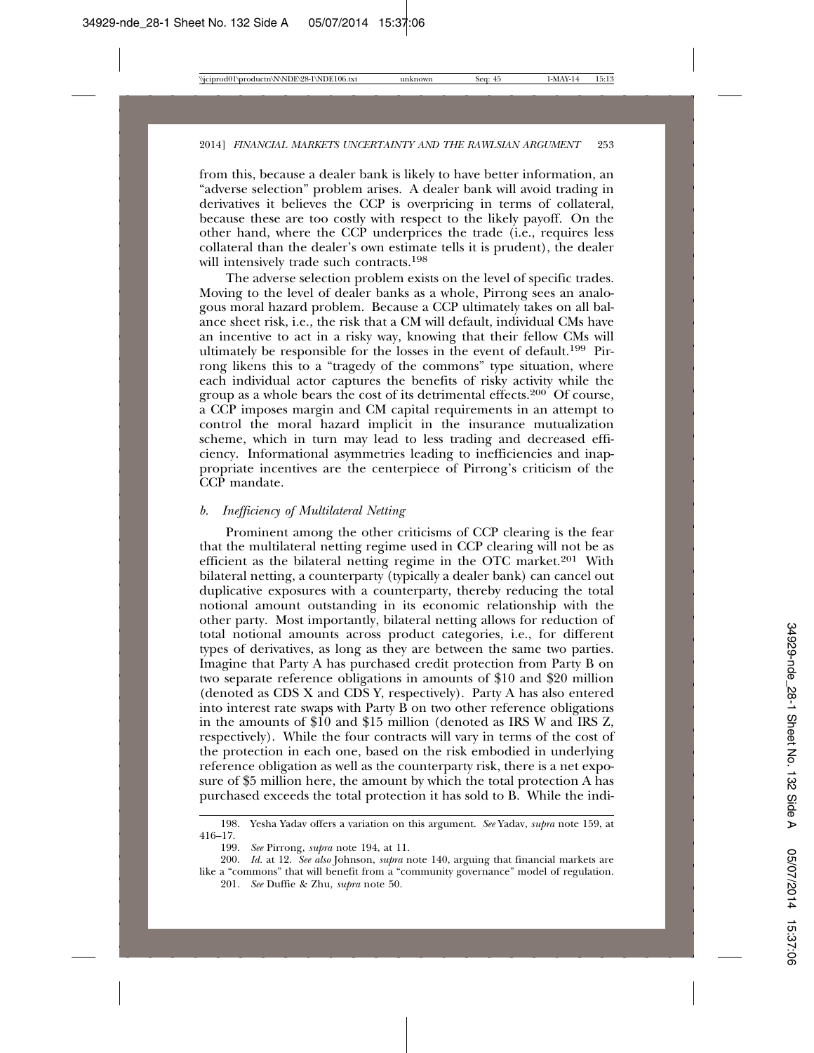from this, because a dealer bank is likely to have better information, an "adverse selection" problem arises. A dealer bank will avoid trading in derivatives it believes the CCP is overpricing in terms of collateral, because these are too costly with respect to the likely payoff. On the other hand, where the CCP underprices the trade (i.e., requires less collateral than the dealer's own estimate tells it is prudent), the dealer will intensively trade such contracts.[198]

The adverse selection problem exists on the level of specific trades. Moving to the level of dealer banks as a whole, Pirrong sees an analogous moral hazard problem. Because a CCP ultimately takes on all balance sheet risk, i.e., the risk that a CM will default, individual CMs have an incentive to act in a risky way, knowing that their fellow CMs will ultimately be responsible for the losses in the event of default.[199] Pirrong likens this to a "tragedy of the commons" type situation, where each individual actor captures the benefits of risky activity while the group as a whole bears the cost of its detrimental effects.[200] Of course, a CCP imposes margin and CM capital requirements in an attempt to control the moral hazard implicit in the insurance mutualization scheme, which in turn may lead to less trading and decreased efficiency. Informational asymmetries leading to inefficiencies and inappropriate incentives are the centerpiece of Pirrong's criticism of the CCP mandate.

### *b. Inefficiency of Multilateral Netting*

Prominent among the other criticisms of CCP clearing is the fear that the multilateral netting regime used in CCP clearing will not be as efficient as the bilateral netting regime in the OTC market.[201] With bilateral netting, a counterparty (typically a dealer bank) can cancel out duplicative exposures with a counterparty, thereby reducing the total notional amount outstanding in its economic relationship with the other party. Most importantly, bilateral netting allows for reduction of total notional amounts across product categories, i.e., for different types of derivatives, as long as they are between the same two parties. Imagine that Party A has purchased credit protection from Party B on two separate reference obligations in amounts of \$10 and \$20 million (denoted as CDS X and CDS Y, respectively). Party A has also entered into interest rate swaps with Party B on two other reference obligations in the amounts of \$10 and \$15 million (denoted as IRS W and IRS Z, respectively). While the four contracts will vary in terms of the cost of the protection in each one, based on the risk embodied in underlying reference obligation as well as the counterparty risk, there is a net exposure of \$5 million here, the amount by which the total protection A has purchased exceeds the total protection it has sold to B. While the indi-

198. Yesha Yadav offers a variation on this argument. *See* Yadav, *supra* note 159, at 416–17.

199. *See* Pirrong, *supra* note 194, at 11.

200. *Id.* at 12. *See also* Johnson, *supra* note 140, arguing that financial markets are like a "commons" that will benefit from a "community governance" model of regulation.

201. *See* Duffie & Zhu, *supra* note 50.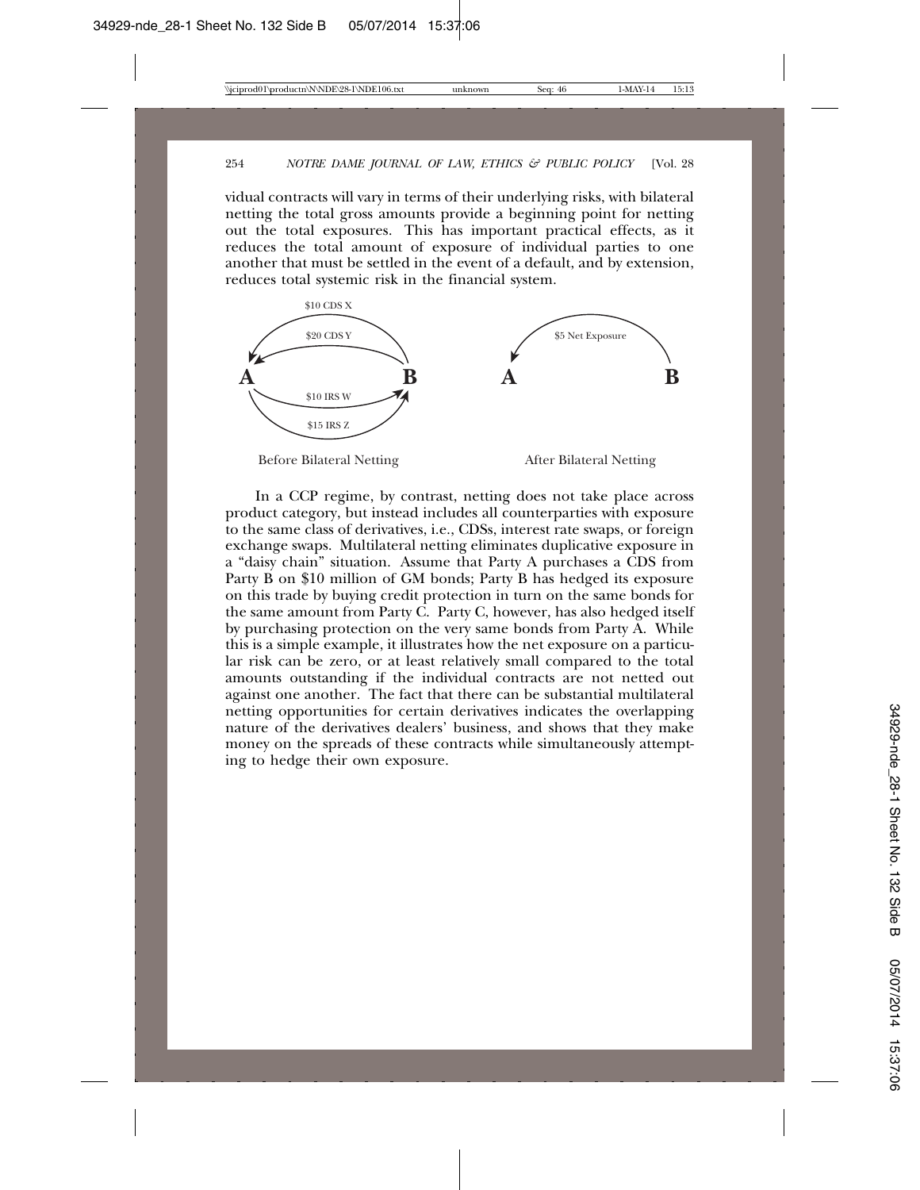vidual contracts will vary in terms of their underlying risks, with bilateral netting the total gross amounts provide a beginning point for netting out the total exposures. This has important practical effects, as it reduces the total amount of exposure of individual parties to one another that must be settled in the event of a default, and by extension, reduces total systemic risk in the financial system.

$10 CDS X

$20 CDS Y

$10 IRS W

$15 IRS Z

$5 Net Exposure

Before Bilateral Netting

After Bilateral Netting

In a CCP regime, by contrast, netting does not take place across product category, but instead includes all counterparties with exposure to the same class of derivatives, i.e., CDSs, interest rate swaps, or foreign exchange swaps. Multilateral netting eliminates duplicative exposure in a "daisy chain" situation. Assume that Party A purchases a CDS from Party B on $10 million of GM bonds; Party B has hedged its exposure on this trade by buying credit protection in turn on the same bonds for the same amount from Party C. Party C, however, has also hedged itself by purchasing protection on the very same bonds from Party A. While this is a simple example, it illustrates how the net exposure on a particular risk can be zero, or at least relatively small compared to the total amounts outstanding if the individual contracts are not netted out against one another. The fact that there can be substantial multilateral netting opportunities for certain derivatives indicates the overlapping nature of the derivatives dealers' business, and shows that they make money on the spreads of these contracts while simultaneously attempting to hedge their own exposure.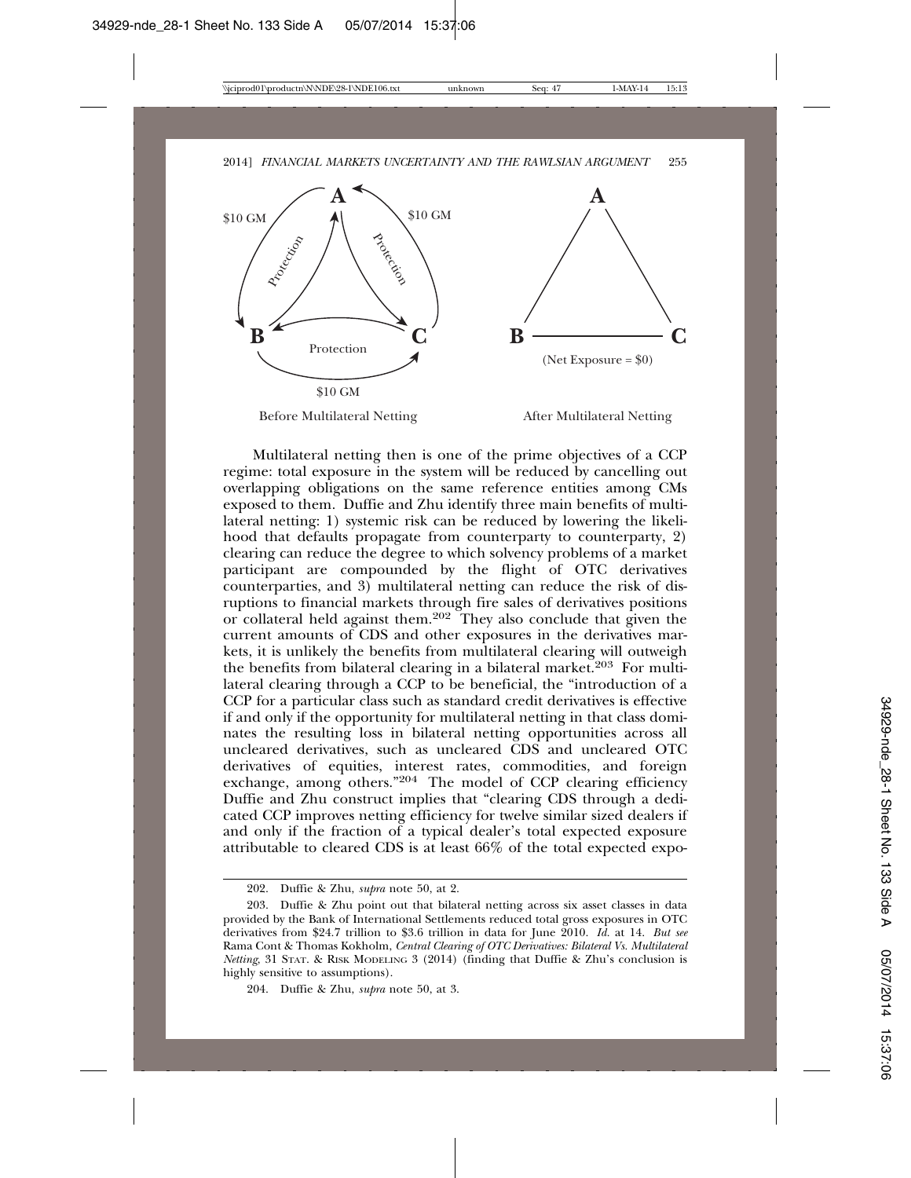$10 GM

$10 GM

Protection

Protection

Protection

$10 GM

(Net Exposure = $0)

Before Multilateral Netting

After Multilateral Netting

Multilateral netting then is one of the prime objectives of a CCP regime: total exposure in the system will be reduced by cancelling out overlapping obligations on the same reference entities among CMs exposed to them. Duffie and Zhu identify three main benefits of multilateral netting: 1) systemic risk can be reduced by lowering the likelihood that defaults propagate from counterparty to counterparty, 2) clearing can reduce the degree to which solvency problems of a market participant are compounded by the flight of OTC derivatives counterparties, and 3) multilateral netting can reduce the risk of disruptions to financial markets through fire sales of derivatives positions or collateral held against them.[202] They also conclude that given the current amounts of CDS and other exposures in the derivatives markets, it is unlikely the benefits from multilateral clearing will outweigh the benefits from bilateral clearing in a bilateral market.[203] For multilateral clearing through a CCP to be beneficial, the "introduction of a CCP for a particular class such as standard credit derivatives is effective if and only if the opportunity for multilateral netting in that class dominates the resulting loss in bilateral netting opportunities across all uncleared derivatives, such as uncleared CDS and uncleared OTC derivatives of equities, interest rates, commodities, and foreign exchange, among others."[204] The model of CCP clearing efficiency Duffie and Zhu construct implies that "clearing CDS through a dedicated CCP improves netting efficiency for twelve similar sized dealers if and only if the fraction of a typical dealer's total expected exposure attributable to cleared CDS is at least 66% of the total expected expo-

202. Duffie & Zhu, *supra* note 50, at 2.

203. Duffie & Zhu point out that bilateral netting across six asset classes in data provided by the Bank of International Settlements reduced total gross exposures in OTC derivatives from $24.7 trillion to $3.6 trillion in data for June 2010. *Id.* at 14. *But see* Rama Cont & Thomas Kokholm, *Central Clearing of OTC Derivatives: Bilateral Vs. Multilateral Netting*, 31 STAT. & RISK MODELING 3 (2014) (finding that Duffie & Zhu's conclusion is highly sensitive to assumptions).

204. Duffie & Zhu, *supra* note 50, at 3.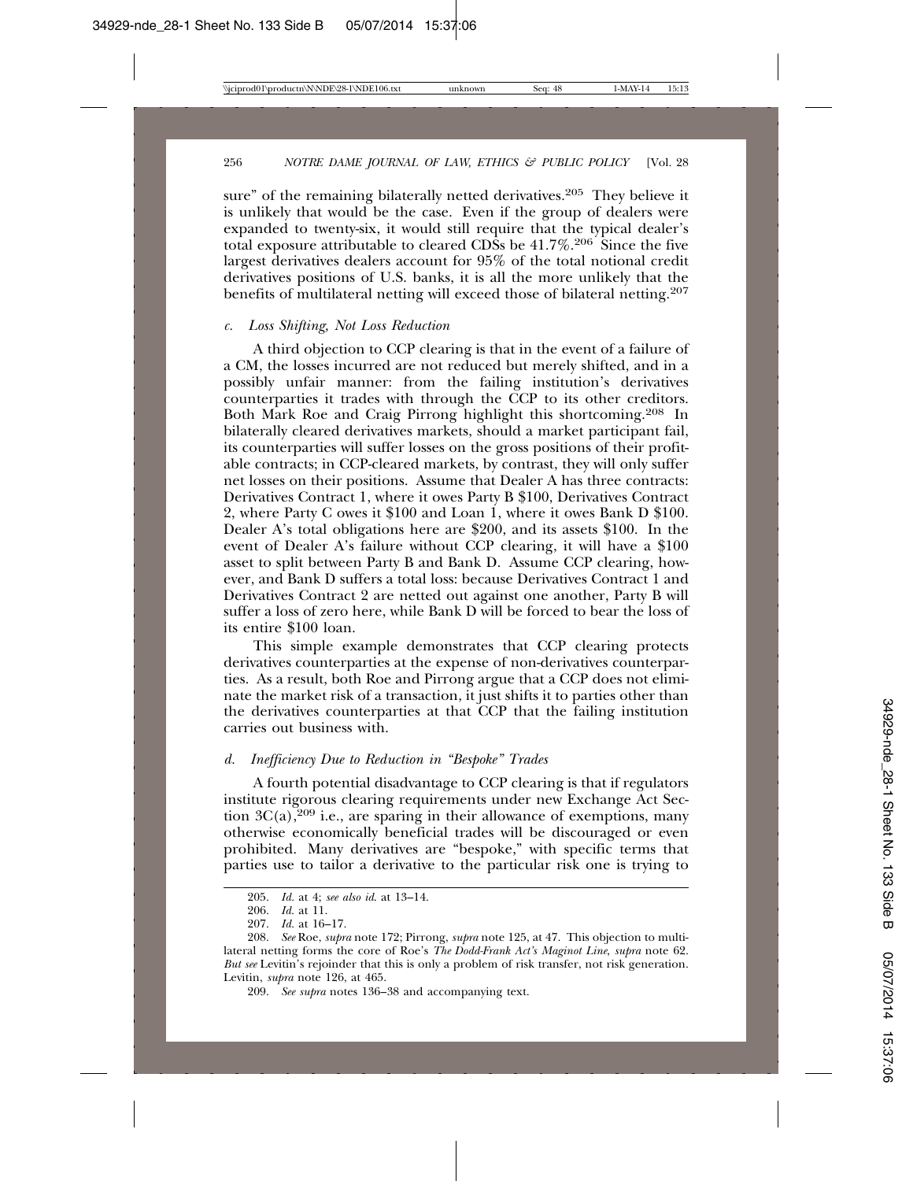sure" of the remaining bilaterally netted derivatives.[205] They believe it is unlikely that would be the case. Even if the group of dealers were expanded to twenty-six, it would still require that the typical dealer's total exposure attributable to cleared CDSs be 41.7%.[206] Since the five largest derivatives dealers account for 95% of the total notional credit derivatives positions of U.S. banks, it is all the more unlikely that the benefits of multilateral netting will exceed those of bilateral netting.[207]

*c. Loss Shifting, Not Loss Reduction*

A third objection to CCP clearing is that in the event of a failure of a CM, the losses incurred are not reduced but merely shifted, and in a possibly unfair manner: from the failing institution's derivatives counterparties it trades with through the CCP to its other creditors. Both Mark Roe and Craig Pirrong highlight this shortcoming.[208] In bilaterally cleared derivatives markets, should a market participant fail, its counterparties will suffer losses on the gross positions of their profitable contracts; in CCP-cleared markets, by contrast, they will only suffer net losses on their positions. Assume that Dealer A has three contracts: Derivatives Contract 1, where it owes Party B $100, Derivatives Contract 2, where Party C owes it $100 and Loan 1, where it owes Bank D $100. Dealer A's total obligations here are $200, and its assets $100. In the event of Dealer A's failure without CCP clearing, it will have a $100 asset to split between Party B and Bank D. Assume CCP clearing, however, and Bank D suffers a total loss: because Derivatives Contract 1 and Derivatives Contract 2 are netted out against one another, Party B will suffer a loss of zero here, while Bank D will be forced to bear the loss of its entire $100 loan.

This simple example demonstrates that CCP clearing protects derivatives counterparties at the expense of non-derivatives counterparties. As a result, both Roe and Pirrong argue that a CCP does not eliminate the market risk of a transaction, it just shifts it to parties other than the derivatives counterparties at that CCP that the failing institution carries out business with.

*d. Inefficiency Due to Reduction in "Bespoke" Trades*

A fourth potential disadvantage to CCP clearing is that if regulators institute rigorous clearing requirements under new Exchange Act Section 3C(a),[209] i.e., are sparing in their allowance of exemptions, many otherwise economically beneficial trades will be discouraged or even prohibited. Many derivatives are "bespoke," with specific terms that parties use to tailor a derivative to the particular risk one is trying to

205. *Id.* at 4; *see also id.* at 13–14.

206. *Id.* at 11.

207. *Id.* at 16–17.

208. *See* Roe, *supra* note 172; Pirrong, *supra* note 125, at 47. This objection to multilateral netting forms the core of Roe's *The Dodd-Frank Act's Maginot Line*, *supra* note 62. *But see* Levitin's rejoinder that this is only a problem of risk transfer, not risk generation. Levitin, *supra* note 126, at 465.

209. *See supra* notes 136–38 and accompanying text.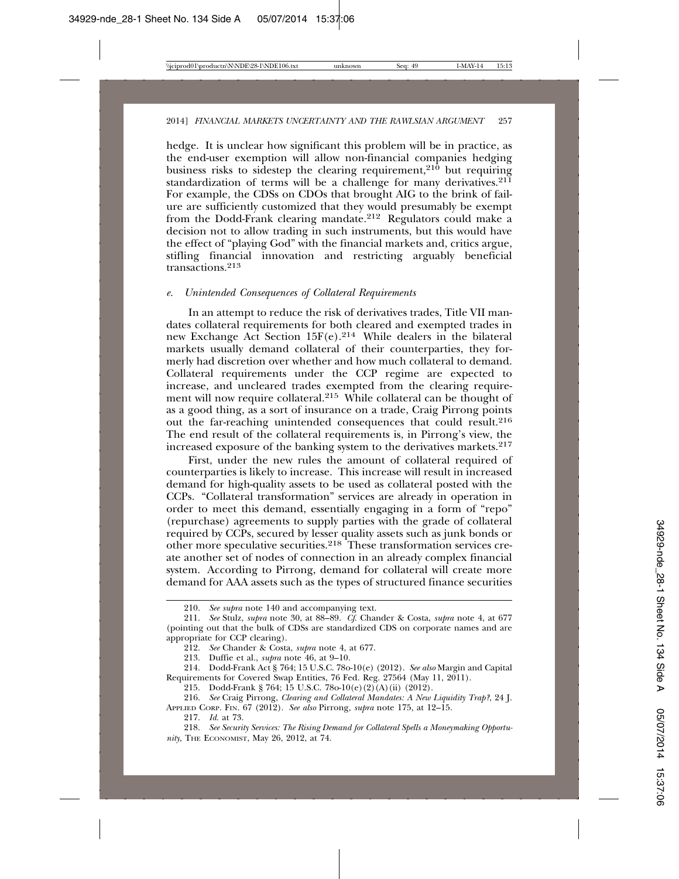hedge. It is unclear how significant this problem will be in practice, as the end-user exemption will allow non-financial companies hedging business risks to sidestep the clearing requirement,[210] but requiring standardization of terms will be a challenge for many derivatives.[211] For example, the CDSs on CDOs that brought AIG to the brink of failure are sufficiently customized that they would presumably be exempt from the Dodd-Frank clearing mandate.[212] Regulators could make a decision not to allow trading in such instruments, but this would have the effect of "playing God" with the financial markets and, critics argue, stifling financial innovation and restricting arguably beneficial transactions.[213]

#### *e. Unintended Consequences of Collateral Requirements*

In an attempt to reduce the risk of derivatives trades, Title VII mandates collateral requirements for both cleared and exempted trades in new Exchange Act Section 15F(e).[214] While dealers in the bilateral markets usually demand collateral of their counterparties, they formerly had discretion over whether and how much collateral to demand. Collateral requirements under the CCP regime are expected to increase, and uncleared trades exempted from the clearing requirement will now require collateral.[215] While collateral can be thought of as a good thing, as a sort of insurance on a trade, Craig Pirrong points out the far-reaching unintended consequences that could result.[216] The end result of the collateral requirements is, in Pirrong's view, the increased exposure of the banking system to the derivatives markets.[217]

First, under the new rules the amount of collateral required of counterparties is likely to increase. This increase will result in increased demand for high-quality assets to be used as collateral posted with the CCPs. "Collateral transformation" services are already in operation in order to meet this demand, essentially engaging in a form of "repo" (repurchase) agreements to supply parties with the grade of collateral required by CCPs, secured by lesser quality assets such as junk bonds or other more speculative securities.[218] These transformation services create another set of nodes of connection in an already complex financial system. According to Pirrong, demand for collateral will create more demand for AAA assets such as the types of structured finance securities

---

210. *See supra* note 140 and accompanying text.

211. *See* Stulz, *supra* note 30, at 88–89. *Cf.* Chander & Costa, *supra* note 4, at 677 (pointing out that the bulk of CDSs are standardized CDS on corporate names and are appropriate for CCP clearing).

212. *See* Chander & Costa, *supra* note 4, at 677.

213. Duffie et al., *supra* note 46, at 9–10.

214. Dodd-Frank Act § 764; 15 U.S.C. 78o-10(e) (2012). *See also* Margin and Capital Requirements for Covered Swap Entities, 76 Fed. Reg. 27564 (May 11, 2011).

215. Dodd-Frank § 764; 15 U.S.C. 78o-10(e)(2)(A)(ii) (2012).

216. *See* Craig Pirrong, *Clearing and Collateral Mandates: A New Liquidity Trap?*, 24 J. APPLIED CORP. FIN. 67 (2012). *See also* Pirrong, *supra* note 175, at 12–15.

217. *Id.* at 73.

218. *See Security Services: The Rising Demand for Collateral Spells a Moneymaking Opportunity*, THE ECONOMIST, May 26, 2012, at 74.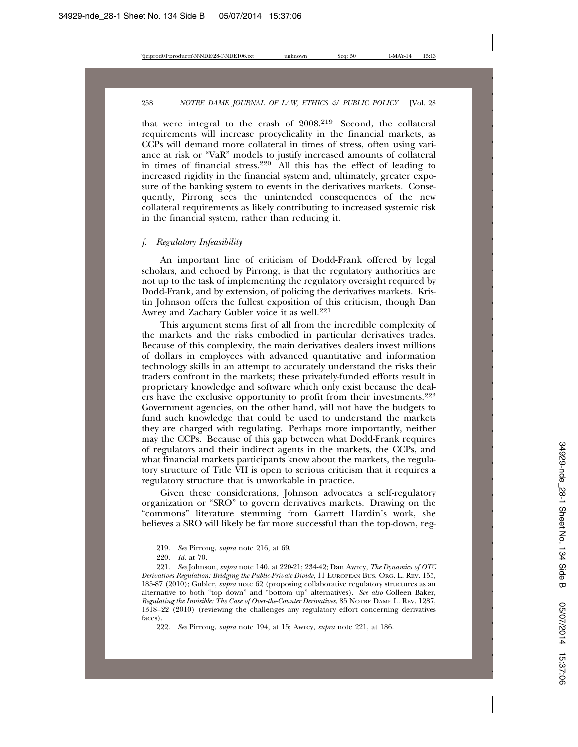that were integral to the crash of 2008.[219] Second, the collateral requirements will increase procyclicality in the financial markets, as CCPs will demand more collateral in times of stress, often using variance at risk or "VaR" models to justify increased amounts of collateral in times of financial stress.[220] All this has the effect of leading to increased rigidity in the financial system and, ultimately, greater exposure of the banking system to events in the derivatives markets. Consequently, Pirrong sees the unintended consequences of the new collateral requirements as likely contributing to increased systemic risk in the financial system, rather than reducing it.

### *f. Regulatory Infeasibility*

An important line of criticism of Dodd-Frank offered by legal scholars, and echoed by Pirrong, is that the regulatory authorities are not up to the task of implementing the regulatory oversight required by Dodd-Frank, and by extension, of policing the derivatives markets. Kristin Johnson offers the fullest exposition of this criticism, though Dan Awrey and Zachary Gubler voice it as well.[221]

This argument stems first of all from the incredible complexity of the markets and the risks embodied in particular derivatives trades. Because of this complexity, the main derivatives dealers invest millions of dollars in employees with advanced quantitative and information technology skills in an attempt to accurately understand the risks their traders confront in the markets; these privately-funded efforts result in proprietary knowledge and software which only exist because the dealers have the exclusive opportunity to profit from their investments.[222] Government agencies, on the other hand, will not have the budgets to fund such knowledge that could be used to understand the markets they are charged with regulating. Perhaps more importantly, neither may the CCPs. Because of this gap between what Dodd-Frank requires of regulators and their indirect agents in the markets, the CCPs, and what financial markets participants know about the markets, the regulatory structure of Title VII is open to serious criticism that it requires a regulatory structure that is unworkable in practice.

Given these considerations, Johnson advocates a self-regulatory organization or "SRO" to govern derivatives markets. Drawing on the "commons" literature stemming from Garrett Hardin's work, she believes a SRO will likely be far more successful than the top-down, reg-

---

219. *See* Pirrong, *supra* note 216, at 69.

220. *Id.* at 70.

221. *See* Johnson, *supra* note 140, at 220-21; 234-42; Dan Awrey, *The Dynamics of OTC Derivatives Regulation: Bridging the Public-Private Divide*, 11 European Bus. Org. L. Rev. 155, 185-87 (2010); Gubler, *supra* note 62 (proposing collaborative regulatory structures as an alternative to both "top down" and "bottom up" alternatives). *See also* Colleen Baker, *Regulating the Invisible: The Case of Over-the-Counter Derivatives*, 85 Notre Dame L. Rev. 1287, 1318–22 (2010) (reviewing the challenges any regulatory effort concerning derivatives faces).

222. *See* Pirrong, *supra* note 194, at 15; Awrey, *supra* note 221, at 186.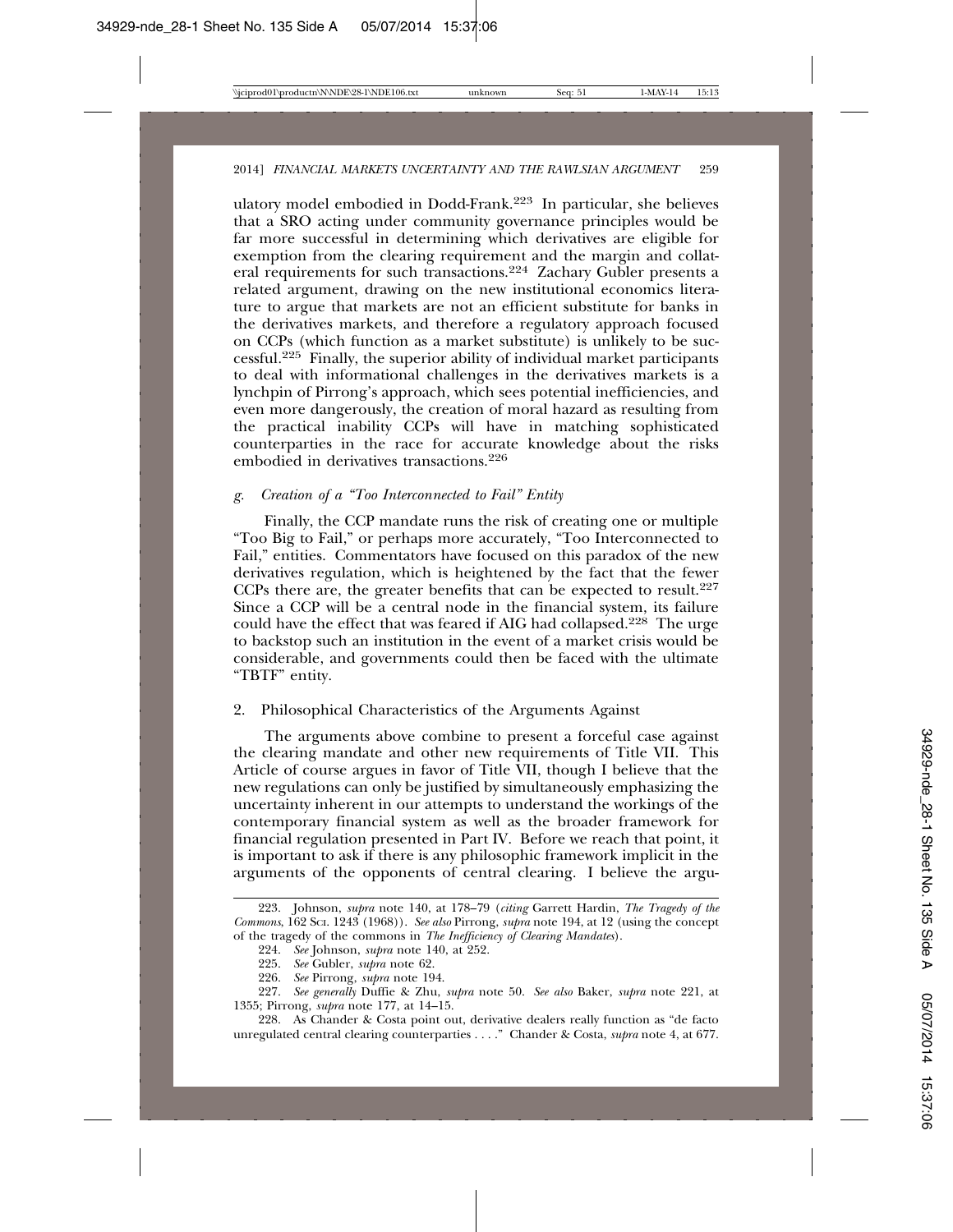ulatory model embodied in Dodd-Frank.[223] In particular, she believes that a SRO acting under community governance principles would be far more successful in determining which derivatives are eligible for exemption from the clearing requirement and the margin and collateral requirements for such transactions.[224] Zachary Gubler presents a related argument, drawing on the new institutional economics literature to argue that markets are not an efficient substitute for banks in the derivatives markets, and therefore a regulatory approach focused on CCPs (which function as a market substitute) is unlikely to be successful.[225] Finally, the superior ability of individual market participants to deal with informational challenges in the derivatives markets is a lynchpin of Pirrong's approach, which sees potential inefficiencies, and even more dangerously, the creation of moral hazard as resulting from the practical inability CCPs will have in matching sophisticated counterparties in the race for accurate knowledge about the risks embodied in derivatives transactions.[226]

#### g. *Creation of a "Too Interconnected to Fail" Entity*

Finally, the CCP mandate runs the risk of creating one or multiple "Too Big to Fail," or perhaps more accurately, "Too Interconnected to Fail," entities. Commentators have focused on this paradox of the new derivatives regulation, which is heightened by the fact that the fewer CCPs there are, the greater benefits that can be expected to result.[227] Since a CCP will be a central node in the financial system, its failure could have the effect that was feared if AIG had collapsed.[228] The urge to backstop such an institution in the event of a market crisis would be considerable, and governments could then be faced with the ultimate "TBTF" entity.

### 2. Philosophical Characteristics of the Arguments Against

The arguments above combine to present a forceful case against the clearing mandate and other new requirements of Title VII. This Article of course argues in favor of Title VII, though I believe that the new regulations can only be justified by simultaneously emphasizing the uncertainty inherent in our attempts to understand the workings of the contemporary financial system as well as the broader framework for financial regulation presented in Part IV. Before we reach that point, it is important to ask if there is any philosophic framework implicit in the arguments of the opponents of central clearing. I believe the argu-

---

223. Johnson, *supra* note 140, at 178–79 (*citing* Garrett Hardin, *The Tragedy of the Commons*, 162 SCI. 1243 (1968)). *See also* Pirrong, *supra* note 194, at 12 (using the concept of the tragedy of the commons in *The Inefficiency of Clearing Mandates*).

224. *See* Johnson, *supra* note 140, at 252.

225. *See* Gubler, *supra* note 62.

226. *See* Pirrong, *supra* note 194.

227. *See generally* Duffie & Zhu, *supra* note 50. *See also* Baker, *supra* note 221, at 1355; Pirrong, *supra* note 177, at 14–15.

228. As Chander & Costa point out, derivative dealers really function as "de facto unregulated central clearing counterparties . . . ." Chander & Costa, *supra* note 4, at 677.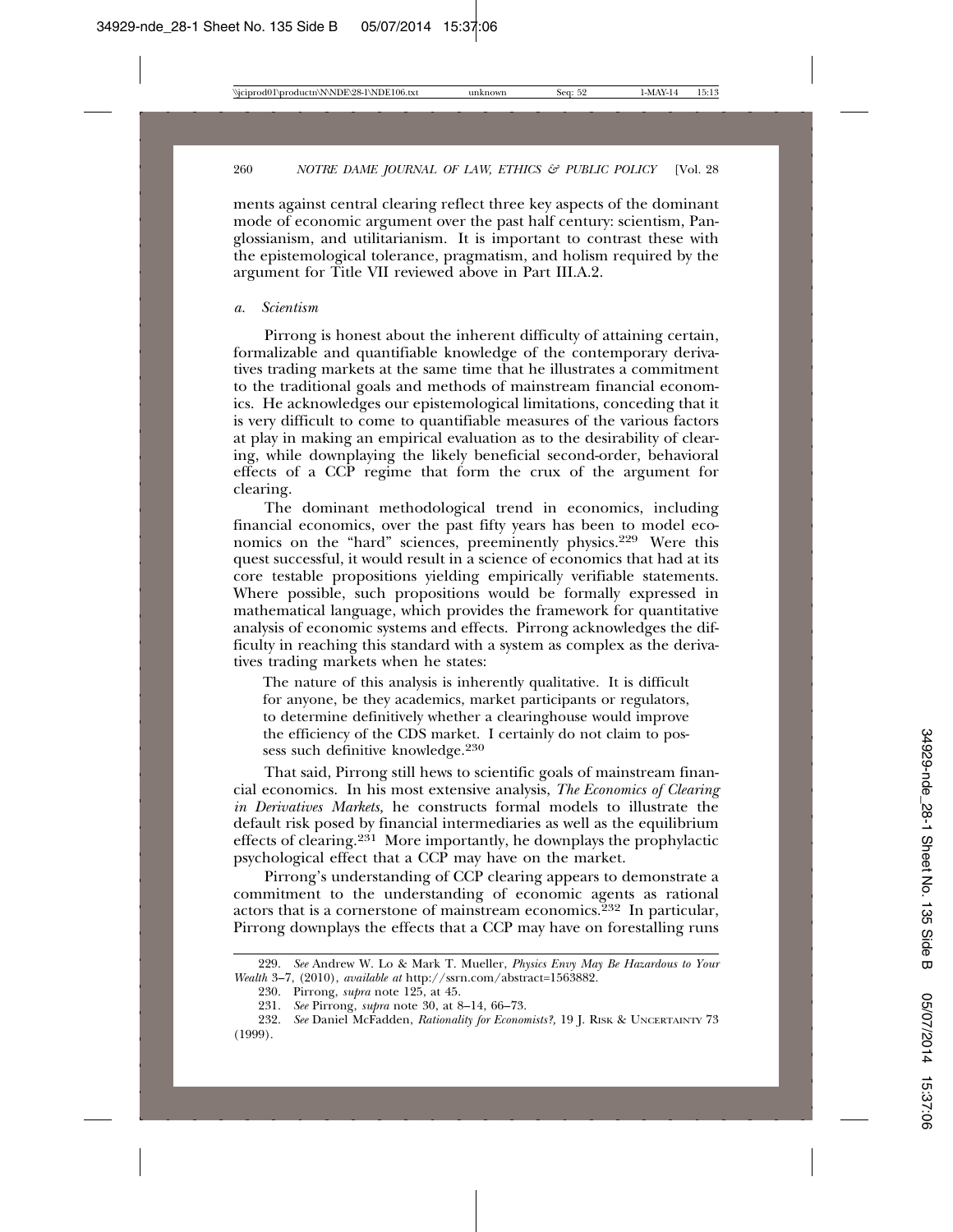ments against central clearing reflect three key aspects of the dominant mode of economic argument over the past half century: scientism, Panglossianism, and utilitarianism. It is important to contrast these with the epistemological tolerance, pragmatism, and holism required by the argument for Title VII reviewed above in Part III.A.2.

*a. Scientism*

Pirrong is honest about the inherent difficulty of attaining certain, formalizable and quantifiable knowledge of the contemporary derivatives trading markets at the same time that he illustrates a commitment to the traditional goals and methods of mainstream financial economics. He acknowledges our epistemological limitations, conceding that it is very difficult to come to quantifiable measures of the various factors at play in making an empirical evaluation as to the desirability of clearing, while downplaying the likely beneficial second-order, behavioral effects of a CCP regime that form the crux of the argument for clearing.

The dominant methodological trend in economics, including financial economics, over the past fifty years has been to model economics on the "hard" sciences, preeminently physics.[229] Were this quest successful, it would result in a science of economics that had at its core testable propositions yielding empirically verifiable statements. Where possible, such propositions would be formally expressed in mathematical language, which provides the framework for quantitative analysis of economic systems and effects. Pirrong acknowledges the difficulty in reaching this standard with a system as complex as the derivatives trading markets when he states:

> The nature of this analysis is inherently qualitative. It is difficult for anyone, be they academics, market participants or regulators, to determine definitively whether a clearinghouse would improve the efficiency of the CDS market. I certainly do not claim to possess such definitive knowledge.[230]

That said, Pirrong still hews to scientific goals of mainstream financial economics. In his most extensive analysis, *The Economics of Clearing in Derivatives Markets,* he constructs formal models to illustrate the default risk posed by financial intermediaries as well as the equilibrium effects of clearing.[231] More importantly, he downplays the prophylactic psychological effect that a CCP may have on the market.

Pirrong's understanding of CCP clearing appears to demonstrate a commitment to the understanding of economic agents as rational actors that is a cornerstone of mainstream economics.[232] In particular, Pirrong downplays the effects that a CCP may have on forestalling runs

---

229. *See* Andrew W. Lo & Mark T. Mueller, *Physics Envy May Be Hazardous to Your Wealth* 3–7, (2010), *available at* http://ssrn.com/abstract=1563882.

230. Pirrong, *supra* note 125, at 45.

231. *See* Pirrong, *supra* note 30, at 8–14, 66–73.

232. *See* Daniel McFadden, *Rationality for Economists?*, 19 J. RISK & UNCERTAINTY 73 (1999).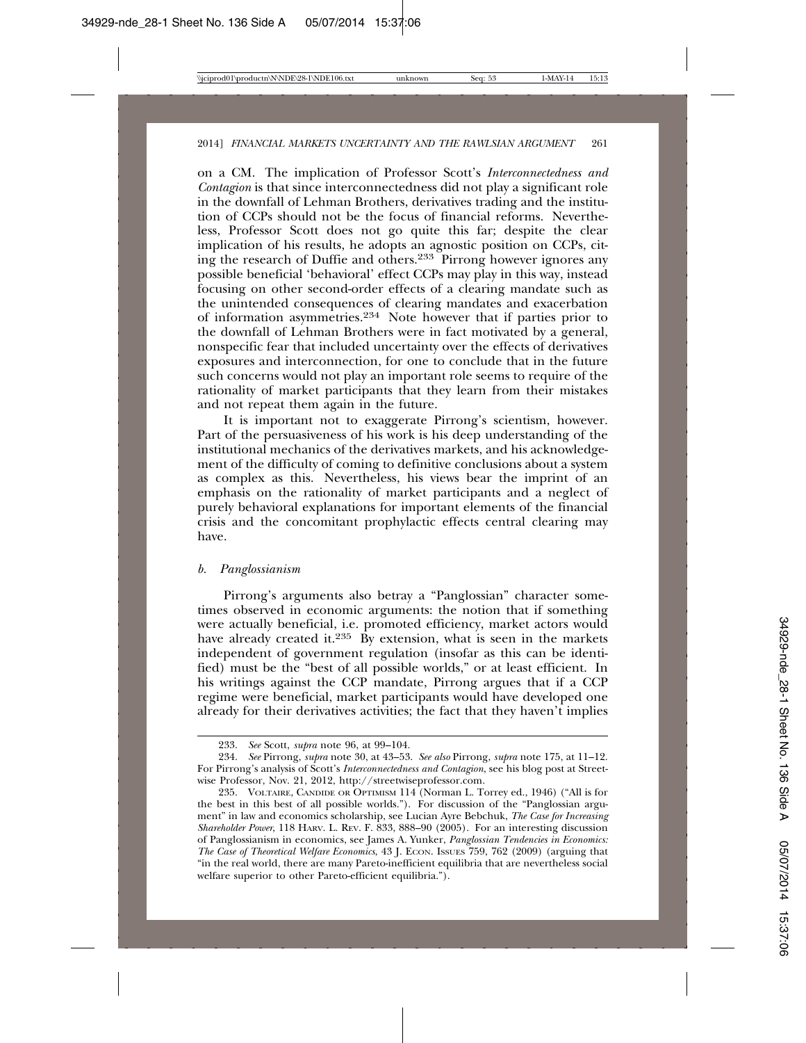on a CM. The implication of Professor Scott's *Interconnectedness and Contagion* is that since interconnectedness did not play a significant role in the downfall of Lehman Brothers, derivatives trading and the institution of CCPs should not be the focus of financial reforms. Nevertheless, Professor Scott does not go quite this far; despite the clear implication of his results, he adopts an agnostic position on CCPs, citing the research of Duffie and others.[233] Pirrong however ignores any possible beneficial 'behavioral' effect CCPs may play in this way, instead focusing on other second-order effects of a clearing mandate such as the unintended consequences of clearing mandates and exacerbation of information asymmetries.[234] Note however that if parties prior to the downfall of Lehman Brothers were in fact motivated by a general, nonspecific fear that included uncertainty over the effects of derivatives exposures and interconnection, for one to conclude that in the future such concerns would not play an important role seems to require of the rationality of market participants that they learn from their mistakes and not repeat them again in the future.

It is important not to exaggerate Pirrong's scientism, however. Part of the persuasiveness of his work is his deep understanding of the institutional mechanics of the derivatives markets, and his acknowledgement of the difficulty of coming to definitive conclusions about a system as complex as this. Nevertheless, his views bear the imprint of an emphasis on the rationality of market participants and a neglect of purely behavioral explanations for important elements of the financial crisis and the concomitant prophylactic effects central clearing may have.

*b. Panglossianism*

Pirrong's arguments also betray a "Panglossian" character sometimes observed in economic arguments: the notion that if something were actually beneficial, i.e. promoted efficiency, market actors would have already created it.[235] By extension, what is seen in the markets independent of government regulation (insofar as this can be identified) must be the "best of all possible worlds," or at least efficient. In his writings against the CCP mandate, Pirrong argues that if a CCP regime were beneficial, market participants would have developed one already for their derivatives activities; the fact that they haven't implies

---

233. *See* Scott, *supra* note 96, at 99–104.

234. *See* Pirrong, *supra* note 30, at 43–53. *See also* Pirrong, *supra* note 175, at 11–12. For Pirrong's analysis of Scott's *Interconnectedness and Contagion*, see his blog post at Streetwise Professor, Nov. 21, 2012, http://streetwiseprofessor.com.

235. VOLTAIRE, CANDIDE OR OPTIMISM 114 (Norman L. Torrey ed., 1946) ("All is for the best in this best of all possible worlds."). For discussion of the "Panglossian argument" in law and economics scholarship, see Lucian Ayre Bebchuk, *The Case for Increasing Shareholder Power*, 118 HARV. L. REV. F. 833, 888–90 (2005). For an interesting discussion of Panglossianism in economics, see James A. Yunker, *Panglossian Tendencies in Economics: The Case of Theoretical Welfare Economics*, 43 J. ECON. ISSUES 759, 762 (2009) (arguing that "in the real world, there are many Pareto-inefficient equilibria that are nevertheless social welfare superior to other Pareto-efficient equilibria.").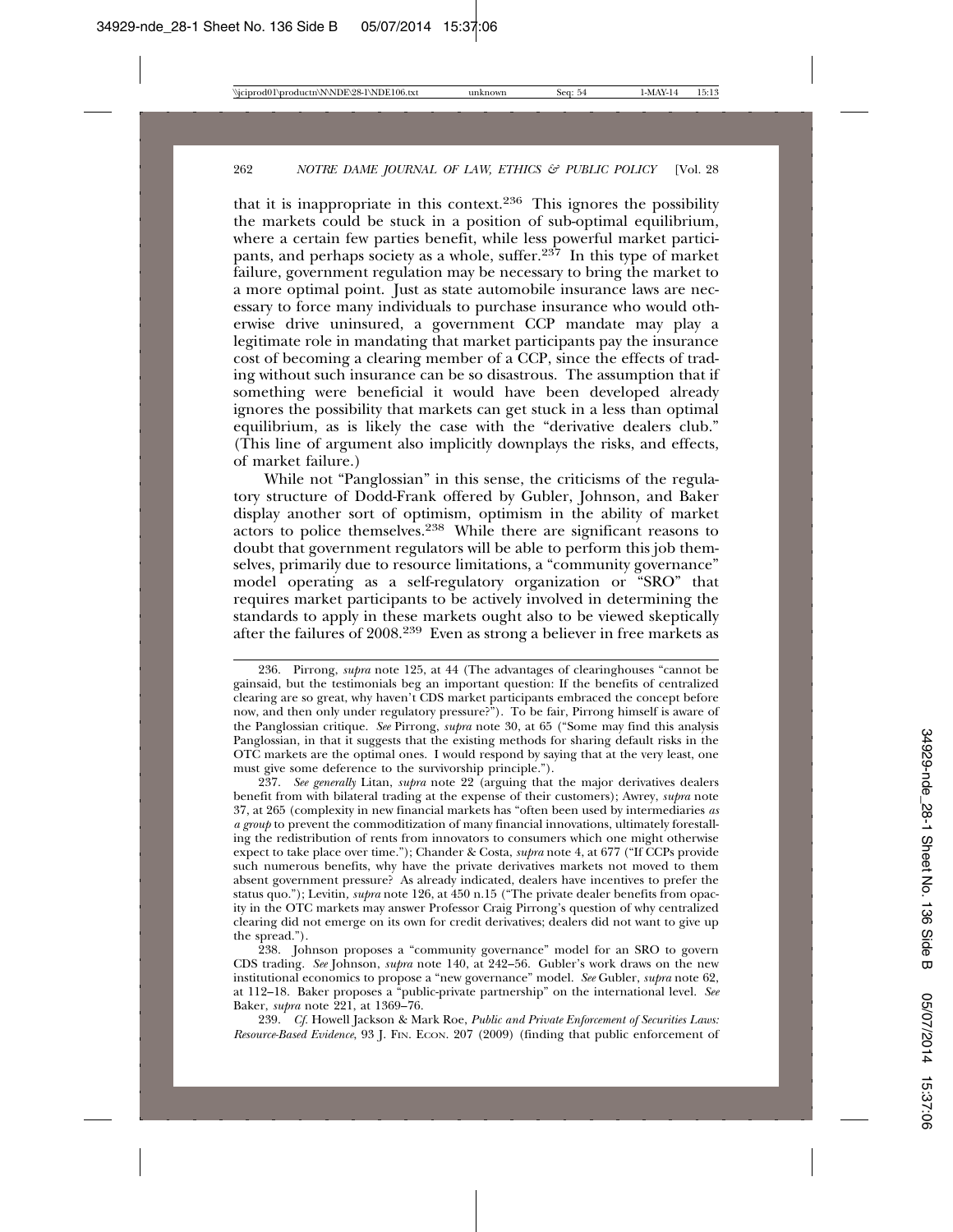that it is inappropriate in this context.[236] This ignores the possibility the markets could be stuck in a position of sub-optimal equilibrium, where a certain few parties benefit, while less powerful market participants, and perhaps society as a whole, suffer.[237] In this type of market failure, government regulation may be necessary to bring the market to a more optimal point. Just as state automobile insurance laws are necessary to force many individuals to purchase insurance who would otherwise drive uninsured, a government CCP mandate may play a legitimate role in mandating that market participants pay the insurance cost of becoming a clearing member of a CCP, since the effects of trading without such insurance can be so disastrous. The assumption that if something were beneficial it would have been developed already ignores the possibility that markets can get stuck in a less than optimal equilibrium, as is likely the case with the "derivative dealers club." (This line of argument also implicitly downplays the risks, and effects, of market failure.)

While not "Panglossian" in this sense, the criticisms of the regulatory structure of Dodd-Frank offered by Gubler, Johnson, and Baker display another sort of optimism, optimism in the ability of market actors to police themselves.[238] While there are significant reasons to doubt that government regulators will be able to perform this job themselves, primarily due to resource limitations, a "community governance" model operating as a self-regulatory organization or "SRO" that requires market participants to be actively involved in determining the standards to apply in these markets ought also to be viewed skeptically after the failures of 2008.[239] Even as strong a believer in free markets as

---

236. Pirrong, *supra* note 125, at 44 (The advantages of clearinghouses "cannot be gainsaid, but the testimonials beg an important question: If the benefits of centralized clearing are so great, why haven't CDS market participants embraced the concept before now, and then only under regulatory pressure?"). To be fair, Pirrong himself is aware of the Panglossian critique. *See* Pirrong, *supra* note 30, at 65 ("Some may find this analysis Panglossian, in that it suggests that the existing methods for sharing default risks in the OTC markets are the optimal ones. I would respond by saying that at the very least, one must give some deference to the survivorship principle.").

237. *See generally* Litan, *supra* note 22 (arguing that the major derivatives dealers benefit from with bilateral trading at the expense of their customers); Awrey, *supra* note 37, at 265 (complexity in new financial markets has "often been used by intermediaries *as a group* to prevent the commoditization of many financial innovations, ultimately forestalling the redistribution of rents from innovators to consumers which one might otherwise expect to take place over time."); Chander & Costa, *supra* note 4, at 677 ("If CCPs provide such numerous benefits, why have the private derivatives markets not moved to them absent government pressure? As already indicated, dealers have incentives to prefer the status quo."); Levitin, *supra* note 126, at 450 n.15 ("The private dealer benefits from opacity in the OTC markets may answer Professor Craig Pirrong's question of why centralized clearing did not emerge on its own for credit derivatives; dealers did not want to give up the spread.").

238. Johnson proposes a "community governance" model for an SRO to govern CDS trading. *See* Johnson, *supra* note 140, at 242–56. Gubler's work draws on the new institutional economics to propose a "new governance" model. *See* Gubler, *supra* note 62, at 112–18. Baker proposes a "public-private partnership" on the international level. *See* Baker, *supra* note 221, at 1369–76.

239. *Cf.* Howell Jackson & Mark Roe, *Public and Private Enforcement of Securities Laws: Resource-Based Evidence*, 93 J. FIN. ECON. 207 (2009) (finding that public enforcement of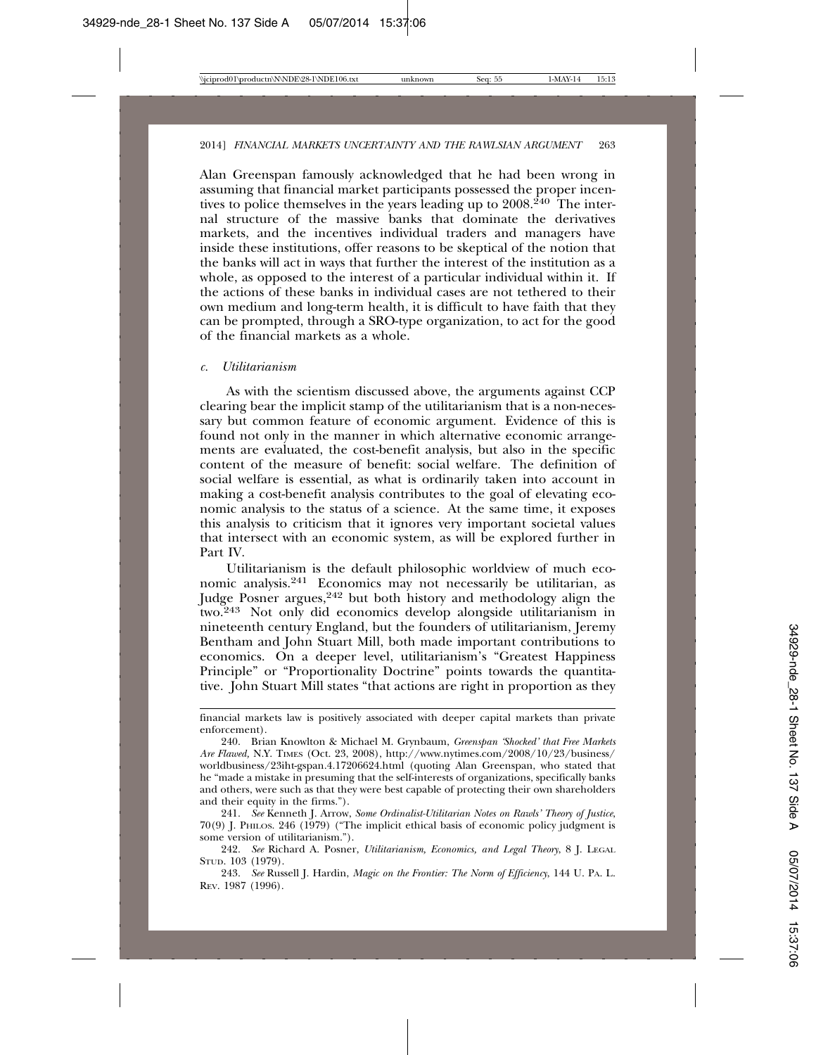Alan Greenspan famously acknowledged that he had been wrong in assuming that financial market participants possessed the proper incentives to police themselves in the years leading up to 2008.[240] The internal structure of the massive banks that dominate the derivatives markets, and the incentives individual traders and managers have inside these institutions, offer reasons to be skeptical of the notion that the banks will act in ways that further the interest of the institution as a whole, as opposed to the interest of a particular individual within it. If the actions of these banks in individual cases are not tethered to their own medium and long-term health, it is difficult to have faith that they can be prompted, through a SRO-type organization, to act for the good of the financial markets as a whole.

### *c. Utilitarianism*

As with the scientism discussed above, the arguments against CCP clearing bear the implicit stamp of the utilitarianism that is a non-necessary but common feature of economic argument. Evidence of this is found not only in the manner in which alternative economic arrangements are evaluated, the cost-benefit analysis, but also in the specific content of the measure of benefit: social welfare. The definition of social welfare is essential, as what is ordinarily taken into account in making a cost-benefit analysis contributes to the goal of elevating economic analysis to the status of a science. At the same time, it exposes this analysis to criticism that it ignores very important societal values that intersect with an economic system, as will be explored further in Part IV.

Utilitarianism is the default philosophic worldview of much economic analysis.[241] Economics may not necessarily be utilitarian, as Judge Posner argues,[242] but both history and methodology align the two.[243] Not only did economics develop alongside utilitarianism in nineteenth century England, but the founders of utilitarianism, Jeremy Bentham and John Stuart Mill, both made important contributions to economics. On a deeper level, utilitarianism's "Greatest Happiness Principle" or "Proportionality Doctrine" points towards the quantitative. John Stuart Mill states "that actions are right in proportion as they

---

financial markets law is positively associated with deeper capital markets than private enforcement).

240. Brian Knowlton & Michael M. Grynbaum, *Greenspan 'Shocked' that Free Markets Are Flawed*, N.Y. TIMES (Oct. 23, 2008), http://www.nytimes.com/2008/10/23/business/worldbusiness/23iht-gspan.4.17206624.html (quoting Alan Greenspan, who stated that he "made a mistake in presuming that the self-interests of organizations, specifically banks and others, were such as that they were best capable of protecting their own shareholders and their equity in the firms.").

241. *See* Kenneth J. Arrow, *Some Ordinalist-Utilitarian Notes on Rawls' Theory of Justice*, 70(9) J. PHILOS. 246 (1979) ("The implicit ethical basis of economic policy judgment is some version of utilitarianism.").

242. *See* Richard A. Posner, *Utilitarianism, Economics, and Legal Theory*, 8 J. LEGAL STUD. 103 (1979).

243. *See* Russell J. Hardin, *Magic on the Frontier: The Norm of Efficiency*, 144 U. PA. L. REV. 1987 (1996).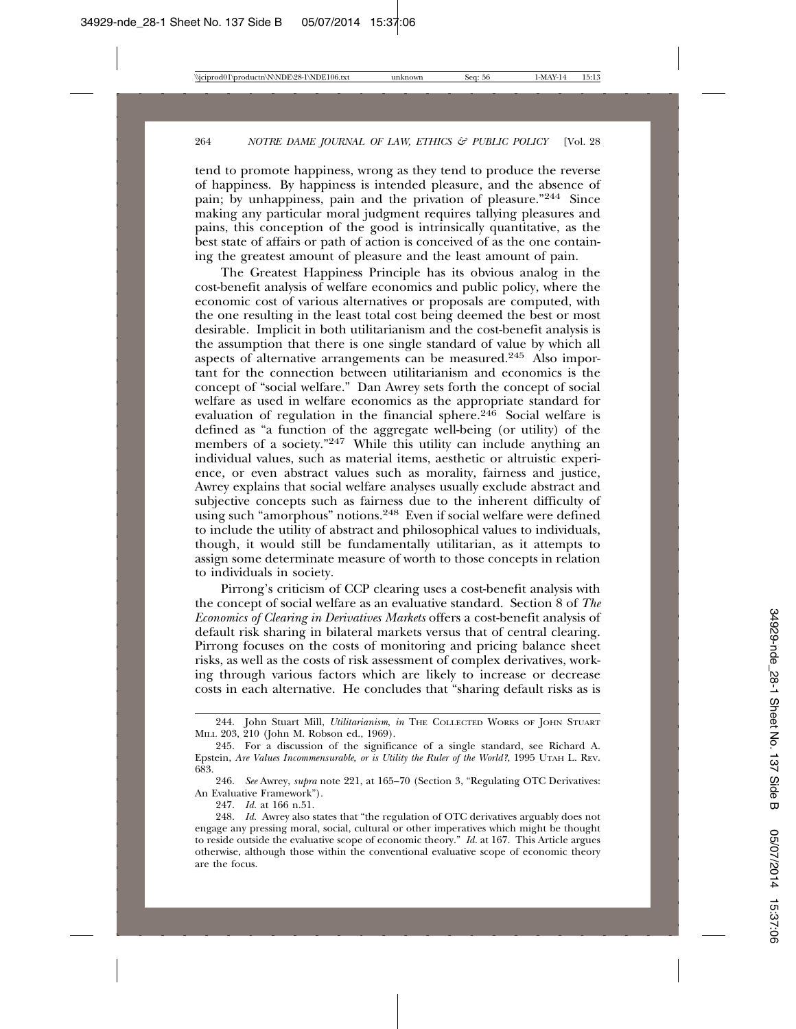tend to promote happiness, wrong as they tend to produce the reverse of happiness. By happiness is intended pleasure, and the absence of pain; by unhappiness, pain and the privation of pleasure."[244] Since making any particular moral judgment requires tallying pleasures and pains, this conception of the good is intrinsically quantitative, as the best state of affairs or path of action is conceived of as the one containing the greatest amount of pleasure and the least amount of pain.

The Greatest Happiness Principle has its obvious analog in the cost-benefit analysis of welfare economics and public policy, where the economic cost of various alternatives or proposals are computed, with the one resulting in the least total cost being deemed the best or most desirable. Implicit in both utilitarianism and the cost-benefit analysis is the assumption that there is one single standard of value by which all aspects of alternative arrangements can be measured.[245] Also important for the connection between utilitarianism and economics is the concept of "social welfare." Dan Awrey sets forth the concept of social welfare as used in welfare economics as the appropriate standard for evaluation of regulation in the financial sphere.[246] Social welfare is defined as "a function of the aggregate well-being (or utility) of the members of a society."[247] While this utility can include anything an individual values, such as material items, aesthetic or altruistic experience, or even abstract values such as morality, fairness and justice, Awrey explains that social welfare analyses usually exclude abstract and subjective concepts such as fairness due to the inherent difficulty of using such "amorphous" notions.[248] Even if social welfare were defined to include the utility of abstract and philosophical values to individuals, though, it would still be fundamentally utilitarian, as it attempts to assign some determinate measure of worth to those concepts in relation to individuals in society.

Pirrong's criticism of CCP clearing uses a cost-benefit analysis with the concept of social welfare as an evaluative standard. Section 8 of *The Economics of Clearing in Derivatives Markets* offers a cost-benefit analysis of default risk sharing in bilateral markets versus that of central clearing. Pirrong focuses on the costs of monitoring and pricing balance sheet risks, as well as the costs of risk assessment of complex derivatives, working through various factors which are likely to increase or decrease costs in each alternative. He concludes that "sharing default risks as is

---

244. John Stuart Mill, *Utilitarianism*, *in* THE COLLECTED WORKS OF JOHN STUART MILL 203, 210 (John M. Robson ed., 1969).

245. For a discussion of the significance of a single standard, see Richard A. Epstein, *Are Values Incommensurable, or is Utility the Ruler of the World?*, 1995 UTAH L. REV. 683.

246. *See* Awrey, *supra* note 221, at 165–70 (Section 3, "Regulating OTC Derivatives: An Evaluative Framework").

247. *Id.* at 166 n.51.

248. *Id.* Awrey also states that "the regulation of OTC derivatives arguably does not engage any pressing moral, social, cultural or other imperatives which might be thought to reside outside the evaluative scope of economic theory." *Id.* at 167. This Article argues otherwise, although those within the conventional evaluative scope of economic theory are the focus.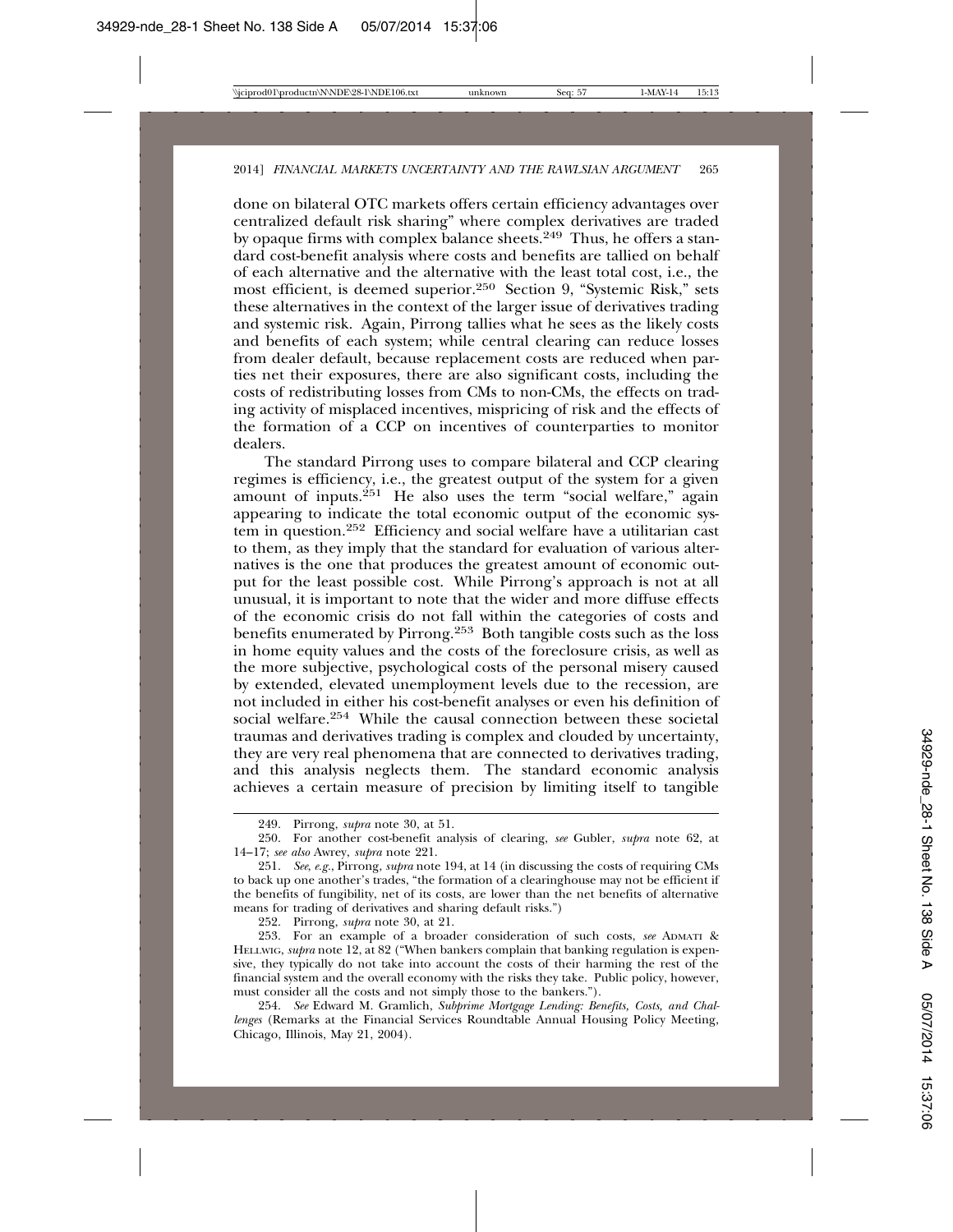done on bilateral OTC markets offers certain efficiency advantages over centralized default risk sharing" where complex derivatives are traded by opaque firms with complex balance sheets.[249] Thus, he offers a standard cost-benefit analysis where costs and benefits are tallied on behalf of each alternative and the alternative with the least total cost, i.e., the most efficient, is deemed superior.[250] Section 9, "Systemic Risk," sets these alternatives in the context of the larger issue of derivatives trading and systemic risk. Again, Pirrong tallies what he sees as the likely costs and benefits of each system; while central clearing can reduce losses from dealer default, because replacement costs are reduced when parties net their exposures, there are also significant costs, including the costs of redistributing losses from CMs to non-CMs, the effects on trading activity of misplaced incentives, mispricing of risk and the effects of the formation of a CCP on incentives of counterparties to monitor dealers.

The standard Pirrong uses to compare bilateral and CCP clearing regimes is efficiency, i.e., the greatest output of the system for a given amount of inputs.[251] He also uses the term "social welfare," again appearing to indicate the total economic output of the economic system in question.[252] Efficiency and social welfare have a utilitarian cast to them, as they imply that the standard for evaluation of various alternatives is the one that produces the greatest amount of economic output for the least possible cost. While Pirrong's approach is not at all unusual, it is important to note that the wider and more diffuse effects of the economic crisis do not fall within the categories of costs and benefits enumerated by Pirrong.[253] Both tangible costs such as the loss in home equity values and the costs of the foreclosure crisis, as well as the more subjective, psychological costs of the personal misery caused by extended, elevated unemployment levels due to the recession, are not included in either his cost-benefit analyses or even his definition of social welfare.[254] While the causal connection between these societal traumas and derivatives trading is complex and clouded by uncertainty, they are very real phenomena that are connected to derivatives trading, and this analysis neglects them. The standard economic analysis achieves a certain measure of precision by limiting itself to tangible

---

249. Pirrong, *supra* note 30, at 51.

250. For another cost-benefit analysis of clearing, *see* Gubler, *supra* note 62, at 14–17; *see also* Awrey, *supra* note 221.

251. *See, e.g.*, Pirrong, *supra* note 194, at 14 (in discussing the costs of requiring CMs to back up one another's trades, "the formation of a clearinghouse may not be efficient if the benefits of fungibility, net of its costs, are lower than the net benefits of alternative means for trading of derivatives and sharing default risks.")

252. Pirrong, *supra* note 30, at 21.

253. For an example of a broader consideration of such costs, *see* ADMATI & HELLWIG, *supra* note 12, at 82 ("When bankers complain that banking regulation is expensive, they typically do not take into account the costs of their harming the rest of the financial system and the overall economy with the risks they take. Public policy, however, must consider all the costs and not simply those to the bankers.").

254. *See* Edward M. Gramlich, *Subprime Mortgage Lending: Benefits, Costs, and Challenges* (Remarks at the Financial Services Roundtable Annual Housing Policy Meeting, Chicago, Illinois, May 21, 2004).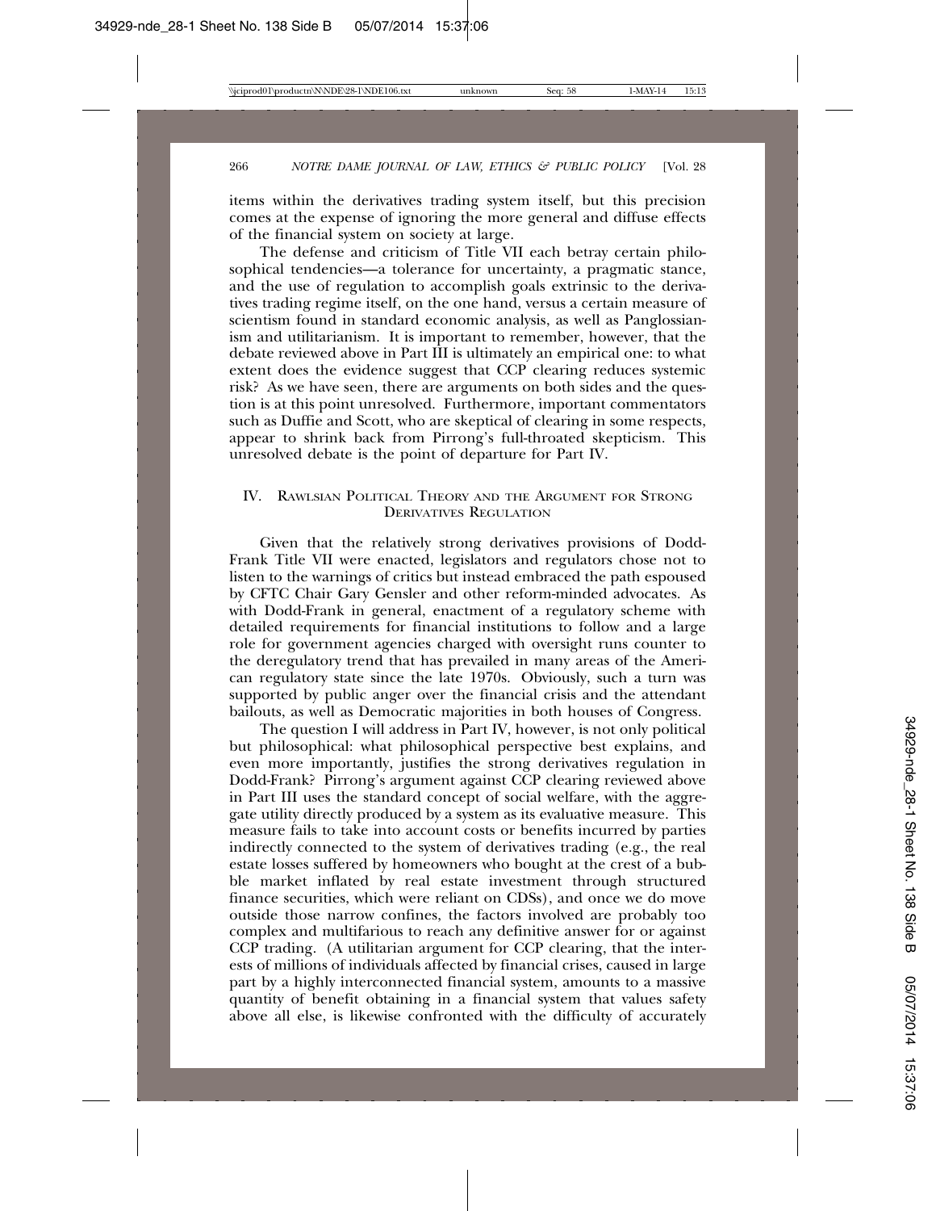items within the derivatives trading system itself, but this precision comes at the expense of ignoring the more general and diffuse effects of the financial system on society at large.

The defense and criticism of Title VII each betray certain philosophical tendencies—a tolerance for uncertainty, a pragmatic stance, and the use of regulation to accomplish goals extrinsic to the derivatives trading regime itself, on the one hand, versus a certain measure of scientism found in standard economic analysis, as well as Panglossianism and utilitarianism. It is important to remember, however, that the debate reviewed above in Part III is ultimately an empirical one: to what extent does the evidence suggest that CCP clearing reduces systemic risk? As we have seen, there are arguments on both sides and the question is at this point unresolved. Furthermore, important commentators such as Duffie and Scott, who are skeptical of clearing in some respects, appear to shrink back from Pirrong's full-throated skepticism. This unresolved debate is the point of departure for Part IV.

## IV. Rawlsian Political Theory and the Argument for Strong Derivatives Regulation

Given that the relatively strong derivatives provisions of Dodd-Frank Title VII were enacted, legislators and regulators chose not to listen to the warnings of critics but instead embraced the path espoused by CFTC Chair Gary Gensler and other reform-minded advocates. As with Dodd-Frank in general, enactment of a regulatory scheme with detailed requirements for financial institutions to follow and a large role for government agencies charged with oversight runs counter to the deregulatory trend that has prevailed in many areas of the American regulatory state since the late 1970s. Obviously, such a turn was supported by public anger over the financial crisis and the attendant bailouts, as well as Democratic majorities in both houses of Congress.

The question I will address in Part IV, however, is not only political but philosophical: what philosophical perspective best explains, and even more importantly, justifies the strong derivatives regulation in Dodd-Frank? Pirrong's argument against CCP clearing reviewed above in Part III uses the standard concept of social welfare, with the aggregate utility directly produced by a system as its evaluative measure. This measure fails to take into account costs or benefits incurred by parties indirectly connected to the system of derivatives trading (e.g., the real estate losses suffered by homeowners who bought at the crest of a bubble market inflated by real estate investment through structured finance securities, which were reliant on CDSs), and once we do move outside those narrow confines, the factors involved are probably too complex and multifarious to reach any definitive answer for or against CCP trading. (A utilitarian argument for CCP clearing, that the interests of millions of individuals affected by financial crises, caused in large part by a highly interconnected financial system, amounts to a massive quantity of benefit obtaining in a financial system that values safety above all else, is likewise confronted with the difficulty of accurately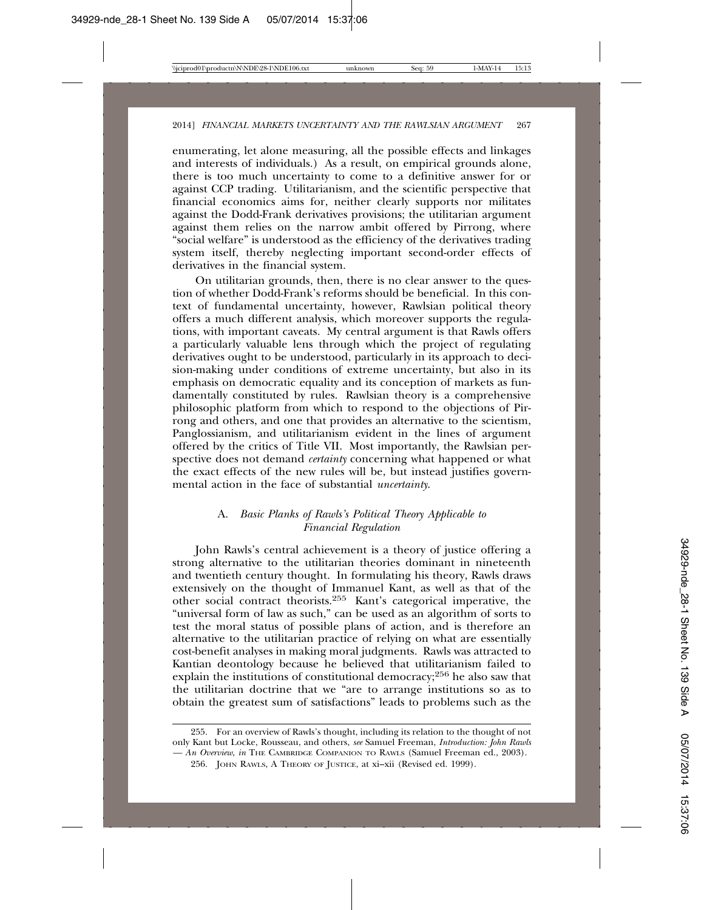enumerating, let alone measuring, all the possible effects and linkages and interests of individuals.) As a result, on empirical grounds alone, there is too much uncertainty to come to a definitive answer for or against CCP trading. Utilitarianism, and the scientific perspective that financial economics aims for, neither clearly supports nor militates against the Dodd-Frank derivatives provisions; the utilitarian argument against them relies on the narrow ambit offered by Pirrong, where "social welfare" is understood as the efficiency of the derivatives trading system itself, thereby neglecting important second-order effects of derivatives in the financial system.

On utilitarian grounds, then, there is no clear answer to the question of whether Dodd-Frank's reforms should be beneficial. In this context of fundamental uncertainty, however, Rawlsian political theory offers a much different analysis, which moreover supports the regulations, with important caveats. My central argument is that Rawls offers a particularly valuable lens through which the project of regulating derivatives ought to be understood, particularly in its approach to decision-making under conditions of extreme uncertainty, but also in its emphasis on democratic equality and its conception of markets as fundamentally constituted by rules. Rawlsian theory is a comprehensive philosophic platform from which to respond to the objections of Pirrong and others, and one that provides an alternative to the scientism, Panglossianism, and utilitarianism evident in the lines of argument offered by the critics of Title VII. Most importantly, the Rawlsian perspective does not demand *certainty* concerning what happened or what the exact effects of the new rules will be, but instead justifies governmental action in the face of substantial *uncertainty*.

### A. *Basic Planks of Rawls's Political Theory Applicable to Financial Regulation*

John Rawls's central achievement is a theory of justice offering a strong alternative to the utilitarian theories dominant in nineteenth and twentieth century thought. In formulating his theory, Rawls draws extensively on the thought of Immanuel Kant, as well as that of the other social contract theorists.[255] Kant's categorical imperative, the "universal form of law as such," can be used as an algorithm of sorts to test the moral status of possible plans of action, and is therefore an alternative to the utilitarian practice of relying on what are essentially cost-benefit analyses in making moral judgments. Rawls was attracted to Kantian deontology because he believed that utilitarianism failed to explain the institutions of constitutional democracy;[256] he also saw that the utilitarian doctrine that we "are to arrange institutions so as to obtain the greatest sum of satisfactions" leads to problems such as the

---

255. For an overview of Rawls's thought, including its relation to the thought of not only Kant but Locke, Rousseau, and others, *see* Samuel Freeman, *Introduction: John Rawls — An Overview*, *in* THE CAMBRIDGE COMPANION TO RAWLS (Samuel Freeman ed., 2003).

256. JOHN RAWLS, A THEORY OF JUSTICE, at xi–xii (Revised ed. 1999).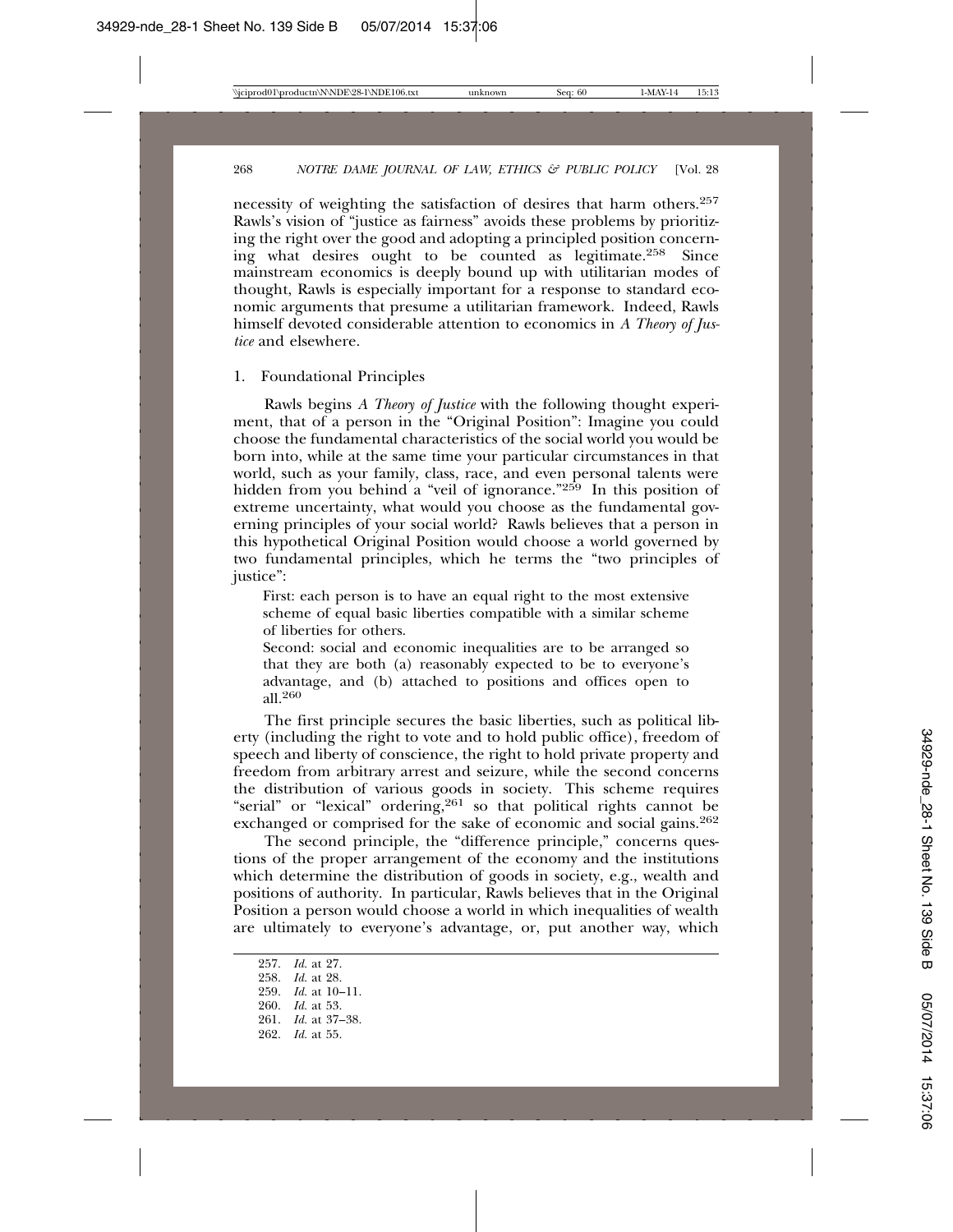necessity of weighting the satisfaction of desires that harm others.[257] Rawls's vision of "justice as fairness" avoids these problems by prioritizing the right over the good and adopting a principled position concerning what desires ought to be counted as legitimate.[258] Since mainstream economics is deeply bound up with utilitarian modes of thought, Rawls is especially important for a response to standard economic arguments that presume a utilitarian framework. Indeed, Rawls himself devoted considerable attention to economics in *A Theory of Justice* and elsewhere.

### 1. Foundational Principles

Rawls begins *A Theory of Justice* with the following thought experiment, that of a person in the "Original Position": Imagine you could choose the fundamental characteristics of the social world you would be born into, while at the same time your particular circumstances in that world, such as your family, class, race, and even personal talents were hidden from you behind a "veil of ignorance."[259] In this position of extreme uncertainty, what would you choose as the fundamental governing principles of your social world? Rawls believes that a person in this hypothetical Original Position would choose a world governed by two fundamental principles, which he terms the "two principles of justice":

> First: each person is to have an equal right to the most extensive scheme of equal basic liberties compatible with a similar scheme of liberties for others.
>
> Second: social and economic inequalities are to be arranged so that they are both (a) reasonably expected to be to everyone's advantage, and (b) attached to positions and offices open to all.[260]

The first principle secures the basic liberties, such as political liberty (including the right to vote and to hold public office), freedom of speech and liberty of conscience, the right to hold private property and freedom from arbitrary arrest and seizure, while the second concerns the distribution of various goods in society. This scheme requires "serial" or "lexical" ordering,[261] so that political rights cannot be exchanged or comprised for the sake of economic and social gains.[262]

The second principle, the "difference principle," concerns questions of the proper arrangement of the economy and the institutions which determine the distribution of goods in society, e.g., wealth and positions of authority. In particular, Rawls believes that in the Original Position a person would choose a world in which inequalities of wealth are ultimately to everyone's advantage, or, put another way, which

257. *Id.* at 27.
258. *Id.* at 28.
259. *Id.* at 10–11.
260. *Id.* at 53.
261. *Id.* at 37–38.
262. *Id.* at 55.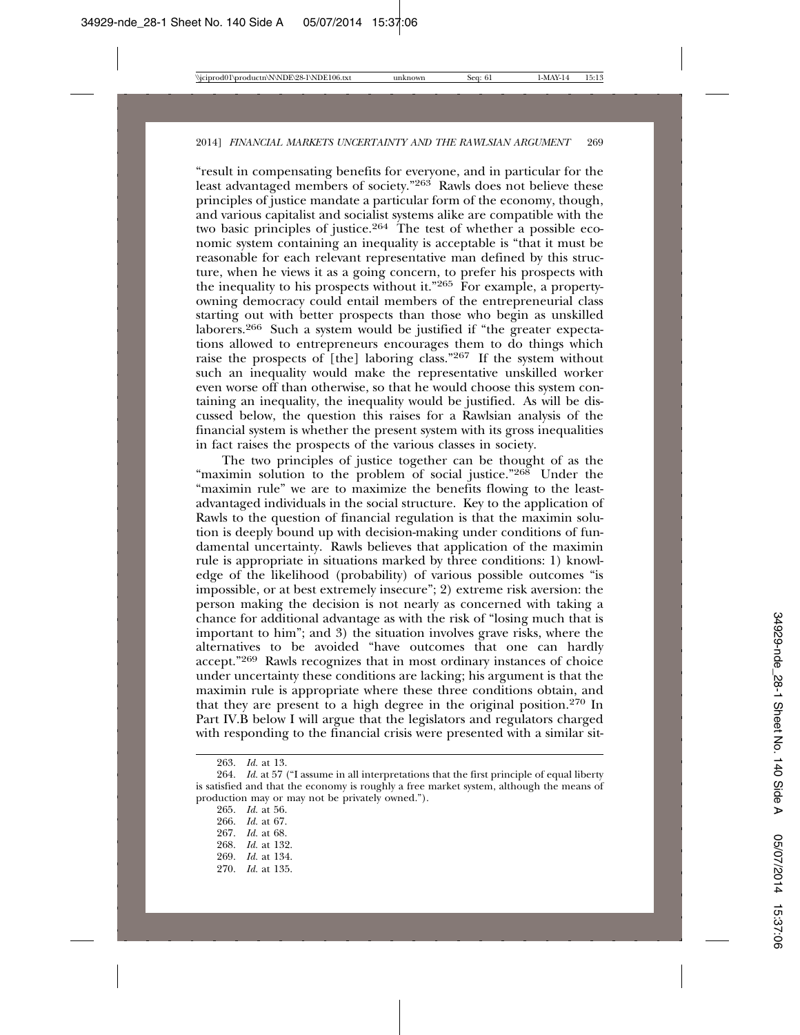"result in compensating benefits for everyone, and in particular for the least advantaged members of society."[263] Rawls does not believe these principles of justice mandate a particular form of the economy, though, and various capitalist and socialist systems alike are compatible with the two basic principles of justice.[264] The test of whether a possible economic system containing an inequality is acceptable is "that it must be reasonable for each relevant representative man defined by this structure, when he views it as a going concern, to prefer his prospects with the inequality to his prospects without it."[265] For example, a property-owning democracy could entail members of the entrepreneurial class starting out with better prospects than those who begin as unskilled laborers.[266] Such a system would be justified if "the greater expectations allowed to entrepreneurs encourages them to do things which raise the prospects of [the] laboring class."[267] If the system without such an inequality would make the representative unskilled worker even worse off than otherwise, so that he would choose this system containing an inequality, the inequality would be justified. As will be discussed below, the question this raises for a Rawlsian analysis of the financial system is whether the present system with its gross inequalities in fact raises the prospects of the various classes in society.

The two principles of justice together can be thought of as the "maximin solution to the problem of social justice."[268] Under the "maximin rule" we are to maximize the benefits flowing to the least-advantaged individuals in the social structure. Key to the application of Rawls to the question of financial regulation is that the maximin solution is deeply bound up with decision-making under conditions of fundamental uncertainty. Rawls believes that application of the maximin rule is appropriate in situations marked by three conditions: 1) knowledge of the likelihood (probability) of various possible outcomes "is impossible, or at best extremely insecure"; 2) extreme risk aversion: the person making the decision is not nearly as concerned with taking a chance for additional advantage as with the risk of "losing much that is important to him"; and 3) the situation involves grave risks, where the alternatives to be avoided "have outcomes that one can hardly accept."[269] Rawls recognizes that in most ordinary instances of choice under uncertainty these conditions are lacking; his argument is that the maximin rule is appropriate where these three conditions obtain, and that they are present to a high degree in the original position.[270] In Part IV.B below I will argue that the legislators and regulators charged with responding to the financial crisis were presented with a similar sit-

---

263. *Id.* at 13.

264. *Id.* at 57 ("I assume in all interpretations that the first principle of equal liberty is satisfied and that the economy is roughly a free market system, although the means of production may or may not be privately owned.").

265. *Id.* at 56.

266. *Id.* at 67.

267. *Id.* at 68.

268. *Id.* at 132.

269. *Id.* at 134.

270. *Id.* at 135.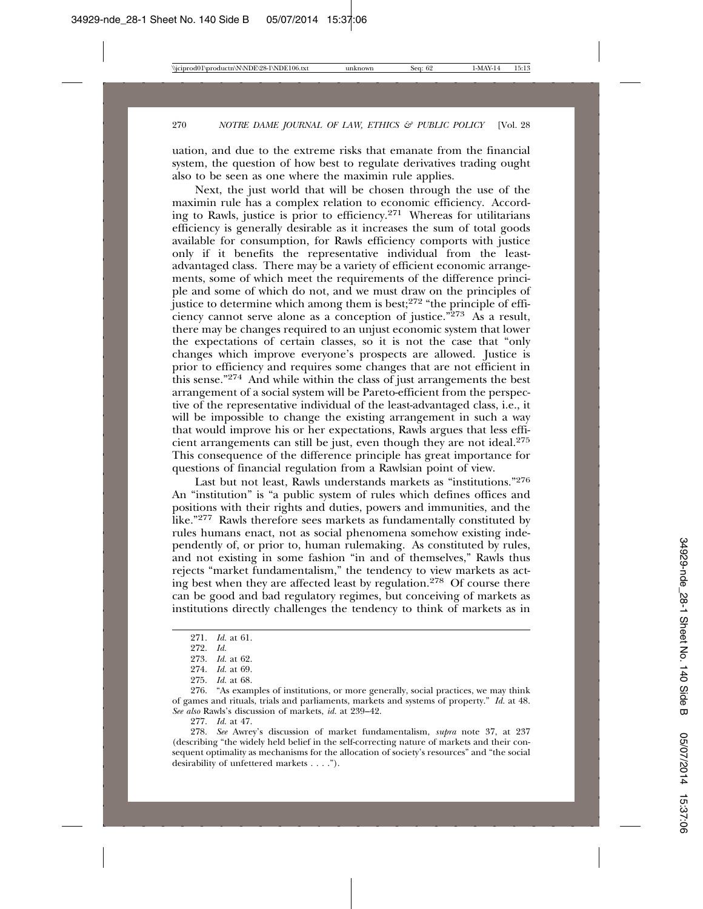uation, and due to the extreme risks that emanate from the financial system, the question of how best to regulate derivatives trading ought also to be seen as one where the maximin rule applies.

Next, the just world that will be chosen through the use of the maximin rule has a complex relation to economic efficiency. According to Rawls, justice is prior to efficiency.[271] Whereas for utilitarians efficiency is generally desirable as it increases the sum of total goods available for consumption, for Rawls efficiency comports with justice only if it benefits the representative individual from the least-advantaged class. There may be a variety of efficient economic arrangements, some of which meet the requirements of the difference principle and some of which do not, and we must draw on the principles of justice to determine which among them is best;[272] "the principle of efficiency cannot serve alone as a conception of justice."[273] As a result, there may be changes required to an unjust economic system that lower the expectations of certain classes, so it is not the case that "only changes which improve everyone's prospects are allowed. Justice is prior to efficiency and requires some changes that are not efficient in this sense."[274] And while within the class of just arrangements the best arrangement of a social system will be Pareto-efficient from the perspective of the representative individual of the least-advantaged class, i.e., it will be impossible to change the existing arrangement in such a way that would improve his or her expectations, Rawls argues that less efficient arrangements can still be just, even though they are not ideal.[275] This consequence of the difference principle has great importance for questions of financial regulation from a Rawlsian point of view.

Last but not least, Rawls understands markets as "institutions."[276] An "institution" is "a public system of rules which defines offices and positions with their rights and duties, powers and immunities, and the like."[277] Rawls therefore sees markets as fundamentally constituted by rules humans enact, not as social phenomena somehow existing independently of, or prior to, human rulemaking. As constituted by rules, and not existing in some fashion "in and of themselves," Rawls thus rejects "market fundamentalism," the tendency to view markets as acting best when they are affected least by regulation.[278] Of course there can be good and bad regulatory regimes, but conceiving of markets as institutions directly challenges the tendency to think of markets as in

---

271. *Id.* at 61.

272. *Id.*

273. *Id.* at 62.

274. *Id.* at 69.

275. *Id.* at 68.

276. "As examples of institutions, or more generally, social practices, we may think of games and rituals, trials and parliaments, markets and systems of property." *Id.* at 48. *See also* Rawls's discussion of markets, *id.* at 239–42.

277. *Id.* at 47.

278. *See* Awrey's discussion of market fundamentalism, *supra* note 37, at 237 (describing "the widely held belief in the self-correcting nature of markets and their consequent optimality as mechanisms for the allocation of society's resources" and "the social desirability of unfettered markets . . . .").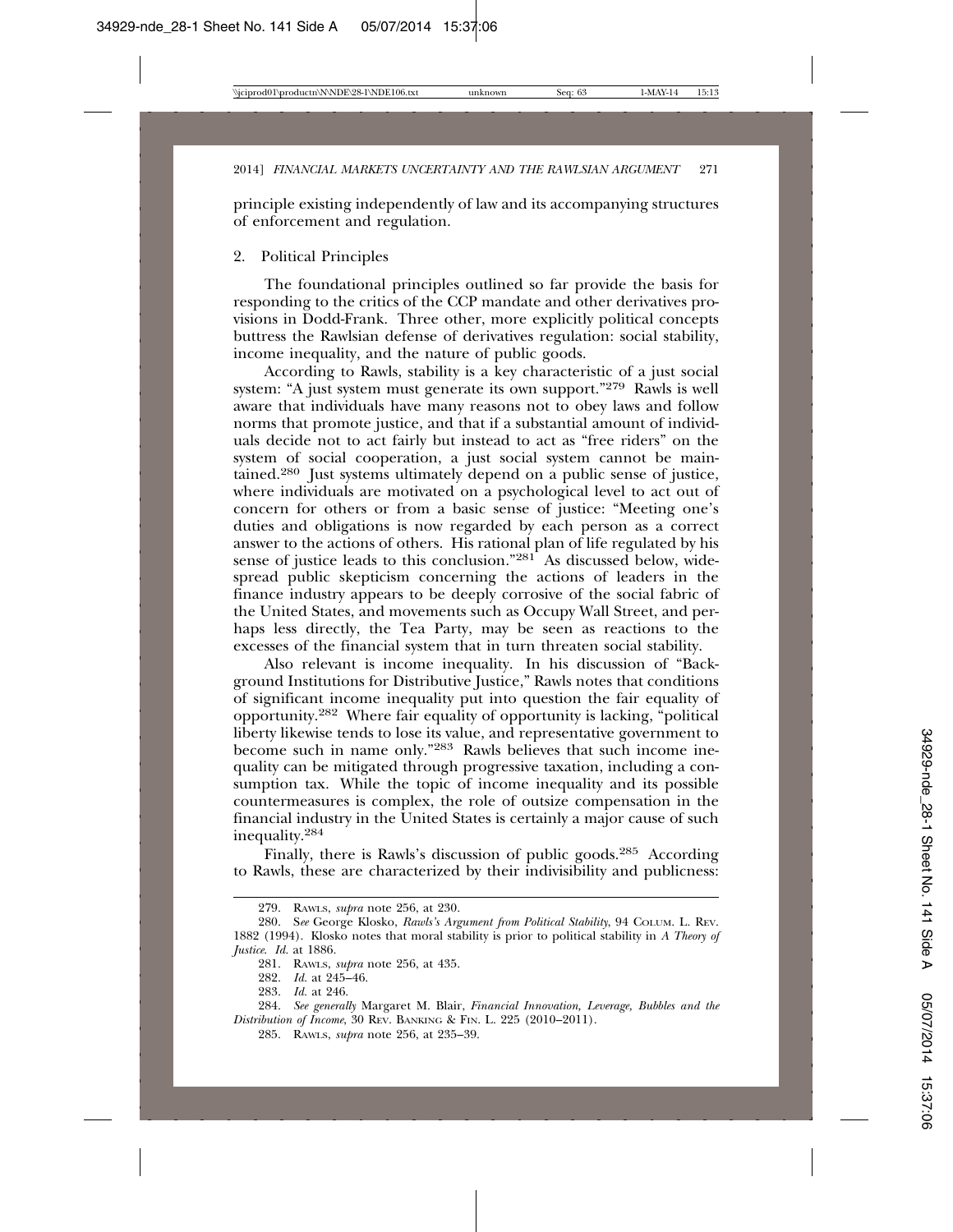principle existing independently of law and its accompanying structures of enforcement and regulation.

### 2. Political Principles

The foundational principles outlined so far provide the basis for responding to the critics of the CCP mandate and other derivatives provisions in Dodd-Frank. Three other, more explicitly political concepts buttress the Rawlsian defense of derivatives regulation: social stability, income inequality, and the nature of public goods.

According to Rawls, stability is a key characteristic of a just social system: "A just system must generate its own support."[279] Rawls is well aware that individuals have many reasons not to obey laws and follow norms that promote justice, and that if a substantial amount of individuals decide not to act fairly but instead to act as "free riders" on the system of social cooperation, a just social system cannot be maintained.[280] Just systems ultimately depend on a public sense of justice, where individuals are motivated on a psychological level to act out of concern for others or from a basic sense of justice: "Meeting one's duties and obligations is now regarded by each person as a correct answer to the actions of others. His rational plan of life regulated by his sense of justice leads to this conclusion."[281] As discussed below, widespread public skepticism concerning the actions of leaders in the finance industry appears to be deeply corrosive of the social fabric of the United States, and movements such as Occupy Wall Street, and perhaps less directly, the Tea Party, may be seen as reactions to the excesses of the financial system that in turn threaten social stability.

Also relevant is income inequality. In his discussion of "Background Institutions for Distributive Justice," Rawls notes that conditions of significant income inequality put into question the fair equality of opportunity.[282] Where fair equality of opportunity is lacking, "political liberty likewise tends to lose its value, and representative government to become such in name only."[283] Rawls believes that such income inequality can be mitigated through progressive taxation, including a consumption tax. While the topic of income inequality and its possible countermeasures is complex, the role of outsize compensation in the financial industry in the United States is certainly a major cause of such inequality.[284]

Finally, there is Rawls's discussion of public goods.[285] According to Rawls, these are characterized by their indivisibility and publicness:

---

279. Rawls, *supra* note 256, at 230.

280. *See* George Klosko, *Rawls's Argument from Political Stability*, 94 Colum. L. Rev. 1882 (1994). Klosko notes that moral stability is prior to political stability in *A Theory of Justice*. *Id.* at 1886.

281. Rawls, *supra* note 256, at 435.

282. *Id.* at 245–46.

283. *Id.* at 246.

284. *See generally* Margaret M. Blair, *Financial Innovation, Leverage, Bubbles and the Distribution of Income*, 30 Rev. Banking & Fin. L. 225 (2010–2011).

285. Rawls, *supra* note 256, at 235–39.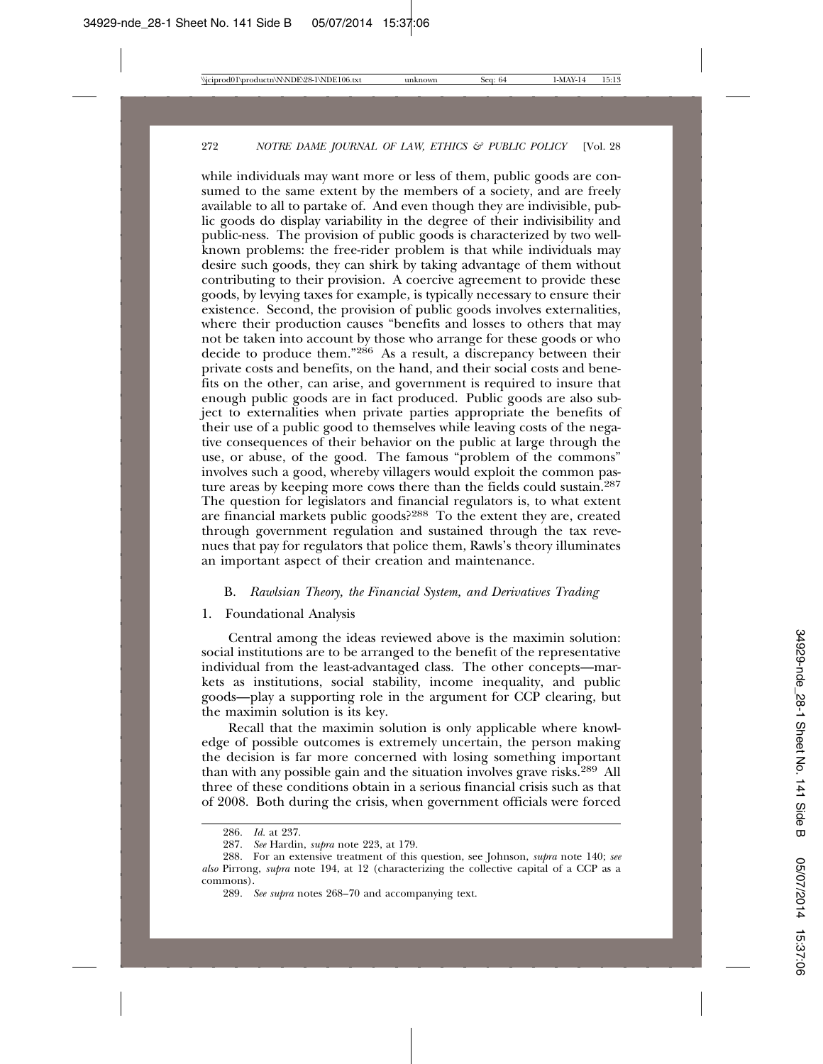while individuals may want more or less of them, public goods are consumed to the same extent by the members of a society, and are freely available to all to partake of. And even though they are indivisible, public goods do display variability in the degree of their indivisibility and public-ness. The provision of public goods is characterized by two well-known problems: the free-rider problem is that while individuals may desire such goods, they can shirk by taking advantage of them without contributing to their provision. A coercive agreement to provide these goods, by levying taxes for example, is typically necessary to ensure their existence. Second, the provision of public goods involves externalities, where their production causes "benefits and losses to others that may not be taken into account by those who arrange for these goods or who decide to produce them."[286] As a result, a discrepancy between their private costs and benefits, on the hand, and their social costs and benefits on the other, can arise, and government is required to insure that enough public goods are in fact produced. Public goods are also subject to externalities when private parties appropriate the benefits of their use of a public good to themselves while leaving costs of the negative consequences of their behavior on the public at large through the use, or abuse, of the good. The famous "problem of the commons" involves such a good, whereby villagers would exploit the common pasture areas by keeping more cows there than the fields could sustain.[287] The question for legislators and financial regulators is, to what extent are financial markets public goods?[288] To the extent they are, created through government regulation and sustained through the tax revenues that pay for regulators that police them, Rawls's theory illuminates an important aspect of their creation and maintenance.

### B. *Rawlsian Theory, the Financial System, and Derivatives Trading*

#### 1. Foundational Analysis

Central among the ideas reviewed above is the maximin solution: social institutions are to be arranged to the benefit of the representative individual from the least-advantaged class. The other concepts—markets as institutions, social stability, income inequality, and public goods—play a supporting role in the argument for CCP clearing, but the maximin solution is its key.

Recall that the maximin solution is only applicable where knowledge of possible outcomes is extremely uncertain, the person making the decision is far more concerned with losing something important than with any possible gain and the situation involves grave risks.[289] All three of these conditions obtain in a serious financial crisis such as that of 2008. Both during the crisis, when government officials were forced

---

286. *Id.* at 237.

287. *See* Hardin, *supra* note 223, at 179.

288. For an extensive treatment of this question, see Johnson, *supra* note 140; *see also* Pirrong, *supra* note 194, at 12 (characterizing the collective capital of a CCP as a commons).

289. *See supra* notes 268–70 and accompanying text.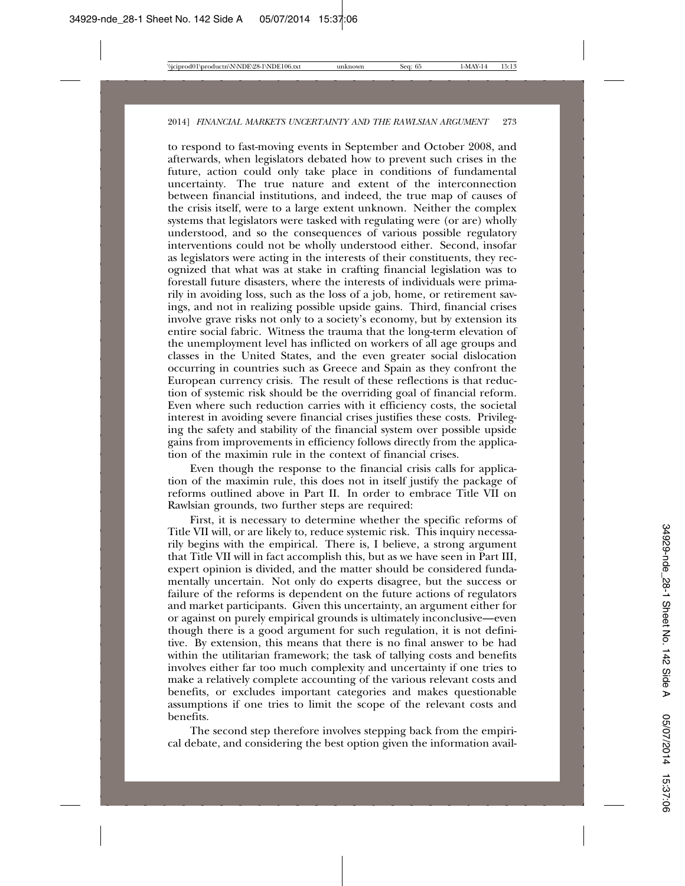to respond to fast-moving events in September and October 2008, and afterwards, when legislators debated how to prevent such crises in the future, action could only take place in conditions of fundamental uncertainty. The true nature and extent of the interconnection between financial institutions, and indeed, the true map of causes of the crisis itself, were to a large extent unknown. Neither the complex systems that legislators were tasked with regulating were (or are) wholly understood, and so the consequences of various possible regulatory interventions could not be wholly understood either. Second, insofar as legislators were acting in the interests of their constituents, they recognized that what was at stake in crafting financial legislation was to forestall future disasters, where the interests of individuals were primarily in avoiding loss, such as the loss of a job, home, or retirement savings, and not in realizing possible upside gains. Third, financial crises involve grave risks not only to a society's economy, but by extension its entire social fabric. Witness the trauma that the long-term elevation of the unemployment level has inflicted on workers of all age groups and classes in the United States, and the even greater social dislocation occurring in countries such as Greece and Spain as they confront the European currency crisis. The result of these reflections is that reduction of systemic risk should be the overriding goal of financial reform. Even where such reduction carries with it efficiency costs, the societal interest in avoiding severe financial crises justifies these costs. Privileging the safety and stability of the financial system over possible upside gains from improvements in efficiency follows directly from the application of the maximin rule in the context of financial crises.

Even though the response to the financial crisis calls for application of the maximin rule, this does not in itself justify the package of reforms outlined above in Part II. In order to embrace Title VII on Rawlsian grounds, two further steps are required:

First, it is necessary to determine whether the specific reforms of Title VII will, or are likely to, reduce systemic risk. This inquiry necessarily begins with the empirical. There is, I believe, a strong argument that Title VII will in fact accomplish this, but as we have seen in Part III, expert opinion is divided, and the matter should be considered fundamentally uncertain. Not only do experts disagree, but the success or failure of the reforms is dependent on the future actions of regulators and market participants. Given this uncertainty, an argument either for or against on purely empirical grounds is ultimately inconclusive—even though there is a good argument for such regulation, it is not definitive. By extension, this means that there is no final answer to be had within the utilitarian framework; the task of tallying costs and benefits involves either far too much complexity and uncertainty if one tries to make a relatively complete accounting of the various relevant costs and benefits, or excludes important categories and makes questionable assumptions if one tries to limit the scope of the relevant costs and benefits.

The second step therefore involves stepping back from the empirical debate, and considering the best option given the information avail-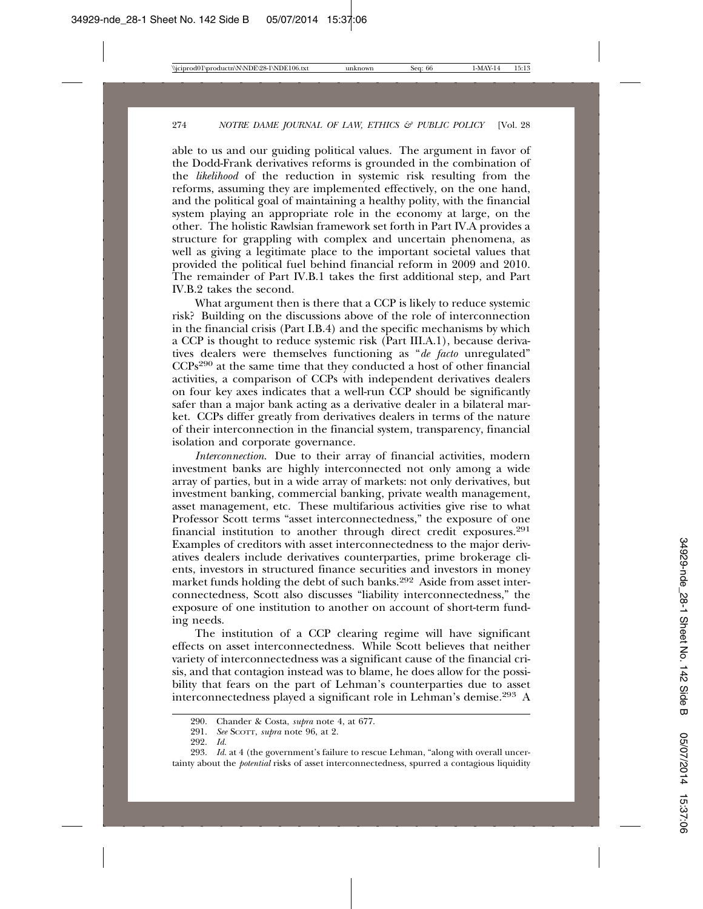able to us and our guiding political values. The argument in favor of the Dodd-Frank derivatives reforms is grounded in the combination of the *likelihood* of the reduction in systemic risk resulting from the reforms, assuming they are implemented effectively, on the one hand, and the political goal of maintaining a healthy polity, with the financial system playing an appropriate role in the economy at large, on the other. The holistic Rawlsian framework set forth in Part IV.A provides a structure for grappling with complex and uncertain phenomena, as well as giving a legitimate place to the important societal values that provided the political fuel behind financial reform in 2009 and 2010. The remainder of Part IV.B.1 takes the first additional step, and Part IV.B.2 takes the second.

What argument then is there that a CCP is likely to reduce systemic risk? Building on the discussions above of the role of interconnection in the financial crisis (Part I.B.4) and the specific mechanisms by which a CCP is thought to reduce systemic risk (Part III.A.1), because derivatives dealers were themselves functioning as "*de facto* unregulated" CCPs[290] at the same time that they conducted a host of other financial activities, a comparison of CCPs with independent derivatives dealers on four key axes indicates that a well-run CCP should be significantly safer than a major bank acting as a derivative dealer in a bilateral market. CCPs differ greatly from derivatives dealers in terms of the nature of their interconnection in the financial system, transparency, financial isolation and corporate governance.

*Interconnection*. Due to their array of financial activities, modern investment banks are highly interconnected not only among a wide array of parties, but in a wide array of markets: not only derivatives, but investment banking, commercial banking, private wealth management, asset management, etc. These multifarious activities give rise to what Professor Scott terms "asset interconnectedness," the exposure of one financial institution to another through direct credit exposures.[291] Examples of creditors with asset interconnectedness to the major derivatives dealers include derivatives counterparties, prime brokerage clients, investors in structured finance securities and investors in money market funds holding the debt of such banks.[292] Aside from asset interconnectedness, Scott also discusses "liability interconnectedness," the exposure of one institution to another on account of short-term funding needs.

The institution of a CCP clearing regime will have significant effects on asset interconnectedness. While Scott believes that neither variety of interconnectedness was a significant cause of the financial crisis, and that contagion instead was to blame, he does allow for the possibility that fears on the part of Lehman's counterparties due to asset interconnectedness played a significant role in Lehman's demise.[293] A

---

290. Chander & Costa, *supra* note 4, at 677.

291. *See* Scott, *supra* note 96, at 2.

292. *Id.*

293. *Id.* at 4 (the government's failure to rescue Lehman, "along with overall uncertainty about the *potential* risks of asset interconnectedness, spurred a contagious liquidity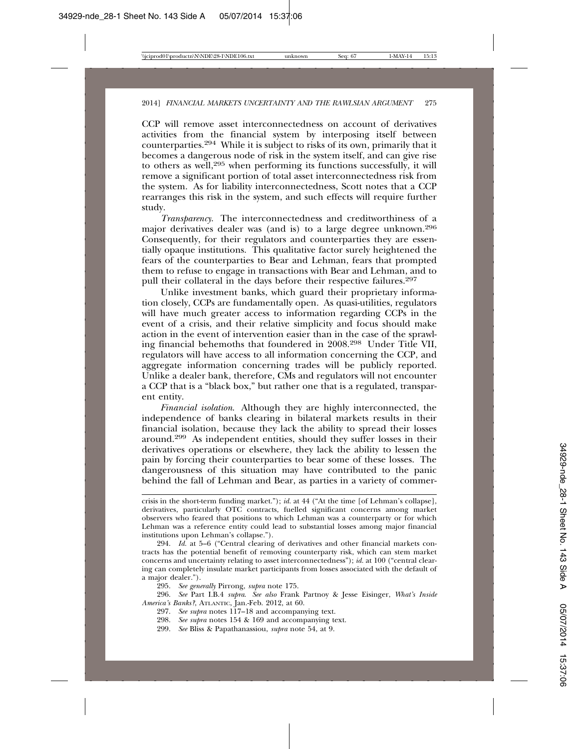CCP will remove asset interconnectedness on account of derivatives activities from the financial system by interposing itself between counterparties.[294] While it is subject to risks of its own, primarily that it becomes a dangerous node of risk in the system itself, and can give rise to others as well,[295] when performing its functions successfully, it will remove a significant portion of total asset interconnectedness risk from the system. As for liability interconnectedness, Scott notes that a CCP rearranges this risk in the system, and such effects will require further study.

*Transparency*. The interconnectedness and creditworthiness of a major derivatives dealer was (and is) to a large degree unknown.[296] Consequently, for their regulators and counterparties they are essentially opaque institutions. This qualitative factor surely heightened the fears of the counterparties to Bear and Lehman, fears that prompted them to refuse to engage in transactions with Bear and Lehman, and to pull their collateral in the days before their respective failures.[297]

Unlike investment banks, which guard their proprietary information closely, CCPs are fundamentally open. As quasi-utilities, regulators will have much greater access to information regarding CCPs in the event of a crisis, and their relative simplicity and focus should make action in the event of intervention easier than in the case of the sprawling financial behemoths that foundered in 2008.[298] Under Title VII, regulators will have access to all information concerning the CCP, and aggregate information concerning trades will be publicly reported. Unlike a dealer bank, therefore, CMs and regulators will not encounter a CCP that is a "black box," but rather one that is a regulated, transparent entity.

*Financial isolation*. Although they are highly interconnected, the independence of banks clearing in bilateral markets results in their financial isolation, because they lack the ability to spread their losses around.[299] As independent entities, should they suffer losses in their derivatives operations or elsewhere, they lack the ability to lessen the pain by forcing their counterparties to bear some of these losses. The dangerousness of this situation may have contributed to the panic behind the fall of Lehman and Bear, as parties in a variety of commer-

---

crisis in the short-term funding market."); *id.* at 44 ("At the time [of Lehman's collapse], derivatives, particularly OTC contracts, fuelled significant concerns among market observers who feared that positions to which Lehman was a counterparty or for which Lehman was a reference entity could lead to substantial losses among major financial institutions upon Lehman's collapse.").

294. *Id.* at 5–6 ("Central clearing of derivatives and other financial markets contracts has the potential benefit of removing counterparty risk, which can stem market concerns and uncertainty relating to asset interconnectedness"); *id.* at 100 ("central clearing can completely insulate market participants from losses associated with the default of a major dealer.").

295. *See generally* Pirrong, *supra* note 175.

296. *See* Part I.B.4 *supra*. *See also* Frank Partnoy & Jesse Eisinger, *What's Inside America's Banks?*, ATLANTIC, Jan.-Feb. 2012, at 60.

297. *See supra* notes 117–18 and accompanying text.

298. *See supra* notes 154 & 169 and accompanying text.

299. *See* Bliss & Papathanassiou, *supra* note 54, at 9.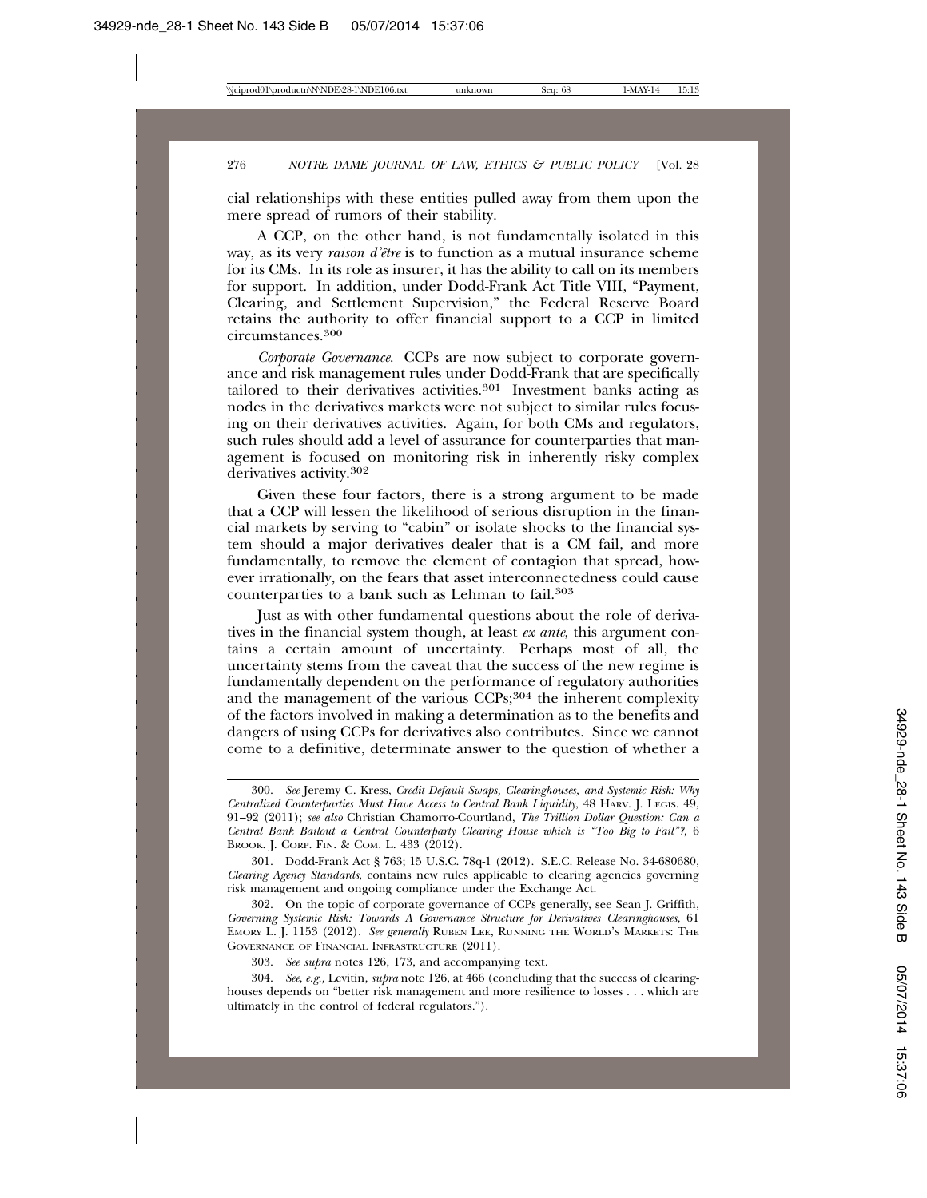cial relationships with these entities pulled away from them upon the mere spread of rumors of their stability.

A CCP, on the other hand, is not fundamentally isolated in this way, as its very *raison d'être* is to function as a mutual insurance scheme for its CMs. In its role as insurer, it has the ability to call on its members for support. In addition, under Dodd-Frank Act Title VIII, "Payment, Clearing, and Settlement Supervision," the Federal Reserve Board retains the authority to offer financial support to a CCP in limited circumstances.[300]

*Corporate Governance*. CCPs are now subject to corporate governance and risk management rules under Dodd-Frank that are specifically tailored to their derivatives activities.[301] Investment banks acting as nodes in the derivatives markets were not subject to similar rules focusing on their derivatives activities. Again, for both CMs and regulators, such rules should add a level of assurance for counterparties that management is focused on monitoring risk in inherently risky complex derivatives activity.[302]

Given these four factors, there is a strong argument to be made that a CCP will lessen the likelihood of serious disruption in the financial markets by serving to "cabin" or isolate shocks to the financial system should a major derivatives dealer that is a CM fail, and more fundamentally, to remove the element of contagion that spread, however irrationally, on the fears that asset interconnectedness could cause counterparties to a bank such as Lehman to fail.[303]

Just as with other fundamental questions about the role of derivatives in the financial system though, at least *ex ante*, this argument contains a certain amount of uncertainty. Perhaps most of all, the uncertainty stems from the caveat that the success of the new regime is fundamentally dependent on the performance of regulatory authorities and the management of the various CCPs;[304] the inherent complexity of the factors involved in making a determination as to the benefits and dangers of using CCPs for derivatives also contributes. Since we cannot come to a definitive, determinate answer to the question of whether a

---

300. *See* Jeremy C. Kress, *Credit Default Swaps, Clearinghouses, and Systemic Risk: Why Centralized Counterparties Must Have Access to Central Bank Liquidity*, 48 HARV. J. LEGIS. 49, 91–92 (2011); *see also* Christian Chamorro-Courtland, *The Trillion Dollar Question: Can a Central Bank Bailout a Central Counterparty Clearing House which is "Too Big to Fail"?*, 6 BROOK. J. CORP. FIN. & COM. L. 433 (2012).

301. Dodd-Frank Act § 763; 15 U.S.C. 78q-1 (2012). S.E.C. Release No. 34-680680, *Clearing Agency Standards*, contains new rules applicable to clearing agencies governing risk management and ongoing compliance under the Exchange Act.

302. On the topic of corporate governance of CCPs generally, see Sean J. Griffith, *Governing Systemic Risk: Towards A Governance Structure for Derivatives Clearinghouses*, 61 EMORY L. J. 1153 (2012). *See generally* RUBEN LEE, RUNNING THE WORLD'S MARKETS: THE GOVERNANCE OF FINANCIAL INFRASTRUCTURE (2011).

303. *See supra* notes 126, 173, and accompanying text.

304. *See, e.g.*, Levitin, *supra* note 126, at 466 (concluding that the success of clearinghouses depends on "better risk management and more resilience to losses . . . which are ultimately in the control of federal regulators.").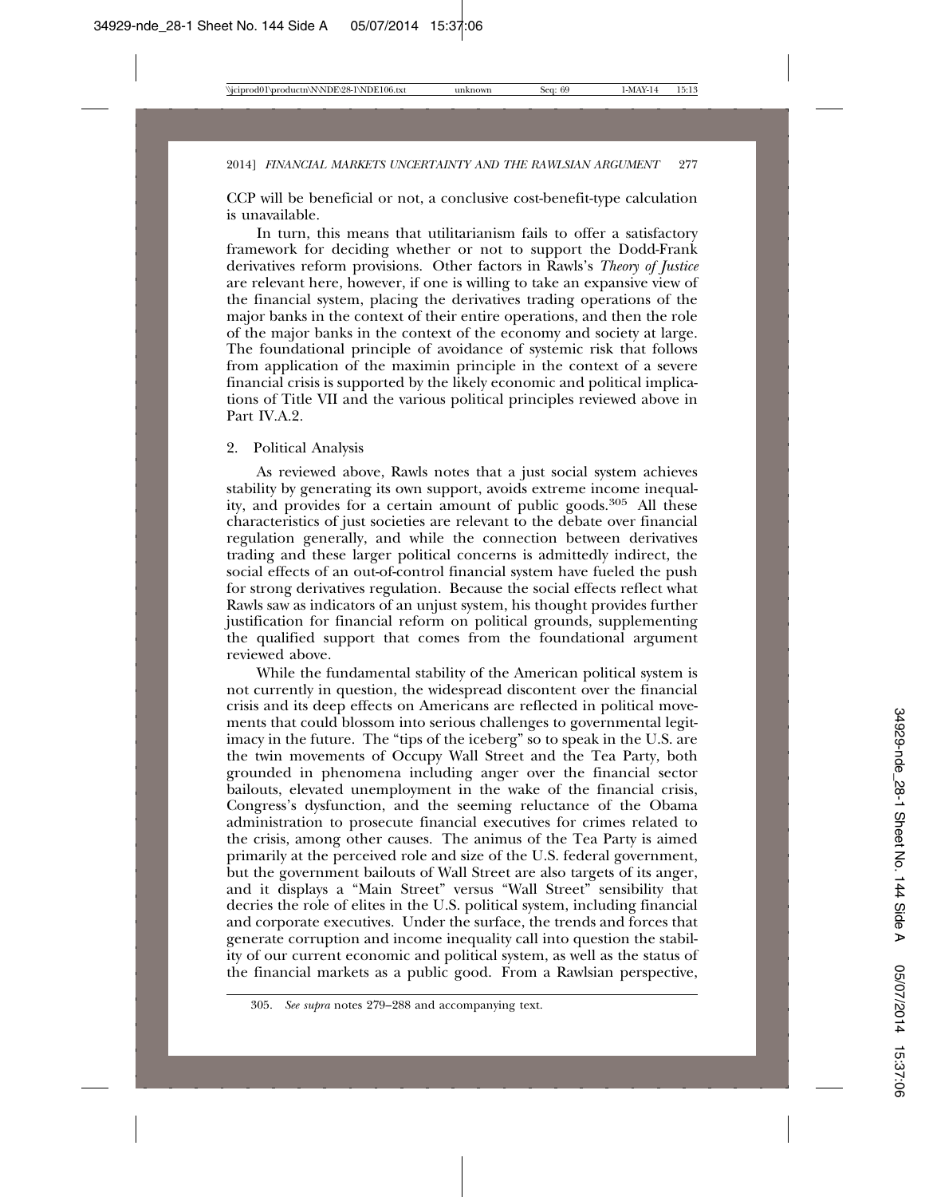CCP will be beneficial or not, a conclusive cost-benefit-type calculation is unavailable.

In turn, this means that utilitarianism fails to offer a satisfactory framework for deciding whether or not to support the Dodd-Frank derivatives reform provisions. Other factors in Rawls's *Theory of Justice* are relevant here, however, if one is willing to take an expansive view of the financial system, placing the derivatives trading operations of the major banks in the context of their entire operations, and then the role of the major banks in the context of the economy and society at large. The foundational principle of avoidance of systemic risk that follows from application of the maximin principle in the context of a severe financial crisis is supported by the likely economic and political implications of Title VII and the various political principles reviewed above in Part IV.A.2.

2. Political Analysis

As reviewed above, Rawls notes that a just social system achieves stability by generating its own support, avoids extreme income inequality, and provides for a certain amount of public goods.[305] All these characteristics of just societies are relevant to the debate over financial regulation generally, and while the connection between derivatives trading and these larger political concerns is admittedly indirect, the social effects of an out-of-control financial system have fueled the push for strong derivatives regulation. Because the social effects reflect what Rawls saw as indicators of an unjust system, his thought provides further justification for financial reform on political grounds, supplementing the qualified support that comes from the foundational argument reviewed above.

While the fundamental stability of the American political system is not currently in question, the widespread discontent over the financial crisis and its deep effects on Americans are reflected in political movements that could blossom into serious challenges to governmental legitimacy in the future. The "tips of the iceberg" so to speak in the U.S. are the twin movements of Occupy Wall Street and the Tea Party, both grounded in phenomena including anger over the financial sector bailouts, elevated unemployment in the wake of the financial crisis, Congress's dysfunction, and the seeming reluctance of the Obama administration to prosecute financial executives for crimes related to the crisis, among other causes. The animus of the Tea Party is aimed primarily at the perceived role and size of the U.S. federal government, but the government bailouts of Wall Street are also targets of its anger, and it displays a "Main Street" versus "Wall Street" sensibility that decries the role of elites in the U.S. political system, including financial and corporate executives. Under the surface, the trends and forces that generate corruption and income inequality call into question the stability of our current economic and political system, as well as the status of the financial markets as a public good. From a Rawlsian perspective,

305. *See supra* notes 279–288 and accompanying text.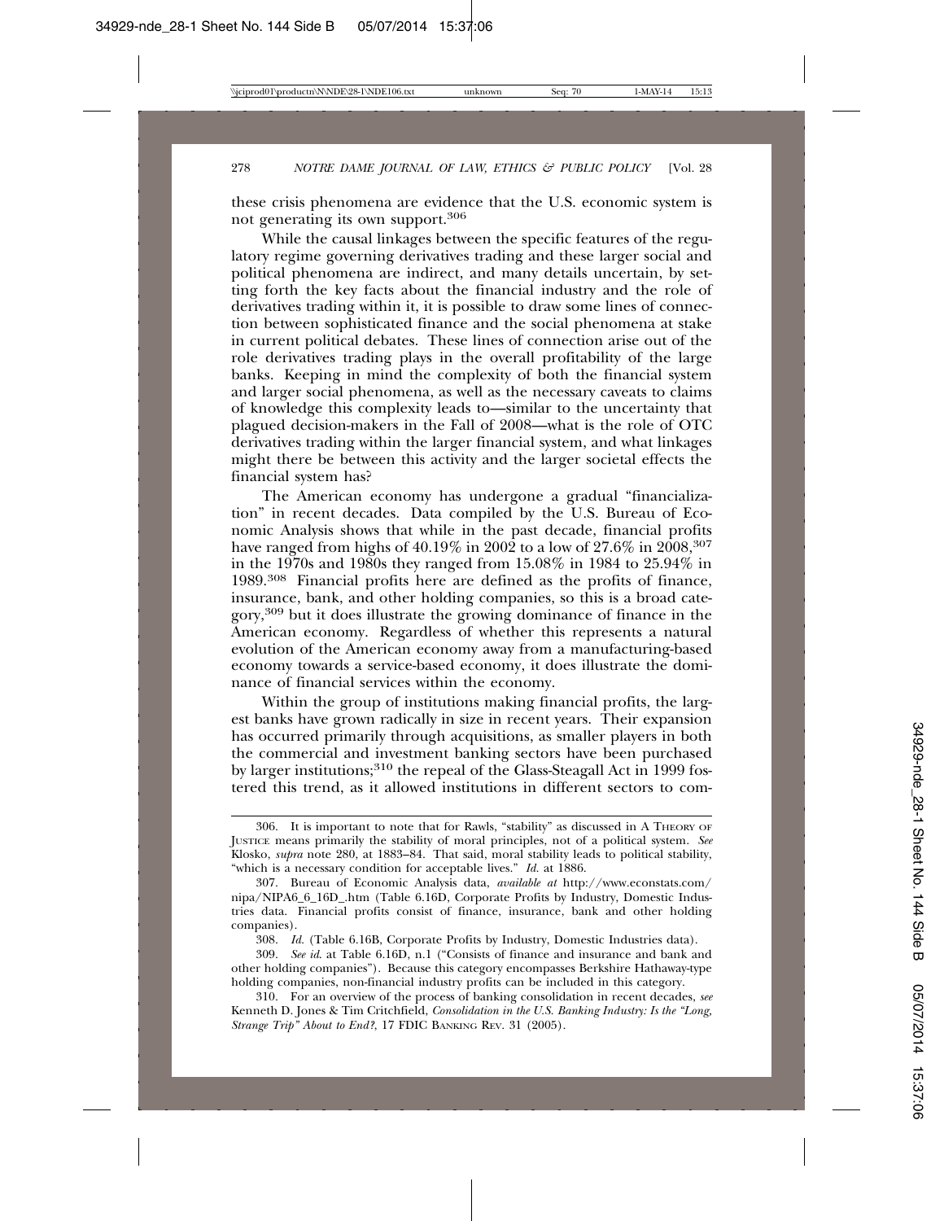these crisis phenomena are evidence that the U.S. economic system is not generating its own support.[306]

While the causal linkages between the specific features of the regulatory regime governing derivatives trading and these larger social and political phenomena are indirect, and many details uncertain, by setting forth the key facts about the financial industry and the role of derivatives trading within it, it is possible to draw some lines of connection between sophisticated finance and the social phenomena at stake in current political debates. These lines of connection arise out of the role derivatives trading plays in the overall profitability of the large banks. Keeping in mind the complexity of both the financial system and larger social phenomena, as well as the necessary caveats to claims of knowledge this complexity leads to—similar to the uncertainty that plagued decision-makers in the Fall of 2008—what is the role of OTC derivatives trading within the larger financial system, and what linkages might there be between this activity and the larger societal effects the financial system has?

The American economy has undergone a gradual "financialization" in recent decades. Data compiled by the U.S. Bureau of Economic Analysis shows that while in the past decade, financial profits have ranged from highs of 40.19% in 2002 to a low of 27.6% in 2008,[307] in the 1970s and 1980s they ranged from 15.08% in 1984 to 25.94% in 1989.[308] Financial profits here are defined as the profits of finance, insurance, bank, and other holding companies, so this is a broad category,[309] but it does illustrate the growing dominance of finance in the American economy. Regardless of whether this represents a natural evolution of the American economy away from a manufacturing-based economy towards a service-based economy, it does illustrate the dominance of financial services within the economy.

Within the group of institutions making financial profits, the largest banks have grown radically in size in recent years. Their expansion has occurred primarily through acquisitions, as smaller players in both the commercial and investment banking sectors have been purchased by larger institutions;[310] the repeal of the Glass-Steagall Act in 1999 fostered this trend, as it allowed institutions in different sectors to com-

---

306. It is important to note that for Rawls, "stability" as discussed in A THEORY OF JUSTICE means primarily the stability of moral principles, not of a political system. *See* Klosko, *supra* note 280, at 1883–84. That said, moral stability leads to political stability, "which is a necessary condition for acceptable lives." *Id.* at 1886.

307. Bureau of Economic Analysis data, *available at* http://www.econstats.com/nipa/NIPA6_6_16D_.htm (Table 6.16D, Corporate Profits by Industry, Domestic Industries data. Financial profits consist of finance, insurance, bank and other holding companies).

308. *Id.* (Table 6.16B, Corporate Profits by Industry, Domestic Industries data).

309. *See id.* at Table 6.16D, n.1 ("Consists of finance and insurance and bank and other holding companies"). Because this category encompasses Berkshire Hathaway-type holding companies, non-financial industry profits can be included in this category.

310. For an overview of the process of banking consolidation in recent decades, *see* Kenneth D. Jones & Tim Critchfield, *Consolidation in the U.S. Banking Industry: Is the "Long, Strange Trip" About to End?*, 17 FDIC BANKING REV. 31 (2005).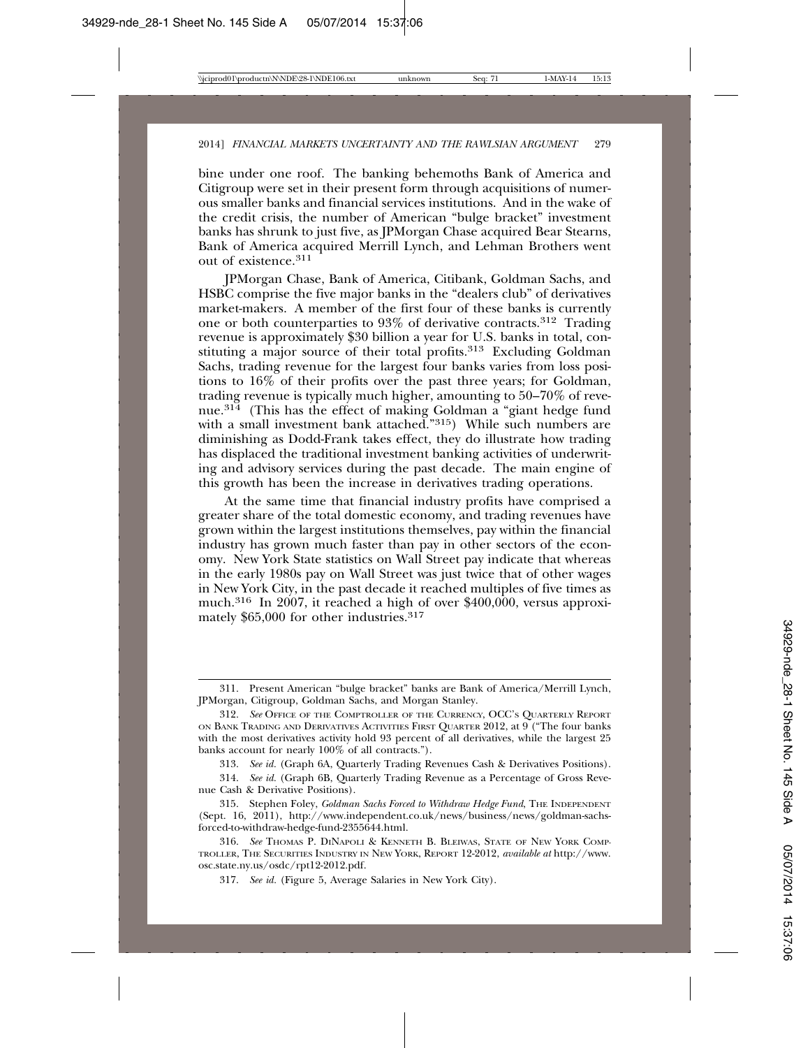bine under one roof. The banking behemoths Bank of America and Citigroup were set in their present form through acquisitions of numerous smaller banks and financial services institutions. And in the wake of the credit crisis, the number of American "bulge bracket" investment banks has shrunk to just five, as JPMorgan Chase acquired Bear Stearns, Bank of America acquired Merrill Lynch, and Lehman Brothers went out of existence.[311]

JPMorgan Chase, Bank of America, Citibank, Goldman Sachs, and HSBC comprise the five major banks in the "dealers club" of derivatives market-makers. A member of the first four of these banks is currently one or both counterparties to 93% of derivative contracts.[312] Trading revenue is approximately $30 billion a year for U.S. banks in total, constituting a major source of their total profits.[313] Excluding Goldman Sachs, trading revenue for the largest four banks varies from loss positions to 16% of their profits over the past three years; for Goldman, trading revenue is typically much higher, amounting to 50–70% of revenue.[314] (This has the effect of making Goldman a "giant hedge fund with a small investment bank attached."[315]) While such numbers are diminishing as Dodd-Frank takes effect, they do illustrate how trading has displaced the traditional investment banking activities of underwriting and advisory services during the past decade. The main engine of this growth has been the increase in derivatives trading operations.

At the same time that financial industry profits have comprised a greater share of the total domestic economy, and trading revenues have grown within the largest institutions themselves, pay within the financial industry has grown much faster than pay in other sectors of the economy. New York State statistics on Wall Street pay indicate that whereas in the early 1980s pay on Wall Street was just twice that of other wages in New York City, in the past decade it reached multiples of five times as much.[316] In 2007, it reached a high of over $400,000, versus approximately $65,000 for other industries.[317]

---

311. Present American "bulge bracket" banks are Bank of America/Merrill Lynch, JPMorgan, Citigroup, Goldman Sachs, and Morgan Stanley.

312. *See* Office of the Comptroller of the Currency, OCC's Quarterly Report on Bank Trading and Derivatives Activities First Quarter 2012, at 9 ("The four banks with the most derivatives activity hold 93 percent of all derivatives, while the largest 25 banks account for nearly 100% of all contracts.").

313. *See id.* (Graph 6A, Quarterly Trading Revenues Cash & Derivatives Positions).

314. *See id.* (Graph 6B, Quarterly Trading Revenue as a Percentage of Gross Revenue Cash & Derivative Positions).

315. Stephen Foley, *Goldman Sachs Forced to Withdraw Hedge Fund*, The Independent (Sept. 16, 2011), http://www.independent.co.uk/news/business/news/goldman-sachs-forced-to-withdraw-hedge-fund-2355644.html.

316. *See* Thomas P. DiNapoli & Kenneth B. Bleiwas, State of New York Comptroller, The Securities Industry in New York, Report 12-2012, *available at* http://www.osc.state.ny.us/osdc/rpt12-2012.pdf.

317. *See id.* (Figure 5, Average Salaries in New York City).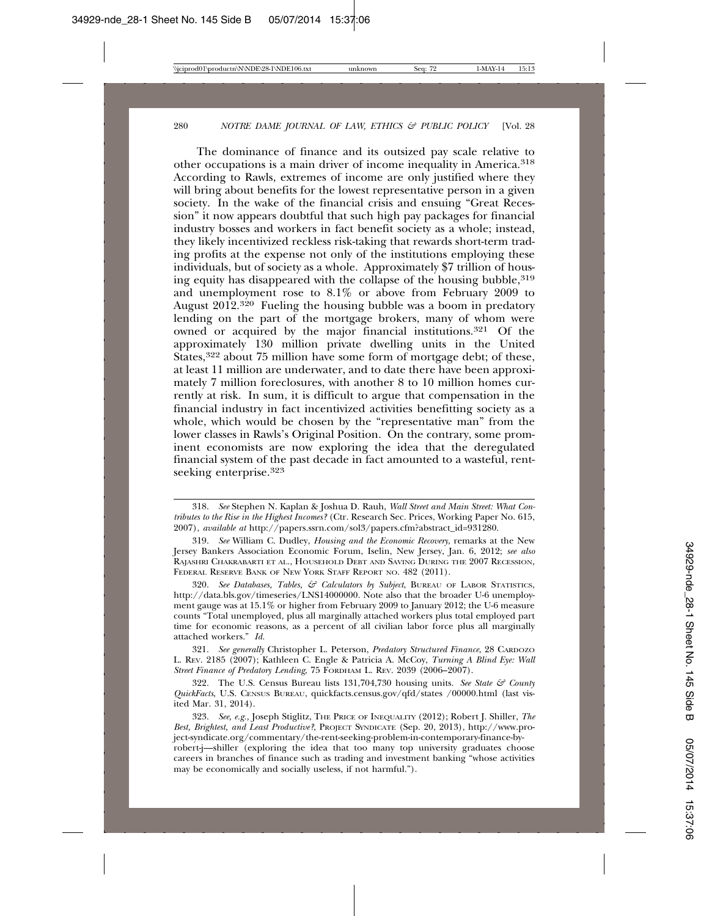The dominance of finance and its outsized pay scale relative to other occupations is a main driver of income inequality in America.[318] According to Rawls, extremes of income are only justified where they will bring about benefits for the lowest representative person in a given society. In the wake of the financial crisis and ensuing "Great Recession" it now appears doubtful that such high pay packages for financial industry bosses and workers in fact benefit society as a whole; instead, they likely incentivized reckless risk-taking that rewards short-term trading profits at the expense not only of the institutions employing these individuals, but of society as a whole. Approximately $7 trillion of housing equity has disappeared with the collapse of the housing bubble,[319] and unemployment rose to 8.1% or above from February 2009 to August 2012.[320] Fueling the housing bubble was a boom in predatory lending on the part of the mortgage brokers, many of whom were owned or acquired by the major financial institutions.[321] Of the approximately 130 million private dwelling units in the United States,[322] about 75 million have some form of mortgage debt; of these, at least 11 million are underwater, and to date there have been approximately 7 million foreclosures, with another 8 to 10 million homes currently at risk. In sum, it is difficult to argue that compensation in the financial industry in fact incentivized activities benefitting society as a whole, which would be chosen by the "representative man" from the lower classes in Rawls's Original Position. On the contrary, some prominent economists are now exploring the idea that the deregulated financial system of the past decade in fact amounted to a wasteful, rent-seeking enterprise.[323]

---

318. *See* Stephen N. Kaplan & Joshua D. Rauh, *Wall Street and Main Street: What Contributes to the Rise in the Highest Incomes?* (Ctr. Research Sec. Prices, Working Paper No. 615, 2007), *available at* http://papers.ssrn.com/sol3/papers.cfm?abstract_id=931280.

319. *See* William C. Dudley, *Housing and the Economic Recovery*, remarks at the New Jersey Bankers Association Economic Forum, Iselin, New Jersey, Jan. 6, 2012; *see also* RAJASHRI CHAKRABARTI ET AL., HOUSEHOLD DEBT AND SAVING DURING THE 2007 RECESSION, FEDERAL RESERVE BANK OF NEW YORK STAFF REPORT NO. 482 (2011).

320. *See Databases, Tables, & Calculators by Subject*, BUREAU OF LABOR STATISTICS, http://data.bls.gov/timeseries/LNS14000000. Note also that the broader U-6 unemployment gauge was at 15.1% or higher from February 2009 to January 2012; the U-6 measure counts "Total unemployed, plus all marginally attached workers plus total employed part time for economic reasons, as a percent of all civilian labor force plus all marginally attached workers." *Id.*

321. *See generally* Christopher L. Peterson, *Predatory Structured Finance*, 28 CARDOZO L. REV. 2185 (2007); Kathleen C. Engle & Patricia A. McCoy, *Turning A Blind Eye: Wall Street Finance of Predatory Lending*, 75 FORDHAM L. REV. 2039 (2006–2007).

322. The U.S. Census Bureau lists 131,704,730 housing units. *See State & County QuickFacts*, U.S. CENSUS BUREAU, quickfacts.census.gov/qfd/states /00000.html (last visited Mar. 31, 2014).

323. *See, e.g.*, Joseph Stiglitz, THE PRICE OF INEQUALITY (2012); Robert J. Shiller, *The Best, Brightest, and Least Productive?*, PROJECT SYNDICATE (Sep. 20, 2013), http://www.project-syndicate.org/commentary/the-rent-seeking-problem-in-contemporary-finance-by-robert-j—shiller (exploring the idea that too many top university graduates choose careers in branches of finance such as trading and investment banking "whose activities may be economically and socially useless, if not harmful.").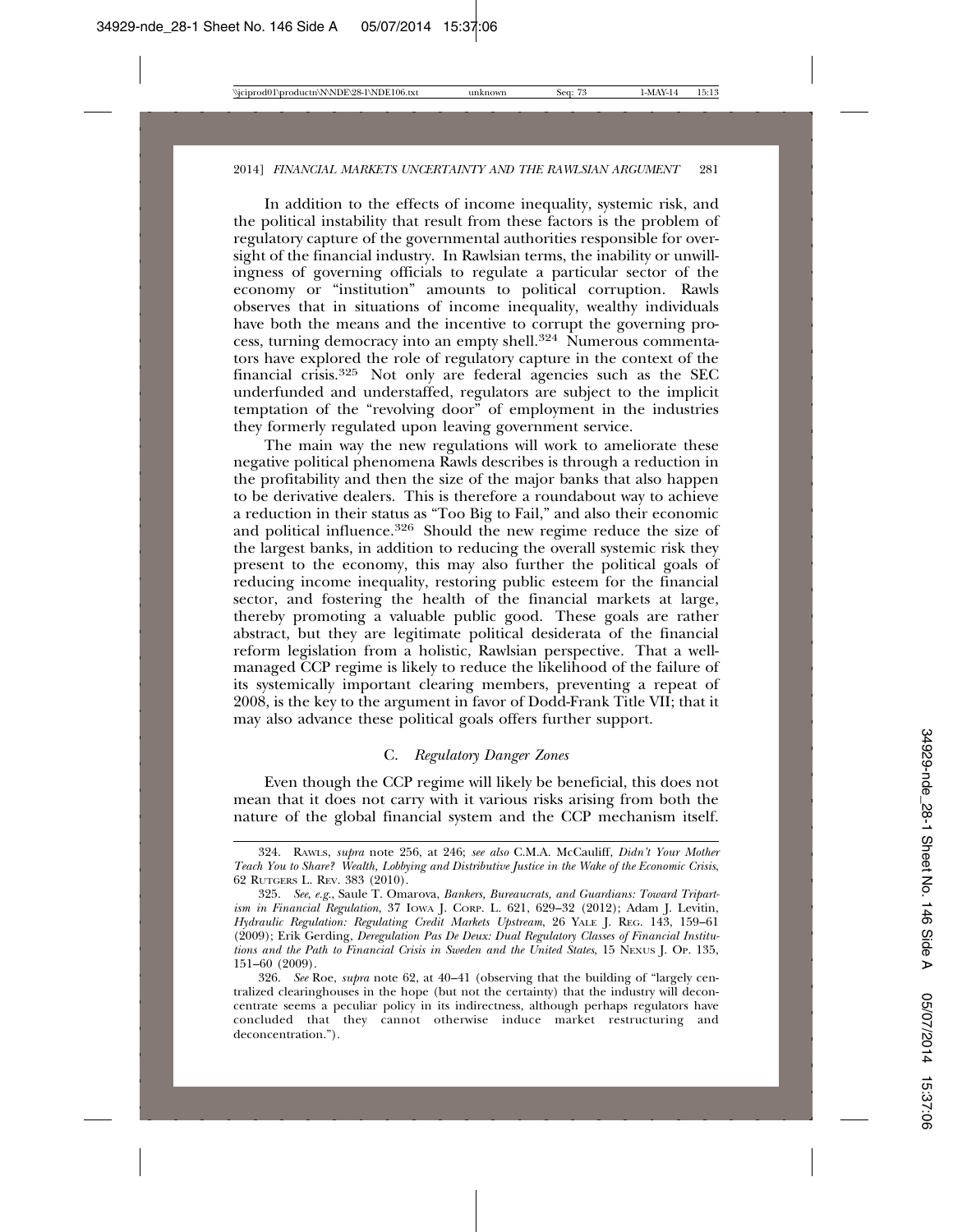In addition to the effects of income inequality, systemic risk, and the political instability that result from these factors is the problem of regulatory capture of the governmental authorities responsible for oversight of the financial industry. In Rawlsian terms, the inability or unwillingness of governing officials to regulate a particular sector of the economy or "institution" amounts to political corruption. Rawls observes that in situations of income inequality, wealthy individuals have both the means and the incentive to corrupt the governing process, turning democracy into an empty shell.[324] Numerous commentators have explored the role of regulatory capture in the context of the financial crisis.[325] Not only are federal agencies such as the SEC underfunded and understaffed, regulators are subject to the implicit temptation of the "revolving door" of employment in the industries they formerly regulated upon leaving government service.

The main way the new regulations will work to ameliorate these negative political phenomena Rawls describes is through a reduction in the profitability and then the size of the major banks that also happen to be derivative dealers. This is therefore a roundabout way to achieve a reduction in their status as "Too Big to Fail," and also their economic and political influence.[326] Should the new regime reduce the size of the largest banks, in addition to reducing the overall systemic risk they present to the economy, this may also further the political goals of reducing income inequality, restoring public esteem for the financial sector, and fostering the health of the financial markets at large, thereby promoting a valuable public good. These goals are rather abstract, but they are legitimate political desiderata of the financial reform legislation from a holistic, Rawlsian perspective. That a well-managed CCP regime is likely to reduce the likelihood of the failure of its systemically important clearing members, preventing a repeat of 2008, is the key to the argument in favor of Dodd-Frank Title VII; that it may also advance these political goals offers further support.

### C. *Regulatory Danger Zones*

Even though the CCP regime will likely be beneficial, this does not mean that it does not carry with it various risks arising from both the nature of the global financial system and the CCP mechanism itself.

---

324. RAWLS, *supra* note 256, at 246; *see also* C.M.A. McCauliff, *Didn't Your Mother Teach You to Share? Wealth, Lobbying and Distributive Justice in the Wake of the Economic Crisis*, 62 RUTGERS L. REV. 383 (2010).

325. *See, e.g.*, Saule T. Omarova, *Bankers, Bureaucrats, and Guardians: Toward Tripartism in Financial Regulation*, 37 IOWA J. CORP. L. 621, 629–32 (2012); Adam J. Levitin, *Hydraulic Regulation: Regulating Credit Markets Upstream*, 26 YALE J. REG. 143, 159–61 (2009); Erik Gerding, *Deregulation Pas De Deux: Dual Regulatory Classes of Financial Institutions and the Path to Financial Crisis in Sweden and the United States*, 15 NEXUS J. OP. 135, 151–60 (2009).

326. *See* Roe, *supra* note 62, at 40–41 (observing that the building of "largely centralized clearinghouses in the hope (but not the certainty) that the industry will deconcentrate seems a peculiar policy in its indirectness, although perhaps regulators have concluded that they cannot otherwise induce market restructuring and deconcentration.").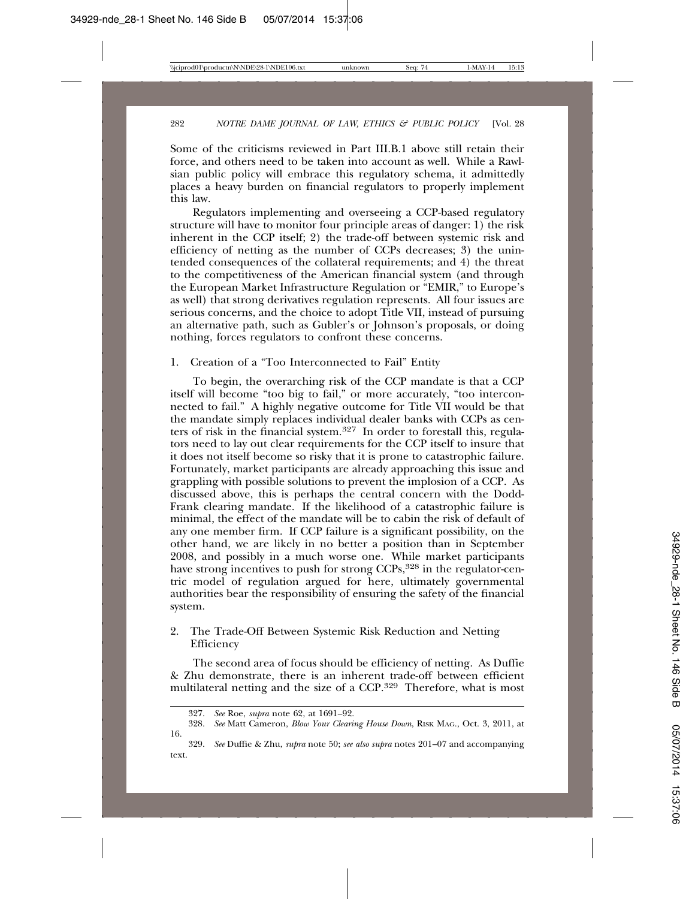Some of the criticisms reviewed in Part III.B.1 above still retain their force, and others need to be taken into account as well. While a Rawlsian public policy will embrace this regulatory schema, it admittedly places a heavy burden on financial regulators to properly implement this law.

Regulators implementing and overseeing a CCP-based regulatory structure will have to monitor four principle areas of danger: 1) the risk inherent in the CCP itself; 2) the trade-off between systemic risk and efficiency of netting as the number of CCPs decreases; 3) the unintended consequences of the collateral requirements; and 4) the threat to the competitiveness of the American financial system (and through the European Market Infrastructure Regulation or "EMIR," to Europe's as well) that strong derivatives regulation represents. All four issues are serious concerns, and the choice to adopt Title VII, instead of pursuing an alternative path, such as Gubler's or Johnson's proposals, or doing nothing, forces regulators to confront these concerns.

### 1. Creation of a "Too Interconnected to Fail" Entity

To begin, the overarching risk of the CCP mandate is that a CCP itself will become "too big to fail," or more accurately, "too interconnected to fail." A highly negative outcome for Title VII would be that the mandate simply replaces individual dealer banks with CCPs as centers of risk in the financial system.[327] In order to forestall this, regulators need to lay out clear requirements for the CCP itself to insure that it does not itself become so risky that it is prone to catastrophic failure. Fortunately, market participants are already approaching this issue and grappling with possible solutions to prevent the implosion of a CCP. As discussed above, this is perhaps the central concern with the Dodd-Frank clearing mandate. If the likelihood of a catastrophic failure is minimal, the effect of the mandate will be to cabin the risk of default of any one member firm. If CCP failure is a significant possibility, on the other hand, we are likely in no better a position than in September 2008, and possibly in a much worse one. While market participants have strong incentives to push for strong CCPs,[328] in the regulator-centric model of regulation argued for here, ultimately governmental authorities bear the responsibility of ensuring the safety of the financial system.

### 2. The Trade-Off Between Systemic Risk Reduction and Netting Efficiency

The second area of focus should be efficiency of netting. As Duffie & Zhu demonstrate, there is an inherent trade-off between efficient multilateral netting and the size of a CCP.[329] Therefore, what is most

---

327. *See* Roe, *supra* note 62, at 1691–92.

328. *See* Matt Cameron, *Blow Your Clearing House Down*, Risk Mag., Oct. 3, 2011, at 16.

329. *See* Duffie & Zhu, *supra* note 50; *see also supra* notes 201–07 and accompanying text.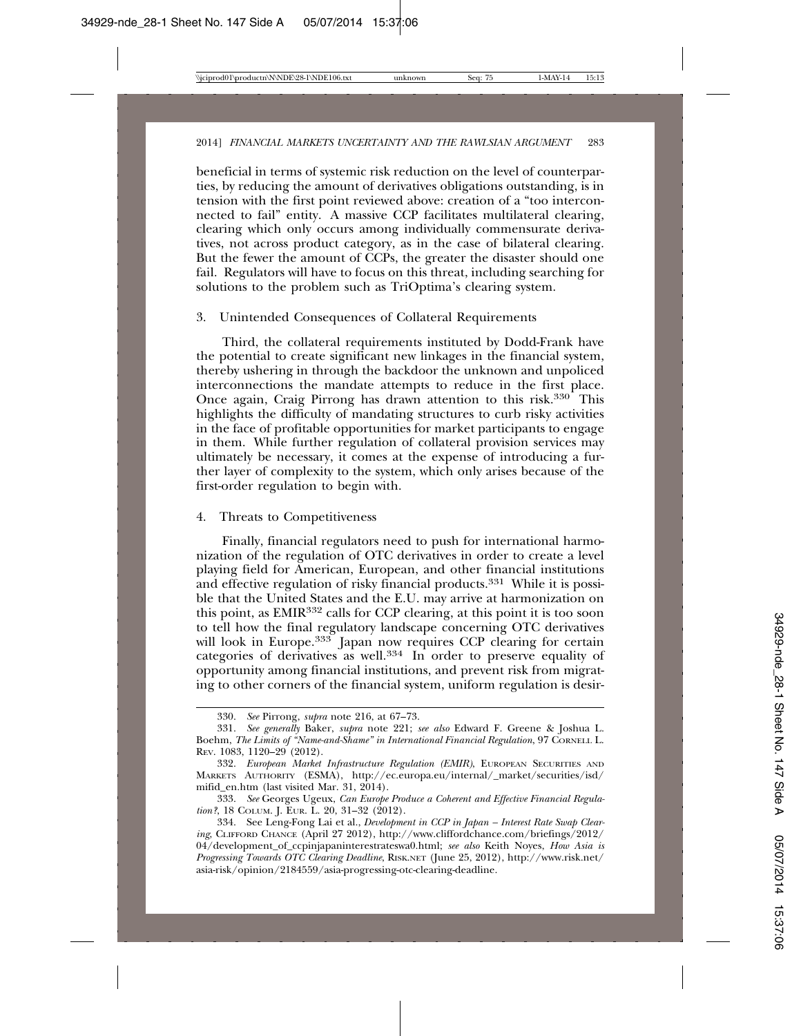beneficial in terms of systemic risk reduction on the level of counterparties, by reducing the amount of derivatives obligations outstanding, is in tension with the first point reviewed above: creation of a "too interconnected to fail" entity. A massive CCP facilitates multilateral clearing, clearing which only occurs among individually commensurate derivatives, not across product category, as in the case of bilateral clearing. But the fewer the amount of CCPs, the greater the disaster should one fail. Regulators will have to focus on this threat, including searching for solutions to the problem such as TriOptima's clearing system.

### 3. Unintended Consequences of Collateral Requirements

Third, the collateral requirements instituted by Dodd-Frank have the potential to create significant new linkages in the financial system, thereby ushering in through the backdoor the unknown and unpoliced interconnections the mandate attempts to reduce in the first place. Once again, Craig Pirrong has drawn attention to this risk.[330] This highlights the difficulty of mandating structures to curb risky activities in the face of profitable opportunities for market participants to engage in them. While further regulation of collateral provision services may ultimately be necessary, it comes at the expense of introducing a further layer of complexity to the system, which only arises because of the first-order regulation to begin with.

### 4. Threats to Competitiveness

Finally, financial regulators need to push for international harmonization of the regulation of OTC derivatives in order to create a level playing field for American, European, and other financial institutions and effective regulation of risky financial products.[331] While it is possible that the United States and the E.U. may arrive at harmonization on this point, as EMIR[332] calls for CCP clearing, at this point it is too soon to tell how the final regulatory landscape concerning OTC derivatives will look in Europe.[333] Japan now requires CCP clearing for certain categories of derivatives as well.[334] In order to preserve equality of opportunity among financial institutions, and prevent risk from migrating to other corners of the financial system, uniform regulation is desir-

---

330. *See* Pirrong, *supra* note 216, at 67–73.

331. *See generally* Baker, *supra* note 221; *see also* Edward F. Greene & Joshua L. Boehm, *The Limits of "Name-and-Shame" in International Financial Regulation*, 97 CORNELL L. REV. 1083, 1120–29 (2012).

332. *European Market Infrastructure Regulation (EMIR)*, EUROPEAN SECURITIES AND MARKETS AUTHORITY (ESMA), http://ec.europa.eu/internal/_market/securities/isd/mifid_en.htm (last visited Mar. 31, 2014).

333. *See* Georges Ugeux, *Can Europe Produce a Coherent and Effective Financial Regulation?*, 18 COLUM. J. EUR. L. 20, 31–32 (2012).

334. See Leng-Fong Lai et al., *Development in CCP in Japan – Interest Rate Swap Clearing*, CLIFFORD CHANCE (April 27 2012), http://www.cliffordchance.com/briefings/2012/04/development_of_ccpinjapaninterestrateswa0.html; *see also* Keith Noyes, *How Asia is Progressing Towards OTC Clearing Deadline*, RISK.NET (June 25, 2012), http://www.risk.net/asia-risk/opinion/2184559/asia-progressing-otc-clearing-deadline.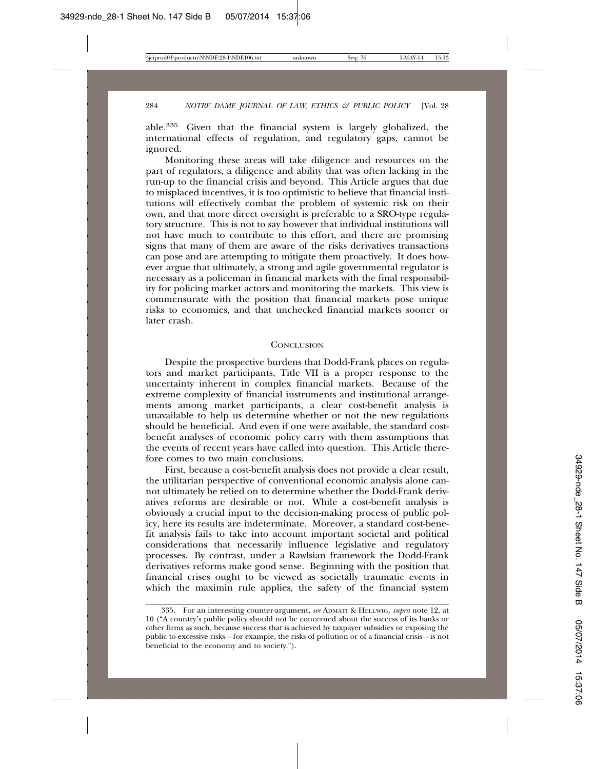able.[335] Given that the financial system is largely globalized, the international effects of regulation, and regulatory gaps, cannot be ignored.

Monitoring these areas will take diligence and resources on the part of regulators, a diligence and ability that was often lacking in the run-up to the financial crisis and beyond. This Article argues that due to misplaced incentives, it is too optimistic to believe that financial institutions will effectively combat the problem of systemic risk on their own, and that more direct oversight is preferable to a SRO-type regulatory structure. This is not to say however that individual institutions will not have much to contribute to this effort, and there are promising signs that many of them are aware of the risks derivatives transactions can pose and are attempting to mitigate them proactively. It does however argue that ultimately, a strong and agile governmental regulator is necessary as a policeman in financial markets with the final responsibility for policing market actors and monitoring the markets. This view is commensurate with the position that financial markets pose unique risks to economies, and that unchecked financial markets sooner or later crash.

## Conclusion

Despite the prospective burdens that Dodd-Frank places on regulators and market participants, Title VII is a proper response to the uncertainty inherent in complex financial markets. Because of the extreme complexity of financial instruments and institutional arrangements among market participants, a clear cost-benefit analysis is unavailable to help us determine whether or not the new regulations should be beneficial. And even if one were available, the standard cost-benefit analyses of economic policy carry with them assumptions that the events of recent years have called into question. This Article therefore comes to two main conclusions.

First, because a cost-benefit analysis does not provide a clear result, the utilitarian perspective of conventional economic analysis alone cannot ultimately be relied on to determine whether the Dodd-Frank derivatives reforms are desirable or not. While a cost-benefit analysis is obviously a crucial input to the decision-making process of public policy, here its results are indeterminate. Moreover, a standard cost-benefit analysis fails to take into account important societal and political considerations that necessarily influence legislative and regulatory processes. By contrast, under a Rawlsian framework the Dodd-Frank derivatives reforms make good sense. Beginning with the position that financial crises ought to be viewed as societally traumatic events in which the maximin rule applies, the safety of the financial system

---

335. For an interesting counter-argument, *see* Admati & Hellwig, *supra* note 12, at 10 ("A country's public policy should not be concerned about the success of its banks or other firms as such, because success that is achieved by taxpayer subsidies or exposing the public to excessive risks—for example, the risks of pollution or of a financial crisis—is not beneficial to the economy and to society.").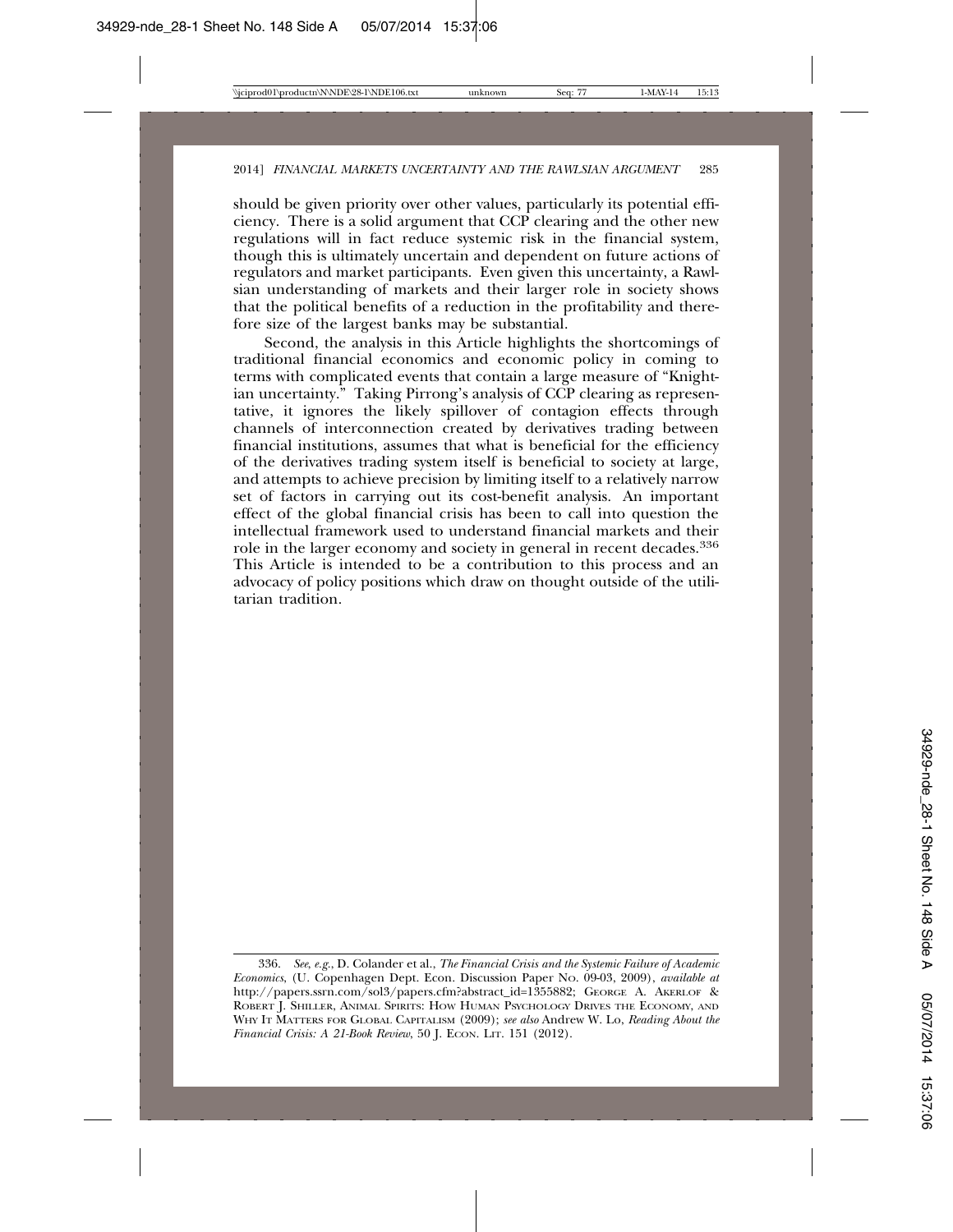should be given priority over other values, particularly its potential efficiency. There is a solid argument that CCP clearing and the other new regulations will in fact reduce systemic risk in the financial system, though this is ultimately uncertain and dependent on future actions of regulators and market participants. Even given this uncertainty, a Rawlsian understanding of markets and their larger role in society shows that the political benefits of a reduction in the profitability and therefore size of the largest banks may be substantial.

Second, the analysis in this Article highlights the shortcomings of traditional financial economics and economic policy in coming to terms with complicated events that contain a large measure of "Knightian uncertainty." Taking Pirrong's analysis of CCP clearing as representative, it ignores the likely spillover of contagion effects through channels of interconnection created by derivatives trading between financial institutions, assumes that what is beneficial for the efficiency of the derivatives trading system itself is beneficial to society at large, and attempts to achieve precision by limiting itself to a relatively narrow set of factors in carrying out its cost-benefit analysis. An important effect of the global financial crisis has been to call into question the intellectual framework used to understand financial markets and their role in the larger economy and society in general in recent decades.[336] This Article is intended to be a contribution to this process and an advocacy of policy positions which draw on thought outside of the utilitarian tradition.

---

336. *See, e.g.*, D. Colander et al., *The Financial Crisis and the Systemic Failure of Academic Economics*, (U. Copenhagen Dept. Econ. Discussion Paper No. 09-03, 2009), *available at* http://papers.ssrn.com/sol3/papers.cfm?abstract_id=1355882; GEORGE A. AKERLOF & ROBERT J. SHILLER, ANIMAL SPIRITS: HOW HUMAN PSYCHOLOGY DRIVES THE ECONOMY, AND WHY IT MATTERS FOR GLOBAL CAPITALISM (2009); *see also* Andrew W. Lo, *Reading About the Financial Crisis: A 21-Book Review*, 50 J. ECON. LIT. 151 (2012).